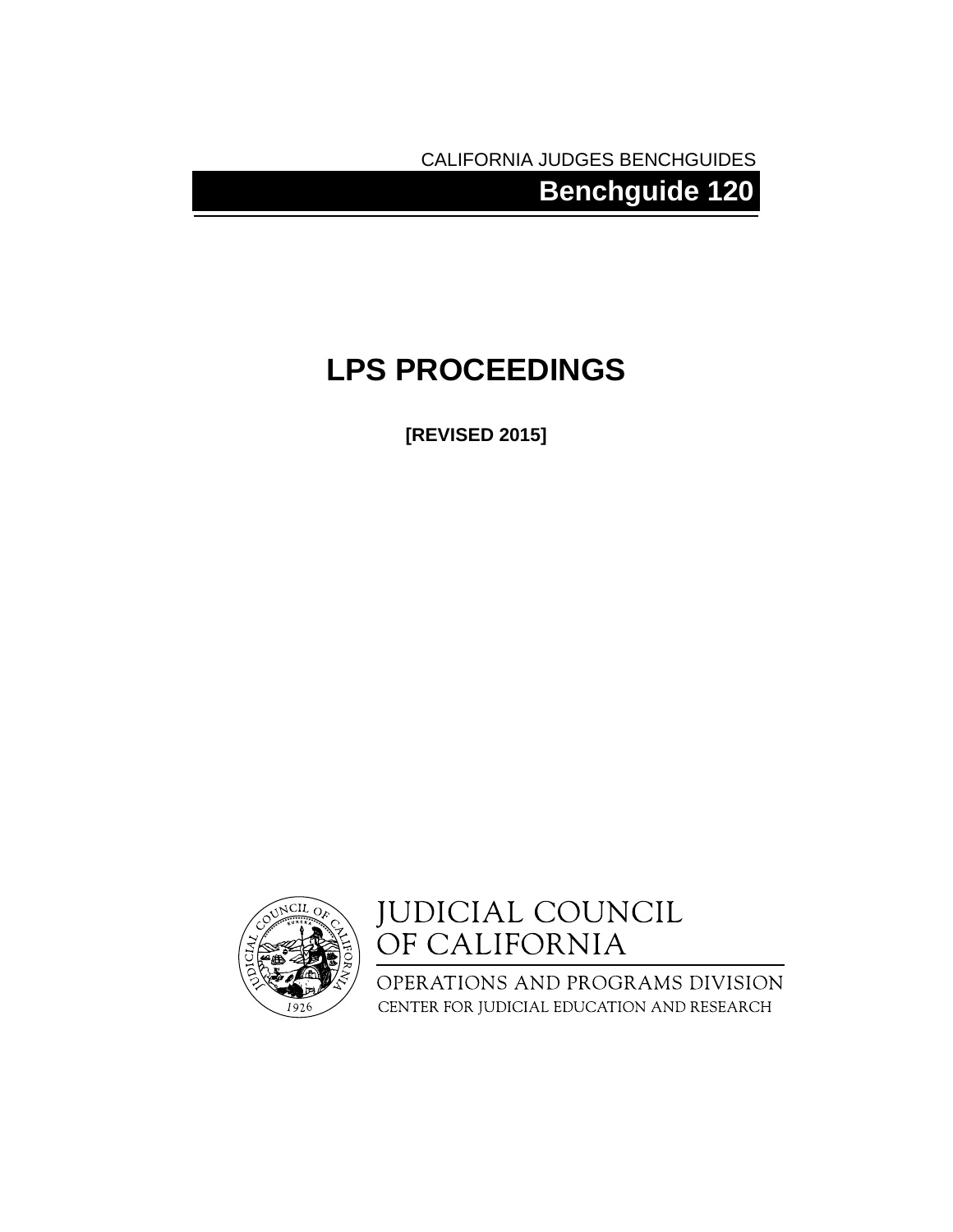CALIFORNIA JUDGES BENCHGUIDES

**Benchguide 120**

# LPS PROCEEDINGS

**[REVISED 2015]**

JUDICIAL COUNCIL
OF CALIFORNIA

OPERATIONS AND PROGRAMS DIVISION
CENTER FOR JUDICIAL EDUCATION AND RESEARCH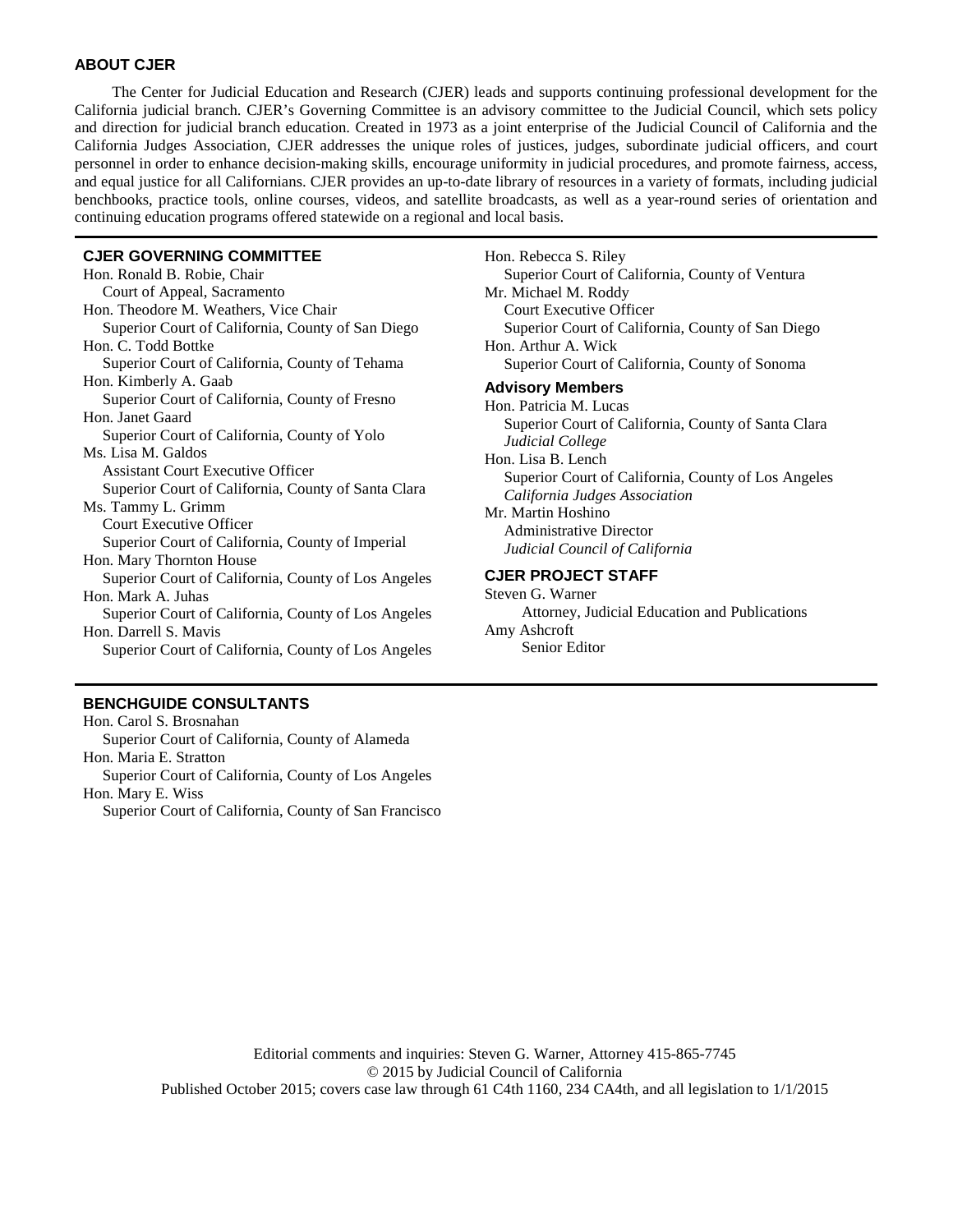## ABOUT CJER

The Center for Judicial Education and Research (CJER) leads and supports continuing professional development for the California judicial branch. CJER's Governing Committee is an advisory committee to the Judicial Council, which sets policy and direction for judicial branch education. Created in 1973 as a joint enterprise of the Judicial Council of California and the California Judges Association, CJER addresses the unique roles of justices, judges, subordinate judicial officers, and court personnel in order to enhance decision-making skills, encourage uniformity in judicial procedures, and promote fairness, access, and equal justice for all Californians. CJER provides an up-to-date library of resources in a variety of formats, including judicial benchbooks, practice tools, online courses, videos, and satellite broadcasts, as well as a year-round series of orientation and continuing education programs offered statewide on a regional and local basis.

## CJER GOVERNING COMMITTEE

Hon. Ronald B. Robie, Chair
Court of Appeal, Sacramento

Hon. Theodore M. Weathers, Vice Chair
Superior Court of California, County of San Diego

Hon. C. Todd Bottke
Superior Court of California, County of Tehama

Hon. Kimberly A. Gaab
Superior Court of California, County of Fresno

Hon. Janet Gaard
Superior Court of California, County of Yolo

Ms. Lisa M. Galdos
Assistant Court Executive Officer
Superior Court of California, County of Santa Clara

Ms. Tammy L. Grimm
Court Executive Officer
Superior Court of California, County of Imperial

Hon. Mary Thornton House
Superior Court of California, County of Los Angeles

Hon. Mark A. Juhas
Superior Court of California, County of Los Angeles

Hon. Darrell S. Mavis
Superior Court of California, County of Los Angeles

Hon. Rebecca S. Riley
Superior Court of California, County of Ventura

Mr. Michael M. Roddy
Court Executive Officer
Superior Court of California, County of San Diego

Hon. Arthur A. Wick
Superior Court of California, County of Sonoma

### Advisory Members

Hon. Patricia M. Lucas
Superior Court of California, County of Santa Clara
*Judicial College*

Hon. Lisa B. Lench
Superior Court of California, County of Los Angeles
*California Judges Association*

Mr. Martin Hoshino
Administrative Director
*Judicial Council of California*

## CJER PROJECT STAFF

Steven G. Warner
Attorney, Judicial Education and Publications

Amy Ashcroft
Senior Editor

## BENCHGUIDE CONSULTANTS

Hon. Carol S. Brosnahan
Superior Court of California, County of Alameda

Hon. Maria E. Stratton
Superior Court of California, County of Los Angeles

Hon. Mary E. Wiss
Superior Court of California, County of San Francisco

Editorial comments and inquiries: Steven G. Warner, Attorney 415-865-7745

© 2015 by Judicial Council of California

Published October 2015; covers case law through 61 C4th 1160, 234 CA4th, and all legislation to 1/1/2015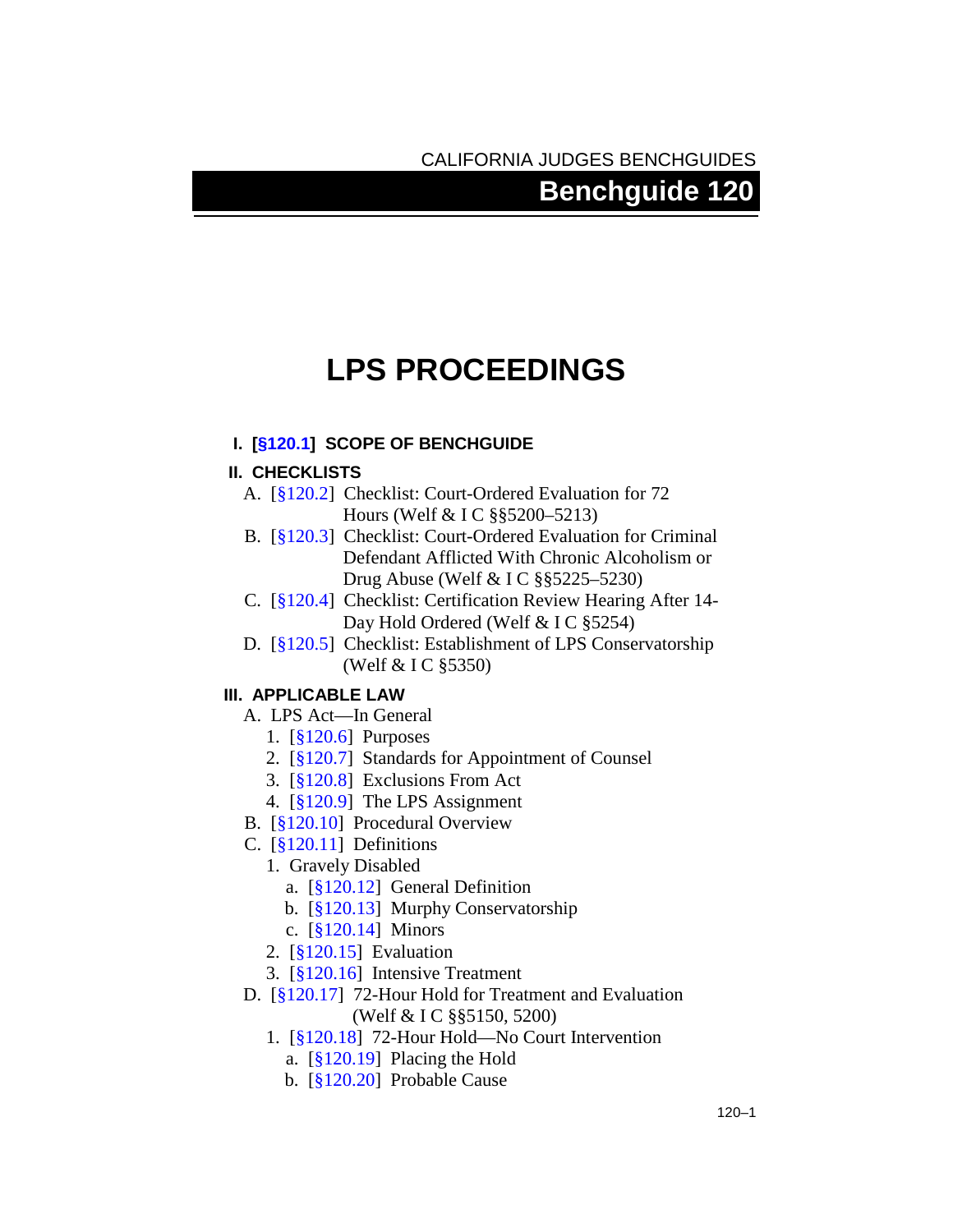CALIFORNIA JUDGES BENCHGUIDES

# Benchguide 120

# LPS PROCEEDINGS

**I. [§120.1] SCOPE OF BENCHGUIDE**

**II. CHECKLISTS**

- A. [§120.2] Checklist: Court-Ordered Evaluation for 72 Hours (Welf & I C §§5200–5213)
- B. [§120.3] Checklist: Court-Ordered Evaluation for Criminal Defendant Afflicted With Chronic Alcoholism or Drug Abuse (Welf & I C §§5225–5230)
- C. [§120.4] Checklist: Certification Review Hearing After 14-Day Hold Ordered (Welf & I C §5254)
- D. [§120.5] Checklist: Establishment of LPS Conservatorship (Welf & I C §5350)

**III. APPLICABLE LAW**

- A. LPS Act—In General
  1. [§120.6] Purposes
  2. [§120.7] Standards for Appointment of Counsel
  3. [§120.8] Exclusions From Act
  4. [§120.9] The LPS Assignment
- B. [§120.10] Procedural Overview
- C. [§120.11] Definitions
  1. Gravely Disabled
     - a. [§120.12] General Definition
     - b. [§120.13] Murphy Conservatorship
     - c. [§120.14] Minors
  2. [§120.15] Evaluation
  3. [§120.16] Intensive Treatment
- D. [§120.17] 72-Hour Hold for Treatment and Evaluation (Welf & I C §§5150, 5200)
  1. [§120.18] 72-Hour Hold—No Court Intervention
     - a. [§120.19] Placing the Hold
     - b. [§120.20] Probable Cause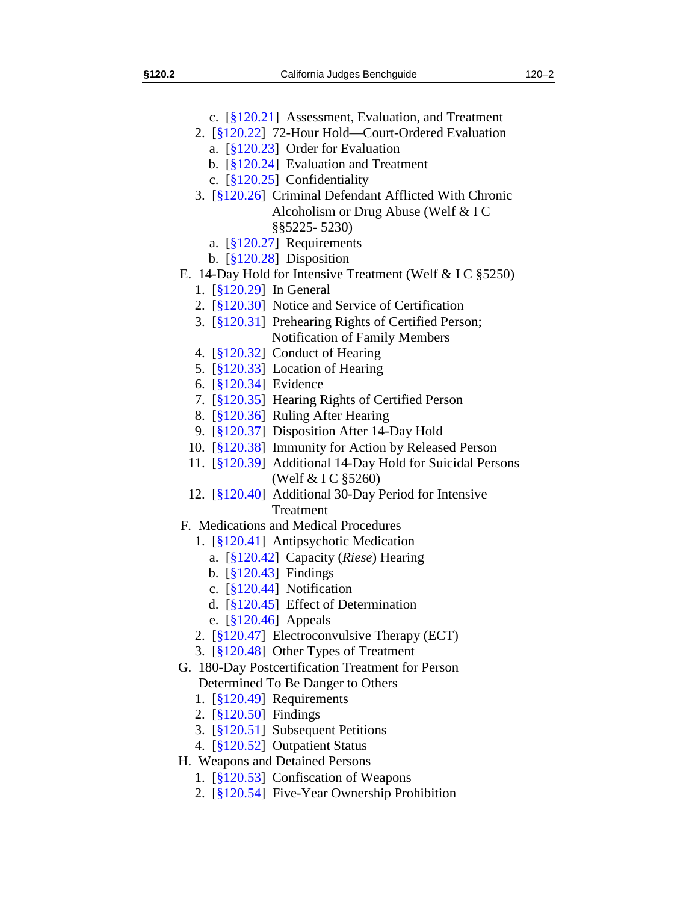- c. [§120.21] Assessment, Evaluation, and Treatment
2. [§120.22] 72-Hour Hold—Court-Ordered Evaluation
   - a. [§120.23] Order for Evaluation
   - b. [§120.24] Evaluation and Treatment
   - c. [§120.25] Confidentiality
3. [§120.26] Criminal Defendant Afflicted With Chronic Alcoholism or Drug Abuse (Welf & I C §§5225- 5230)
   - a. [§120.27] Requirements
   - b. [§120.28] Disposition

E. 14-Day Hold for Intensive Treatment (Welf & I C §5250)
1. [§120.29] In General
2. [§120.30] Notice and Service of Certification
3. [§120.31] Prehearing Rights of Certified Person; Notification of Family Members
4. [§120.32] Conduct of Hearing
5. [§120.33] Location of Hearing
6. [§120.34] Evidence
7. [§120.35] Hearing Rights of Certified Person
8. [§120.36] Ruling After Hearing
9. [§120.37] Disposition After 14-Day Hold
10. [§120.38] Immunity for Action by Released Person
11. [§120.39] Additional 14-Day Hold for Suicidal Persons (Welf & I C §5260)
12. [§120.40] Additional 30-Day Period for Intensive Treatment

F. Medications and Medical Procedures
1. [§120.41] Antipsychotic Medication
   - a. [§120.42] Capacity (*Riese*) Hearing
   - b. [§120.43] Findings
   - c. [§120.44] Notification
   - d. [§120.45] Effect of Determination
   - e. [§120.46] Appeals
2. [§120.47] Electroconvulsive Therapy (ECT)
3. [§120.48] Other Types of Treatment

G. 180-Day Postcertification Treatment for Person Determined To Be Danger to Others
1. [§120.49] Requirements
2. [§120.50] Findings
3. [§120.51] Subsequent Petitions
4. [§120.52] Outpatient Status

H. Weapons and Detained Persons
1. [§120.53] Confiscation of Weapons
2. [§120.54] Five-Year Ownership Prohibition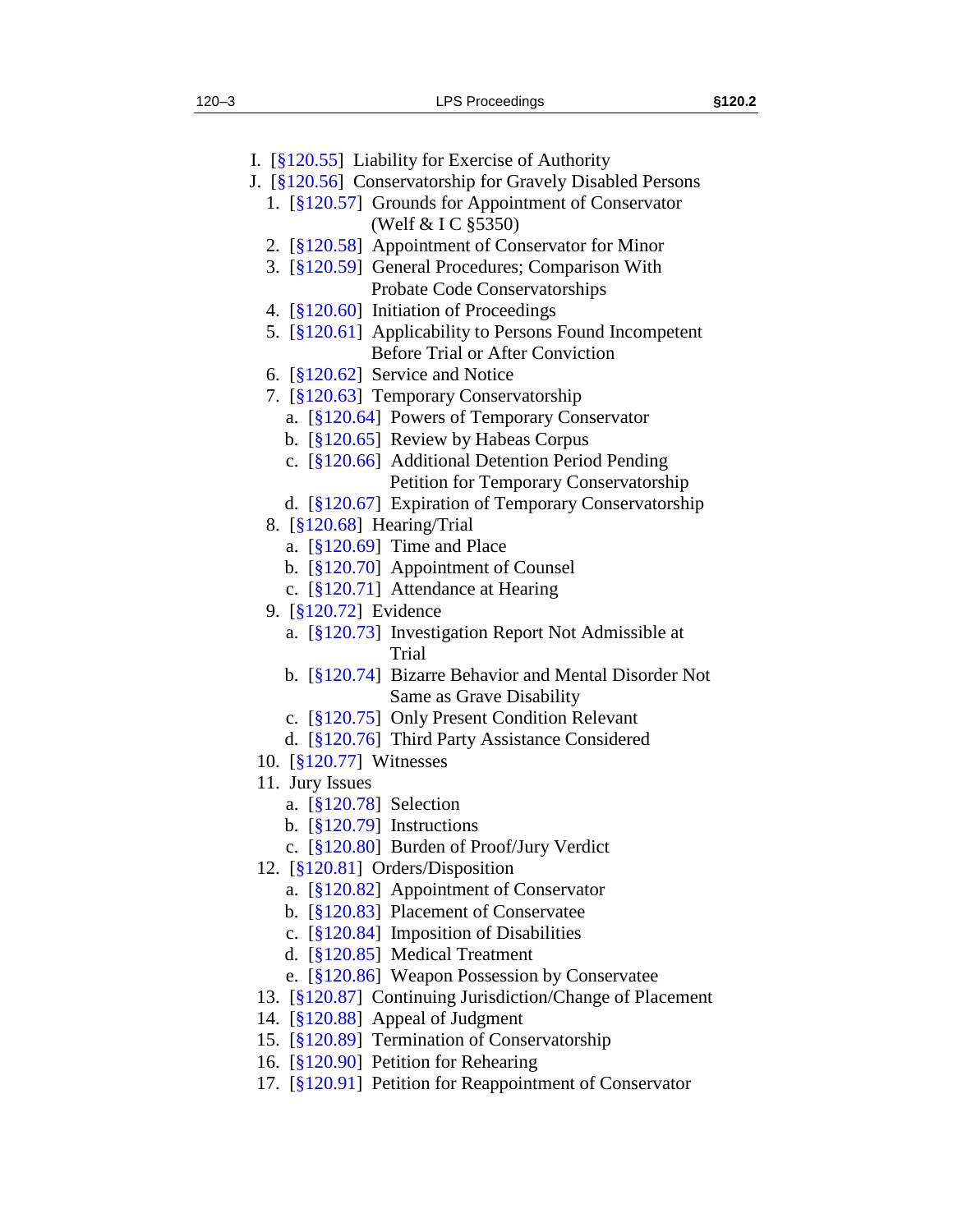I. [§120.55] Liability for Exercise of Authority

J. [§120.56] Conservatorship for Gravely Disabled Persons

   1. [§120.57] Grounds for Appointment of Conservator (Welf & I C §5350)
   2. [§120.58] Appointment of Conservator for Minor
   3. [§120.59] General Procedures; Comparison With Probate Code Conservatorships
   4. [§120.60] Initiation of Proceedings
   5. [§120.61] Applicability to Persons Found Incompetent Before Trial or After Conviction
   6. [§120.62] Service and Notice
   7. [§120.63] Temporary Conservatorship
      - a. [§120.64] Powers of Temporary Conservator
      - b. [§120.65] Review by Habeas Corpus
      - c. [§120.66] Additional Detention Period Pending Petition for Temporary Conservatorship
      - d. [§120.67] Expiration of Temporary Conservatorship
   8. [§120.68] Hearing/Trial
      - a. [§120.69] Time and Place
      - b. [§120.70] Appointment of Counsel
      - c. [§120.71] Attendance at Hearing
   9. [§120.72] Evidence
      - a. [§120.73] Investigation Report Not Admissible at Trial
      - b. [§120.74] Bizarre Behavior and Mental Disorder Not Same as Grave Disability
      - c. [§120.75] Only Present Condition Relevant
      - d. [§120.76] Third Party Assistance Considered
   10. [§120.77] Witnesses
   11. Jury Issues
       - a. [§120.78] Selection
       - b. [§120.79] Instructions
       - c. [§120.80] Burden of Proof/Jury Verdict
   12. [§120.81] Orders/Disposition
       - a. [§120.82] Appointment of Conservator
       - b. [§120.83] Placement of Conservatee
       - c. [§120.84] Imposition of Disabilities
       - d. [§120.85] Medical Treatment
       - e. [§120.86] Weapon Possession by Conservatee
   13. [§120.87] Continuing Jurisdiction/Change of Placement
   14. [§120.88] Appeal of Judgment
   15. [§120.89] Termination of Conservatorship
   16. [§120.90] Petition for Rehearing
   17. [§120.91] Petition for Reappointment of Conservator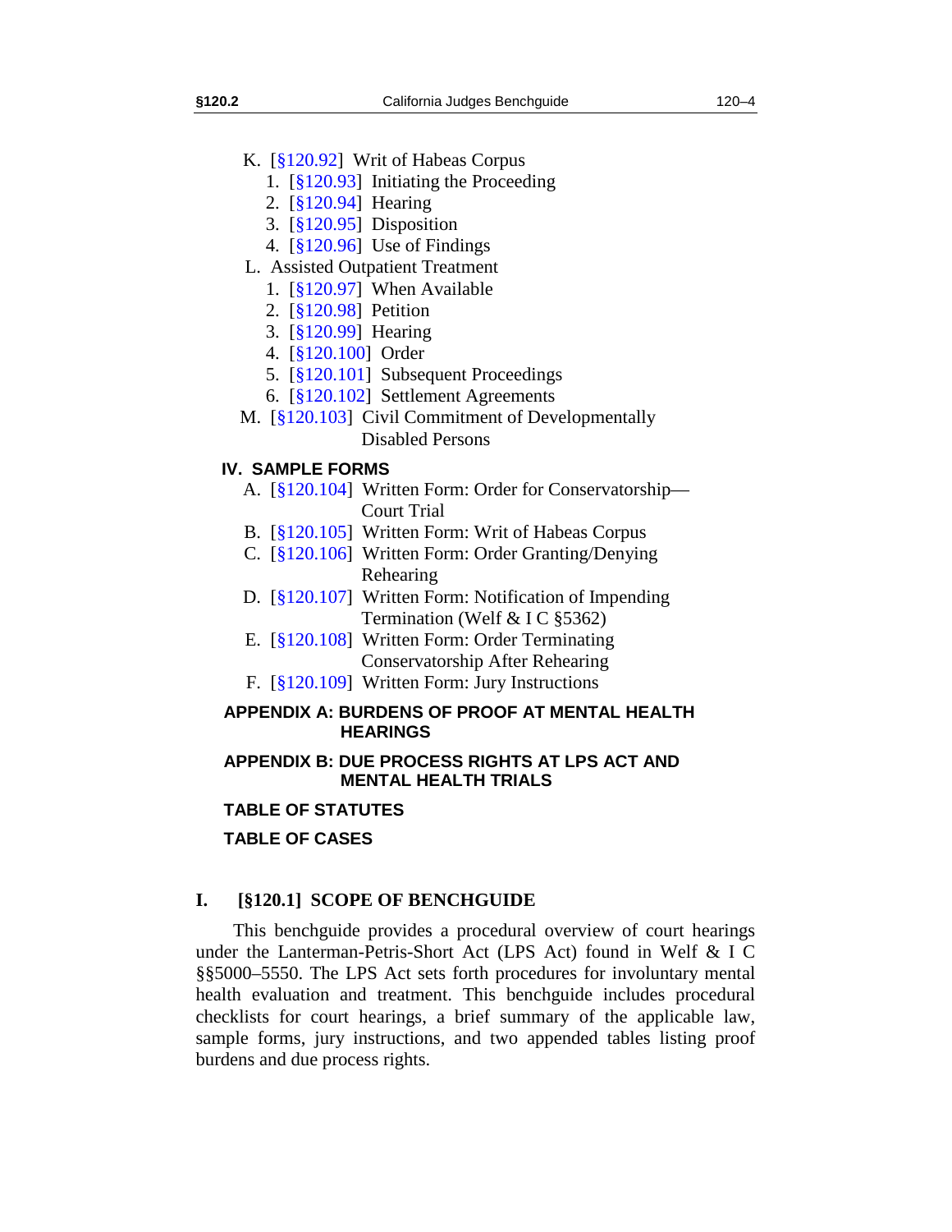K. [§120.92] Writ of Habeas Corpus
   1. [§120.93] Initiating the Proceeding
   2. [§120.94] Hearing
   3. [§120.95] Disposition
   4. [§120.96] Use of Findings

L. Assisted Outpatient Treatment
   1. [§120.97] When Available
   2. [§120.98] Petition
   3. [§120.99] Hearing
   4. [§120.100] Order
   5. [§120.101] Subsequent Proceedings
   6. [§120.102] Settlement Agreements

M. [§120.103] Civil Commitment of Developmentally Disabled Persons

**IV. SAMPLE FORMS**

A. [§120.104] Written Form: Order for Conservatorship—Court Trial

B. [§120.105] Written Form: Writ of Habeas Corpus

C. [§120.106] Written Form: Order Granting/Denying Rehearing

D. [§120.107] Written Form: Notification of Impending Termination (Welf & I C §5362)

E. [§120.108] Written Form: Order Terminating Conservatorship After Rehearing

F. [§120.109] Written Form: Jury Instructions

**APPENDIX A: BURDENS OF PROOF AT MENTAL HEALTH HEARINGS**

**APPENDIX B: DUE PROCESS RIGHTS AT LPS ACT AND MENTAL HEALTH TRIALS**

**TABLE OF STATUTES**

**TABLE OF CASES**

## I. [§120.1] SCOPE OF BENCHGUIDE

This benchguide provides a procedural overview of court hearings under the Lanterman-Petris-Short Act (LPS Act) found in Welf & I C §§5000–5550. The LPS Act sets forth procedures for involuntary mental health evaluation and treatment. This benchguide includes procedural checklists for court hearings, a brief summary of the applicable law, sample forms, jury instructions, and two appended tables listing proof burdens and due process rights.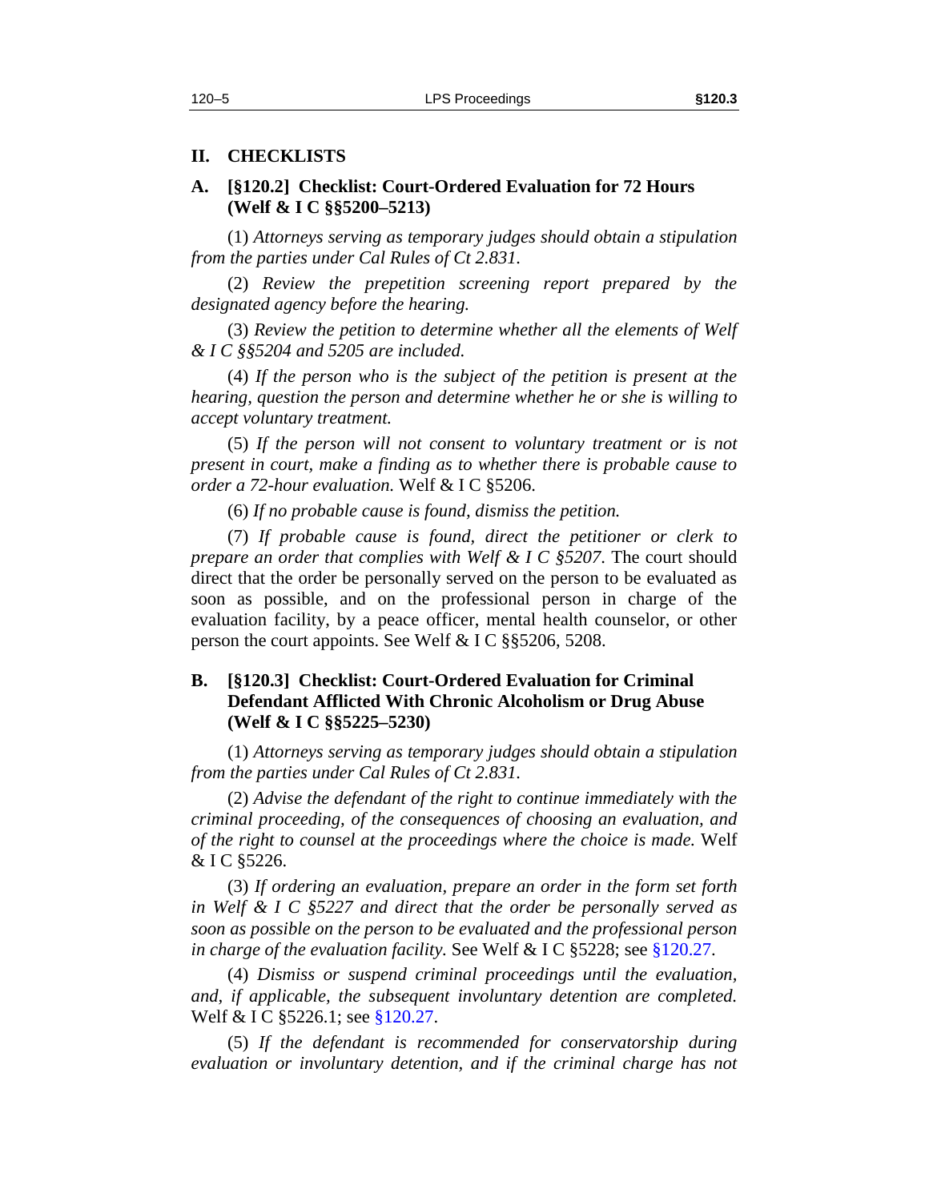## II. CHECKLISTS

### A. [§120.2] Checklist: Court-Ordered Evaluation for 72 Hours (Welf & I C §§5200–5213)

(1) *Attorneys serving as temporary judges should obtain a stipulation from the parties under Cal Rules of Ct 2.831.*

(2) *Review the prepetition screening report prepared by the designated agency before the hearing.*

(3) *Review the petition to determine whether all the elements of Welf & I C §§5204 and 5205 are included.*

(4) *If the person who is the subject of the petition is present at the hearing, question the person and determine whether he or she is willing to accept voluntary treatment.*

(5) *If the person will not consent to voluntary treatment or is not present in court, make a finding as to whether there is probable cause to order a 72-hour evaluation.* Welf & I C §5206.

(6) *If no probable cause is found, dismiss the petition.*

(7) *If probable cause is found, direct the petitioner or clerk to prepare an order that complies with Welf & I C §5207.* The court should direct that the order be personally served on the person to be evaluated as soon as possible, and on the professional person in charge of the evaluation facility, by a peace officer, mental health counselor, or other person the court appoints. See Welf & I C §§5206, 5208.

### B. [§120.3] Checklist: Court-Ordered Evaluation for Criminal Defendant Afflicted With Chronic Alcoholism or Drug Abuse (Welf & I C §§5225–5230)

(1) *Attorneys serving as temporary judges should obtain a stipulation from the parties under Cal Rules of Ct 2.831.*

(2) *Advise the defendant of the right to continue immediately with the criminal proceeding, of the consequences of choosing an evaluation, and of the right to counsel at the proceedings where the choice is made.* Welf & I C §5226.

(3) *If ordering an evaluation, prepare an order in the form set forth in Welf & I C §5227 and direct that the order be personally served as soon as possible on the person to be evaluated and the professional person in charge of the evaluation facility.* See Welf & I C §5228; see §120.27.

(4) *Dismiss or suspend criminal proceedings until the evaluation, and, if applicable, the subsequent involuntary detention are completed.* Welf & I C §5226.1; see §120.27.

(5) *If the defendant is recommended for conservatorship during evaluation or involuntary detention, and if the criminal charge has not*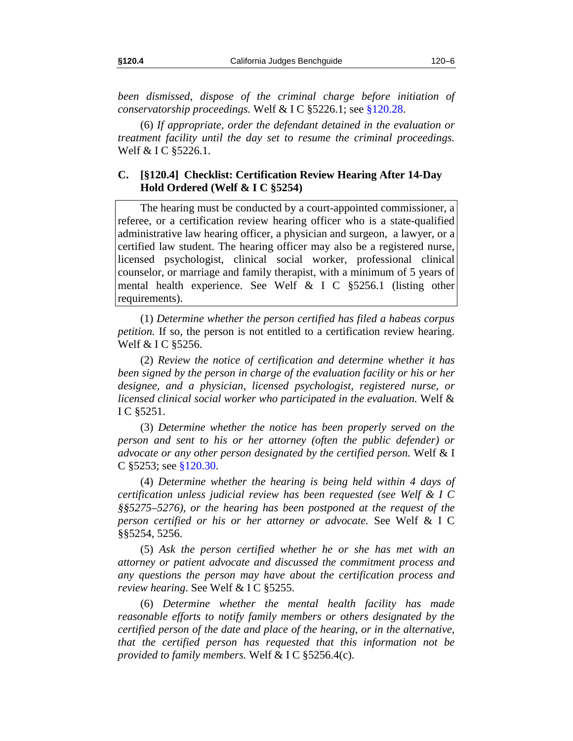*been dismissed, dispose of the criminal charge before initiation of conservatorship proceedings.* Welf & I C §5226.1; see §120.28.

(6) *If appropriate, order the defendant detained in the evaluation or treatment facility until the day set to resume the criminal proceedings.* Welf & I C §5226.1.

### C. [§120.4] Checklist: Certification Review Hearing After 14-Day Hold Ordered (Welf & I C §5254)

> The hearing must be conducted by a court-appointed commissioner, a referee, or a certification review hearing officer who is a state-qualified administrative law hearing officer, a physician and surgeon, a lawyer, or a certified law student. The hearing officer may also be a registered nurse, licensed psychologist, clinical social worker, professional clinical counselor, or marriage and family therapist, with a minimum of 5 years of mental health experience. See Welf & I C §5256.1 (listing other requirements).

(1) *Determine whether the person certified has filed a habeas corpus petition.* If so, the person is not entitled to a certification review hearing. Welf & I C §5256.

(2) *Review the notice of certification and determine whether it has been signed by the person in charge of the evaluation facility or his or her designee, and a physician, licensed psychologist, registered nurse, or licensed clinical social worker who participated in the evaluation.* Welf & I C §5251.

(3) *Determine whether the notice has been properly served on the person and sent to his or her attorney (often the public defender) or advocate or any other person designated by the certified person.* Welf & I C §5253; see §120.30.

(4) *Determine whether the hearing is being held within 4 days of certification unless judicial review has been requested (see Welf & I C §§5275–5276), or the hearing has been postponed at the request of the person certified or his or her attorney or advocate.* See Welf & I C §§5254, 5256.

(5) *Ask the person certified whether he or she has met with an attorney or patient advocate and discussed the commitment process and any questions the person may have about the certification process and review hearing*. See Welf & I C §5255.

(6) *Determine whether the mental health facility has made reasonable efforts to notify family members or others designated by the certified person of the date and place of the hearing, or in the alternative, that the certified person has requested that this information not be provided to family members.* Welf & I C §5256.4(c).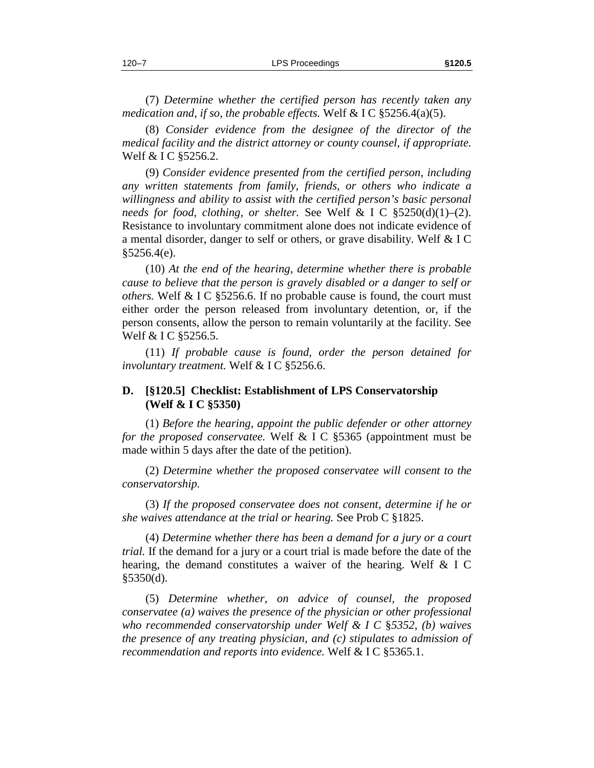(7) *Determine whether the certified person has recently taken any medication and, if so, the probable effects.* Welf & I C §5256.4(a)(5).

(8) *Consider evidence from the designee of the director of the medical facility and the district attorney or county counsel, if appropriate.* Welf & I C §5256.2.

(9) *Consider evidence presented from the certified person, including any written statements from family, friends, or others who indicate a willingness and ability to assist with the certified person's basic personal needs for food, clothing, or shelter.* See Welf & I C §5250(d)(1)–(2). Resistance to involuntary commitment alone does not indicate evidence of a mental disorder, danger to self or others, or grave disability. Welf & I C §5256.4(e).

(10) *At the end of the hearing, determine whether there is probable cause to believe that the person is gravely disabled or a danger to self or others.* Welf & I C §5256.6. If no probable cause is found, the court must either order the person released from involuntary detention, or, if the person consents, allow the person to remain voluntarily at the facility. See Welf & I C §5256.5.

(11) *If probable cause is found, order the person detained for involuntary treatment.* Welf & I C §5256.6.

## D. [§120.5] Checklist: Establishment of LPS Conservatorship (Welf & I C §5350)

(1) *Before the hearing, appoint the public defender or other attorney for the proposed conservatee.* Welf & I C §5365 (appointment must be made within 5 days after the date of the petition).

(2) *Determine whether the proposed conservatee will consent to the conservatorship.*

(3) *If the proposed conservatee does not consent, determine if he or she waives attendance at the trial or hearing.* See Prob C §1825.

(4) *Determine whether there has been a demand for a jury or a court trial.* If the demand for a jury or a court trial is made before the date of the hearing, the demand constitutes a waiver of the hearing. Welf & I C §5350(d).

(5) *Determine whether, on advice of counsel, the proposed conservatee (a) waives the presence of the physician or other professional who recommended conservatorship under Welf & I C §5352, (b) waives the presence of any treating physician, and (c) stipulates to admission of recommendation and reports into evidence.* Welf & I C §5365.1.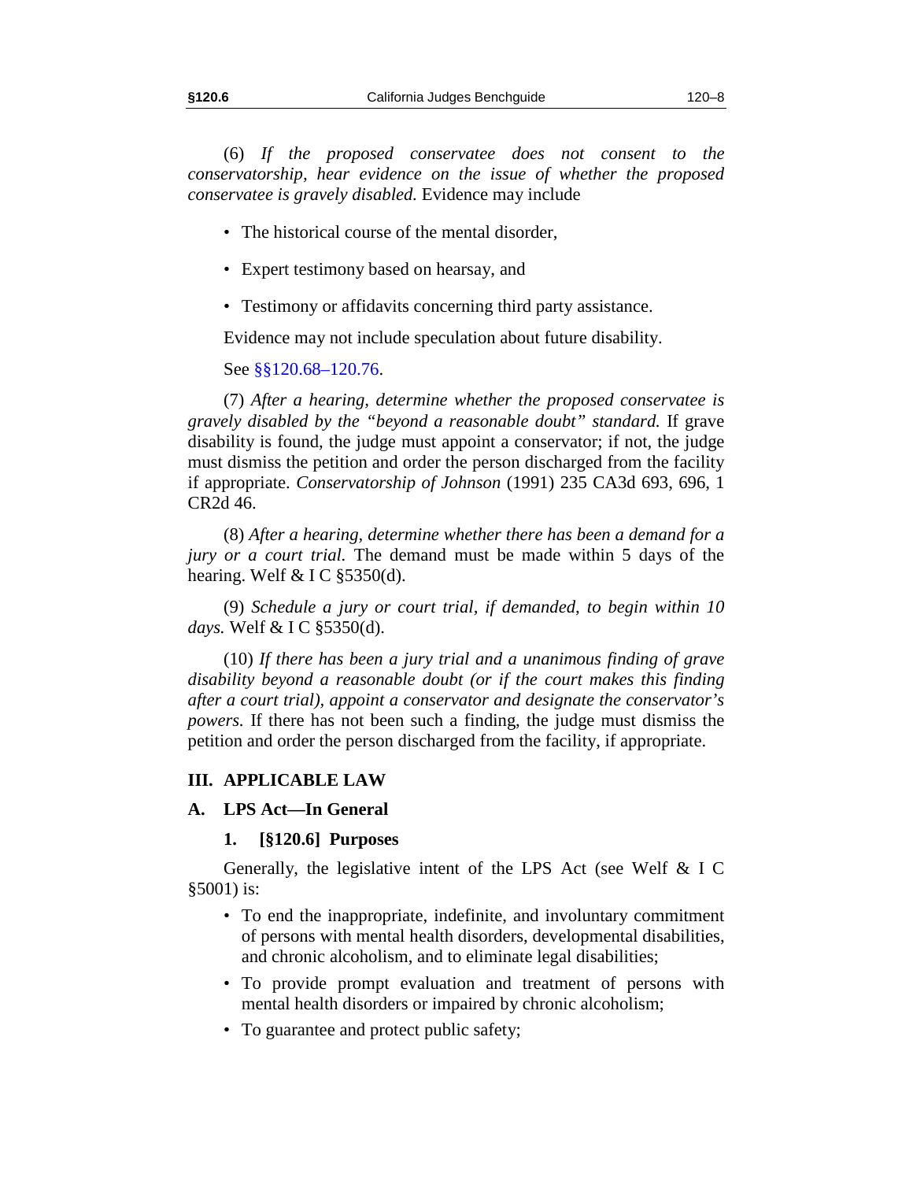(6) *If the proposed conservatee does not consent to the conservatorship, hear evidence on the issue of whether the proposed conservatee is gravely disabled.* Evidence may include

- The historical course of the mental disorder,
- Expert testimony based on hearsay, and
- Testimony or affidavits concerning third party assistance.

Evidence may not include speculation about future disability.

See §§120.68–120.76.

(7) *After a hearing, determine whether the proposed conservatee is gravely disabled by the "beyond a reasonable doubt" standard.* If grave disability is found, the judge must appoint a conservator; if not, the judge must dismiss the petition and order the person discharged from the facility if appropriate. *Conservatorship of Johnson* (1991) 235 CA3d 693, 696, 1 CR2d 46.

(8) *After a hearing, determine whether there has been a demand for a jury or a court trial.* The demand must be made within 5 days of the hearing. Welf & I C §5350(d).

(9) *Schedule a jury or court trial, if demanded, to begin within 10 days.* Welf & I C §5350(d).

(10) *If there has been a jury trial and a unanimous finding of grave disability beyond a reasonable doubt (or if the court makes this finding after a court trial), appoint a conservator and designate the conservator's powers.* If there has not been such a finding, the judge must dismiss the petition and order the person discharged from the facility, if appropriate.

## III. APPLICABLE LAW

### A. LPS Act—In General

#### 1. [§120.6] Purposes

Generally, the legislative intent of the LPS Act (see Welf & I C §5001) is:

- To end the inappropriate, indefinite, and involuntary commitment of persons with mental health disorders, developmental disabilities, and chronic alcoholism, and to eliminate legal disabilities;
- To provide prompt evaluation and treatment of persons with mental health disorders or impaired by chronic alcoholism;
- To guarantee and protect public safety;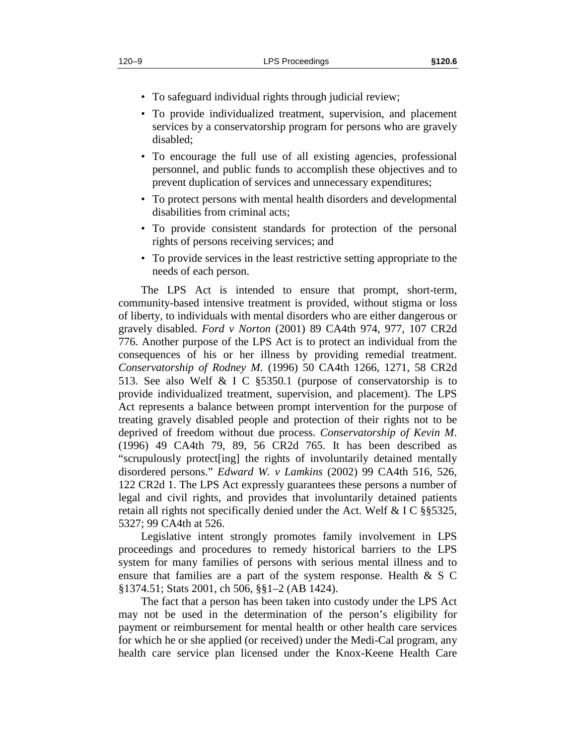- To safeguard individual rights through judicial review;
- To provide individualized treatment, supervision, and placement services by a conservatorship program for persons who are gravely disabled;
- To encourage the full use of all existing agencies, professional personnel, and public funds to accomplish these objectives and to prevent duplication of services and unnecessary expenditures;
- To protect persons with mental health disorders and developmental disabilities from criminal acts;
- To provide consistent standards for protection of the personal rights of persons receiving services; and
- To provide services in the least restrictive setting appropriate to the needs of each person.

The LPS Act is intended to ensure that prompt, short-term, community-based intensive treatment is provided, without stigma or loss of liberty, to individuals with mental disorders who are either dangerous or gravely disabled. *Ford v Norton* (2001) 89 CA4th 974, 977, 107 CR2d 776. Another purpose of the LPS Act is to protect an individual from the consequences of his or her illness by providing remedial treatment. *Conservatorship of Rodney M.* (1996) 50 CA4th 1266, 1271, 58 CR2d 513. See also Welf & I C §5350.1 (purpose of conservatorship is to provide individualized treatment, supervision, and placement). The LPS Act represents a balance between prompt intervention for the purpose of treating gravely disabled people and protection of their rights not to be deprived of freedom without due process. *Conservatorship of Kevin M*. (1996) 49 CA4th 79, 89, 56 CR2d 765. It has been described as "scrupulously protect[ing] the rights of involuntarily detained mentally disordered persons." *Edward W. v Lamkins* (2002) 99 CA4th 516, 526, 122 CR2d 1. The LPS Act expressly guarantees these persons a number of legal and civil rights, and provides that involuntarily detained patients retain all rights not specifically denied under the Act. Welf & I C §§5325, 5327; 99 CA4th at 526.

Legislative intent strongly promotes family involvement in LPS proceedings and procedures to remedy historical barriers to the LPS system for many families of persons with serious mental illness and to ensure that families are a part of the system response. Health & S C §1374.51; Stats 2001, ch 506, §§1–2 (AB 1424).

The fact that a person has been taken into custody under the LPS Act may not be used in the determination of the person's eligibility for payment or reimbursement for mental health or other health care services for which he or she applied (or received) under the Medi-Cal program, any health care service plan licensed under the Knox-Keene Health Care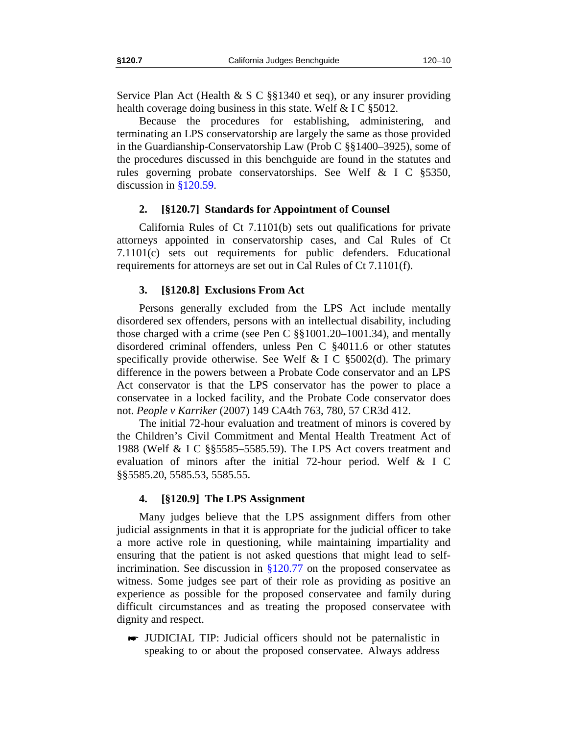Service Plan Act (Health & S C §§1340 et seq), or any insurer providing health coverage doing business in this state. Welf & I C §5012.

Because the procedures for establishing, administering, and terminating an LPS conservatorship are largely the same as those provided in the Guardianship-Conservatorship Law (Prob C §§1400–3925), some of the procedures discussed in this benchguide are found in the statutes and rules governing probate conservatorships. See Welf & I C §5350, discussion in §120.59.

### 2. [§120.7] Standards for Appointment of Counsel

California Rules of Ct 7.1101(b) sets out qualifications for private attorneys appointed in conservatorship cases, and Cal Rules of Ct 7.1101(c) sets out requirements for public defenders. Educational requirements for attorneys are set out in Cal Rules of Ct 7.1101(f).

### 3. [§120.8] Exclusions From Act

Persons generally excluded from the LPS Act include mentally disordered sex offenders, persons with an intellectual disability, including those charged with a crime (see Pen C §§1001.20–1001.34), and mentally disordered criminal offenders, unless Pen C §4011.6 or other statutes specifically provide otherwise. See Welf & I C §5002(d). The primary difference in the powers between a Probate Code conservator and an LPS Act conservator is that the LPS conservator has the power to place a conservatee in a locked facility, and the Probate Code conservator does not. *People v Karriker* (2007) 149 CA4th 763, 780, 57 CR3d 412.

The initial 72-hour evaluation and treatment of minors is covered by the Children's Civil Commitment and Mental Health Treatment Act of 1988 (Welf & I C §§5585–5585.59). The LPS Act covers treatment and evaluation of minors after the initial 72-hour period. Welf & I C §§5585.20, 5585.53, 5585.55.

### 4. [§120.9] The LPS Assignment

Many judges believe that the LPS assignment differs from other judicial assignments in that it is appropriate for the judicial officer to take a more active role in questioning, while maintaining impartiality and ensuring that the patient is not asked questions that might lead to self-incrimination. See discussion in §120.77 on the proposed conservatee as witness. Some judges see part of their role as providing as positive an experience as possible for the proposed conservatee and family during difficult circumstances and as treating the proposed conservatee with dignity and respect.

- ☛ JUDICIAL TIP: Judicial officers should not be paternalistic in speaking to or about the proposed conservatee. Always address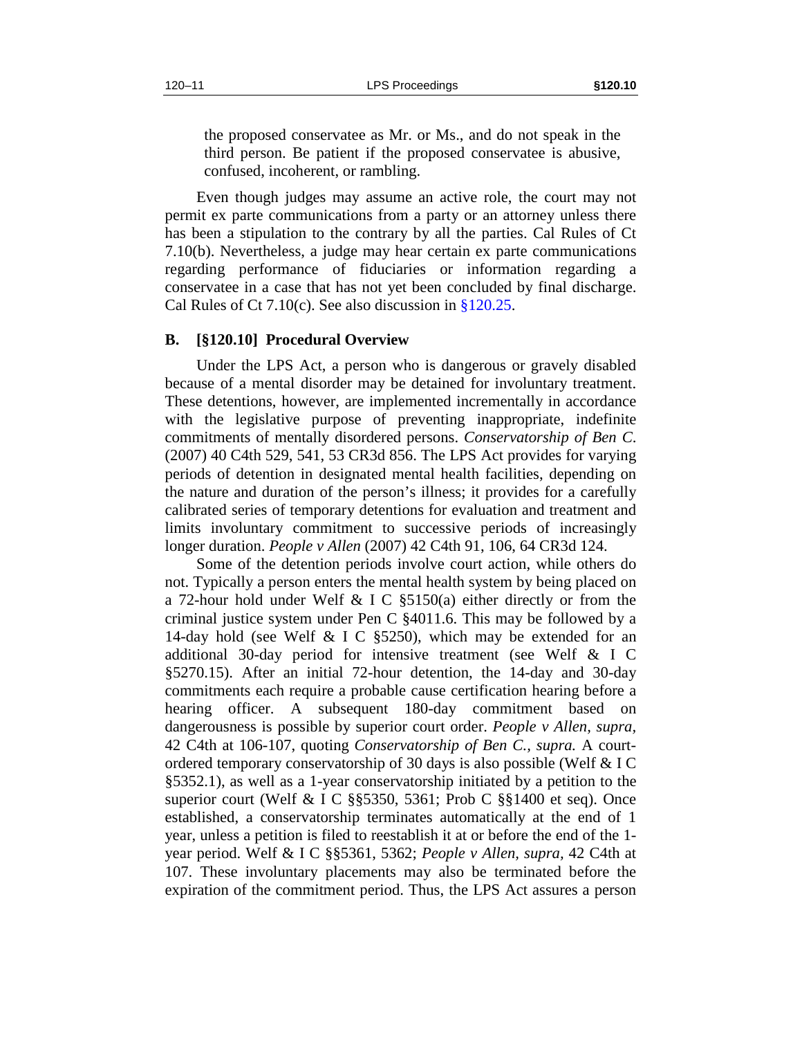the proposed conservatee as Mr. or Ms., and do not speak in the third person. Be patient if the proposed conservatee is abusive, confused, incoherent, or rambling.

Even though judges may assume an active role, the court may not permit ex parte communications from a party or an attorney unless there has been a stipulation to the contrary by all the parties. Cal Rules of Ct 7.10(b). Nevertheless, a judge may hear certain ex parte communications regarding performance of fiduciaries or information regarding a conservatee in a case that has not yet been concluded by final discharge. Cal Rules of Ct 7.10(c). See also discussion in §120.25.

### B. [§120.10] Procedural Overview

Under the LPS Act, a person who is dangerous or gravely disabled because of a mental disorder may be detained for involuntary treatment. These detentions, however, are implemented incrementally in accordance with the legislative purpose of preventing inappropriate, indefinite commitments of mentally disordered persons. *Conservatorship of Ben C.* (2007) 40 C4th 529, 541, 53 CR3d 856. The LPS Act provides for varying periods of detention in designated mental health facilities, depending on the nature and duration of the person's illness; it provides for a carefully calibrated series of temporary detentions for evaluation and treatment and limits involuntary commitment to successive periods of increasingly longer duration. *People v Allen* (2007) 42 C4th 91, 106, 64 CR3d 124.

Some of the detention periods involve court action, while others do not. Typically a person enters the mental health system by being placed on a 72-hour hold under Welf & I C §5150(a) either directly or from the criminal justice system under Pen C §4011.6. This may be followed by a 14-day hold (see Welf & I C §5250), which may be extended for an additional 30-day period for intensive treatment (see Welf & I C §5270.15). After an initial 72-hour detention, the 14-day and 30-day commitments each require a probable cause certification hearing before a hearing officer. A subsequent 180-day commitment based on dangerousness is possible by superior court order. *People v Allen, supra,* 42 C4th at 106-107, quoting *Conservatorship of Ben C., supra.* A court-ordered temporary conservatorship of 30 days is also possible (Welf & I C §5352.1), as well as a 1-year conservatorship initiated by a petition to the superior court (Welf & I C §§5350, 5361; Prob C §§1400 et seq). Once established, a conservatorship terminates automatically at the end of 1 year, unless a petition is filed to reestablish it at or before the end of the 1-year period. Welf & I C §§5361, 5362; *People v Allen, supra,* 42 C4th at 107. These involuntary placements may also be terminated before the expiration of the commitment period. Thus, the LPS Act assures a person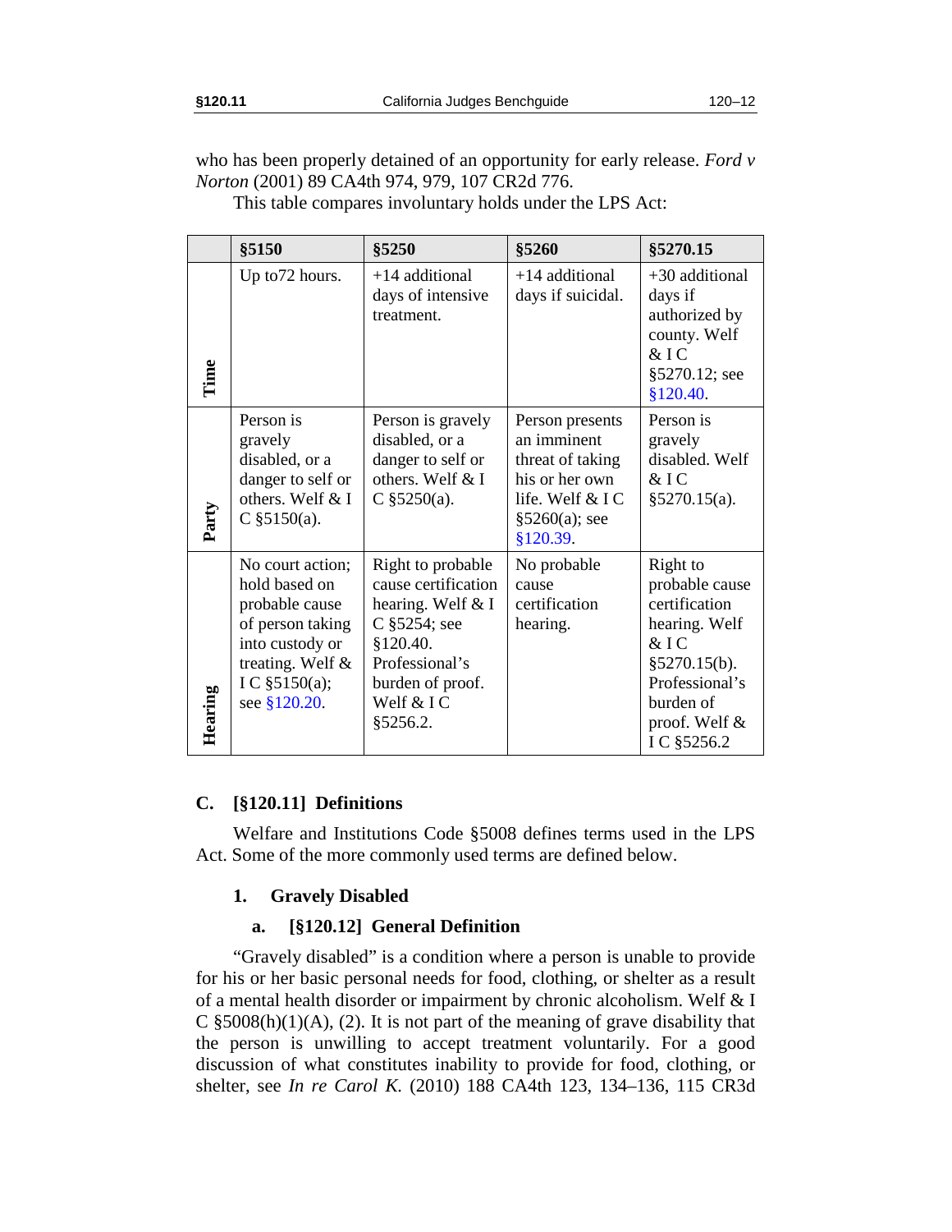who has been properly detained of an opportunity for early release. *Ford v Norton* (2001) 89 CA4th 974, 979, 107 CR2d 776.

This table compares involuntary holds under the LPS Act:

| | §5150 | §5250 | §5260 | §5270.15 |
|---|---|---|---|---|
| **Time** | Up to72 hours. | +14 additional days of intensive treatment. | +14 additional days if suicidal. | +30 additional days if authorized by county. Welf & I C §5270.12; see §120.40. |
| **Party** | Person is gravely disabled, or a danger to self or others. Welf & I C §5150(a). | Person is gravely disabled, or a danger to self or others. Welf & I C §5250(a). | Person presents an imminent threat of taking his or her own life. Welf & I C §5260(a); see §120.39. | Person is gravely disabled. Welf & I C §5270.15(a). |
| **Hearing** | No court action; hold based on probable cause of person taking into custody or treating. Welf & I C §5150(a); see §120.20. | Right to probable cause certification hearing. Welf & I C §5254; see §120.40. Professional's burden of proof. Welf & I C §5256.2. | No probable cause certification hearing. | Right to probable cause certification hearing. Welf & I C §5270.15(b). Professional's burden of proof. Welf & I C §5256.2 |

## C. [§120.11] Definitions

Welfare and Institutions Code §5008 defines terms used in the LPS Act. Some of the more commonly used terms are defined below.

### 1. Gravely Disabled

#### a. [§120.12] General Definition

"Gravely disabled" is a condition where a person is unable to provide for his or her basic personal needs for food, clothing, or shelter as a result of a mental health disorder or impairment by chronic alcoholism. Welf & I C §5008(h)(1)(A), (2). It is not part of the meaning of grave disability that the person is unwilling to accept treatment voluntarily. For a good discussion of what constitutes inability to provide for food, clothing, or shelter, see *In re Carol K.* (2010) 188 CA4th 123, 134–136, 115 CR3d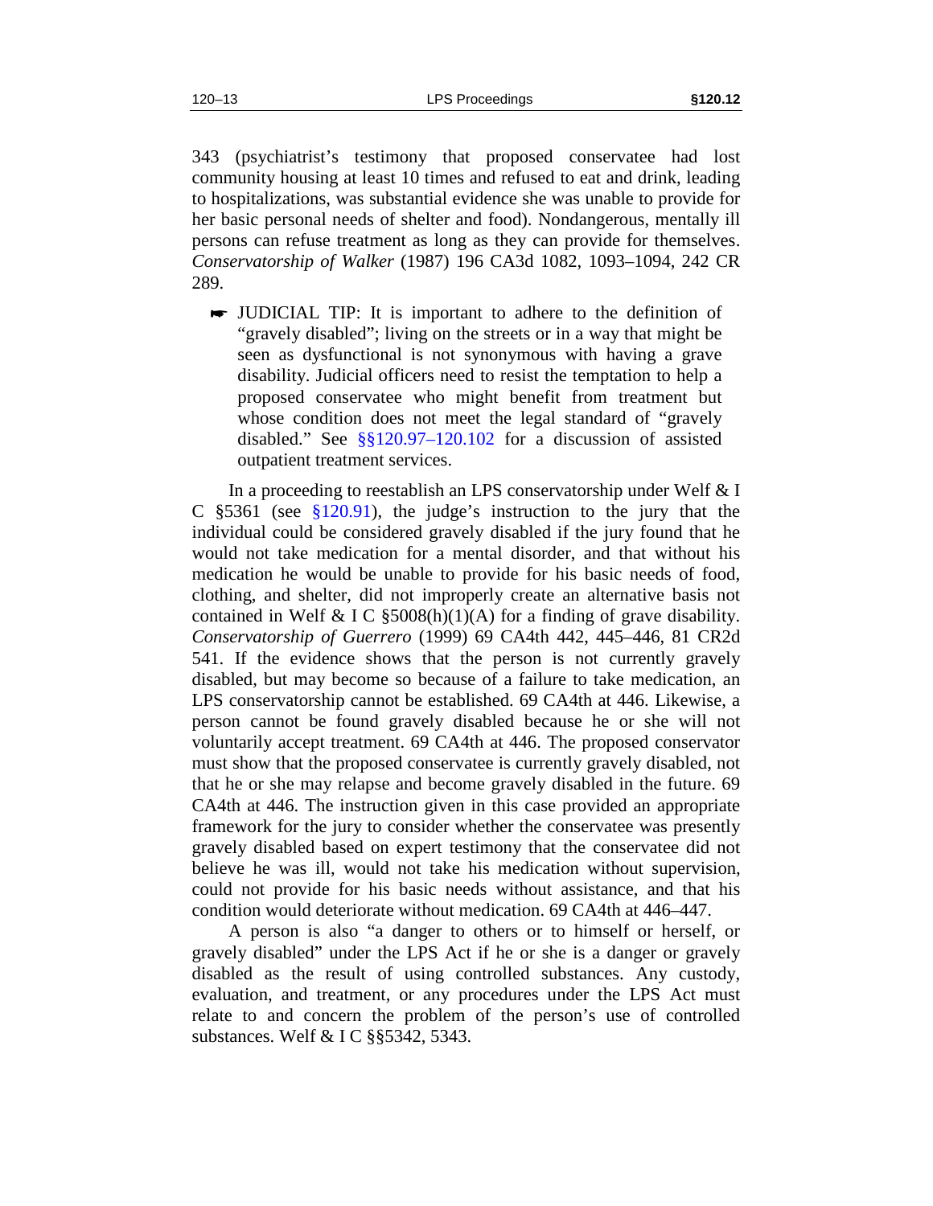343 (psychiatrist's testimony that proposed conservatee had lost community housing at least 10 times and refused to eat and drink, leading to hospitalizations, was substantial evidence she was unable to provide for her basic personal needs of shelter and food). Nondangerous, mentally ill persons can refuse treatment as long as they can provide for themselves. *Conservatorship of Walker* (1987) 196 CA3d 1082, 1093–1094, 242 CR 289.

> ☛ JUDICIAL TIP: It is important to adhere to the definition of "gravely disabled"; living on the streets or in a way that might be seen as dysfunctional is not synonymous with having a grave disability. Judicial officers need to resist the temptation to help a proposed conservatee who might benefit from treatment but whose condition does not meet the legal standard of "gravely disabled." See §§120.97–120.102 for a discussion of assisted outpatient treatment services.

In a proceeding to reestablish an LPS conservatorship under Welf & I C §5361 (see §120.91), the judge's instruction to the jury that the individual could be considered gravely disabled if the jury found that he would not take medication for a mental disorder, and that without his medication he would be unable to provide for his basic needs of food, clothing, and shelter, did not improperly create an alternative basis not contained in Welf & I C §5008(h)(1)(A) for a finding of grave disability. *Conservatorship of Guerrero* (1999) 69 CA4th 442, 445–446, 81 CR2d 541. If the evidence shows that the person is not currently gravely disabled, but may become so because of a failure to take medication, an LPS conservatorship cannot be established. 69 CA4th at 446. Likewise, a person cannot be found gravely disabled because he or she will not voluntarily accept treatment. 69 CA4th at 446. The proposed conservator must show that the proposed conservatee is currently gravely disabled, not that he or she may relapse and become gravely disabled in the future. 69 CA4th at 446. The instruction given in this case provided an appropriate framework for the jury to consider whether the conservatee was presently gravely disabled based on expert testimony that the conservatee did not believe he was ill, would not take his medication without supervision, could not provide for his basic needs without assistance, and that his condition would deteriorate without medication. 69 CA4th at 446–447.

A person is also "a danger to others or to himself or herself, or gravely disabled" under the LPS Act if he or she is a danger or gravely disabled as the result of using controlled substances. Any custody, evaluation, and treatment, or any procedures under the LPS Act must relate to and concern the problem of the person's use of controlled substances. Welf & I C §§5342, 5343.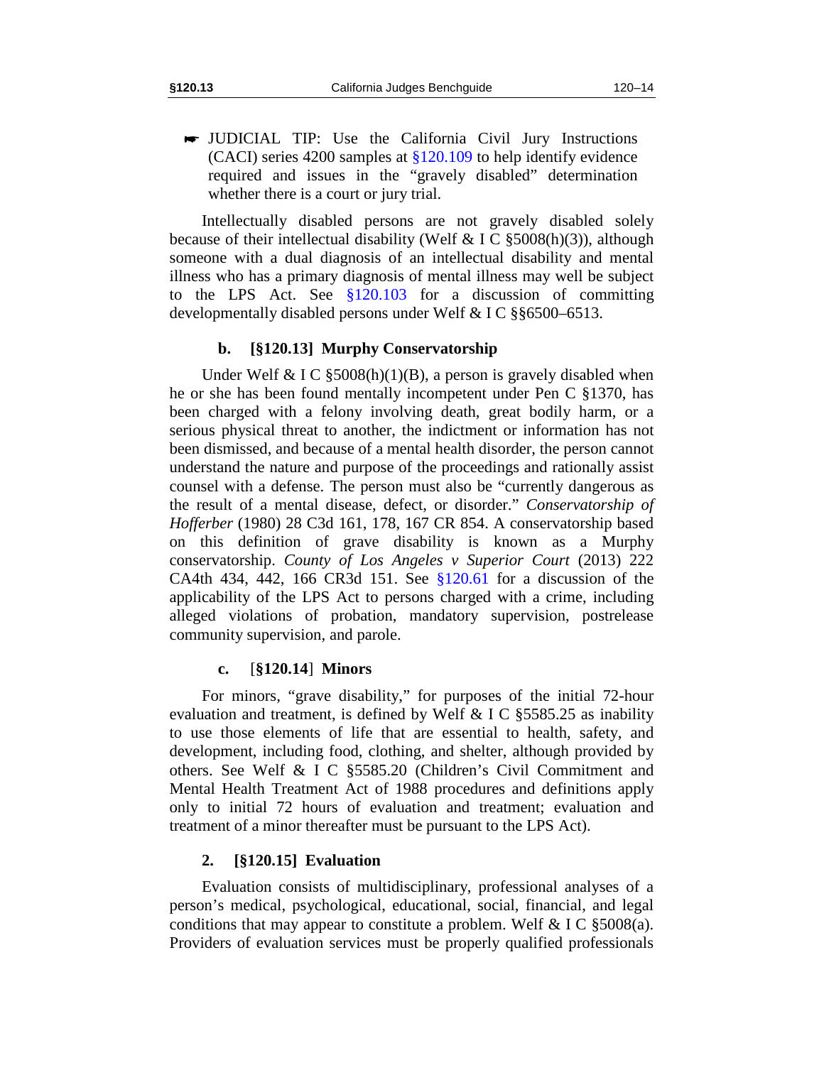☛ JUDICIAL TIP: Use the California Civil Jury Instructions (CACI) series 4200 samples at §120.109 to help identify evidence required and issues in the "gravely disabled" determination whether there is a court or jury trial.

Intellectually disabled persons are not gravely disabled solely because of their intellectual disability (Welf & I C §5008(h)(3)), although someone with a dual diagnosis of an intellectual disability and mental illness who has a primary diagnosis of mental illness may well be subject to the LPS Act. See §120.103 for a discussion of committing developmentally disabled persons under Welf & I C §§6500–6513.

#### b. [§120.13] Murphy Conservatorship

Under Welf & I C §5008(h)(1)(B), a person is gravely disabled when he or she has been found mentally incompetent under Pen C §1370, has been charged with a felony involving death, great bodily harm, or a serious physical threat to another, the indictment or information has not been dismissed, and because of a mental health disorder, the person cannot understand the nature and purpose of the proceedings and rationally assist counsel with a defense. The person must also be "currently dangerous as the result of a mental disease, defect, or disorder." *Conservatorship of Hofferber* (1980) 28 C3d 161, 178, 167 CR 854. A conservatorship based on this definition of grave disability is known as a Murphy conservatorship. *County of Los Angeles v Superior Court* (2013) 222 CA4th 434, 442, 166 CR3d 151. See §120.61 for a discussion of the applicability of the LPS Act to persons charged with a crime, including alleged violations of probation, mandatory supervision, postrelease community supervision, and parole.

#### c. [§120.14] Minors

For minors, "grave disability," for purposes of the initial 72-hour evaluation and treatment, is defined by Welf & I C §5585.25 as inability to use those elements of life that are essential to health, safety, and development, including food, clothing, and shelter, although provided by others. See Welf & I C §5585.20 (Children's Civil Commitment and Mental Health Treatment Act of 1988 procedures and definitions apply only to initial 72 hours of evaluation and treatment; evaluation and treatment of a minor thereafter must be pursuant to the LPS Act).

### 2. [§120.15] Evaluation

Evaluation consists of multidisciplinary, professional analyses of a person's medical, psychological, educational, social, financial, and legal conditions that may appear to constitute a problem. Welf & I C §5008(a). Providers of evaluation services must be properly qualified professionals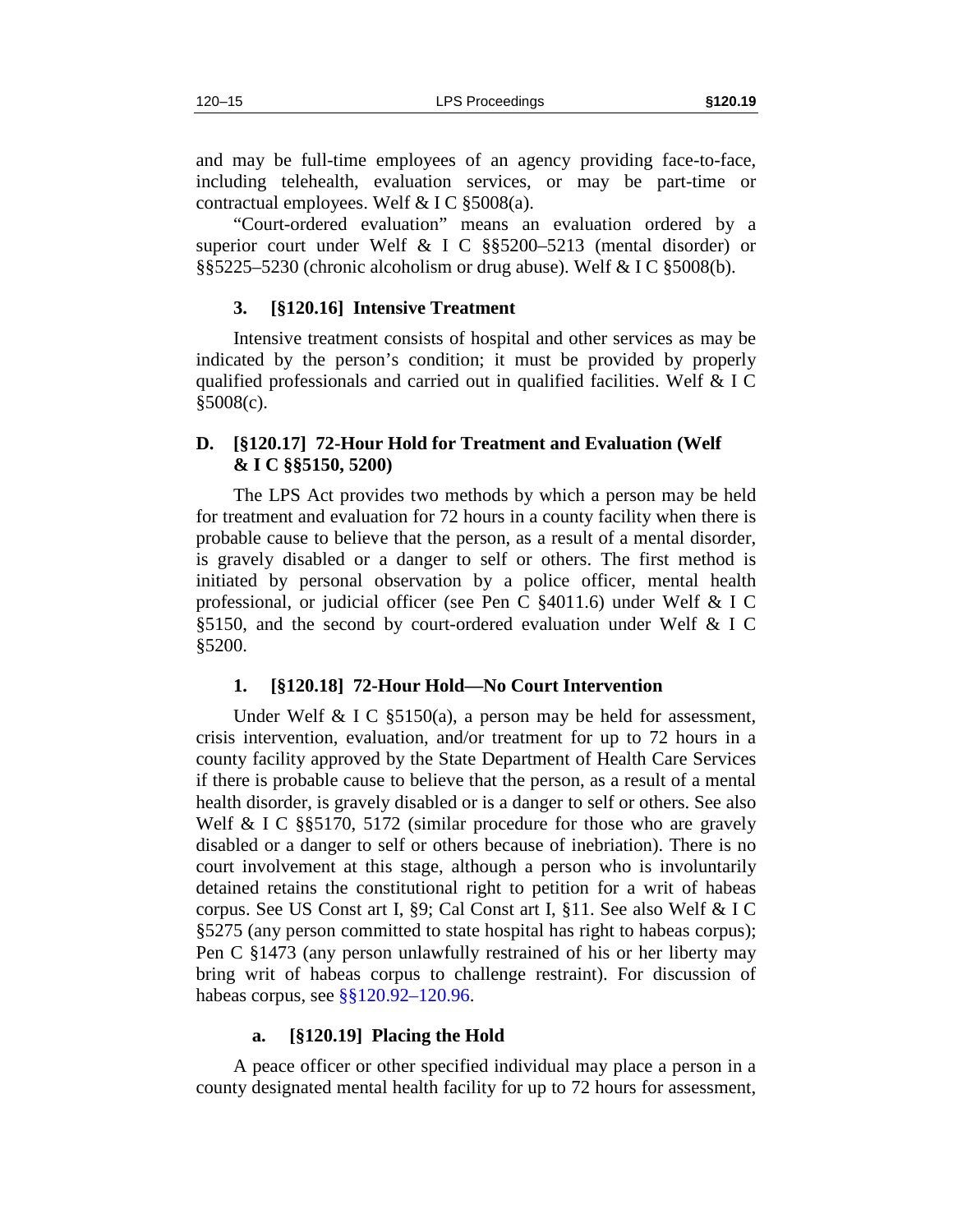and may be full-time employees of an agency providing face-to-face, including telehealth, evaluation services, or may be part-time or contractual employees. Welf & I C §5008(a).

"Court-ordered evaluation" means an evaluation ordered by a superior court under Welf & I C §§5200–5213 (mental disorder) or §§5225–5230 (chronic alcoholism or drug abuse). Welf & I C §5008(b).

#### 3. [§120.16] Intensive Treatment

Intensive treatment consists of hospital and other services as may be indicated by the person's condition; it must be provided by properly qualified professionals and carried out in qualified facilities. Welf & I C §5008(c).

### D. [§120.17] 72-Hour Hold for Treatment and Evaluation (Welf & I C §§5150, 5200)

The LPS Act provides two methods by which a person may be held for treatment and evaluation for 72 hours in a county facility when there is probable cause to believe that the person, as a result of a mental disorder, is gravely disabled or a danger to self or others. The first method is initiated by personal observation by a police officer, mental health professional, or judicial officer (see Pen C §4011.6) under Welf & I C §5150, and the second by court-ordered evaluation under Welf & I C §5200.

#### 1. [§120.18] 72-Hour Hold—No Court Intervention

Under Welf & I C §5150(a), a person may be held for assessment, crisis intervention, evaluation, and/or treatment for up to 72 hours in a county facility approved by the State Department of Health Care Services if there is probable cause to believe that the person, as a result of a mental health disorder, is gravely disabled or is a danger to self or others. See also Welf & I C §§5170, 5172 (similar procedure for those who are gravely disabled or a danger to self or others because of inebriation). There is no court involvement at this stage, although a person who is involuntarily detained retains the constitutional right to petition for a writ of habeas corpus. See US Const art I, §9; Cal Const art I, §11. See also Welf & I C §5275 (any person committed to state hospital has right to habeas corpus); Pen C §1473 (any person unlawfully restrained of his or her liberty may bring writ of habeas corpus to challenge restraint). For discussion of habeas corpus, see §§120.92–120.96.

##### a. [§120.19] Placing the Hold

A peace officer or other specified individual may place a person in a county designated mental health facility for up to 72 hours for assessment,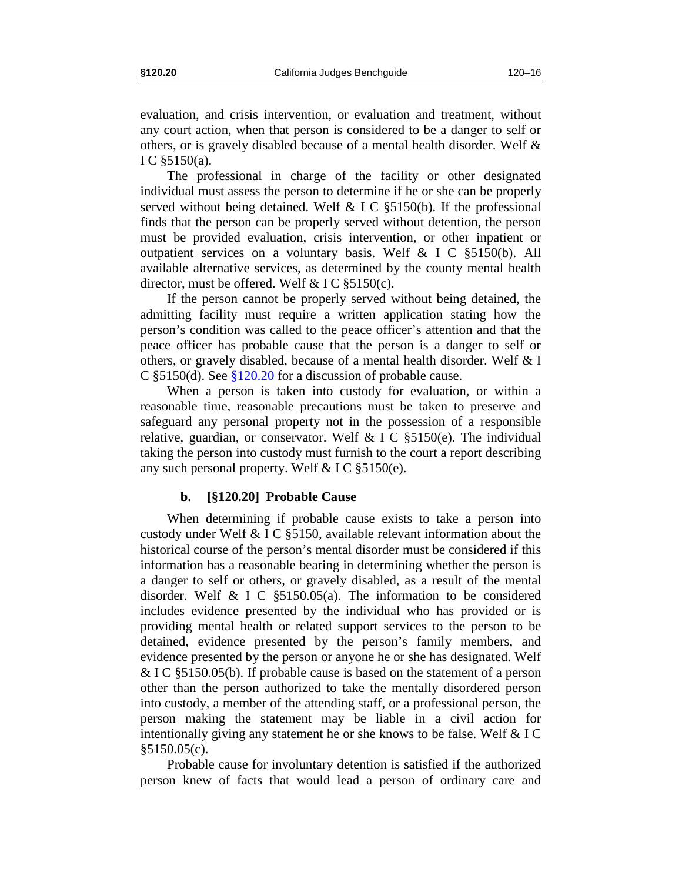evaluation, and crisis intervention, or evaluation and treatment, without any court action, when that person is considered to be a danger to self or others, or is gravely disabled because of a mental health disorder. Welf & I C §5150(a).

The professional in charge of the facility or other designated individual must assess the person to determine if he or she can be properly served without being detained. Welf & I C §5150(b). If the professional finds that the person can be properly served without detention, the person must be provided evaluation, crisis intervention, or other inpatient or outpatient services on a voluntary basis. Welf & I C §5150(b). All available alternative services, as determined by the county mental health director, must be offered. Welf & I C §5150(c).

If the person cannot be properly served without being detained, the admitting facility must require a written application stating how the person's condition was called to the peace officer's attention and that the peace officer has probable cause that the person is a danger to self or others, or gravely disabled, because of a mental health disorder. Welf & I C §5150(d). See §120.20 for a discussion of probable cause.

When a person is taken into custody for evaluation, or within a reasonable time, reasonable precautions must be taken to preserve and safeguard any personal property not in the possession of a responsible relative, guardian, or conservator. Welf & I C §5150(e). The individual taking the person into custody must furnish to the court a report describing any such personal property. Welf & I C §5150(e).

#### b. [§120.20] Probable Cause

When determining if probable cause exists to take a person into custody under Welf & I C §5150, available relevant information about the historical course of the person's mental disorder must be considered if this information has a reasonable bearing in determining whether the person is a danger to self or others, or gravely disabled, as a result of the mental disorder. Welf & I C §5150.05(a). The information to be considered includes evidence presented by the individual who has provided or is providing mental health or related support services to the person to be detained, evidence presented by the person's family members, and evidence presented by the person or anyone he or she has designated. Welf & I C §5150.05(b). If probable cause is based on the statement of a person other than the person authorized to take the mentally disordered person into custody, a member of the attending staff, or a professional person, the person making the statement may be liable in a civil action for intentionally giving any statement he or she knows to be false. Welf & I C §5150.05(c).

Probable cause for involuntary detention is satisfied if the authorized person knew of facts that would lead a person of ordinary care and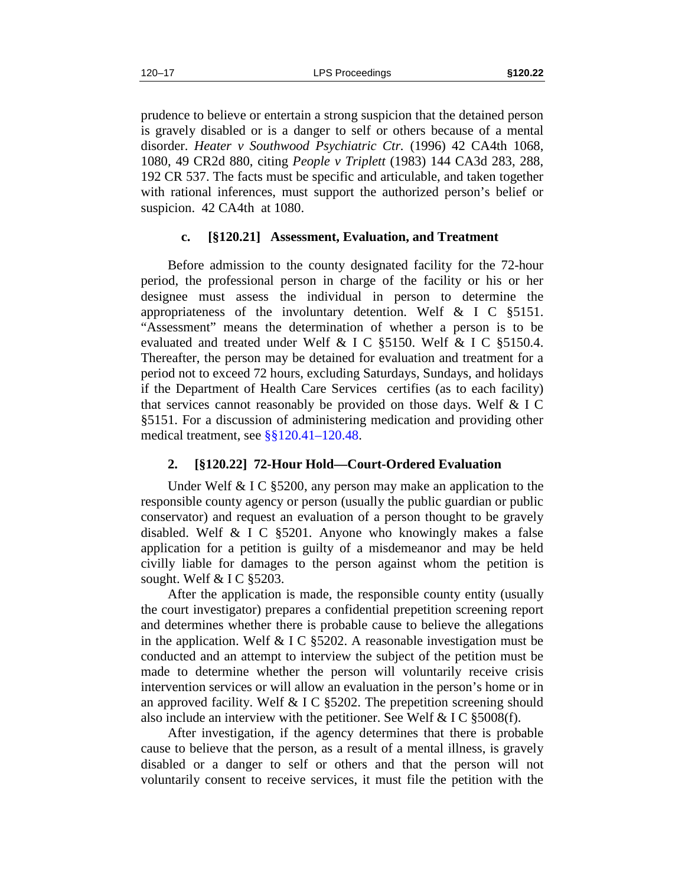prudence to believe or entertain a strong suspicion that the detained person is gravely disabled or is a danger to self or others because of a mental disorder. *Heater v Southwood Psychiatric Ctr.* (1996) 42 CA4th 1068, 1080, 49 CR2d 880, citing *People v Triplett* (1983) 144 CA3d 283, 288, 192 CR 537. The facts must be specific and articulable, and taken together with rational inferences, must support the authorized person's belief or suspicion. 42 CA4th at 1080.

#### c. [§120.21] Assessment, Evaluation, and Treatment

Before admission to the county designated facility for the 72-hour period, the professional person in charge of the facility or his or her designee must assess the individual in person to determine the appropriateness of the involuntary detention. Welf & I C §5151. "Assessment" means the determination of whether a person is to be evaluated and treated under Welf & I C §5150. Welf & I C §5150.4. Thereafter, the person may be detained for evaluation and treatment for a period not to exceed 72 hours, excluding Saturdays, Sundays, and holidays if the Department of Health Care Services certifies (as to each facility) that services cannot reasonably be provided on those days. Welf & I C §5151. For a discussion of administering medication and providing other medical treatment, see §§120.41–120.48.

### 2. [§120.22] 72-Hour Hold—Court-Ordered Evaluation

Under Welf & I C §5200, any person may make an application to the responsible county agency or person (usually the public guardian or public conservator) and request an evaluation of a person thought to be gravely disabled. Welf & I C §5201. Anyone who knowingly makes a false application for a petition is guilty of a misdemeanor and may be held civilly liable for damages to the person against whom the petition is sought. Welf & I C §5203.

After the application is made, the responsible county entity (usually the court investigator) prepares a confidential prepetition screening report and determines whether there is probable cause to believe the allegations in the application. Welf & I C §5202. A reasonable investigation must be conducted and an attempt to interview the subject of the petition must be made to determine whether the person will voluntarily receive crisis intervention services or will allow an evaluation in the person's home or in an approved facility. Welf & I C §5202. The prepetition screening should also include an interview with the petitioner. See Welf & I C §5008(f).

After investigation, if the agency determines that there is probable cause to believe that the person, as a result of a mental illness, is gravely disabled or a danger to self or others and that the person will not voluntarily consent to receive services, it must file the petition with the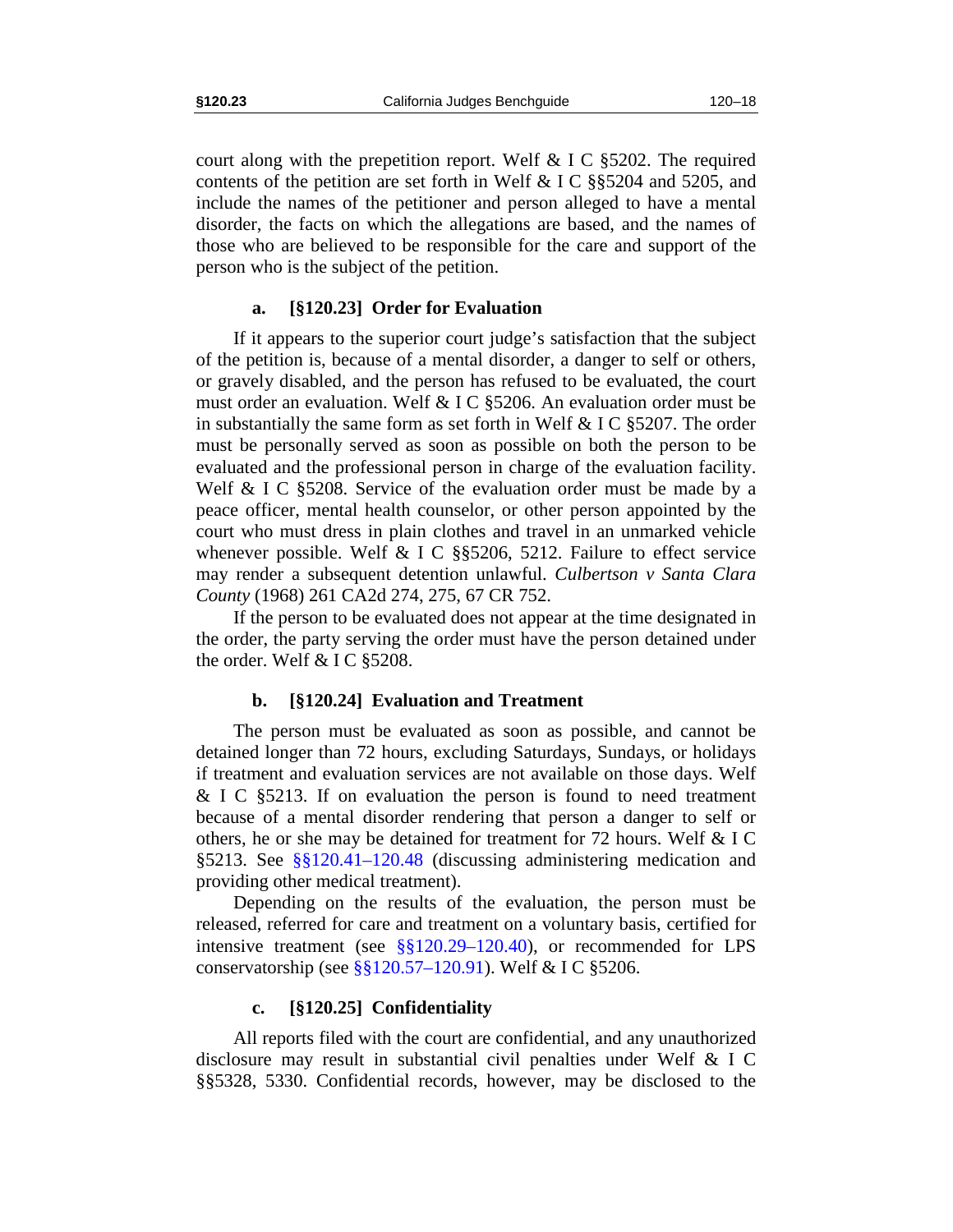court along with the prepetition report. Welf & I C §5202. The required contents of the petition are set forth in Welf & I C §§5204 and 5205, and include the names of the petitioner and person alleged to have a mental disorder, the facts on which the allegations are based, and the names of those who are believed to be responsible for the care and support of the person who is the subject of the petition.

### a. [§120.23] Order for Evaluation

If it appears to the superior court judge's satisfaction that the subject of the petition is, because of a mental disorder, a danger to self or others, or gravely disabled, and the person has refused to be evaluated, the court must order an evaluation. Welf & I C §5206. An evaluation order must be in substantially the same form as set forth in Welf & I C §5207. The order must be personally served as soon as possible on both the person to be evaluated and the professional person in charge of the evaluation facility. Welf & I C §5208. Service of the evaluation order must be made by a peace officer, mental health counselor, or other person appointed by the court who must dress in plain clothes and travel in an unmarked vehicle whenever possible. Welf & I C §§5206, 5212. Failure to effect service may render a subsequent detention unlawful. *Culbertson v Santa Clara County* (1968) 261 CA2d 274, 275, 67 CR 752.

If the person to be evaluated does not appear at the time designated in the order, the party serving the order must have the person detained under the order. Welf & I C §5208.

### b. [§120.24] Evaluation and Treatment

The person must be evaluated as soon as possible, and cannot be detained longer than 72 hours, excluding Saturdays, Sundays, or holidays if treatment and evaluation services are not available on those days. Welf & I C §5213. If on evaluation the person is found to need treatment because of a mental disorder rendering that person a danger to self or others, he or she may be detained for treatment for 72 hours. Welf & I C §5213. See §§120.41–120.48 (discussing administering medication and providing other medical treatment).

Depending on the results of the evaluation, the person must be released, referred for care and treatment on a voluntary basis, certified for intensive treatment (see §§120.29–120.40), or recommended for LPS conservatorship (see §§120.57–120.91). Welf & I C §5206.

### c. [§120.25] Confidentiality

All reports filed with the court are confidential, and any unauthorized disclosure may result in substantial civil penalties under Welf & I C §§5328, 5330. Confidential records, however, may be disclosed to the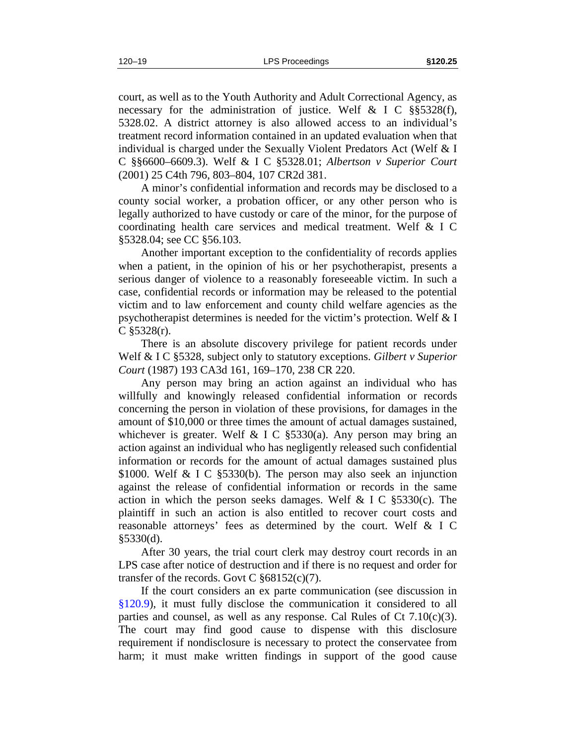court, as well as to the Youth Authority and Adult Correctional Agency, as necessary for the administration of justice. Welf & I C §§5328(f), 5328.02. A district attorney is also allowed access to an individual's treatment record information contained in an updated evaluation when that individual is charged under the Sexually Violent Predators Act (Welf & I C §§6600–6609.3). Welf & I C §5328.01; *Albertson v Superior Court* (2001) 25 C4th 796, 803–804, 107 CR2d 381.

A minor's confidential information and records may be disclosed to a county social worker, a probation officer, or any other person who is legally authorized to have custody or care of the minor, for the purpose of coordinating health care services and medical treatment. Welf & I C §5328.04; see CC §56.103.

Another important exception to the confidentiality of records applies when a patient, in the opinion of his or her psychotherapist, presents a serious danger of violence to a reasonably foreseeable victim. In such a case, confidential records or information may be released to the potential victim and to law enforcement and county child welfare agencies as the psychotherapist determines is needed for the victim's protection. Welf & I C §5328(r).

There is an absolute discovery privilege for patient records under Welf & I C §5328, subject only to statutory exceptions. *Gilbert v Superior Court* (1987) 193 CA3d 161, 169–170, 238 CR 220.

Any person may bring an action against an individual who has willfully and knowingly released confidential information or records concerning the person in violation of these provisions, for damages in the amount of $10,000 or three times the amount of actual damages sustained, whichever is greater. Welf & I C §5330(a). Any person may bring an action against an individual who has negligently released such confidential information or records for the amount of actual damages sustained plus $1000. Welf & I C §5330(b). The person may also seek an injunction against the release of confidential information or records in the same action in which the person seeks damages. Welf & I C §5330(c). The plaintiff in such an action is also entitled to recover court costs and reasonable attorneys' fees as determined by the court. Welf & I C §5330(d).

After 30 years, the trial court clerk may destroy court records in an LPS case after notice of destruction and if there is no request and order for transfer of the records. Govt C §68152(c)(7).

If the court considers an ex parte communication (see discussion in §120.9), it must fully disclose the communication it considered to all parties and counsel, as well as any response. Cal Rules of Ct 7.10(c)(3). The court may find good cause to dispense with this disclosure requirement if nondisclosure is necessary to protect the conservatee from harm; it must make written findings in support of the good cause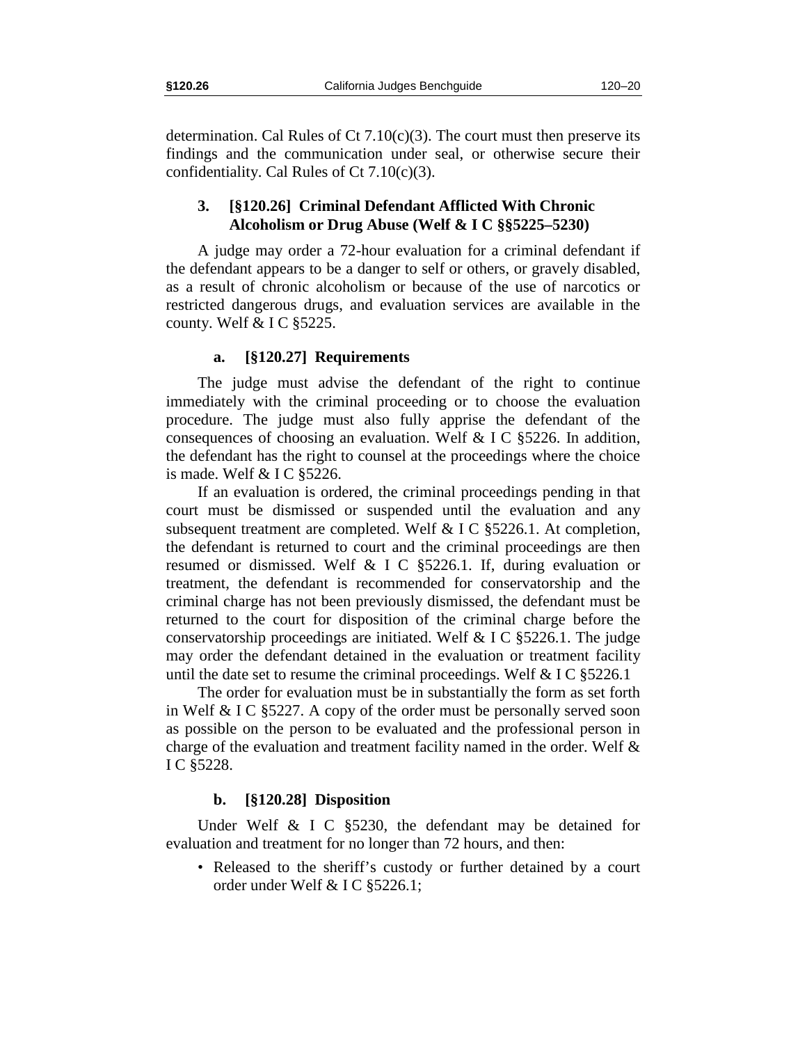determination. Cal Rules of Ct 7.10(c)(3). The court must then preserve its findings and the communication under seal, or otherwise secure their confidentiality. Cal Rules of Ct 7.10(c)(3).

### 3. [§120.26] Criminal Defendant Afflicted With Chronic Alcoholism or Drug Abuse (Welf & I C §§5225–5230)

A judge may order a 72-hour evaluation for a criminal defendant if the defendant appears to be a danger to self or others, or gravely disabled, as a result of chronic alcoholism or because of the use of narcotics or restricted dangerous drugs, and evaluation services are available in the county. Welf & I C §5225.

#### a. [§120.27] Requirements

The judge must advise the defendant of the right to continue immediately with the criminal proceeding or to choose the evaluation procedure. The judge must also fully apprise the defendant of the consequences of choosing an evaluation. Welf & I C §5226. In addition, the defendant has the right to counsel at the proceedings where the choice is made. Welf & I C §5226.

If an evaluation is ordered, the criminal proceedings pending in that court must be dismissed or suspended until the evaluation and any subsequent treatment are completed. Welf & I C §5226.1. At completion, the defendant is returned to court and the criminal proceedings are then resumed or dismissed. Welf & I C §5226.1. If, during evaluation or treatment, the defendant is recommended for conservatorship and the criminal charge has not been previously dismissed, the defendant must be returned to the court for disposition of the criminal charge before the conservatorship proceedings are initiated. Welf & I C §5226.1. The judge may order the defendant detained in the evaluation or treatment facility until the date set to resume the criminal proceedings. Welf & I C §5226.1

The order for evaluation must be in substantially the form as set forth in Welf & I C §5227. A copy of the order must be personally served soon as possible on the person to be evaluated and the professional person in charge of the evaluation and treatment facility named in the order. Welf & I C §5228.

#### b. [§120.28] Disposition

Under Welf & I C §5230, the defendant may be detained for evaluation and treatment for no longer than 72 hours, and then:

- Released to the sheriff's custody or further detained by a court order under Welf & I C §5226.1;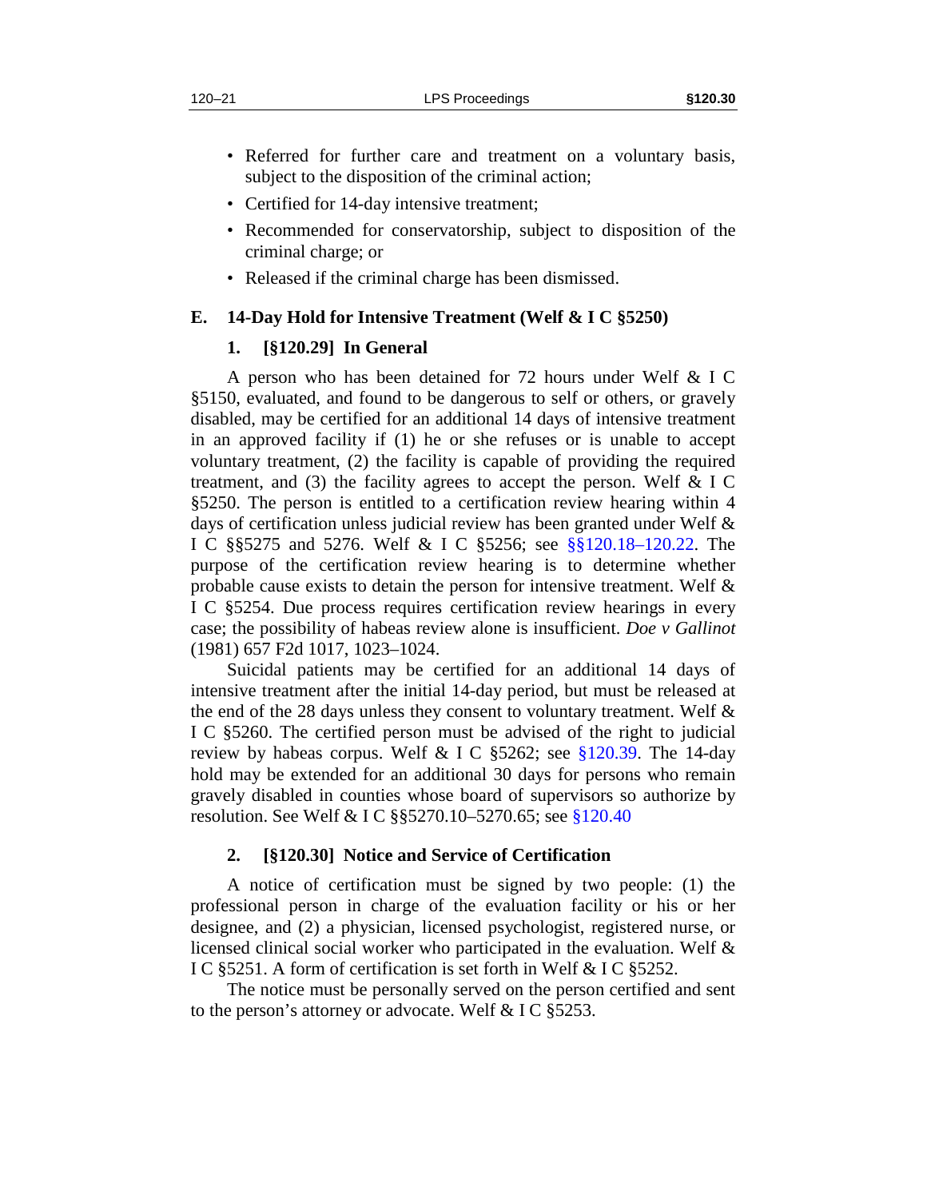- Referred for further care and treatment on a voluntary basis, subject to the disposition of the criminal action;
- Certified for 14-day intensive treatment;
- Recommended for conservatorship, subject to disposition of the criminal charge; or
- Released if the criminal charge has been dismissed.

## E. 14-Day Hold for Intensive Treatment (Welf & I C §5250)

### 1. [§120.29] In General

A person who has been detained for 72 hours under Welf & I C §5150, evaluated, and found to be dangerous to self or others, or gravely disabled, may be certified for an additional 14 days of intensive treatment in an approved facility if (1) he or she refuses or is unable to accept voluntary treatment, (2) the facility is capable of providing the required treatment, and (3) the facility agrees to accept the person. Welf & I C §5250. The person is entitled to a certification review hearing within 4 days of certification unless judicial review has been granted under Welf & I C §§5275 and 5276. Welf & I C §5256; see §§120.18–120.22. The purpose of the certification review hearing is to determine whether probable cause exists to detain the person for intensive treatment. Welf & I C §5254. Due process requires certification review hearings in every case; the possibility of habeas review alone is insufficient. *Doe v Gallinot* (1981) 657 F2d 1017, 1023–1024.

Suicidal patients may be certified for an additional 14 days of intensive treatment after the initial 14-day period, but must be released at the end of the 28 days unless they consent to voluntary treatment. Welf & I C §5260. The certified person must be advised of the right to judicial review by habeas corpus. Welf & I C §5262; see §120.39. The 14-day hold may be extended for an additional 30 days for persons who remain gravely disabled in counties whose board of supervisors so authorize by resolution. See Welf & I C §§5270.10–5270.65; see §120.40

### 2. [§120.30] Notice and Service of Certification

A notice of certification must be signed by two people: (1) the professional person in charge of the evaluation facility or his or her designee, and (2) a physician, licensed psychologist, registered nurse, or licensed clinical social worker who participated in the evaluation. Welf & I C §5251. A form of certification is set forth in Welf & I C §5252.

The notice must be personally served on the person certified and sent to the person's attorney or advocate. Welf & I C §5253.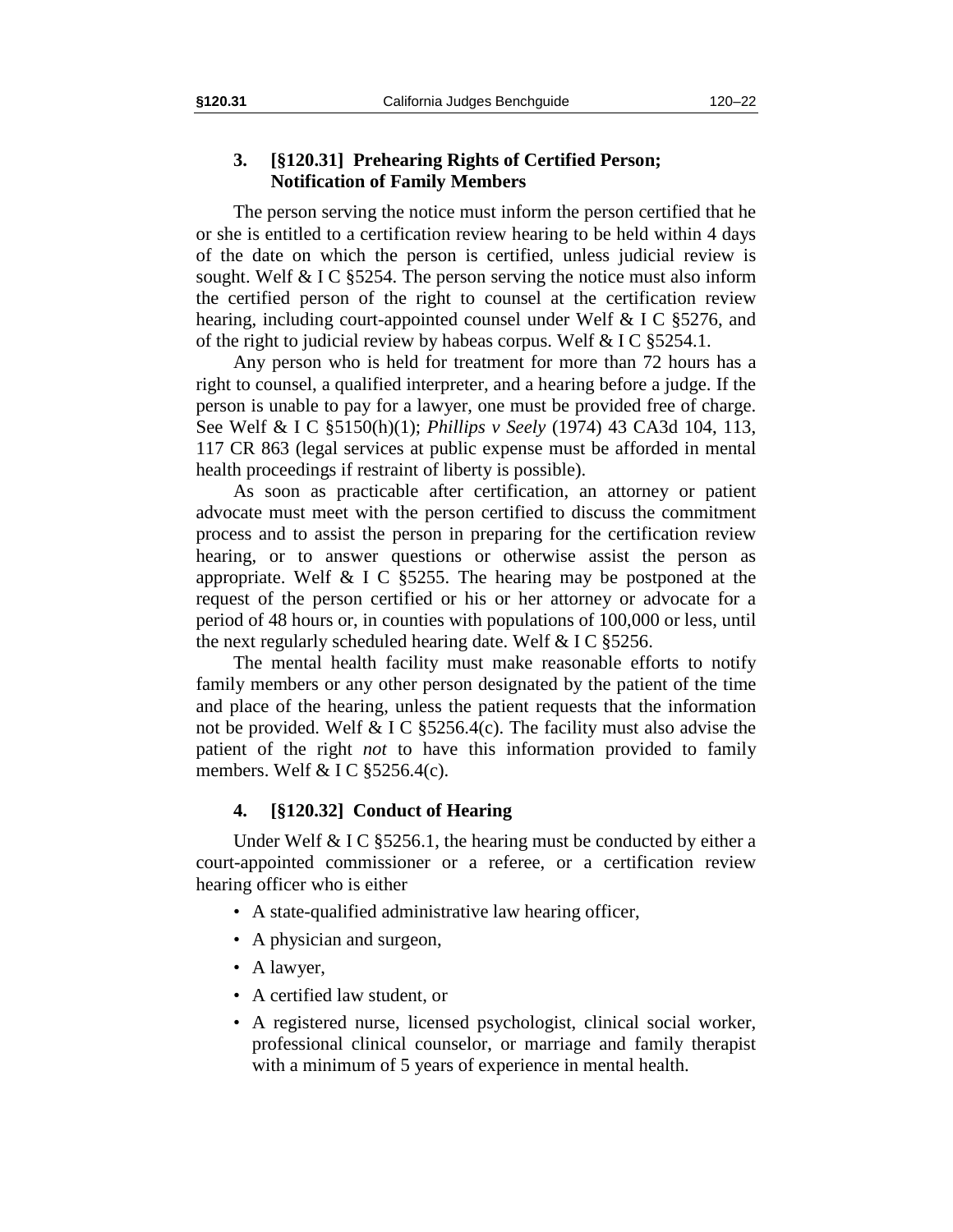### 3. [§120.31] Prehearing Rights of Certified Person; Notification of Family Members

The person serving the notice must inform the person certified that he or she is entitled to a certification review hearing to be held within 4 days of the date on which the person is certified, unless judicial review is sought. Welf & I C §5254. The person serving the notice must also inform the certified person of the right to counsel at the certification review hearing, including court-appointed counsel under Welf & I C §5276, and of the right to judicial review by habeas corpus. Welf & I C §5254.1.

Any person who is held for treatment for more than 72 hours has a right to counsel, a qualified interpreter, and a hearing before a judge. If the person is unable to pay for a lawyer, one must be provided free of charge. See Welf & I C §5150(h)(1); *Phillips v Seely* (1974) 43 CA3d 104, 113, 117 CR 863 (legal services at public expense must be afforded in mental health proceedings if restraint of liberty is possible).

As soon as practicable after certification, an attorney or patient advocate must meet with the person certified to discuss the commitment process and to assist the person in preparing for the certification review hearing, or to answer questions or otherwise assist the person as appropriate. Welf & I C §5255. The hearing may be postponed at the request of the person certified or his or her attorney or advocate for a period of 48 hours or, in counties with populations of 100,000 or less, until the next regularly scheduled hearing date. Welf & I C §5256.

The mental health facility must make reasonable efforts to notify family members or any other person designated by the patient of the time and place of the hearing, unless the patient requests that the information not be provided. Welf & I C §5256.4(c). The facility must also advise the patient of the right *not* to have this information provided to family members. Welf & I C §5256.4(c).

### 4. [§120.32] Conduct of Hearing

Under Welf & I C §5256.1, the hearing must be conducted by either a court-appointed commissioner or a referee, or a certification review hearing officer who is either

- A state-qualified administrative law hearing officer,
- A physician and surgeon,
- A lawyer,
- A certified law student, or
- A registered nurse, licensed psychologist, clinical social worker, professional clinical counselor, or marriage and family therapist with a minimum of 5 years of experience in mental health.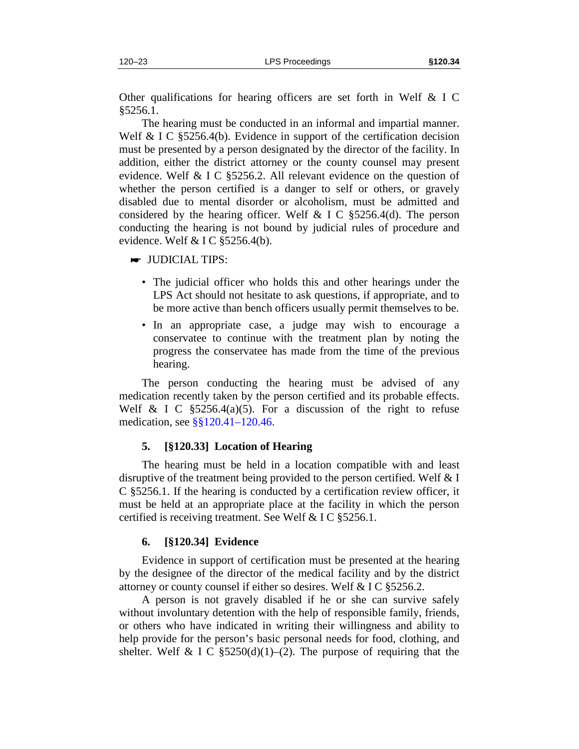Other qualifications for hearing officers are set forth in Welf & I C §5256.1.

The hearing must be conducted in an informal and impartial manner. Welf & I C §5256.4(b). Evidence in support of the certification decision must be presented by a person designated by the director of the facility. In addition, either the district attorney or the county counsel may present evidence. Welf & I C §5256.2. All relevant evidence on the question of whether the person certified is a danger to self or others, or gravely disabled due to mental disorder or alcoholism, must be admitted and considered by the hearing officer. Welf & I C §5256.4(d). The person conducting the hearing is not bound by judicial rules of procedure and evidence. Welf & I C §5256.4(b).

☛ JUDICIAL TIPS:

- The judicial officer who holds this and other hearings under the LPS Act should not hesitate to ask questions, if appropriate, and to be more active than bench officers usually permit themselves to be.
- In an appropriate case, a judge may wish to encourage a conservatee to continue with the treatment plan by noting the progress the conservatee has made from the time of the previous hearing.

The person conducting the hearing must be advised of any medication recently taken by the person certified and its probable effects. Welf & I C §5256.4(a)(5). For a discussion of the right to refuse medication, see §§120.41–120.46.

### 5. [§120.33] Location of Hearing

The hearing must be held in a location compatible with and least disruptive of the treatment being provided to the person certified. Welf & I C §5256.1. If the hearing is conducted by a certification review officer, it must be held at an appropriate place at the facility in which the person certified is receiving treatment. See Welf & I C §5256.1.

### 6. [§120.34] Evidence

Evidence in support of certification must be presented at the hearing by the designee of the director of the medical facility and by the district attorney or county counsel if either so desires. Welf & I C §5256.2.

A person is not gravely disabled if he or she can survive safely without involuntary detention with the help of responsible family, friends, or others who have indicated in writing their willingness and ability to help provide for the person's basic personal needs for food, clothing, and shelter. Welf & I C §5250(d)(1)–(2). The purpose of requiring that the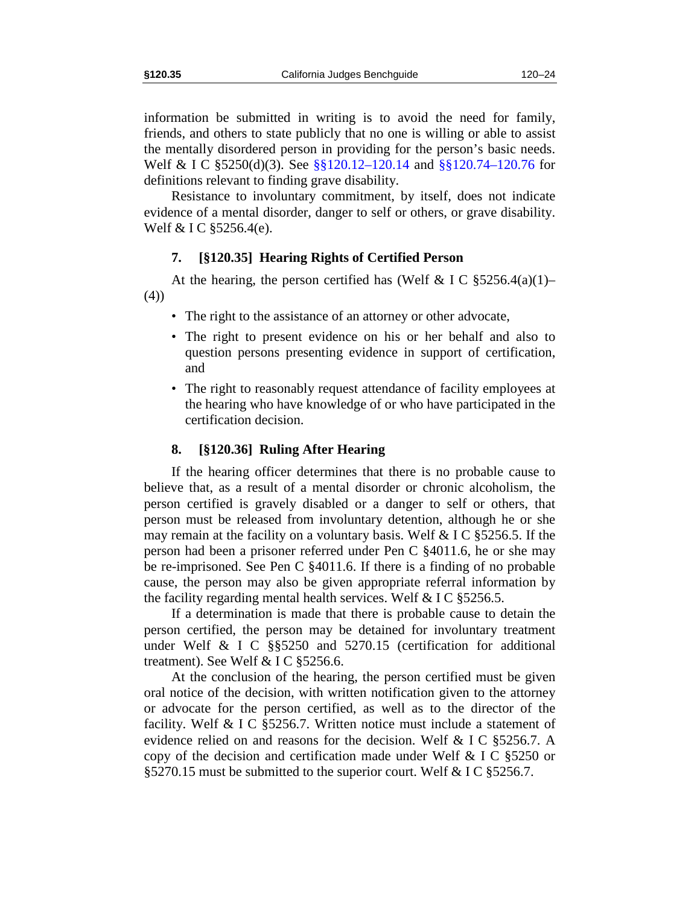information be submitted in writing is to avoid the need for family, friends, and others to state publicly that no one is willing or able to assist the mentally disordered person in providing for the person's basic needs. Welf & I C §5250(d)(3). See §§120.12–120.14 and §§120.74–120.76 for definitions relevant to finding grave disability.

Resistance to involuntary commitment, by itself, does not indicate evidence of a mental disorder, danger to self or others, or grave disability. Welf & I C §5256.4(e).

### 7. [§120.35] Hearing Rights of Certified Person

At the hearing, the person certified has (Welf & I C §5256.4(a)(1)–(4))

- The right to the assistance of an attorney or other advocate,
- The right to present evidence on his or her behalf and also to question persons presenting evidence in support of certification, and
- The right to reasonably request attendance of facility employees at the hearing who have knowledge of or who have participated in the certification decision.

### 8. [§120.36] Ruling After Hearing

If the hearing officer determines that there is no probable cause to believe that, as a result of a mental disorder or chronic alcoholism, the person certified is gravely disabled or a danger to self or others, that person must be released from involuntary detention, although he or she may remain at the facility on a voluntary basis. Welf & I C §5256.5. If the person had been a prisoner referred under Pen C §4011.6, he or she may be re-imprisoned. See Pen C §4011.6. If there is a finding of no probable cause, the person may also be given appropriate referral information by the facility regarding mental health services. Welf & I C §5256.5.

If a determination is made that there is probable cause to detain the person certified, the person may be detained for involuntary treatment under Welf & I C §§5250 and 5270.15 (certification for additional treatment). See Welf & I C §5256.6.

At the conclusion of the hearing, the person certified must be given oral notice of the decision, with written notification given to the attorney or advocate for the person certified, as well as to the director of the facility. Welf & I C §5256.7. Written notice must include a statement of evidence relied on and reasons for the decision. Welf & I C §5256.7. A copy of the decision and certification made under Welf & I C §5250 or §5270.15 must be submitted to the superior court. Welf & I C §5256.7.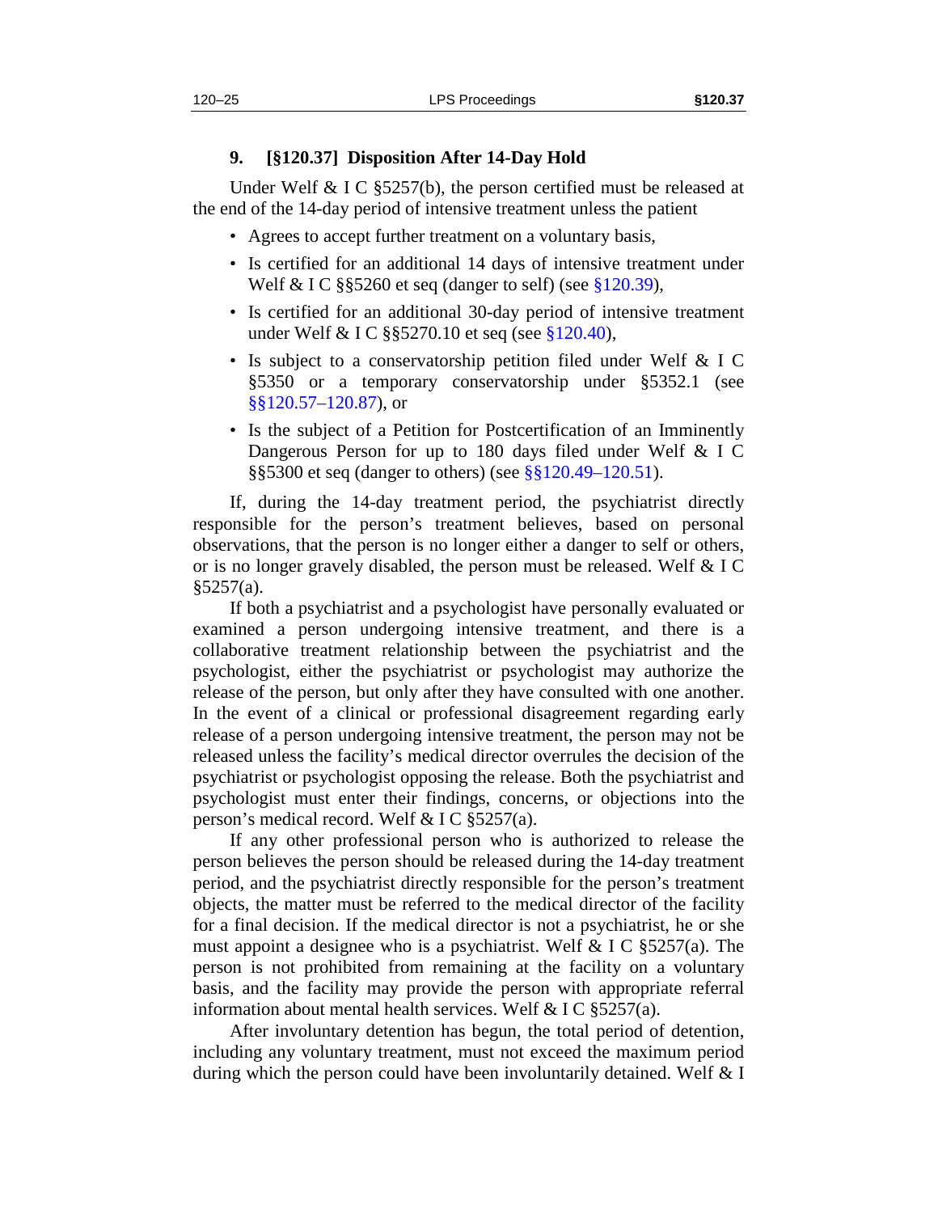### 9. [§120.37] Disposition After 14-Day Hold

Under Welf & I C §5257(b), the person certified must be released at the end of the 14-day period of intensive treatment unless the patient

- Agrees to accept further treatment on a voluntary basis,
- Is certified for an additional 14 days of intensive treatment under Welf & I C §§5260 et seq (danger to self) (see §120.39),
- Is certified for an additional 30-day period of intensive treatment under Welf & I C §§5270.10 et seq (see §120.40),
- Is subject to a conservatorship petition filed under Welf & I C §5350 or a temporary conservatorship under §5352.1 (see §§120.57–120.87), or
- Is the subject of a Petition for Postcertification of an Imminently Dangerous Person for up to 180 days filed under Welf & I C §§5300 et seq (danger to others) (see §§120.49–120.51).

If, during the 14-day treatment period, the psychiatrist directly responsible for the person's treatment believes, based on personal observations, that the person is no longer either a danger to self or others, or is no longer gravely disabled, the person must be released. Welf & I C §5257(a).

If both a psychiatrist and a psychologist have personally evaluated or examined a person undergoing intensive treatment, and there is a collaborative treatment relationship between the psychiatrist and the psychologist, either the psychiatrist or psychologist may authorize the release of the person, but only after they have consulted with one another. In the event of a clinical or professional disagreement regarding early release of a person undergoing intensive treatment, the person may not be released unless the facility's medical director overrules the decision of the psychiatrist or psychologist opposing the release. Both the psychiatrist and psychologist must enter their findings, concerns, or objections into the person's medical record. Welf & I C §5257(a).

If any other professional person who is authorized to release the person believes the person should be released during the 14-day treatment period, and the psychiatrist directly responsible for the person's treatment objects, the matter must be referred to the medical director of the facility for a final decision. If the medical director is not a psychiatrist, he or she must appoint a designee who is a psychiatrist. Welf & I C §5257(a). The person is not prohibited from remaining at the facility on a voluntary basis, and the facility may provide the person with appropriate referral information about mental health services. Welf & I C §5257(a).

After involuntary detention has begun, the total period of detention, including any voluntary treatment, must not exceed the maximum period during which the person could have been involuntarily detained. Welf & I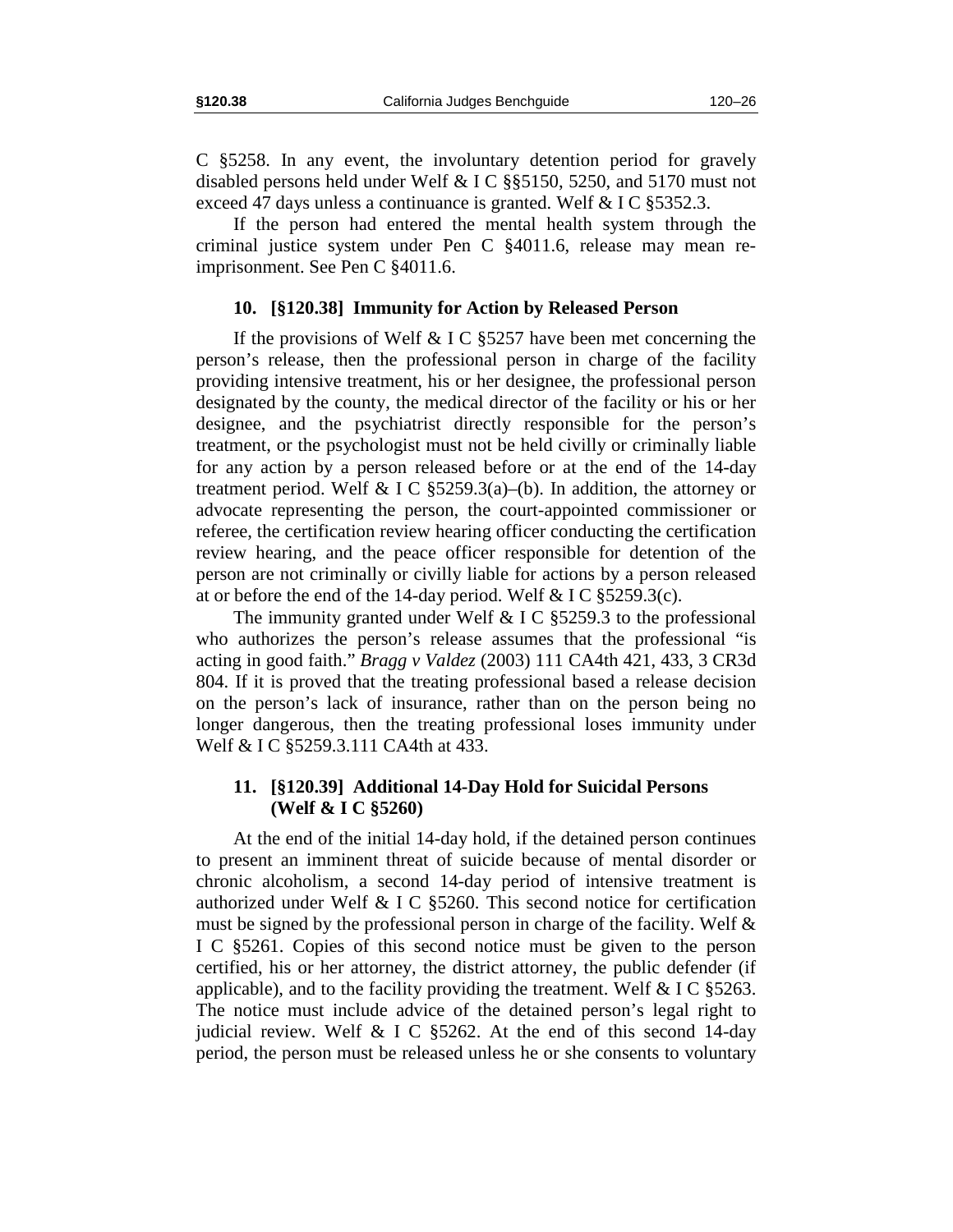C §5258. In any event, the involuntary detention period for gravely disabled persons held under Welf & I C §§5150, 5250, and 5170 must not exceed 47 days unless a continuance is granted. Welf & I C §5352.3.

If the person had entered the mental health system through the criminal justice system under Pen C §4011.6, release may mean re-imprisonment. See Pen C §4011.6.

### 10. [§120.38] Immunity for Action by Released Person

If the provisions of Welf & I C §5257 have been met concerning the person's release, then the professional person in charge of the facility providing intensive treatment, his or her designee, the professional person designated by the county, the medical director of the facility or his or her designee, and the psychiatrist directly responsible for the person's treatment, or the psychologist must not be held civilly or criminally liable for any action by a person released before or at the end of the 14-day treatment period. Welf & I C §5259.3(a)–(b). In addition, the attorney or advocate representing the person, the court-appointed commissioner or referee, the certification review hearing officer conducting the certification review hearing, and the peace officer responsible for detention of the person are not criminally or civilly liable for actions by a person released at or before the end of the 14-day period. Welf & I C §5259.3(c).

The immunity granted under Welf & I C §5259.3 to the professional who authorizes the person's release assumes that the professional "is acting in good faith." *Bragg v Valdez* (2003) 111 CA4th 421, 433, 3 CR3d 804. If it is proved that the treating professional based a release decision on the person's lack of insurance, rather than on the person being no longer dangerous, then the treating professional loses immunity under Welf & I C §5259.3.111 CA4th at 433.

### 11. [§120.39] Additional 14-Day Hold for Suicidal Persons (Welf & I C §5260)

At the end of the initial 14-day hold, if the detained person continues to present an imminent threat of suicide because of mental disorder or chronic alcoholism, a second 14-day period of intensive treatment is authorized under Welf & I C §5260. This second notice for certification must be signed by the professional person in charge of the facility. Welf & I C §5261. Copies of this second notice must be given to the person certified, his or her attorney, the district attorney, the public defender (if applicable), and to the facility providing the treatment. Welf & I C §5263. The notice must include advice of the detained person's legal right to judicial review. Welf & I C §5262. At the end of this second 14-day period, the person must be released unless he or she consents to voluntary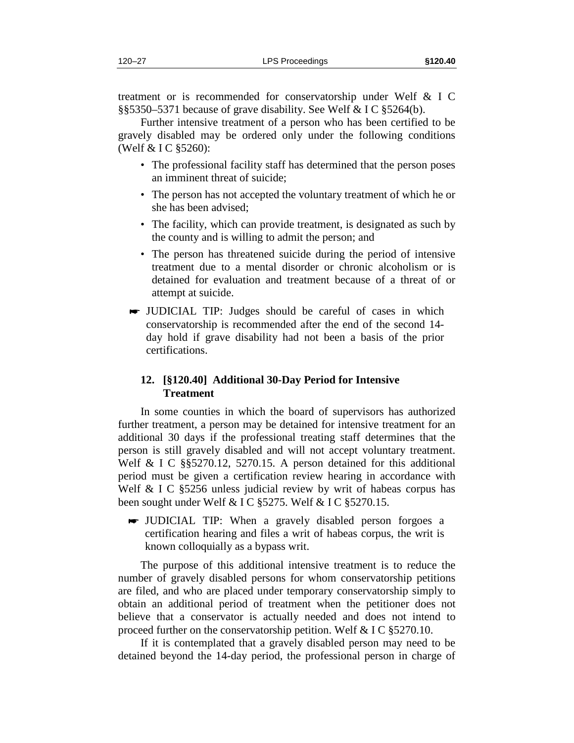treatment or is recommended for conservatorship under Welf & I C §§5350–5371 because of grave disability. See Welf & I C §5264(b).

Further intensive treatment of a person who has been certified to be gravely disabled may be ordered only under the following conditions (Welf & I C §5260):

- The professional facility staff has determined that the person poses an imminent threat of suicide;
- The person has not accepted the voluntary treatment of which he or she has been advised;
- The facility, which can provide treatment, is designated as such by the county and is willing to admit the person; and
- The person has threatened suicide during the period of intensive treatment due to a mental disorder or chronic alcoholism or is detained for evaluation and treatment because of a threat of or attempt at suicide.

☛ JUDICIAL TIP: Judges should be careful of cases in which conservatorship is recommended after the end of the second 14-day hold if grave disability had not been a basis of the prior certifications.

### 12. [§120.40] Additional 30-Day Period for Intensive Treatment

In some counties in which the board of supervisors has authorized further treatment, a person may be detained for intensive treatment for an additional 30 days if the professional treating staff determines that the person is still gravely disabled and will not accept voluntary treatment. Welf & I C §§5270.12, 5270.15. A person detained for this additional period must be given a certification review hearing in accordance with Welf & I C §5256 unless judicial review by writ of habeas corpus has been sought under Welf & I C §5275. Welf & I C §5270.15.

☛ JUDICIAL TIP: When a gravely disabled person forgoes a certification hearing and files a writ of habeas corpus, the writ is known colloquially as a bypass writ.

The purpose of this additional intensive treatment is to reduce the number of gravely disabled persons for whom conservatorship petitions are filed, and who are placed under temporary conservatorship simply to obtain an additional period of treatment when the petitioner does not believe that a conservator is actually needed and does not intend to proceed further on the conservatorship petition. Welf & I C §5270.10.

If it is contemplated that a gravely disabled person may need to be detained beyond the 14-day period, the professional person in charge of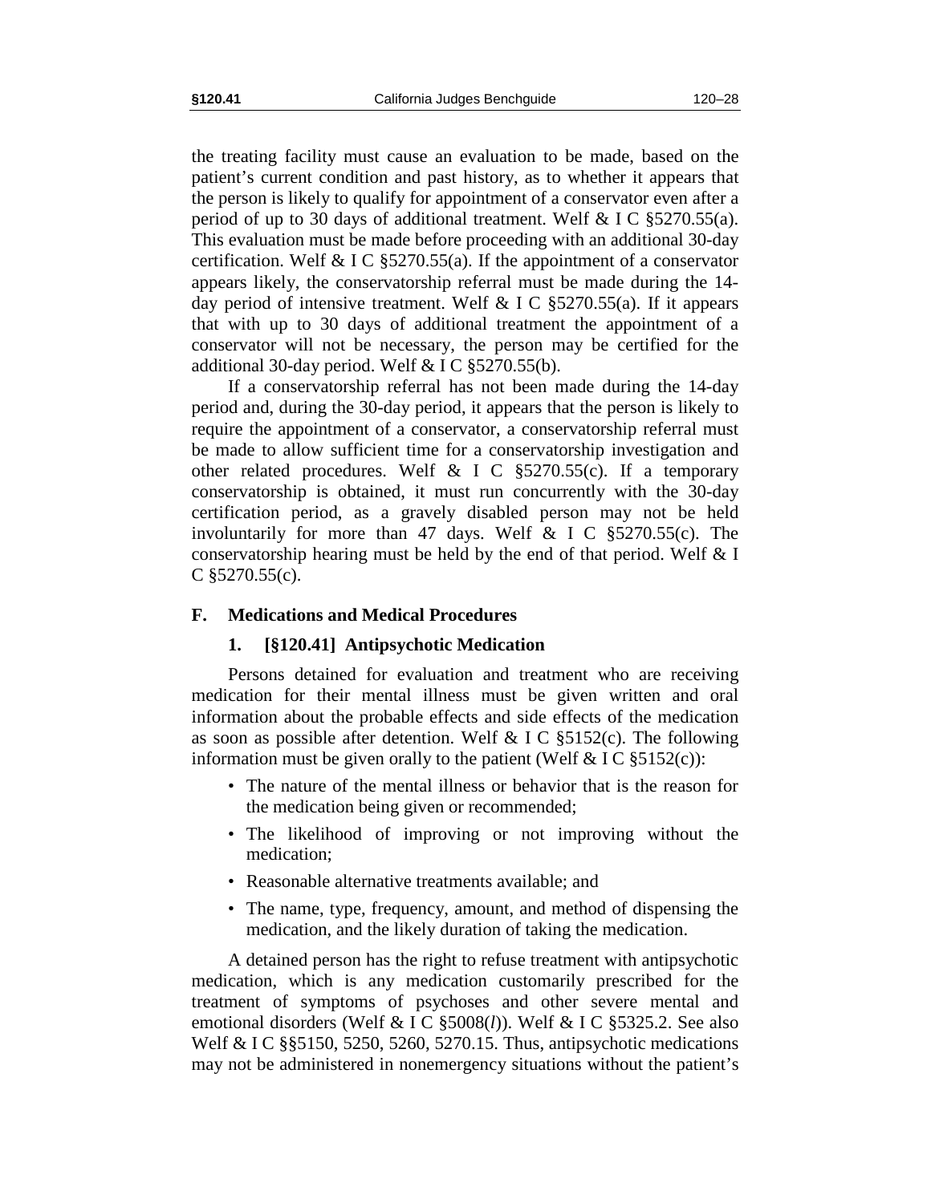the treating facility must cause an evaluation to be made, based on the patient's current condition and past history, as to whether it appears that the person is likely to qualify for appointment of a conservator even after a period of up to 30 days of additional treatment. Welf & I C §5270.55(a). This evaluation must be made before proceeding with an additional 30-day certification. Welf & I C §5270.55(a). If the appointment of a conservator appears likely, the conservatorship referral must be made during the 14-day period of intensive treatment. Welf & I C §5270.55(a). If it appears that with up to 30 days of additional treatment the appointment of a conservator will not be necessary, the person may be certified for the additional 30-day period. Welf & I C §5270.55(b).

If a conservatorship referral has not been made during the 14-day period and, during the 30-day period, it appears that the person is likely to require the appointment of a conservator, a conservatorship referral must be made to allow sufficient time for a conservatorship investigation and other related procedures. Welf & I C §5270.55(c). If a temporary conservatorship is obtained, it must run concurrently with the 30-day certification period, as a gravely disabled person may not be held involuntarily for more than 47 days. Welf & I C §5270.55(c). The conservatorship hearing must be held by the end of that period. Welf & I C §5270.55(c).

## F. Medications and Medical Procedures

### 1. [§120.41] Antipsychotic Medication

Persons detained for evaluation and treatment who are receiving medication for their mental illness must be given written and oral information about the probable effects and side effects of the medication as soon as possible after detention. Welf & I C §5152(c). The following information must be given orally to the patient (Welf & I C §5152(c)):

- The nature of the mental illness or behavior that is the reason for the medication being given or recommended;
- The likelihood of improving or not improving without the medication;
- Reasonable alternative treatments available; and
- The name, type, frequency, amount, and method of dispensing the medication, and the likely duration of taking the medication.

A detained person has the right to refuse treatment with antipsychotic medication, which is any medication customarily prescribed for the treatment of symptoms of psychoses and other severe mental and emotional disorders (Welf & I C §5008(*l*)). Welf & I C §5325.2. See also Welf & I C §§5150, 5250, 5260, 5270.15. Thus, antipsychotic medications may not be administered in nonemergency situations without the patient's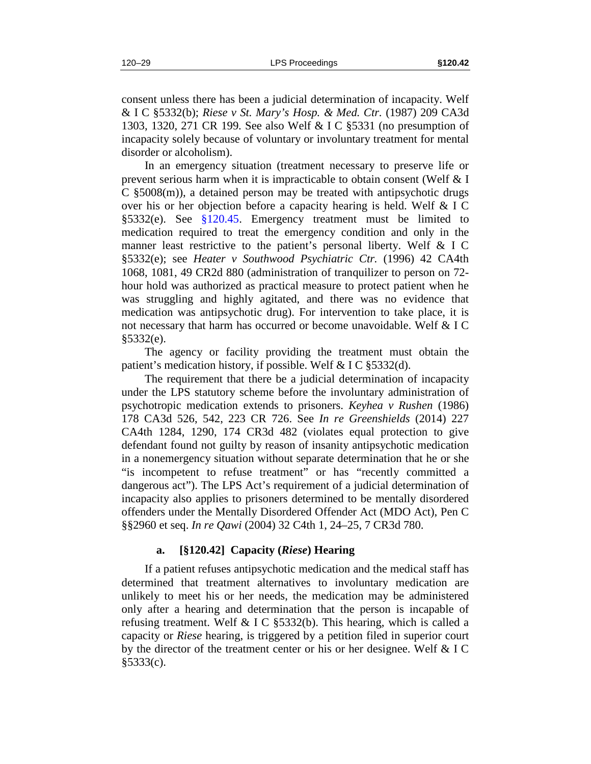consent unless there has been a judicial determination of incapacity. Welf & I C §5332(b); *Riese v St. Mary's Hosp. & Med. Ctr.* (1987) 209 CA3d 1303, 1320, 271 CR 199. See also Welf & I C §5331 (no presumption of incapacity solely because of voluntary or involuntary treatment for mental disorder or alcoholism).

In an emergency situation (treatment necessary to preserve life or prevent serious harm when it is impracticable to obtain consent (Welf & I C §5008(m)), a detained person may be treated with antipsychotic drugs over his or her objection before a capacity hearing is held. Welf & I C §5332(e). See §120.45. Emergency treatment must be limited to medication required to treat the emergency condition and only in the manner least restrictive to the patient's personal liberty. Welf & I C §5332(e); see *Heater v Southwood Psychiatric Ctr.* (1996) 42 CA4th 1068, 1081, 49 CR2d 880 (administration of tranquilizer to person on 72-hour hold was authorized as practical measure to protect patient when he was struggling and highly agitated, and there was no evidence that medication was antipsychotic drug). For intervention to take place, it is not necessary that harm has occurred or become unavoidable. Welf & I C §5332(e).

The agency or facility providing the treatment must obtain the patient's medication history, if possible. Welf & I C §5332(d).

The requirement that there be a judicial determination of incapacity under the LPS statutory scheme before the involuntary administration of psychotropic medication extends to prisoners. *Keyhea v Rushen* (1986) 178 CA3d 526, 542, 223 CR 726. See *In re Greenshields* (2014) 227 CA4th 1284, 1290, 174 CR3d 482 (violates equal protection to give defendant found not guilty by reason of insanity antipsychotic medication in a nonemergency situation without separate determination that he or she "is incompetent to refuse treatment" or has "recently committed a dangerous act"). The LPS Act's requirement of a judicial determination of incapacity also applies to prisoners determined to be mentally disordered offenders under the Mentally Disordered Offender Act (MDO Act), Pen C §§2960 et seq. *In re Qawi* (2004) 32 C4th 1, 24–25, 7 CR3d 780.

#### a. [§120.42] Capacity (*Riese*) Hearing

If a patient refuses antipsychotic medication and the medical staff has determined that treatment alternatives to involuntary medication are unlikely to meet his or her needs, the medication may be administered only after a hearing and determination that the person is incapable of refusing treatment. Welf & I C §5332(b). This hearing, which is called a capacity or *Riese* hearing, is triggered by a petition filed in superior court by the director of the treatment center or his or her designee. Welf & I C §5333(c).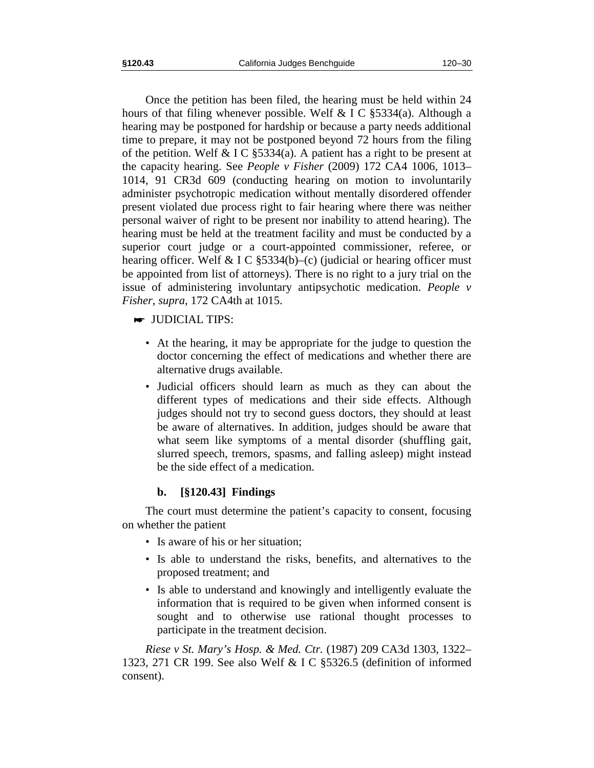Once the petition has been filed, the hearing must be held within 24 hours of that filing whenever possible. Welf & I C §5334(a). Although a hearing may be postponed for hardship or because a party needs additional time to prepare, it may not be postponed beyond 72 hours from the filing of the petition. Welf & I C §5334(a). A patient has a right to be present at the capacity hearing. See *People v Fisher* (2009) 172 CA4 1006, 1013–1014, 91 CR3d 609 (conducting hearing on motion to involuntarily administer psychotropic medication without mentally disordered offender present violated due process right to fair hearing where there was neither personal waiver of right to be present nor inability to attend hearing). The hearing must be held at the treatment facility and must be conducted by a superior court judge or a court-appointed commissioner, referee, or hearing officer. Welf & I C §5334(b)–(c) (judicial or hearing officer must be appointed from list of attorneys). There is no right to a jury trial on the issue of administering involuntary antipsychotic medication. *People v Fisher*, *supra*, 172 CA4th at 1015.

☛ JUDICIAL TIPS:

- At the hearing, it may be appropriate for the judge to question the doctor concerning the effect of medications and whether there are alternative drugs available.
- Judicial officers should learn as much as they can about the different types of medications and their side effects. Although judges should not try to second guess doctors, they should at least be aware of alternatives. In addition, judges should be aware that what seem like symptoms of a mental disorder (shuffling gait, slurred speech, tremors, spasms, and falling asleep) might instead be the side effect of a medication.

#### b. [§120.43] Findings

The court must determine the patient's capacity to consent, focusing on whether the patient

- Is aware of his or her situation;
- Is able to understand the risks, benefits, and alternatives to the proposed treatment; and
- Is able to understand and knowingly and intelligently evaluate the information that is required to be given when informed consent is sought and to otherwise use rational thought processes to participate in the treatment decision.

*Riese v St. Mary's Hosp. & Med. Ctr.* (1987) 209 CA3d 1303, 1322–1323, 271 CR 199. See also Welf & I C §5326.5 (definition of informed consent).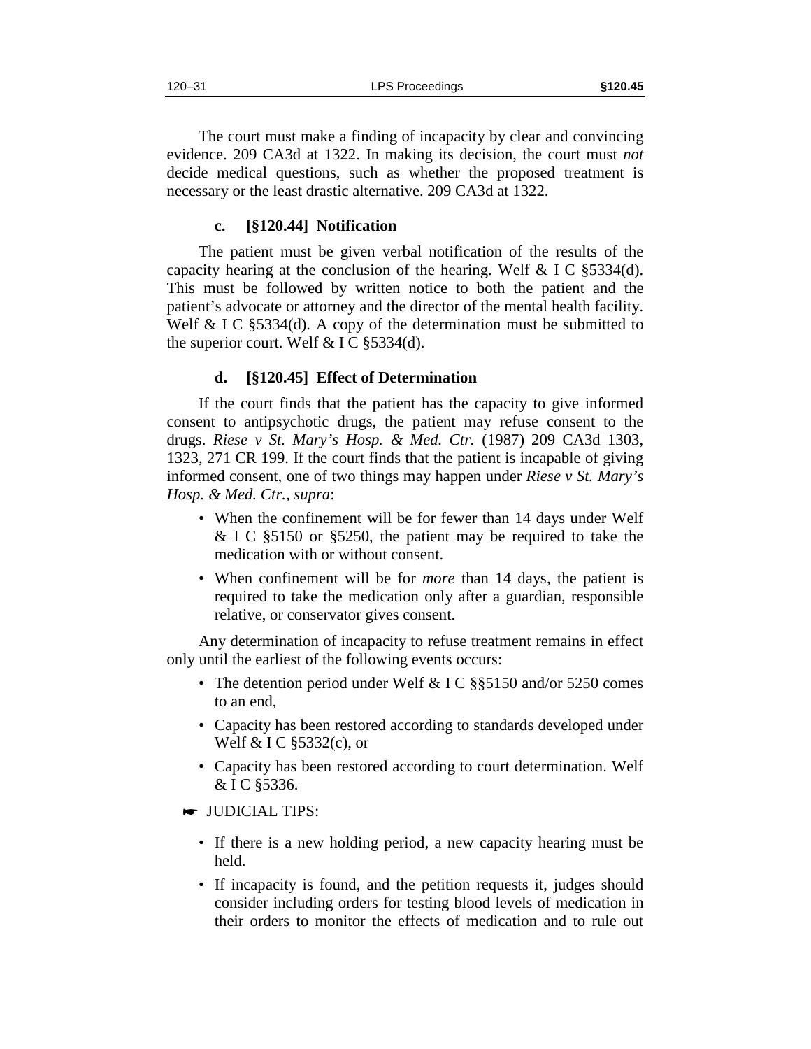The court must make a finding of incapacity by clear and convincing evidence. 209 CA3d at 1322. In making its decision, the court must *not* decide medical questions, such as whether the proposed treatment is necessary or the least drastic alternative. 209 CA3d at 1322.

### c. [§120.44] Notification

The patient must be given verbal notification of the results of the capacity hearing at the conclusion of the hearing. Welf & I C §5334(d). This must be followed by written notice to both the patient and the patient's advocate or attorney and the director of the mental health facility. Welf & I C §5334(d). A copy of the determination must be submitted to the superior court. Welf & I C §5334(d).

### d. [§120.45] Effect of Determination

If the court finds that the patient has the capacity to give informed consent to antipsychotic drugs, the patient may refuse consent to the drugs. *Riese v St. Mary's Hosp. & Med. Ctr.* (1987) 209 CA3d 1303, 1323, 271 CR 199. If the court finds that the patient is incapable of giving informed consent, one of two things may happen under *Riese v St. Mary's Hosp. & Med. Ctr., supra*:

- When the confinement will be for fewer than 14 days under Welf & I C §5150 or §5250, the patient may be required to take the medication with or without consent.
- When confinement will be for *more* than 14 days, the patient is required to take the medication only after a guardian, responsible relative, or conservator gives consent.

Any determination of incapacity to refuse treatment remains in effect only until the earliest of the following events occurs:

- The detention period under Welf & I C §§5150 and/or 5250 comes to an end,
- Capacity has been restored according to standards developed under Welf & I C §5332(c), or
- Capacity has been restored according to court determination. Welf & I C §5336.

☛ JUDICIAL TIPS:

- If there is a new holding period, a new capacity hearing must be held.
- If incapacity is found, and the petition requests it, judges should consider including orders for testing blood levels of medication in their orders to monitor the effects of medication and to rule out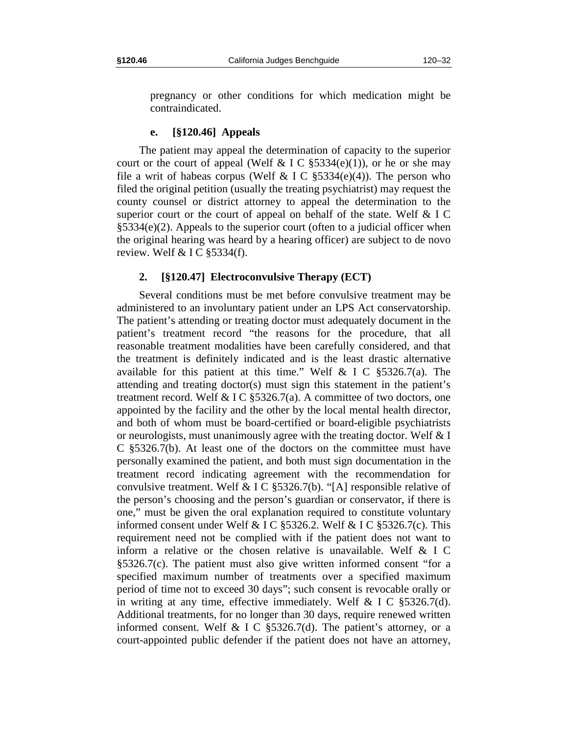pregnancy or other conditions for which medication might be contraindicated.

#### e. [§120.46] Appeals

The patient may appeal the determination of capacity to the superior court or the court of appeal (Welf & I C §5334(e)(1)), or he or she may file a writ of habeas corpus (Welf & I C §5334(e)(4)). The person who filed the original petition (usually the treating psychiatrist) may request the county counsel or district attorney to appeal the determination to the superior court or the court of appeal on behalf of the state. Welf & I C §5334(e)(2). Appeals to the superior court (often to a judicial officer when the original hearing was heard by a hearing officer) are subject to de novo review. Welf & I C §5334(f).

### 2. [§120.47] Electroconvulsive Therapy (ECT)

Several conditions must be met before convulsive treatment may be administered to an involuntary patient under an LPS Act conservatorship. The patient's attending or treating doctor must adequately document in the patient's treatment record "the reasons for the procedure, that all reasonable treatment modalities have been carefully considered, and that the treatment is definitely indicated and is the least drastic alternative available for this patient at this time." Welf & I C §5326.7(a). The attending and treating doctor(s) must sign this statement in the patient's treatment record. Welf & I C §5326.7(a). A committee of two doctors, one appointed by the facility and the other by the local mental health director, and both of whom must be board-certified or board-eligible psychiatrists or neurologists, must unanimously agree with the treating doctor. Welf & I C §5326.7(b). At least one of the doctors on the committee must have personally examined the patient, and both must sign documentation in the treatment record indicating agreement with the recommendation for convulsive treatment. Welf & I C §5326.7(b). "[A] responsible relative of the person's choosing and the person's guardian or conservator, if there is one," must be given the oral explanation required to constitute voluntary informed consent under Welf & I C §5326.2. Welf & I C §5326.7(c). This requirement need not be complied with if the patient does not want to inform a relative or the chosen relative is unavailable. Welf & I C §5326.7(c). The patient must also give written informed consent "for a specified maximum number of treatments over a specified maximum period of time not to exceed 30 days"; such consent is revocable orally or in writing at any time, effective immediately. Welf & I C §5326.7(d). Additional treatments, for no longer than 30 days, require renewed written informed consent. Welf & I C §5326.7(d). The patient's attorney, or a court-appointed public defender if the patient does not have an attorney,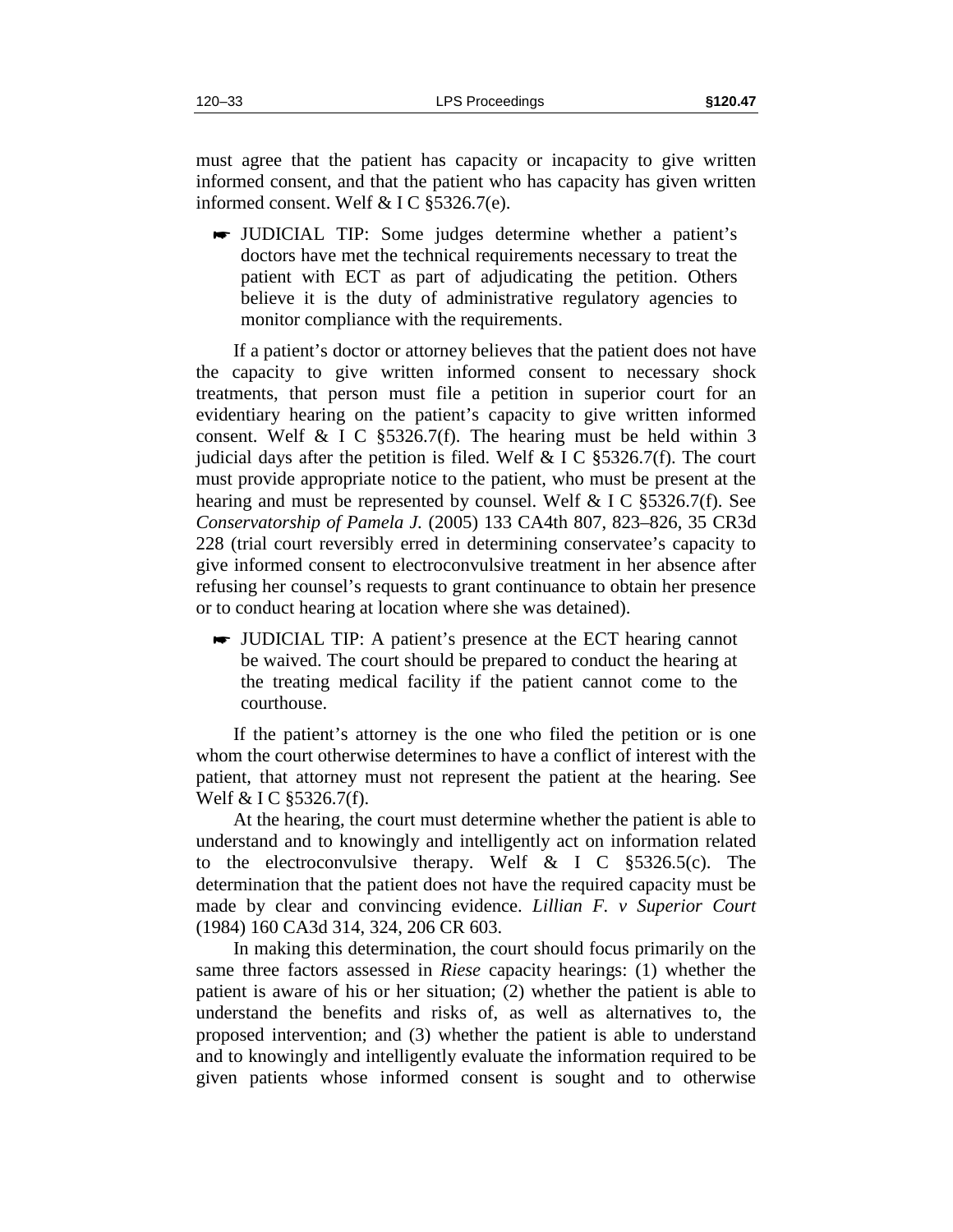must agree that the patient has capacity or incapacity to give written informed consent, and that the patient who has capacity has given written informed consent. Welf & I C §5326.7(e).

> ☛ JUDICIAL TIP: Some judges determine whether a patient's doctors have met the technical requirements necessary to treat the patient with ECT as part of adjudicating the petition. Others believe it is the duty of administrative regulatory agencies to monitor compliance with the requirements.

If a patient's doctor or attorney believes that the patient does not have the capacity to give written informed consent to necessary shock treatments, that person must file a petition in superior court for an evidentiary hearing on the patient's capacity to give written informed consent. Welf & I C §5326.7(f). The hearing must be held within 3 judicial days after the petition is filed. Welf & I C §5326.7(f). The court must provide appropriate notice to the patient, who must be present at the hearing and must be represented by counsel. Welf & I C §5326.7(f). See *Conservatorship of Pamela J.* (2005) 133 CA4th 807, 823–826, 35 CR3d 228 (trial court reversibly erred in determining conservatee's capacity to give informed consent to electroconvulsive treatment in her absence after refusing her counsel's requests to grant continuance to obtain her presence or to conduct hearing at location where she was detained).

> ☛ JUDICIAL TIP: A patient's presence at the ECT hearing cannot be waived. The court should be prepared to conduct the hearing at the treating medical facility if the patient cannot come to the courthouse.

If the patient's attorney is the one who filed the petition or is one whom the court otherwise determines to have a conflict of interest with the patient, that attorney must not represent the patient at the hearing. See Welf & I C §5326.7(f).

At the hearing, the court must determine whether the patient is able to understand and to knowingly and intelligently act on information related to the electroconvulsive therapy. Welf & I C §5326.5(c). The determination that the patient does not have the required capacity must be made by clear and convincing evidence. *Lillian F. v Superior Court* (1984) 160 CA3d 314, 324, 206 CR 603.

In making this determination, the court should focus primarily on the same three factors assessed in *Riese* capacity hearings: (1) whether the patient is aware of his or her situation; (2) whether the patient is able to understand the benefits and risks of, as well as alternatives to, the proposed intervention; and (3) whether the patient is able to understand and to knowingly and intelligently evaluate the information required to be given patients whose informed consent is sought and to otherwise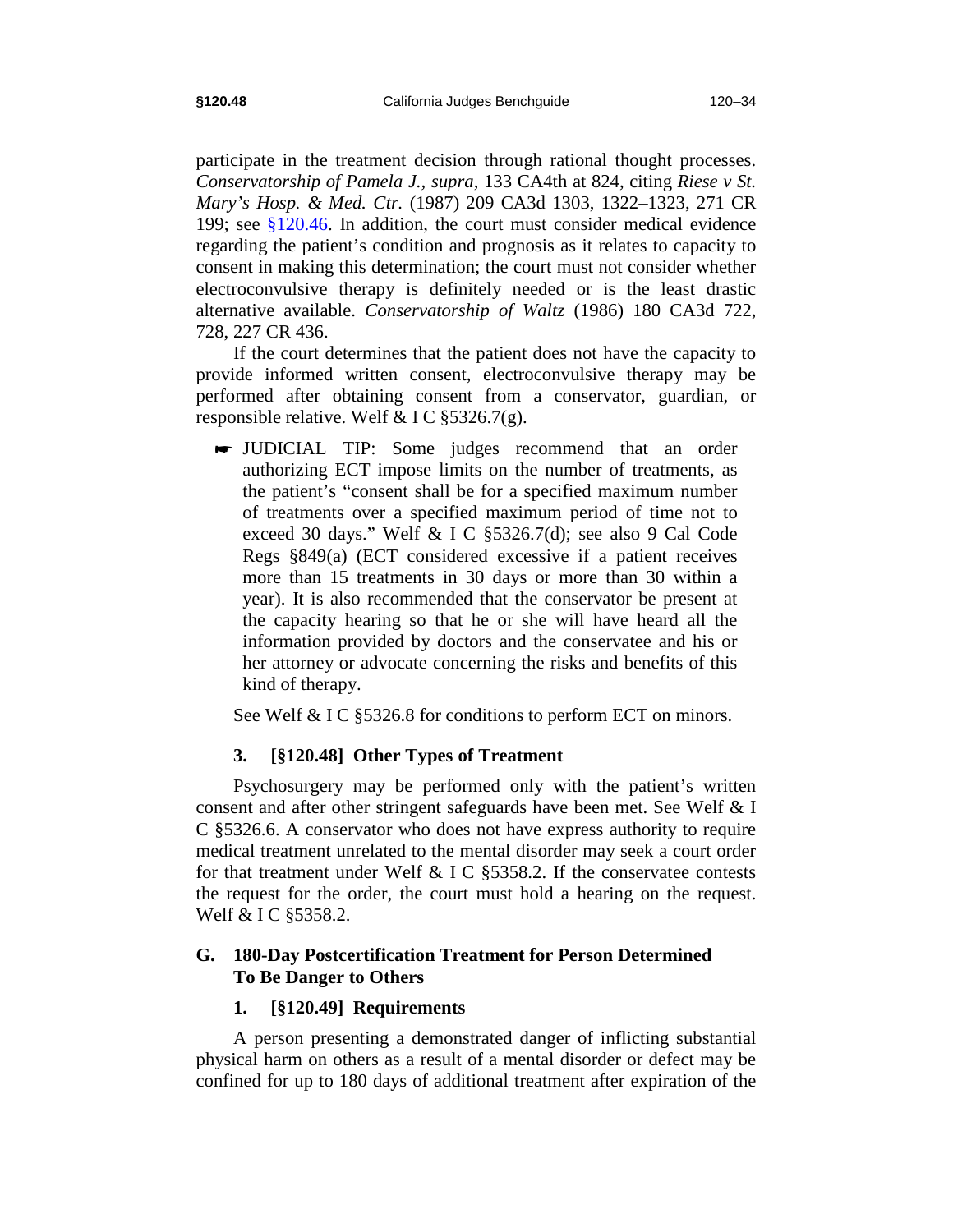participate in the treatment decision through rational thought processes. *Conservatorship of Pamela J., supra*, 133 CA4th at 824, citing *Riese v St. Mary's Hosp. & Med. Ctr.* (1987) 209 CA3d 1303, 1322–1323, 271 CR 199; see §120.46. In addition, the court must consider medical evidence regarding the patient's condition and prognosis as it relates to capacity to consent in making this determination; the court must not consider whether electroconvulsive therapy is definitely needed or is the least drastic alternative available. *Conservatorship of Waltz* (1986) 180 CA3d 722, 728, 227 CR 436.

If the court determines that the patient does not have the capacity to provide informed written consent, electroconvulsive therapy may be performed after obtaining consent from a conservator, guardian, or responsible relative. Welf & I C §5326.7(g).

> ☛ JUDICIAL TIP: Some judges recommend that an order authorizing ECT impose limits on the number of treatments, as the patient's "consent shall be for a specified maximum number of treatments over a specified maximum period of time not to exceed 30 days." Welf & I C §5326.7(d); see also 9 Cal Code Regs §849(a) (ECT considered excessive if a patient receives more than 15 treatments in 30 days or more than 30 within a year). It is also recommended that the conservator be present at the capacity hearing so that he or she will have heard all the information provided by doctors and the conservatee and his or her attorney or advocate concerning the risks and benefits of this kind of therapy.

See Welf & I C §5326.8 for conditions to perform ECT on minors.

### 3. [§120.48] Other Types of Treatment

Psychosurgery may be performed only with the patient's written consent and after other stringent safeguards have been met. See Welf & I C §5326.6. A conservator who does not have express authority to require medical treatment unrelated to the mental disorder may seek a court order for that treatment under Welf & I C §5358.2. If the conservatee contests the request for the order, the court must hold a hearing on the request. Welf & I C §5358.2.

## G. 180-Day Postcertification Treatment for Person Determined To Be Danger to Others

### 1. [§120.49] Requirements

A person presenting a demonstrated danger of inflicting substantial physical harm on others as a result of a mental disorder or defect may be confined for up to 180 days of additional treatment after expiration of the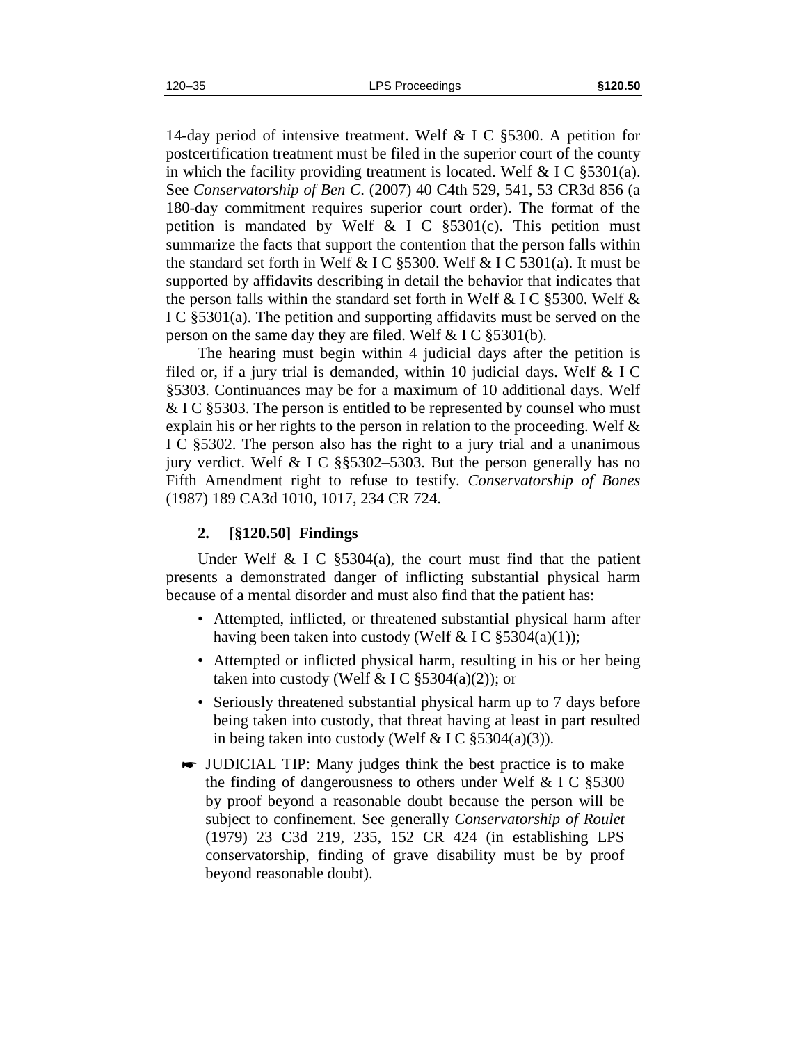14-day period of intensive treatment. Welf & I C §5300. A petition for postcertification treatment must be filed in the superior court of the county in which the facility providing treatment is located. Welf & I C §5301(a). See *Conservatorship of Ben C.* (2007) 40 C4th 529, 541, 53 CR3d 856 (a 180-day commitment requires superior court order). The format of the petition is mandated by Welf & I C §5301(c). This petition must summarize the facts that support the contention that the person falls within the standard set forth in Welf & I C §5300. Welf & I C 5301(a). It must be supported by affidavits describing in detail the behavior that indicates that the person falls within the standard set forth in Welf & I C §5300. Welf & I C §5301(a). The petition and supporting affidavits must be served on the person on the same day they are filed. Welf & I C §5301(b).

The hearing must begin within 4 judicial days after the petition is filed or, if a jury trial is demanded, within 10 judicial days. Welf & I C §5303. Continuances may be for a maximum of 10 additional days. Welf & I C §5303. The person is entitled to be represented by counsel who must explain his or her rights to the person in relation to the proceeding. Welf & I C §5302. The person also has the right to a jury trial and a unanimous jury verdict. Welf & I C §§5302–5303. But the person generally has no Fifth Amendment right to refuse to testify. *Conservatorship of Bones* (1987) 189 CA3d 1010, 1017, 234 CR 724.

### 2. [§120.50] Findings

Under Welf & I C §5304(a), the court must find that the patient presents a demonstrated danger of inflicting substantial physical harm because of a mental disorder and must also find that the patient has:

- Attempted, inflicted, or threatened substantial physical harm after having been taken into custody (Welf & I C §5304(a)(1));
- Attempted or inflicted physical harm, resulting in his or her being taken into custody (Welf & I C §5304(a)(2)); or
- Seriously threatened substantial physical harm up to 7 days before being taken into custody, that threat having at least in part resulted in being taken into custody (Welf & I C §5304(a)(3)).

☛ JUDICIAL TIP: Many judges think the best practice is to make the finding of dangerousness to others under Welf & I C §5300 by proof beyond a reasonable doubt because the person will be subject to confinement. See generally *Conservatorship of Roulet* (1979) 23 C3d 219, 235, 152 CR 424 (in establishing LPS conservatorship, finding of grave disability must be by proof beyond reasonable doubt).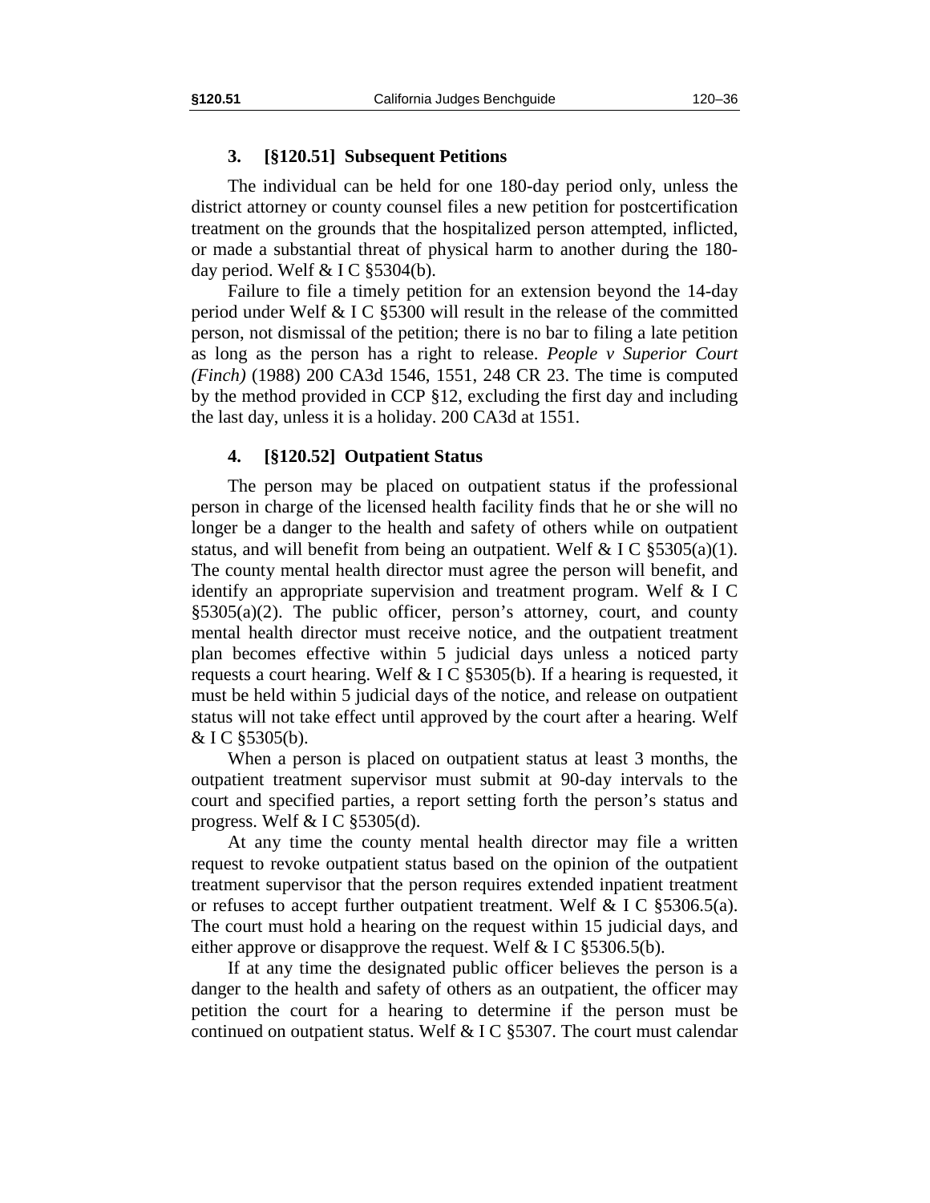### 3. [§120.51] Subsequent Petitions

The individual can be held for one 180-day period only, unless the district attorney or county counsel files a new petition for postcertification treatment on the grounds that the hospitalized person attempted, inflicted, or made a substantial threat of physical harm to another during the 180-day period. Welf & I C §5304(b).

Failure to file a timely petition for an extension beyond the 14-day period under Welf & I C §5300 will result in the release of the committed person, not dismissal of the petition; there is no bar to filing a late petition as long as the person has a right to release. *People v Superior Court (Finch)* (1988) 200 CA3d 1546, 1551, 248 CR 23. The time is computed by the method provided in CCP §12, excluding the first day and including the last day, unless it is a holiday. 200 CA3d at 1551.

### 4. [§120.52] Outpatient Status

The person may be placed on outpatient status if the professional person in charge of the licensed health facility finds that he or she will no longer be a danger to the health and safety of others while on outpatient status, and will benefit from being an outpatient. Welf & I C §5305(a)(1). The county mental health director must agree the person will benefit, and identify an appropriate supervision and treatment program. Welf & I C §5305(a)(2). The public officer, person's attorney, court, and county mental health director must receive notice, and the outpatient treatment plan becomes effective within 5 judicial days unless a noticed party requests a court hearing. Welf & I C §5305(b). If a hearing is requested, it must be held within 5 judicial days of the notice, and release on outpatient status will not take effect until approved by the court after a hearing. Welf & I C §5305(b).

When a person is placed on outpatient status at least 3 months, the outpatient treatment supervisor must submit at 90-day intervals to the court and specified parties, a report setting forth the person's status and progress. Welf & I C §5305(d).

At any time the county mental health director may file a written request to revoke outpatient status based on the opinion of the outpatient treatment supervisor that the person requires extended inpatient treatment or refuses to accept further outpatient treatment. Welf & I C §5306.5(a). The court must hold a hearing on the request within 15 judicial days, and either approve or disapprove the request. Welf & I C §5306.5(b).

If at any time the designated public officer believes the person is a danger to the health and safety of others as an outpatient, the officer may petition the court for a hearing to determine if the person must be continued on outpatient status. Welf & I C §5307. The court must calendar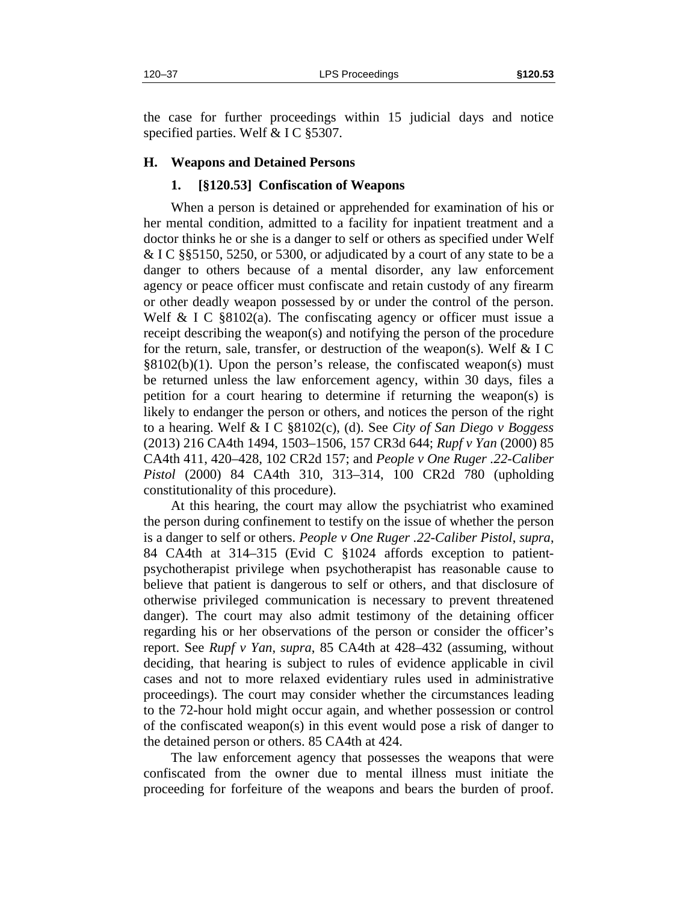the case for further proceedings within 15 judicial days and notice specified parties. Welf & I C §5307.

## H. Weapons and Detained Persons

### 1. [§120.53] Confiscation of Weapons

When a person is detained or apprehended for examination of his or her mental condition, admitted to a facility for inpatient treatment and a doctor thinks he or she is a danger to self or others as specified under Welf & I C §§5150, 5250, or 5300, or adjudicated by a court of any state to be a danger to others because of a mental disorder, any law enforcement agency or peace officer must confiscate and retain custody of any firearm or other deadly weapon possessed by or under the control of the person. Welf & I C §8102(a). The confiscating agency or officer must issue a receipt describing the weapon(s) and notifying the person of the procedure for the return, sale, transfer, or destruction of the weapon(s). Welf & I C §8102(b)(1). Upon the person's release, the confiscated weapon(s) must be returned unless the law enforcement agency, within 30 days, files a petition for a court hearing to determine if returning the weapon(s) is likely to endanger the person or others, and notices the person of the right to a hearing. Welf & I C §8102(c), (d). See *City of San Diego v Boggess* (2013) 216 CA4th 1494, 1503–1506, 157 CR3d 644; *Rupf v Yan* (2000) 85 CA4th 411, 420–428, 102 CR2d 157; and *People v One Ruger .22-Caliber Pistol* (2000) 84 CA4th 310, 313–314, 100 CR2d 780 (upholding constitutionality of this procedure).

At this hearing, the court may allow the psychiatrist who examined the person during confinement to testify on the issue of whether the person is a danger to self or others. *People v One Ruger .22-Caliber Pistol*, *supra*, 84 CA4th at 314–315 (Evid C §1024 affords exception to patient-psychotherapist privilege when psychotherapist has reasonable cause to believe that patient is dangerous to self or others, and that disclosure of otherwise privileged communication is necessary to prevent threatened danger). The court may also admit testimony of the detaining officer regarding his or her observations of the person or consider the officer's report. See *Rupf v Yan*, *supra*, 85 CA4th at 428–432 (assuming, without deciding, that hearing is subject to rules of evidence applicable in civil cases and not to more relaxed evidentiary rules used in administrative proceedings). The court may consider whether the circumstances leading to the 72-hour hold might occur again, and whether possession or control of the confiscated weapon(s) in this event would pose a risk of danger to the detained person or others. 85 CA4th at 424.

The law enforcement agency that possesses the weapons that were confiscated from the owner due to mental illness must initiate the proceeding for forfeiture of the weapons and bears the burden of proof.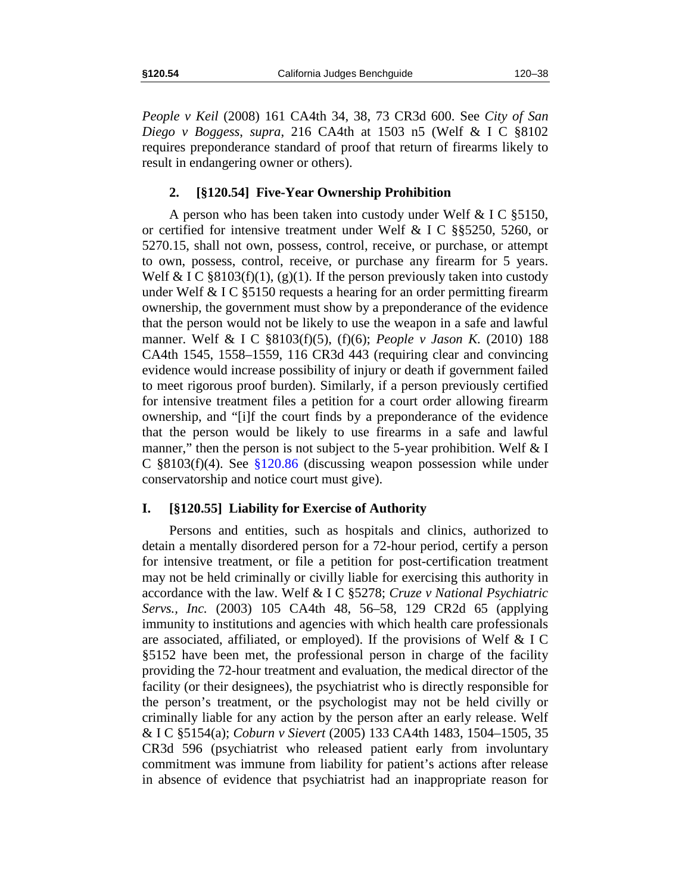*People v Keil* (2008) 161 CA4th 34, 38, 73 CR3d 600. See *City of San Diego v Boggess*, *supra*, 216 CA4th at 1503 n5 (Welf & I C §8102 requires preponderance standard of proof that return of firearms likely to result in endangering owner or others).

### 2. [§120.54] Five-Year Ownership Prohibition

A person who has been taken into custody under Welf & I C §5150, or certified for intensive treatment under Welf & I C §§5250, 5260, or 5270.15, shall not own, possess, control, receive, or purchase, or attempt to own, possess, control, receive, or purchase any firearm for 5 years. Welf & I C §8103(f)(1), (g)(1). If the person previously taken into custody under Welf & I C §5150 requests a hearing for an order permitting firearm ownership, the government must show by a preponderance of the evidence that the person would not be likely to use the weapon in a safe and lawful manner. Welf & I C §8103(f)(5), (f)(6); *People v Jason K.* (2010) 188 CA4th 1545, 1558–1559, 116 CR3d 443 (requiring clear and convincing evidence would increase possibility of injury or death if government failed to meet rigorous proof burden). Similarly, if a person previously certified for intensive treatment files a petition for a court order allowing firearm ownership, and "[i]f the court finds by a preponderance of the evidence that the person would be likely to use firearms in a safe and lawful manner," then the person is not subject to the 5-year prohibition. Welf & I C §8103(f)(4). See §120.86 (discussing weapon possession while under conservatorship and notice court must give).

## I. [§120.55] Liability for Exercise of Authority

Persons and entities, such as hospitals and clinics, authorized to detain a mentally disordered person for a 72-hour period, certify a person for intensive treatment, or file a petition for post-certification treatment may not be held criminally or civilly liable for exercising this authority in accordance with the law. Welf & I C §5278; *Cruze v National Psychiatric Servs., Inc.* (2003) 105 CA4th 48, 56–58, 129 CR2d 65 (applying immunity to institutions and agencies with which health care professionals are associated, affiliated, or employed). If the provisions of Welf & I C §5152 have been met, the professional person in charge of the facility providing the 72-hour treatment and evaluation, the medical director of the facility (or their designees), the psychiatrist who is directly responsible for the person's treatment, or the psychologist may not be held civilly or criminally liable for any action by the person after an early release. Welf & I C §5154(a); *Coburn v Sievert* (2005) 133 CA4th 1483, 1504–1505, 35 CR3d 596 (psychiatrist who released patient early from involuntary commitment was immune from liability for patient's actions after release in absence of evidence that psychiatrist had an inappropriate reason for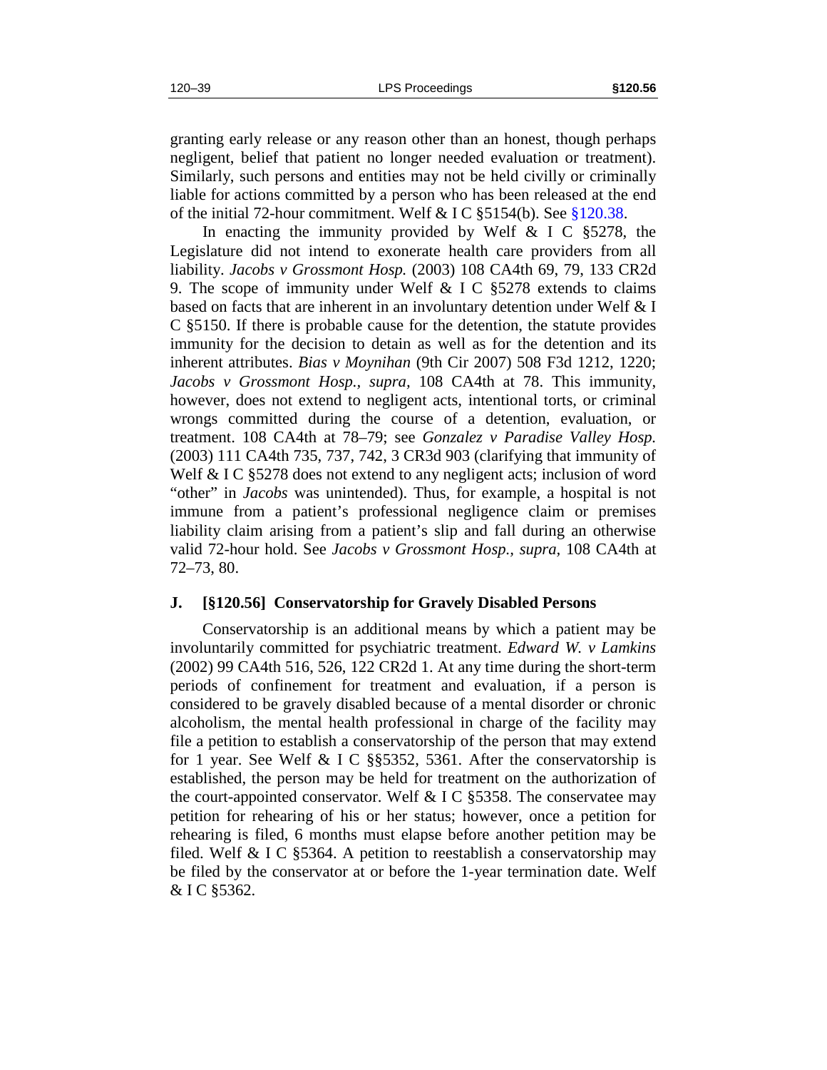granting early release or any reason other than an honest, though perhaps negligent, belief that patient no longer needed evaluation or treatment). Similarly, such persons and entities may not be held civilly or criminally liable for actions committed by a person who has been released at the end of the initial 72-hour commitment. Welf & I C §5154(b). See §120.38.

In enacting the immunity provided by Welf & I C §5278, the Legislature did not intend to exonerate health care providers from all liability. *Jacobs v Grossmont Hosp.* (2003) 108 CA4th 69, 79, 133 CR2d 9. The scope of immunity under Welf & I C §5278 extends to claims based on facts that are inherent in an involuntary detention under Welf & I C §5150. If there is probable cause for the detention, the statute provides immunity for the decision to detain as well as for the detention and its inherent attributes. *Bias v Moynihan* (9th Cir 2007) 508 F3d 1212, 1220; *Jacobs v Grossmont Hosp., supra,* 108 CA4th at 78. This immunity, however, does not extend to negligent acts, intentional torts, or criminal wrongs committed during the course of a detention, evaluation, or treatment. 108 CA4th at 78–79; see *Gonzalez v Paradise Valley Hosp.* (2003) 111 CA4th 735, 737, 742, 3 CR3d 903 (clarifying that immunity of Welf & I C §5278 does not extend to any negligent acts; inclusion of word "other" in *Jacobs* was unintended). Thus, for example, a hospital is not immune from a patient's professional negligence claim or premises liability claim arising from a patient's slip and fall during an otherwise valid 72-hour hold. See *Jacobs v Grossmont Hosp., supra,* 108 CA4th at 72–73, 80.

### J. [§120.56] Conservatorship for Gravely Disabled Persons

Conservatorship is an additional means by which a patient may be involuntarily committed for psychiatric treatment. *Edward W. v Lamkins* (2002) 99 CA4th 516, 526, 122 CR2d 1. At any time during the short-term periods of confinement for treatment and evaluation, if a person is considered to be gravely disabled because of a mental disorder or chronic alcoholism, the mental health professional in charge of the facility may file a petition to establish a conservatorship of the person that may extend for 1 year. See Welf & I C §§5352, 5361. After the conservatorship is established, the person may be held for treatment on the authorization of the court-appointed conservator. Welf & I C §5358. The conservatee may petition for rehearing of his or her status; however, once a petition for rehearing is filed, 6 months must elapse before another petition may be filed. Welf & I C §5364. A petition to reestablish a conservatorship may be filed by the conservator at or before the 1-year termination date. Welf & I C §5362.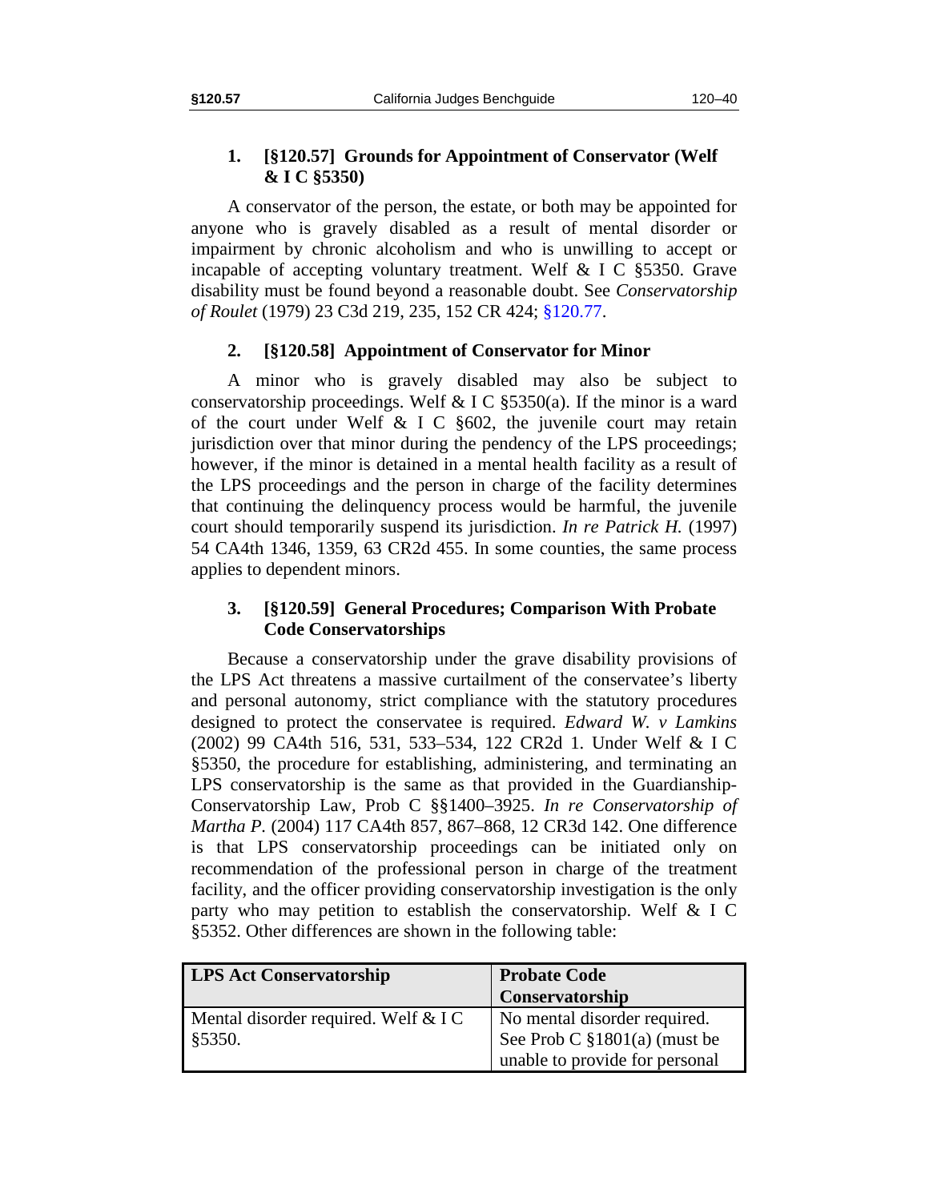### 1. [§120.57] Grounds for Appointment of Conservator (Welf & I C §5350)

A conservator of the person, the estate, or both may be appointed for anyone who is gravely disabled as a result of mental disorder or impairment by chronic alcoholism and who is unwilling to accept or incapable of accepting voluntary treatment. Welf & I C §5350. Grave disability must be found beyond a reasonable doubt. See *Conservatorship of Roulet* (1979) 23 C3d 219, 235, 152 CR 424; §120.77.

### 2. [§120.58] Appointment of Conservator for Minor

A minor who is gravely disabled may also be subject to conservatorship proceedings. Welf & I C §5350(a). If the minor is a ward of the court under Welf & I C §602, the juvenile court may retain jurisdiction over that minor during the pendency of the LPS proceedings; however, if the minor is detained in a mental health facility as a result of the LPS proceedings and the person in charge of the facility determines that continuing the delinquency process would be harmful, the juvenile court should temporarily suspend its jurisdiction. *In re Patrick H.* (1997) 54 CA4th 1346, 1359, 63 CR2d 455. In some counties, the same process applies to dependent minors.

### 3. [§120.59] General Procedures; Comparison With Probate Code Conservatorships

Because a conservatorship under the grave disability provisions of the LPS Act threatens a massive curtailment of the conservatee's liberty and personal autonomy, strict compliance with the statutory procedures designed to protect the conservatee is required. *Edward W. v Lamkins* (2002) 99 CA4th 516, 531, 533–534, 122 CR2d 1. Under Welf & I C §5350, the procedure for establishing, administering, and terminating an LPS conservatorship is the same as that provided in the Guardianship-Conservatorship Law, Prob C §§1400–3925. *In re Conservatorship of Martha P.* (2004) 117 CA4th 857, 867–868, 12 CR3d 142. One difference is that LPS conservatorship proceedings can be initiated only on recommendation of the professional person in charge of the treatment facility, and the officer providing conservatorship investigation is the only party who may petition to establish the conservatorship. Welf & I C §5352. Other differences are shown in the following table:

| LPS Act Conservatorship | Probate Code Conservatorship |
|---|---|
| Mental disorder required. Welf & I C §5350. | No mental disorder required. See Prob C §1801(a) (must be unable to provide for personal |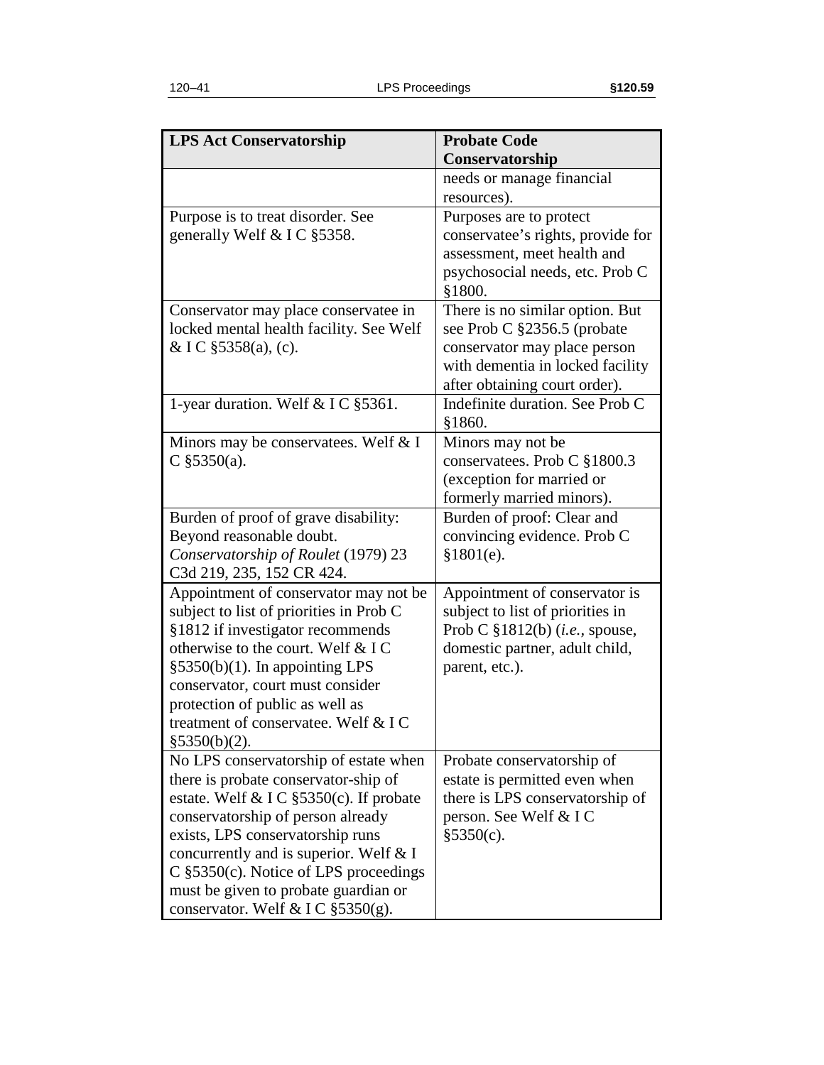| LPS Act Conservatorship | Probate Code Conservatorship |
|---|---|
| | needs or manage financial resources). |
| Purpose is to treat disorder. See generally Welf & I C §5358. | Purposes are to protect conservatee's rights, provide for assessment, meet health and psychosocial needs, etc. Prob C §1800. |
| Conservator may place conservatee in locked mental health facility. See Welf & I C §5358(a), (c). | There is no similar option. But see Prob C §2356.5 (probate conservator may place person with dementia in locked facility after obtaining court order). |
| 1-year duration. Welf & I C §5361. | Indefinite duration. See Prob C §1860. |
| Minors may be conservatees. Welf & I C §5350(a). | Minors may not be conservatees. Prob C §1800.3 (exception for married or formerly married minors). |
| Burden of proof of grave disability: Beyond reasonable doubt. *Conservatorship of Roulet* (1979) 23 C3d 219, 235, 152 CR 424. | Burden of proof: Clear and convincing evidence. Prob C §1801(e). |
| Appointment of conservator may not be subject to list of priorities in Prob C §1812 if investigator recommends otherwise to the court. Welf & I C §5350(b)(1). In appointing LPS conservator, court must consider protection of public as well as treatment of conservatee. Welf & I C §5350(b)(2). | Appointment of conservator is subject to list of priorities in Prob C §1812(b) (*i.e.,* spouse, domestic partner, adult child, parent, etc.). |
| No LPS conservatorship of estate when there is probate conservator-ship of estate. Welf & I C §5350(c). If probate conservatorship of person already exists, LPS conservatorship runs concurrently and is superior. Welf & I C §5350(c). Notice of LPS proceedings must be given to probate guardian or conservator. Welf & I C §5350(g). | Probate conservatorship of estate is permitted even when there is LPS conservatorship of person. See Welf & I C §5350(c). |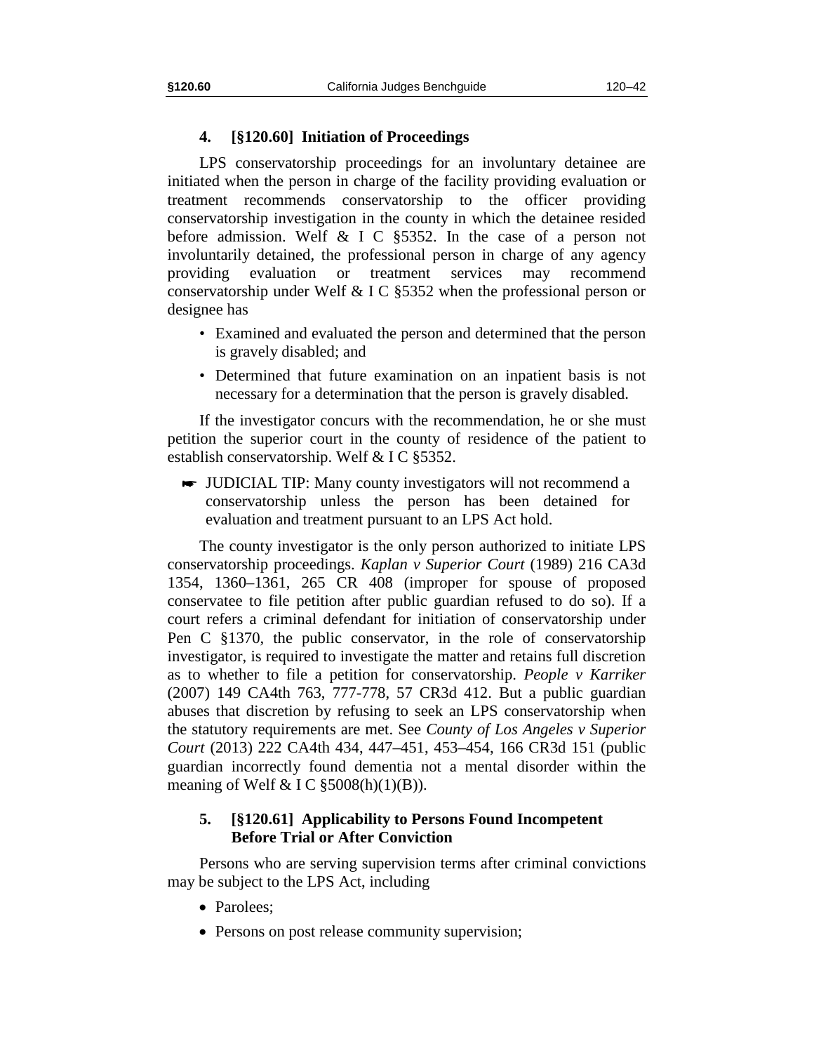### 4. [§120.60] Initiation of Proceedings

LPS conservatorship proceedings for an involuntary detainee are initiated when the person in charge of the facility providing evaluation or treatment recommends conservatorship to the officer providing conservatorship investigation in the county in which the detainee resided before admission. Welf & I C §5352. In the case of a person not involuntarily detained, the professional person in charge of any agency providing evaluation or treatment services may recommend conservatorship under Welf & I C §5352 when the professional person or designee has

- Examined and evaluated the person and determined that the person is gravely disabled; and
- Determined that future examination on an inpatient basis is not necessary for a determination that the person is gravely disabled.

If the investigator concurs with the recommendation, he or she must petition the superior court in the county of residence of the patient to establish conservatorship. Welf & I C §5352.

☛ JUDICIAL TIP: Many county investigators will not recommend a conservatorship unless the person has been detained for evaluation and treatment pursuant to an LPS Act hold.

The county investigator is the only person authorized to initiate LPS conservatorship proceedings. *Kaplan v Superior Court* (1989) 216 CA3d 1354, 1360–1361, 265 CR 408 (improper for spouse of proposed conservatee to file petition after public guardian refused to do so). If a court refers a criminal defendant for initiation of conservatorship under Pen C §1370, the public conservator, in the role of conservatorship investigator, is required to investigate the matter and retains full discretion as to whether to file a petition for conservatorship. *People v Karriker* (2007) 149 CA4th 763, 777-778, 57 CR3d 412. But a public guardian abuses that discretion by refusing to seek an LPS conservatorship when the statutory requirements are met. See *County of Los Angeles v Superior Court* (2013) 222 CA4th 434, 447–451, 453–454, 166 CR3d 151 (public guardian incorrectly found dementia not a mental disorder within the meaning of Welf & I C §5008(h)(1)(B)).

### 5. [§120.61] Applicability to Persons Found Incompetent Before Trial or After Conviction

Persons who are serving supervision terms after criminal convictions may be subject to the LPS Act, including

- Parolees;
- Persons on post release community supervision;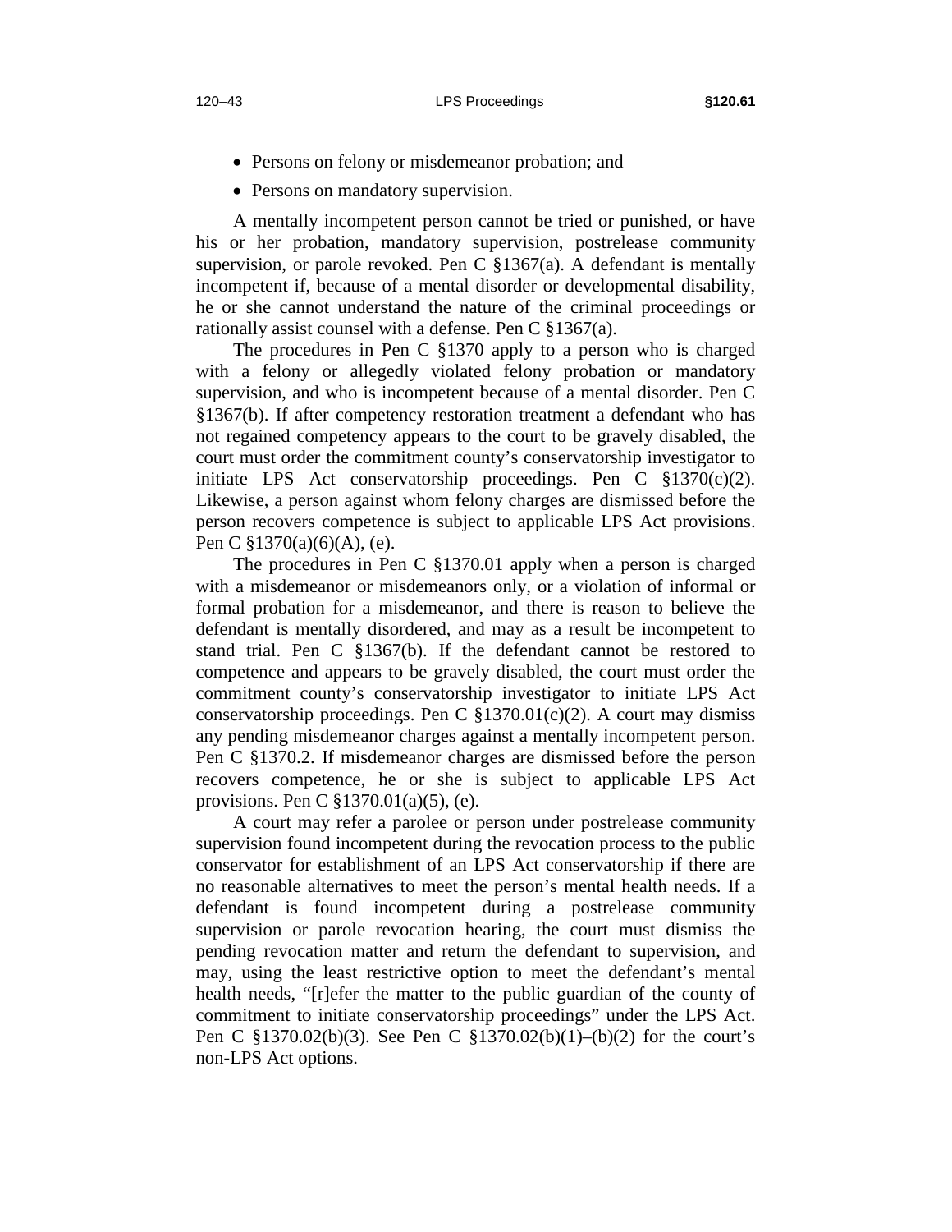- Persons on felony or misdemeanor probation; and
- Persons on mandatory supervision.

A mentally incompetent person cannot be tried or punished, or have his or her probation, mandatory supervision, postrelease community supervision, or parole revoked. Pen C §1367(a). A defendant is mentally incompetent if, because of a mental disorder or developmental disability, he or she cannot understand the nature of the criminal proceedings or rationally assist counsel with a defense. Pen C §1367(a).

The procedures in Pen C §1370 apply to a person who is charged with a felony or allegedly violated felony probation or mandatory supervision, and who is incompetent because of a mental disorder. Pen C §1367(b). If after competency restoration treatment a defendant who has not regained competency appears to the court to be gravely disabled, the court must order the commitment county's conservatorship investigator to initiate LPS Act conservatorship proceedings. Pen C §1370(c)(2). Likewise, a person against whom felony charges are dismissed before the person recovers competence is subject to applicable LPS Act provisions. Pen C §1370(a)(6)(A), (e).

The procedures in Pen C §1370.01 apply when a person is charged with a misdemeanor or misdemeanors only, or a violation of informal or formal probation for a misdemeanor, and there is reason to believe the defendant is mentally disordered, and may as a result be incompetent to stand trial. Pen C §1367(b). If the defendant cannot be restored to competence and appears to be gravely disabled, the court must order the commitment county's conservatorship investigator to initiate LPS Act conservatorship proceedings. Pen C §1370.01(c)(2). A court may dismiss any pending misdemeanor charges against a mentally incompetent person. Pen C §1370.2. If misdemeanor charges are dismissed before the person recovers competence, he or she is subject to applicable LPS Act provisions. Pen C §1370.01(a)(5), (e).

A court may refer a parolee or person under postrelease community supervision found incompetent during the revocation process to the public conservator for establishment of an LPS Act conservatorship if there are no reasonable alternatives to meet the person's mental health needs. If a defendant is found incompetent during a postrelease community supervision or parole revocation hearing, the court must dismiss the pending revocation matter and return the defendant to supervision, and may, using the least restrictive option to meet the defendant's mental health needs, "[r]efer the matter to the public guardian of the county of commitment to initiate conservatorship proceedings" under the LPS Act. Pen C §1370.02(b)(3). See Pen C §1370.02(b)(1)–(b)(2) for the court's non-LPS Act options.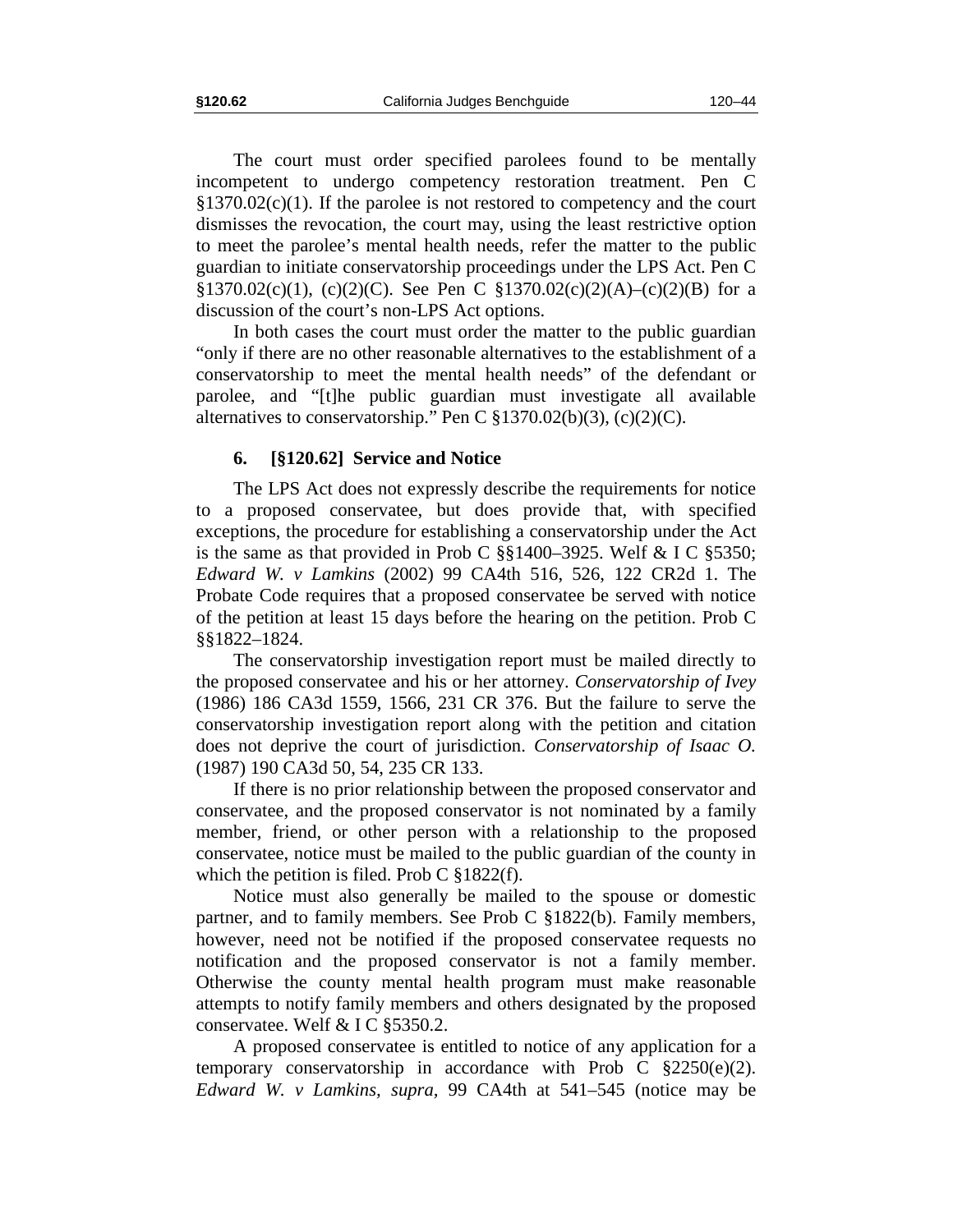The court must order specified parolees found to be mentally incompetent to undergo competency restoration treatment. Pen C §1370.02(c)(1). If the parolee is not restored to competency and the court dismisses the revocation, the court may, using the least restrictive option to meet the parolee's mental health needs, refer the matter to the public guardian to initiate conservatorship proceedings under the LPS Act. Pen C §1370.02(c)(1), (c)(2)(C). See Pen C §1370.02(c)(2)(A)–(c)(2)(B) for a discussion of the court's non-LPS Act options.

In both cases the court must order the matter to the public guardian "only if there are no other reasonable alternatives to the establishment of a conservatorship to meet the mental health needs" of the defendant or parolee, and "[t]he public guardian must investigate all available alternatives to conservatorship." Pen C §1370.02(b)(3), (c)(2)(C).

### 6. [§120.62] Service and Notice

The LPS Act does not expressly describe the requirements for notice to a proposed conservatee, but does provide that, with specified exceptions, the procedure for establishing a conservatorship under the Act is the same as that provided in Prob C §§1400–3925. Welf & I C §5350; *Edward W. v Lamkins* (2002) 99 CA4th 516, 526, 122 CR2d 1. The Probate Code requires that a proposed conservatee be served with notice of the petition at least 15 days before the hearing on the petition. Prob C §§1822–1824.

The conservatorship investigation report must be mailed directly to the proposed conservatee and his or her attorney. *Conservatorship of Ivey* (1986) 186 CA3d 1559, 1566, 231 CR 376. But the failure to serve the conservatorship investigation report along with the petition and citation does not deprive the court of jurisdiction. *Conservatorship of Isaac O.* (1987) 190 CA3d 50, 54, 235 CR 133.

If there is no prior relationship between the proposed conservator and conservatee, and the proposed conservator is not nominated by a family member, friend, or other person with a relationship to the proposed conservatee, notice must be mailed to the public guardian of the county in which the petition is filed. Prob C §1822(f).

Notice must also generally be mailed to the spouse or domestic partner, and to family members. See Prob C §1822(b). Family members, however, need not be notified if the proposed conservatee requests no notification and the proposed conservator is not a family member. Otherwise the county mental health program must make reasonable attempts to notify family members and others designated by the proposed conservatee. Welf & I C §5350.2.

A proposed conservatee is entitled to notice of any application for a temporary conservatorship in accordance with Prob C §2250(e)(2). *Edward W. v Lamkins*, *supra*, 99 CA4th at 541–545 (notice may be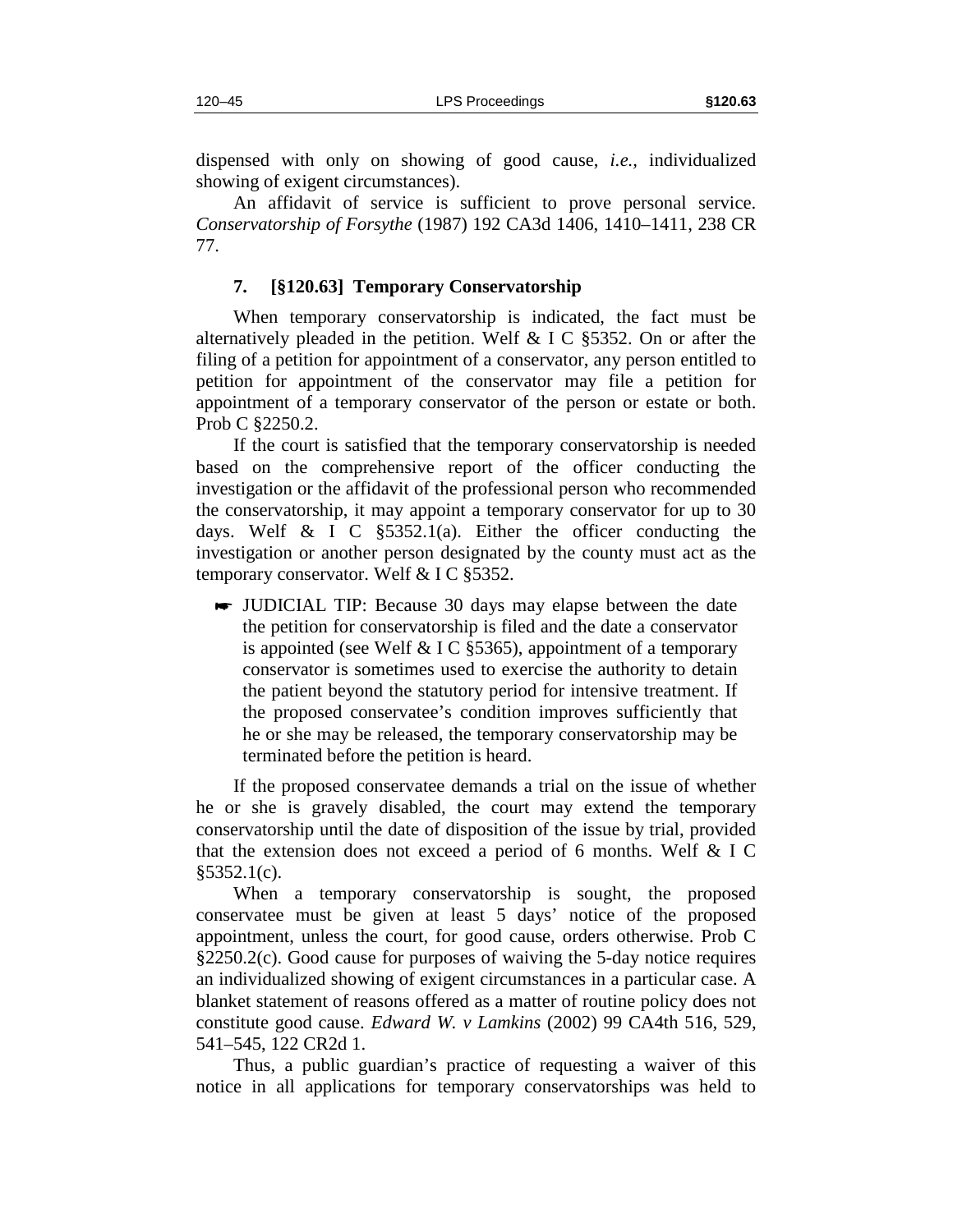dispensed with only on showing of good cause, *i.e.,* individualized showing of exigent circumstances).

An affidavit of service is sufficient to prove personal service. *Conservatorship of Forsythe* (1987) 192 CA3d 1406, 1410–1411, 238 CR 77.

### 7. [§120.63] Temporary Conservatorship

When temporary conservatorship is indicated, the fact must be alternatively pleaded in the petition. Welf & I C §5352. On or after the filing of a petition for appointment of a conservator, any person entitled to petition for appointment of the conservator may file a petition for appointment of a temporary conservator of the person or estate or both. Prob C §2250.2.

If the court is satisfied that the temporary conservatorship is needed based on the comprehensive report of the officer conducting the investigation or the affidavit of the professional person who recommended the conservatorship, it may appoint a temporary conservator for up to 30 days. Welf & I C §5352.1(a). Either the officer conducting the investigation or another person designated by the county must act as the temporary conservator. Welf & I C §5352.

> ☛ JUDICIAL TIP: Because 30 days may elapse between the date the petition for conservatorship is filed and the date a conservator is appointed (see Welf & I C §5365), appointment of a temporary conservator is sometimes used to exercise the authority to detain the patient beyond the statutory period for intensive treatment. If the proposed conservatee's condition improves sufficiently that he or she may be released, the temporary conservatorship may be terminated before the petition is heard.

If the proposed conservatee demands a trial on the issue of whether he or she is gravely disabled, the court may extend the temporary conservatorship until the date of disposition of the issue by trial, provided that the extension does not exceed a period of 6 months. Welf & I C §5352.1(c).

When a temporary conservatorship is sought, the proposed conservatee must be given at least 5 days' notice of the proposed appointment, unless the court, for good cause, orders otherwise. Prob C §2250.2(c). Good cause for purposes of waiving the 5-day notice requires an individualized showing of exigent circumstances in a particular case. A blanket statement of reasons offered as a matter of routine policy does not constitute good cause. *Edward W. v Lamkins* (2002) 99 CA4th 516, 529, 541–545, 122 CR2d 1.

Thus, a public guardian's practice of requesting a waiver of this notice in all applications for temporary conservatorships was held to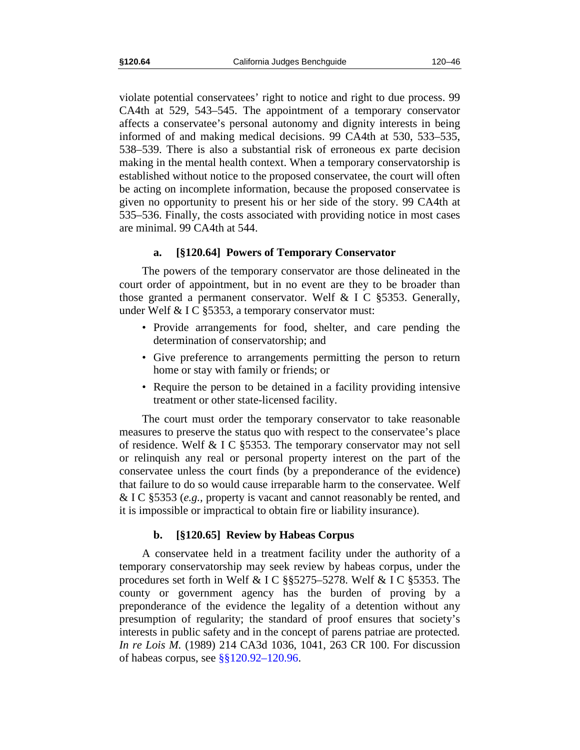violate potential conservatees' right to notice and right to due process. 99 CA4th at 529, 543–545. The appointment of a temporary conservator affects a conservatee's personal autonomy and dignity interests in being informed of and making medical decisions. 99 CA4th at 530, 533–535, 538–539. There is also a substantial risk of erroneous ex parte decision making in the mental health context. When a temporary conservatorship is established without notice to the proposed conservatee, the court will often be acting on incomplete information, because the proposed conservatee is given no opportunity to present his or her side of the story. 99 CA4th at 535–536. Finally, the costs associated with providing notice in most cases are minimal. 99 CA4th at 544.

### a. [§120.64] Powers of Temporary Conservator

The powers of the temporary conservator are those delineated in the court order of appointment, but in no event are they to be broader than those granted a permanent conservator. Welf & I C §5353. Generally, under Welf & I C §5353, a temporary conservator must:

- Provide arrangements for food, shelter, and care pending the determination of conservatorship; and
- Give preference to arrangements permitting the person to return home or stay with family or friends; or
- Require the person to be detained in a facility providing intensive treatment or other state-licensed facility.

The court must order the temporary conservator to take reasonable measures to preserve the status quo with respect to the conservatee's place of residence. Welf & I C §5353. The temporary conservator may not sell or relinquish any real or personal property interest on the part of the conservatee unless the court finds (by a preponderance of the evidence) that failure to do so would cause irreparable harm to the conservatee. Welf & I C §5353 (*e.g.,* property is vacant and cannot reasonably be rented, and it is impossible or impractical to obtain fire or liability insurance).

### b. [§120.65] Review by Habeas Corpus

A conservatee held in a treatment facility under the authority of a temporary conservatorship may seek review by habeas corpus, under the procedures set forth in Welf & I C §§5275–5278. Welf & I C §5353. The county or government agency has the burden of proving by a preponderance of the evidence the legality of a detention without any presumption of regularity; the standard of proof ensures that society's interests in public safety and in the concept of parens patriae are protected. *In re Lois M.* (1989) 214 CA3d 1036, 1041, 263 CR 100. For discussion of habeas corpus, see §§120.92–120.96.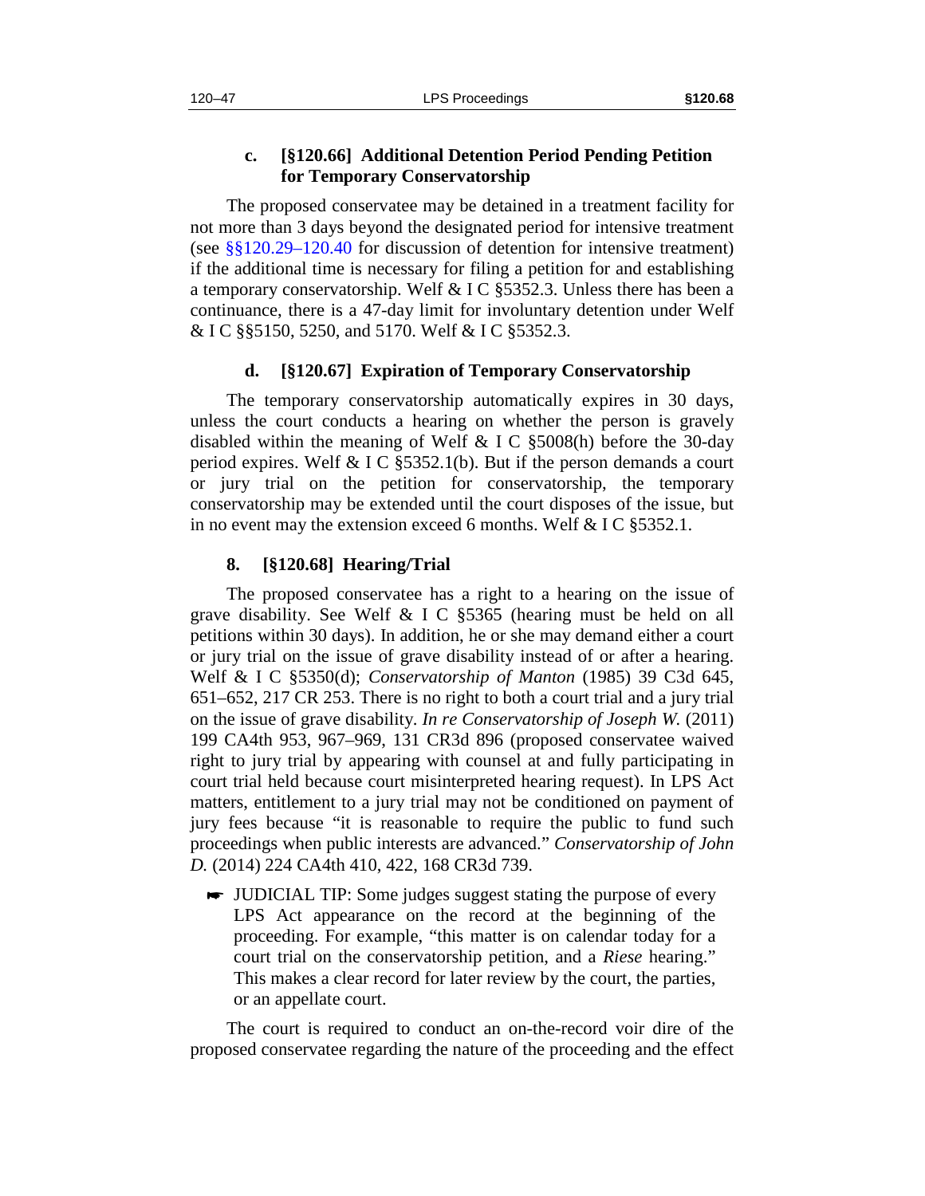### c. [§120.66] Additional Detention Period Pending Petition for Temporary Conservatorship

The proposed conservatee may be detained in a treatment facility for not more than 3 days beyond the designated period for intensive treatment (see §§120.29–120.40 for discussion of detention for intensive treatment) if the additional time is necessary for filing a petition for and establishing a temporary conservatorship. Welf & I C §5352.3. Unless there has been a continuance, there is a 47-day limit for involuntary detention under Welf & I C §§5150, 5250, and 5170. Welf & I C §5352.3.

### d. [§120.67] Expiration of Temporary Conservatorship

The temporary conservatorship automatically expires in 30 days, unless the court conducts a hearing on whether the person is gravely disabled within the meaning of Welf & I C §5008(h) before the 30-day period expires. Welf & I C §5352.1(b). But if the person demands a court or jury trial on the petition for conservatorship, the temporary conservatorship may be extended until the court disposes of the issue, but in no event may the extension exceed 6 months. Welf & I C §5352.1.

## 8. [§120.68] Hearing/Trial

The proposed conservatee has a right to a hearing on the issue of grave disability. See Welf & I C §5365 (hearing must be held on all petitions within 30 days). In addition, he or she may demand either a court or jury trial on the issue of grave disability instead of or after a hearing. Welf & I C §5350(d); *Conservatorship of Manton* (1985) 39 C3d 645, 651–652, 217 CR 253. There is no right to both a court trial and a jury trial on the issue of grave disability. *In re Conservatorship of Joseph W.* (2011) 199 CA4th 953, 967–969, 131 CR3d 896 (proposed conservatee waived right to jury trial by appearing with counsel at and fully participating in court trial held because court misinterpreted hearing request). In LPS Act matters, entitlement to a jury trial may not be conditioned on payment of jury fees because "it is reasonable to require the public to fund such proceedings when public interests are advanced." *Conservatorship of John D.* (2014) 224 CA4th 410, 422, 168 CR3d 739.

> ☛ JUDICIAL TIP: Some judges suggest stating the purpose of every LPS Act appearance on the record at the beginning of the proceeding. For example, "this matter is on calendar today for a court trial on the conservatorship petition, and a *Riese* hearing." This makes a clear record for later review by the court, the parties, or an appellate court.

The court is required to conduct an on-the-record voir dire of the proposed conservatee regarding the nature of the proceeding and the effect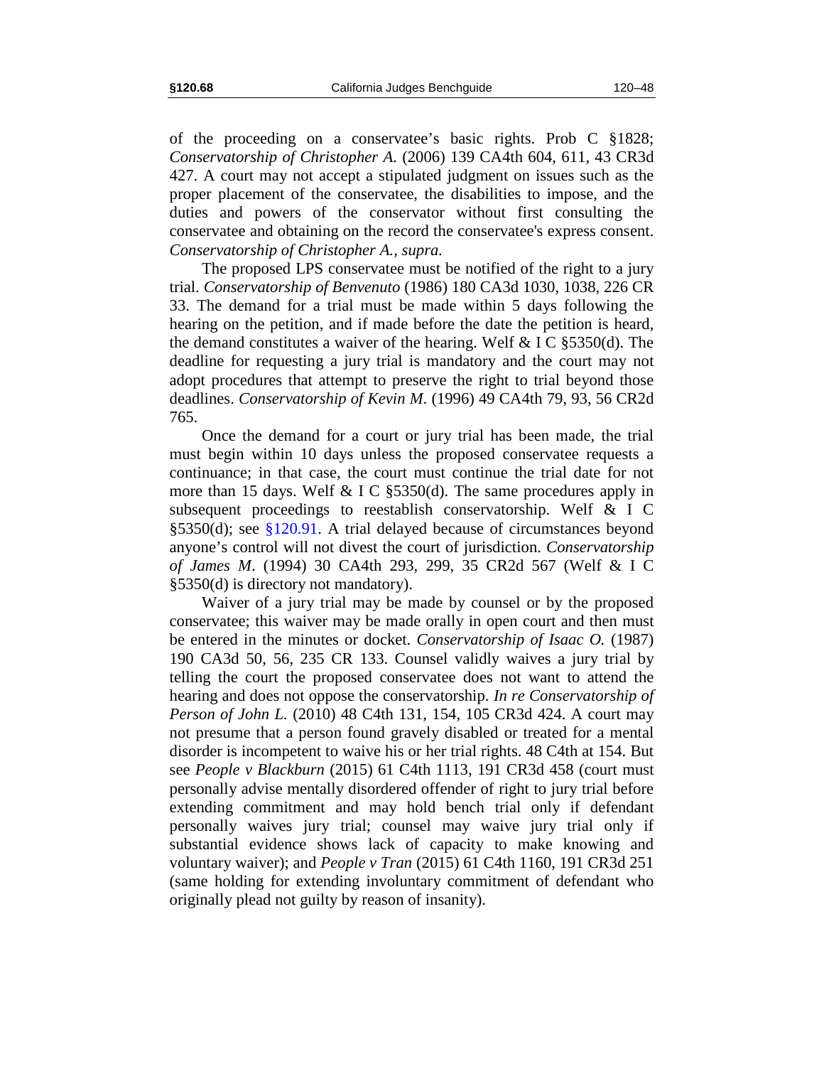of the proceeding on a conservatee's basic rights. Prob C §1828; *Conservatorship of Christopher A*. (2006) 139 CA4th 604, 611, 43 CR3d 427. A court may not accept a stipulated judgment on issues such as the proper placement of the conservatee, the disabilities to impose, and the duties and powers of the conservator without first consulting the conservatee and obtaining on the record the conservatee's express consent. *Conservatorship of Christopher A., supra.*

The proposed LPS conservatee must be notified of the right to a jury trial. *Conservatorship of Benvenuto* (1986) 180 CA3d 1030, 1038, 226 CR 33. The demand for a trial must be made within 5 days following the hearing on the petition, and if made before the date the petition is heard, the demand constitutes a waiver of the hearing. Welf & I C §5350(d). The deadline for requesting a jury trial is mandatory and the court may not adopt procedures that attempt to preserve the right to trial beyond those deadlines. *Conservatorship of Kevin M*. (1996) 49 CA4th 79, 93, 56 CR2d 765.

Once the demand for a court or jury trial has been made, the trial must begin within 10 days unless the proposed conservatee requests a continuance; in that case, the court must continue the trial date for not more than 15 days. Welf & I C §5350(d). The same procedures apply in subsequent proceedings to reestablish conservatorship. Welf & I C §5350(d); see §120.91. A trial delayed because of circumstances beyond anyone's control will not divest the court of jurisdiction. *Conservatorship of James M*. (1994) 30 CA4th 293, 299, 35 CR2d 567 (Welf & I C §5350(d) is directory not mandatory).

Waiver of a jury trial may be made by counsel or by the proposed conservatee; this waiver may be made orally in open court and then must be entered in the minutes or docket. *Conservatorship of Isaac O.* (1987) 190 CA3d 50, 56, 235 CR 133. Counsel validly waives a jury trial by telling the court the proposed conservatee does not want to attend the hearing and does not oppose the conservatorship. *In re Conservatorship of Person of John L.* (2010) 48 C4th 131, 154, 105 CR3d 424. A court may not presume that a person found gravely disabled or treated for a mental disorder is incompetent to waive his or her trial rights. 48 C4th at 154. But see *People v Blackburn* (2015) 61 C4th 1113, 191 CR3d 458 (court must personally advise mentally disordered offender of right to jury trial before extending commitment and may hold bench trial only if defendant personally waives jury trial; counsel may waive jury trial only if substantial evidence shows lack of capacity to make knowing and voluntary waiver); and *People v Tran* (2015) 61 C4th 1160, 191 CR3d 251 (same holding for extending involuntary commitment of defendant who originally plead not guilty by reason of insanity).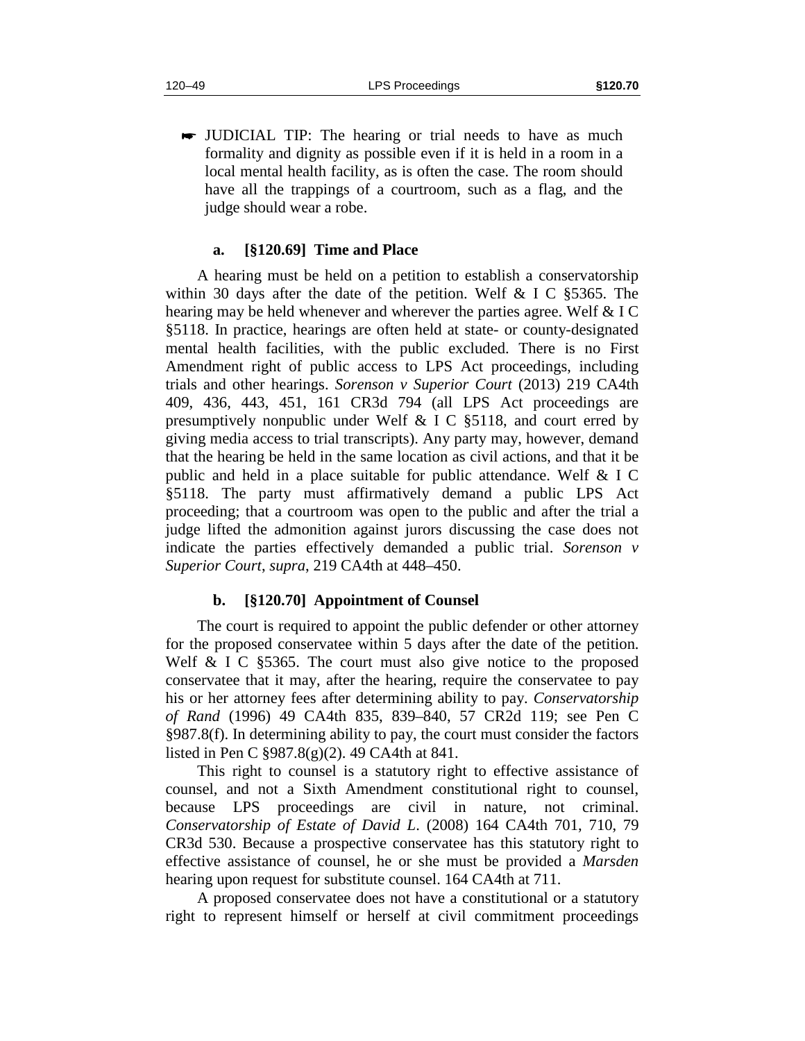☛ JUDICIAL TIP: The hearing or trial needs to have as much formality and dignity as possible even if it is held in a room in a local mental health facility, as is often the case. The room should have all the trappings of a courtroom, such as a flag, and the judge should wear a robe.

#### a. [§120.69] Time and Place

A hearing must be held on a petition to establish a conservatorship within 30 days after the date of the petition. Welf & I C §5365. The hearing may be held whenever and wherever the parties agree. Welf & I C §5118. In practice, hearings are often held at state- or county-designated mental health facilities, with the public excluded. There is no First Amendment right of public access to LPS Act proceedings, including trials and other hearings. *Sorenson v Superior Court* (2013) 219 CA4th 409, 436, 443, 451, 161 CR3d 794 (all LPS Act proceedings are presumptively nonpublic under Welf & I C §5118, and court erred by giving media access to trial transcripts). Any party may, however, demand that the hearing be held in the same location as civil actions, and that it be public and held in a place suitable for public attendance. Welf & I C §5118. The party must affirmatively demand a public LPS Act proceeding; that a courtroom was open to the public and after the trial a judge lifted the admonition against jurors discussing the case does not indicate the parties effectively demanded a public trial. *Sorenson v Superior Court*, *supra*, 219 CA4th at 448–450.

#### b. [§120.70] Appointment of Counsel

The court is required to appoint the public defender or other attorney for the proposed conservatee within 5 days after the date of the petition. Welf & I C §5365. The court must also give notice to the proposed conservatee that it may, after the hearing, require the conservatee to pay his or her attorney fees after determining ability to pay. *Conservatorship of Rand* (1996) 49 CA4th 835, 839–840, 57 CR2d 119; see Pen C §987.8(f). In determining ability to pay, the court must consider the factors listed in Pen C §987.8(g)(2). 49 CA4th at 841.

This right to counsel is a statutory right to effective assistance of counsel, and not a Sixth Amendment constitutional right to counsel, because LPS proceedings are civil in nature, not criminal. *Conservatorship of Estate of David L.* (2008) 164 CA4th 701, 710, 79 CR3d 530. Because a prospective conservatee has this statutory right to effective assistance of counsel, he or she must be provided a *Marsden* hearing upon request for substitute counsel. 164 CA4th at 711.

A proposed conservatee does not have a constitutional or a statutory right to represent himself or herself at civil commitment proceedings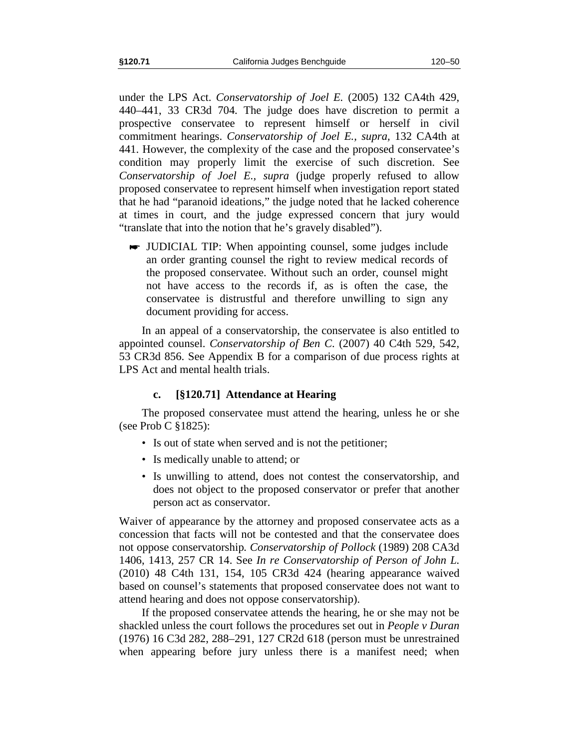under the LPS Act. *Conservatorship of Joel E.* (2005) 132 CA4th 429, 440–441, 33 CR3d 704. The judge does have discretion to permit a prospective conservatee to represent himself or herself in civil commitment hearings. *Conservatorship of Joel E., supra,* 132 CA4th at 441. However, the complexity of the case and the proposed conservatee's condition may properly limit the exercise of such discretion. See *Conservatorship of Joel E., supra* (judge properly refused to allow proposed conservatee to represent himself when investigation report stated that he had "paranoid ideations," the judge noted that he lacked coherence at times in court, and the judge expressed concern that jury would "translate that into the notion that he's gravely disabled").

☛ JUDICIAL TIP: When appointing counsel, some judges include an order granting counsel the right to review medical records of the proposed conservatee. Without such an order, counsel might not have access to the records if, as is often the case, the conservatee is distrustful and therefore unwilling to sign any document providing for access.

In an appeal of a conservatorship, the conservatee is also entitled to appointed counsel. *Conservatorship of Ben C.* (2007) 40 C4th 529, 542, 53 CR3d 856. See Appendix B for a comparison of due process rights at LPS Act and mental health trials.

#### c. [§120.71] Attendance at Hearing

The proposed conservatee must attend the hearing, unless he or she (see Prob C §1825):

- Is out of state when served and is not the petitioner;
- Is medically unable to attend; or
- Is unwilling to attend, does not contest the conservatorship, and does not object to the proposed conservator or prefer that another person act as conservator.

Waiver of appearance by the attorney and proposed conservatee acts as a concession that facts will not be contested and that the conservatee does not oppose conservatorship. *Conservatorship of Pollock* (1989) 208 CA3d 1406, 1413, 257 CR 14. See *In re Conservatorship of Person of John L.* (2010) 48 C4th 131, 154, 105 CR3d 424 (hearing appearance waived based on counsel's statements that proposed conservatee does not want to attend hearing and does not oppose conservatorship).

If the proposed conservatee attends the hearing, he or she may not be shackled unless the court follows the procedures set out in *People v Duran* (1976) 16 C3d 282, 288–291, 127 CR2d 618 (person must be unrestrained when appearing before jury unless there is a manifest need; when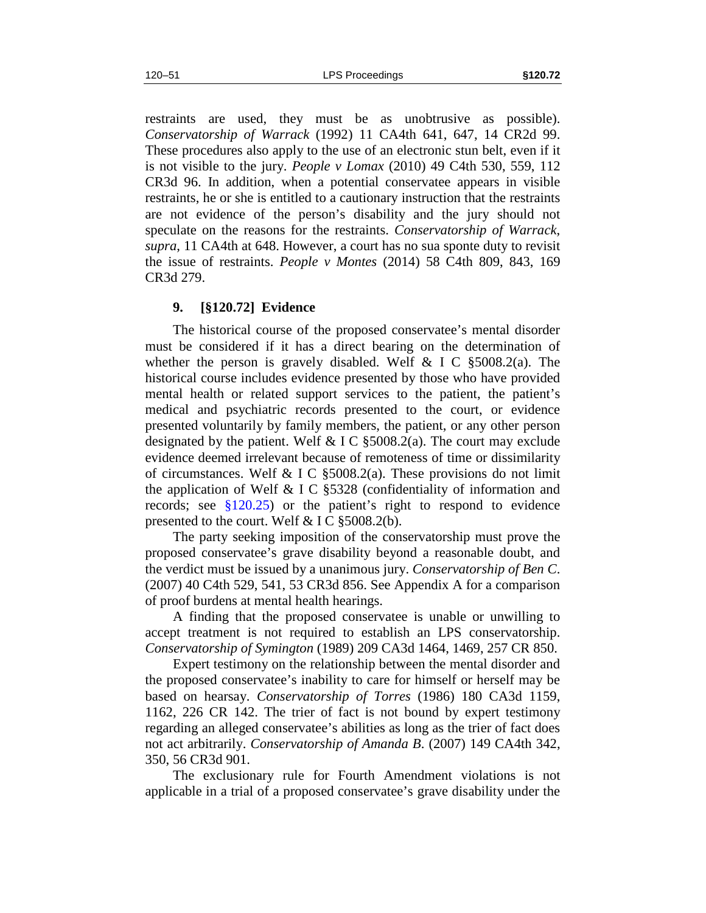restraints are used, they must be as unobtrusive as possible). *Conservatorship of Warrack* (1992) 11 CA4th 641, 647, 14 CR2d 99. These procedures also apply to the use of an electronic stun belt, even if it is not visible to the jury. *People v Lomax* (2010) 49 C4th 530, 559, 112 CR3d 96. In addition, when a potential conservatee appears in visible restraints, he or she is entitled to a cautionary instruction that the restraints are not evidence of the person's disability and the jury should not speculate on the reasons for the restraints. *Conservatorship of Warrack*, *supra*, 11 CA4th at 648. However, a court has no sua sponte duty to revisit the issue of restraints. *People v Montes* (2014) 58 C4th 809, 843, 169 CR3d 279.

### 9. [§120.72] Evidence

The historical course of the proposed conservatee's mental disorder must be considered if it has a direct bearing on the determination of whether the person is gravely disabled. Welf & I C §5008.2(a). The historical course includes evidence presented by those who have provided mental health or related support services to the patient, the patient's medical and psychiatric records presented to the court, or evidence presented voluntarily by family members, the patient, or any other person designated by the patient. Welf & I C §5008.2(a). The court may exclude evidence deemed irrelevant because of remoteness of time or dissimilarity of circumstances. Welf & I C §5008.2(a). These provisions do not limit the application of Welf & I C §5328 (confidentiality of information and records; see §120.25) or the patient's right to respond to evidence presented to the court. Welf & I C §5008.2(b).

The party seeking imposition of the conservatorship must prove the proposed conservatee's grave disability beyond a reasonable doubt, and the verdict must be issued by a unanimous jury. *Conservatorship of Ben C.* (2007) 40 C4th 529, 541, 53 CR3d 856. See Appendix A for a comparison of proof burdens at mental health hearings.

A finding that the proposed conservatee is unable or unwilling to accept treatment is not required to establish an LPS conservatorship. *Conservatorship of Symington* (1989) 209 CA3d 1464, 1469, 257 CR 850.

Expert testimony on the relationship between the mental disorder and the proposed conservatee's inability to care for himself or herself may be based on hearsay. *Conservatorship of Torres* (1986) 180 CA3d 1159, 1162, 226 CR 142. The trier of fact is not bound by expert testimony regarding an alleged conservatee's abilities as long as the trier of fact does not act arbitrarily. *Conservatorship of Amanda B.* (2007) 149 CA4th 342, 350, 56 CR3d 901.

The exclusionary rule for Fourth Amendment violations is not applicable in a trial of a proposed conservatee's grave disability under the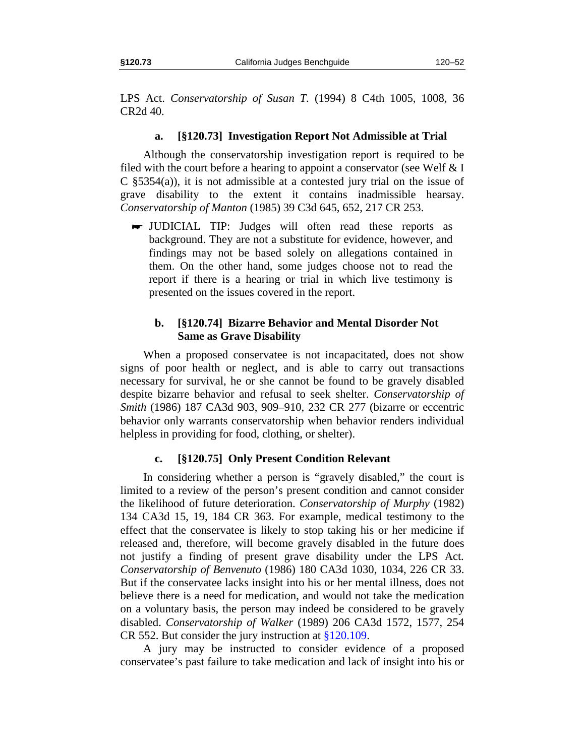LPS Act. *Conservatorship of Susan T.* (1994) 8 C4th 1005, 1008, 36 CR2d 40.

#### a. [§120.73] Investigation Report Not Admissible at Trial

Although the conservatorship investigation report is required to be filed with the court before a hearing to appoint a conservator (see Welf & I C §5354(a)), it is not admissible at a contested jury trial on the issue of grave disability to the extent it contains inadmissible hearsay. *Conservatorship of Manton* (1985) 39 C3d 645, 652, 217 CR 253.

- ☛ JUDICIAL TIP: Judges will often read these reports as background. They are not a substitute for evidence, however, and findings may not be based solely on allegations contained in them. On the other hand, some judges choose not to read the report if there is a hearing or trial in which live testimony is presented on the issues covered in the report.

#### b. [§120.74] Bizarre Behavior and Mental Disorder Not Same as Grave Disability

When a proposed conservatee is not incapacitated, does not show signs of poor health or neglect, and is able to carry out transactions necessary for survival, he or she cannot be found to be gravely disabled despite bizarre behavior and refusal to seek shelter. *Conservatorship of Smith* (1986) 187 CA3d 903, 909–910, 232 CR 277 (bizarre or eccentric behavior only warrants conservatorship when behavior renders individual helpless in providing for food, clothing, or shelter).

#### c. [§120.75] Only Present Condition Relevant

In considering whether a person is "gravely disabled," the court is limited to a review of the person's present condition and cannot consider the likelihood of future deterioration. *Conservatorship of Murphy* (1982) 134 CA3d 15, 19, 184 CR 363. For example, medical testimony to the effect that the conservatee is likely to stop taking his or her medicine if released and, therefore, will become gravely disabled in the future does not justify a finding of present grave disability under the LPS Act. *Conservatorship of Benvenuto* (1986) 180 CA3d 1030, 1034, 226 CR 33. But if the conservatee lacks insight into his or her mental illness, does not believe there is a need for medication, and would not take the medication on a voluntary basis, the person may indeed be considered to be gravely disabled. *Conservatorship of Walker* (1989) 206 CA3d 1572, 1577, 254 CR 552. But consider the jury instruction at §120.109.

A jury may be instructed to consider evidence of a proposed conservatee's past failure to take medication and lack of insight into his or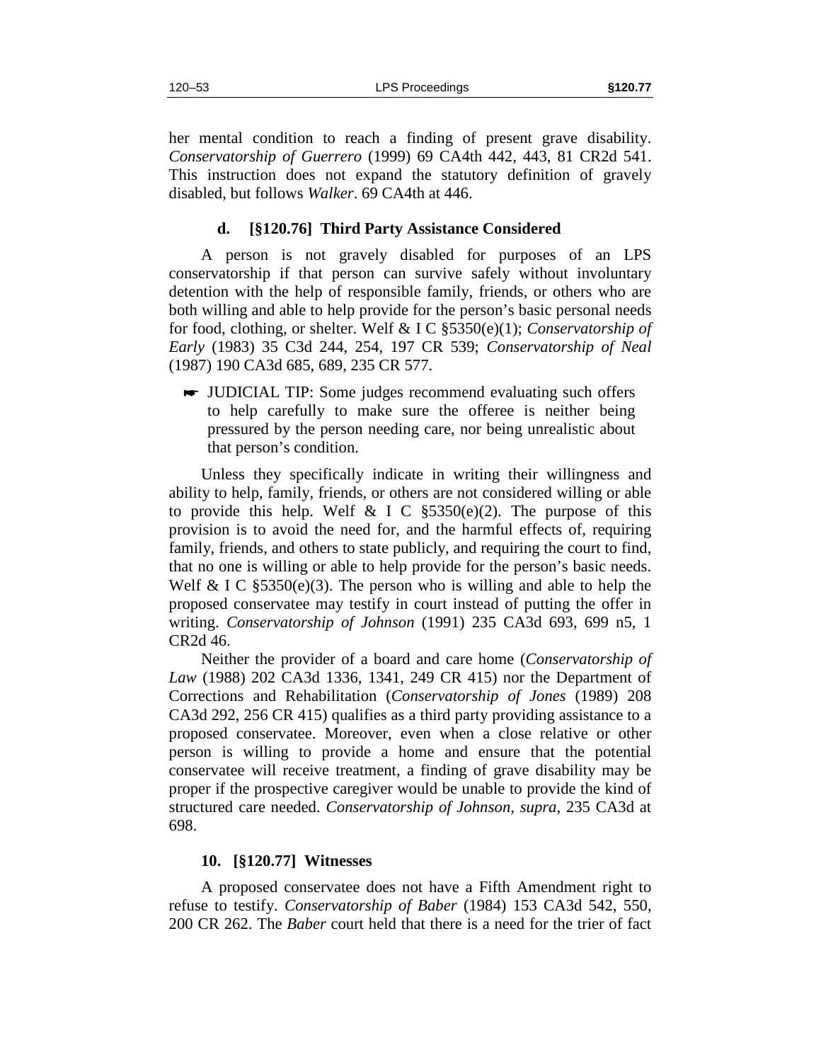her mental condition to reach a finding of present grave disability. *Conservatorship of Guerrero* (1999) 69 CA4th 442, 443, 81 CR2d 541. This instruction does not expand the statutory definition of gravely disabled, but follows *Walker*. 69 CA4th at 446.

### d. [§120.76] Third Party Assistance Considered

A person is not gravely disabled for purposes of an LPS conservatorship if that person can survive safely without involuntary detention with the help of responsible family, friends, or others who are both willing and able to help provide for the person's basic personal needs for food, clothing, or shelter. Welf & I C §5350(e)(1); *Conservatorship of Early* (1983) 35 C3d 244, 254, 197 CR 539; *Conservatorship of Neal* (1987) 190 CA3d 685, 689, 235 CR 577.

> ☛ JUDICIAL TIP: Some judges recommend evaluating such offers to help carefully to make sure the offeree is neither being pressured by the person needing care, nor being unrealistic about that person's condition.

Unless they specifically indicate in writing their willingness and ability to help, family, friends, or others are not considered willing or able to provide this help. Welf & I C §5350(e)(2). The purpose of this provision is to avoid the need for, and the harmful effects of, requiring family, friends, and others to state publicly, and requiring the court to find, that no one is willing or able to help provide for the person's basic needs. Welf & I C §5350(e)(3). The person who is willing and able to help the proposed conservatee may testify in court instead of putting the offer in writing. *Conservatorship of Johnson* (1991) 235 CA3d 693, 699 n5, 1 CR2d 46.

Neither the provider of a board and care home (*Conservatorship of Law* (1988) 202 CA3d 1336, 1341, 249 CR 415) nor the Department of Corrections and Rehabilitation (*Conservatorship of Jones* (1989) 208 CA3d 292, 256 CR 415) qualifies as a third party providing assistance to a proposed conservatee. Moreover, even when a close relative or other person is willing to provide a home and ensure that the potential conservatee will receive treatment, a finding of grave disability may be proper if the prospective caregiver would be unable to provide the kind of structured care needed. *Conservatorship of Johnson, supra*, 235 CA3d at 698.

## 10. [§120.77] Witnesses

A proposed conservatee does not have a Fifth Amendment right to refuse to testify. *Conservatorship of Baber* (1984) 153 CA3d 542, 550, 200 CR 262. The *Baber* court held that there is a need for the trier of fact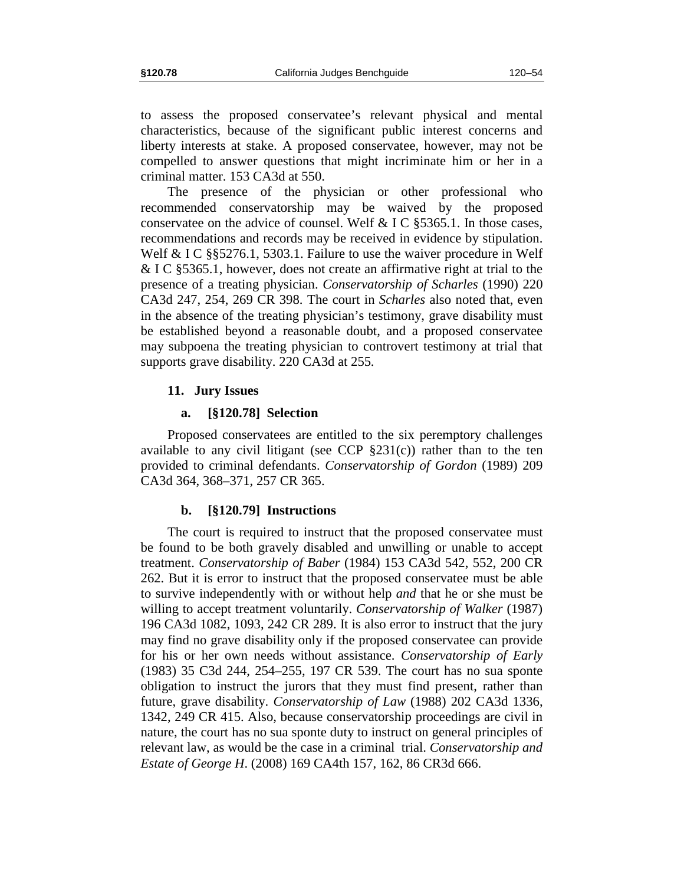to assess the proposed conservatee's relevant physical and mental characteristics, because of the significant public interest concerns and liberty interests at stake. A proposed conservatee, however, may not be compelled to answer questions that might incriminate him or her in a criminal matter. 153 CA3d at 550.

The presence of the physician or other professional who recommended conservatorship may be waived by the proposed conservatee on the advice of counsel. Welf & I C §5365.1. In those cases, recommendations and records may be received in evidence by stipulation. Welf & I C §§5276.1, 5303.1. Failure to use the waiver procedure in Welf & I C §5365.1, however, does not create an affirmative right at trial to the presence of a treating physician. *Conservatorship of Scharles* (1990) 220 CA3d 247, 254, 269 CR 398. The court in *Scharles* also noted that, even in the absence of the treating physician's testimony, grave disability must be established beyond a reasonable doubt, and a proposed conservatee may subpoena the treating physician to controvert testimony at trial that supports grave disability. 220 CA3d at 255.

### 11. Jury Issues

#### a. [§120.78] Selection

Proposed conservatees are entitled to the six peremptory challenges available to any civil litigant (see CCP §231(c)) rather than to the ten provided to criminal defendants. *Conservatorship of Gordon* (1989) 209 CA3d 364, 368–371, 257 CR 365.

#### b. [§120.79] Instructions

The court is required to instruct that the proposed conservatee must be found to be both gravely disabled and unwilling or unable to accept treatment. *Conservatorship of Baber* (1984) 153 CA3d 542, 552, 200 CR 262. But it is error to instruct that the proposed conservatee must be able to survive independently with or without help *and* that he or she must be willing to accept treatment voluntarily. *Conservatorship of Walker* (1987) 196 CA3d 1082, 1093, 242 CR 289. It is also error to instruct that the jury may find no grave disability only if the proposed conservatee can provide for his or her own needs without assistance. *Conservatorship of Early* (1983) 35 C3d 244, 254–255, 197 CR 539. The court has no sua sponte obligation to instruct the jurors that they must find present, rather than future, grave disability. *Conservatorship of Law* (1988) 202 CA3d 1336, 1342, 249 CR 415. Also, because conservatorship proceedings are civil in nature, the court has no sua sponte duty to instruct on general principles of relevant law, as would be the case in a criminal trial. *Conservatorship and Estate of George H*. (2008) 169 CA4th 157, 162, 86 CR3d 666.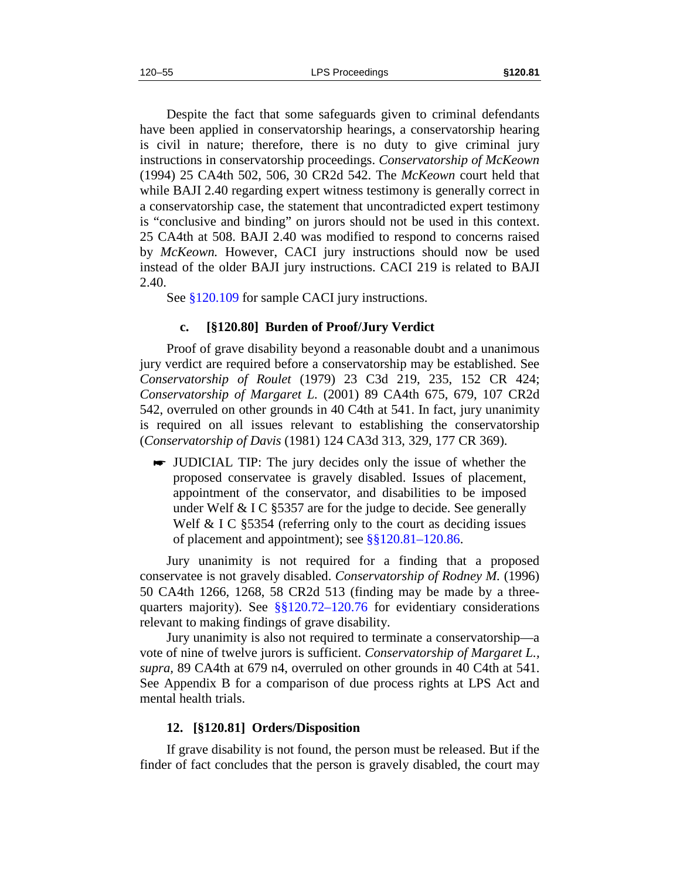Despite the fact that some safeguards given to criminal defendants have been applied in conservatorship hearings, a conservatorship hearing is civil in nature; therefore, there is no duty to give criminal jury instructions in conservatorship proceedings. *Conservatorship of McKeown* (1994) 25 CA4th 502, 506, 30 CR2d 542. The *McKeown* court held that while BAJI 2.40 regarding expert witness testimony is generally correct in a conservatorship case, the statement that uncontradicted expert testimony is "conclusive and binding" on jurors should not be used in this context. 25 CA4th at 508. BAJI 2.40 was modified to respond to concerns raised by *McKeown.* However, CACI jury instructions should now be used instead of the older BAJI jury instructions. CACI 219 is related to BAJI 2.40.

See §120.109 for sample CACI jury instructions.

### c. [§120.80] Burden of Proof/Jury Verdict

Proof of grave disability beyond a reasonable doubt and a unanimous jury verdict are required before a conservatorship may be established. See *Conservatorship of Roulet* (1979) 23 C3d 219, 235, 152 CR 424; *Conservatorship of Margaret L.* (2001) 89 CA4th 675, 679, 107 CR2d 542, overruled on other grounds in 40 C4th at 541. In fact, jury unanimity is required on all issues relevant to establishing the conservatorship (*Conservatorship of Davis* (1981) 124 CA3d 313, 329, 177 CR 369).

☛ JUDICIAL TIP: The jury decides only the issue of whether the proposed conservatee is gravely disabled. Issues of placement, appointment of the conservator, and disabilities to be imposed under Welf & I C §5357 are for the judge to decide. See generally Welf & I C §5354 (referring only to the court as deciding issues of placement and appointment); see §§120.81–120.86.

Jury unanimity is not required for a finding that a proposed conservatee is not gravely disabled. *Conservatorship of Rodney M.* (1996) 50 CA4th 1266, 1268, 58 CR2d 513 (finding may be made by a three-quarters majority). See §§120.72–120.76 for evidentiary considerations relevant to making findings of grave disability.

Jury unanimity is also not required to terminate a conservatorship—a vote of nine of twelve jurors is sufficient. *Conservatorship of Margaret L., supra,* 89 CA4th at 679 n4, overruled on other grounds in 40 C4th at 541. See Appendix B for a comparison of due process rights at LPS Act and mental health trials.

## 12. [§120.81] Orders/Disposition

If grave disability is not found, the person must be released. But if the finder of fact concludes that the person is gravely disabled, the court may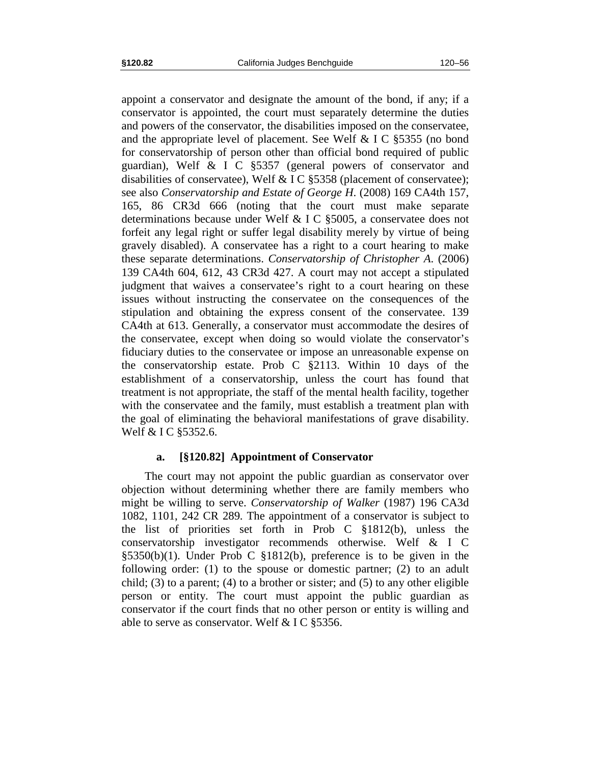appoint a conservator and designate the amount of the bond, if any; if a conservator is appointed, the court must separately determine the duties and powers of the conservator, the disabilities imposed on the conservatee, and the appropriate level of placement. See Welf & I C §5355 (no bond for conservatorship of person other than official bond required of public guardian), Welf & I C §5357 (general powers of conservator and disabilities of conservatee), Welf & I C §5358 (placement of conservatee); see also *Conservatorship and Estate of George H.* (2008) 169 CA4th 157, 165, 86 CR3d 666 (noting that the court must make separate determinations because under Welf & I C §5005, a conservatee does not forfeit any legal right or suffer legal disability merely by virtue of being gravely disabled). A conservatee has a right to a court hearing to make these separate determinations. *Conservatorship of Christopher A.* (2006) 139 CA4th 604, 612, 43 CR3d 427. A court may not accept a stipulated judgment that waives a conservatee's right to a court hearing on these issues without instructing the conservatee on the consequences of the stipulation and obtaining the express consent of the conservatee. 139 CA4th at 613. Generally, a conservator must accommodate the desires of the conservatee, except when doing so would violate the conservator's fiduciary duties to the conservatee or impose an unreasonable expense on the conservatorship estate. Prob C §2113. Within 10 days of the establishment of a conservatorship, unless the court has found that treatment is not appropriate, the staff of the mental health facility, together with the conservatee and the family, must establish a treatment plan with the goal of eliminating the behavioral manifestations of grave disability. Welf & I C §5352.6.

#### a. [§120.82] Appointment of Conservator

The court may not appoint the public guardian as conservator over objection without determining whether there are family members who might be willing to serve. *Conservatorship of Walker* (1987) 196 CA3d 1082, 1101, 242 CR 289. The appointment of a conservator is subject to the list of priorities set forth in Prob C §1812(b), unless the conservatorship investigator recommends otherwise. Welf & I C §5350(b)(1). Under Prob C §1812(b), preference is to be given in the following order: (1) to the spouse or domestic partner; (2) to an adult child; (3) to a parent; (4) to a brother or sister; and (5) to any other eligible person or entity. The court must appoint the public guardian as conservator if the court finds that no other person or entity is willing and able to serve as conservator. Welf & I C §5356.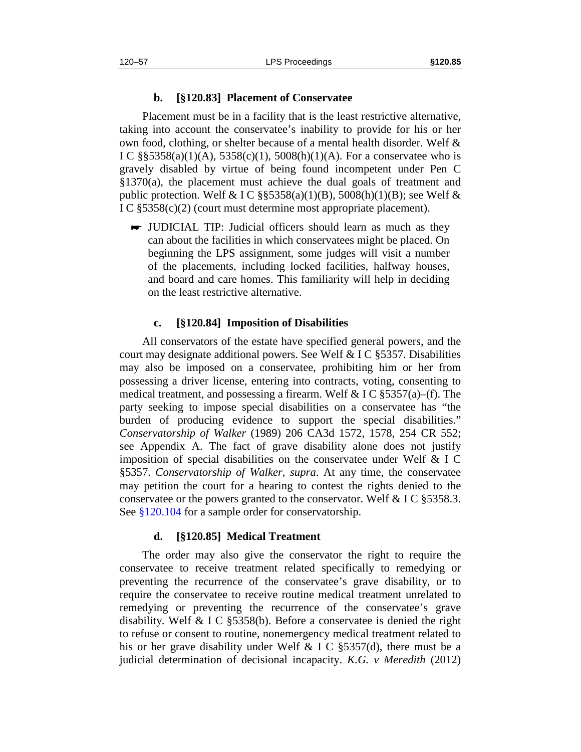#### b. [§120.83] Placement of Conservatee

Placement must be in a facility that is the least restrictive alternative, taking into account the conservatee's inability to provide for his or her own food, clothing, or shelter because of a mental health disorder. Welf & I C §§5358(a)(1)(A), 5358(c)(1), 5008(h)(1)(A). For a conservatee who is gravely disabled by virtue of being found incompetent under Pen C §1370(a), the placement must achieve the dual goals of treatment and public protection. Welf & I C §§5358(a)(1)(B), 5008(h)(1)(B); see Welf & I C §5358(c)(2) (court must determine most appropriate placement).

> ☛ JUDICIAL TIP: Judicial officers should learn as much as they can about the facilities in which conservatees might be placed. On beginning the LPS assignment, some judges will visit a number of the placements, including locked facilities, halfway houses, and board and care homes. This familiarity will help in deciding on the least restrictive alternative.

#### c. [§120.84] Imposition of Disabilities

All conservators of the estate have specified general powers, and the court may designate additional powers. See Welf & I C §5357. Disabilities may also be imposed on a conservatee, prohibiting him or her from possessing a driver license, entering into contracts, voting, consenting to medical treatment, and possessing a firearm. Welf & I C §5357(a)–(f). The party seeking to impose special disabilities on a conservatee has "the burden of producing evidence to support the special disabilities." *Conservatorship of Walker* (1989) 206 CA3d 1572, 1578, 254 CR 552; see Appendix A. The fact of grave disability alone does not justify imposition of special disabilities on the conservatee under Welf & I C §5357. *Conservatorship of Walker*, *supra*. At any time, the conservatee may petition the court for a hearing to contest the rights denied to the conservatee or the powers granted to the conservator. Welf & I C §5358.3. See §120.104 for a sample order for conservatorship.

#### d. [§120.85] Medical Treatment

The order may also give the conservator the right to require the conservatee to receive treatment related specifically to remedying or preventing the recurrence of the conservatee's grave disability, or to require the conservatee to receive routine medical treatment unrelated to remedying or preventing the recurrence of the conservatee's grave disability. Welf & I C §5358(b). Before a conservatee is denied the right to refuse or consent to routine, nonemergency medical treatment related to his or her grave disability under Welf & I C §5357(d), there must be a judicial determination of decisional incapacity. *K.G. v Meredith* (2012)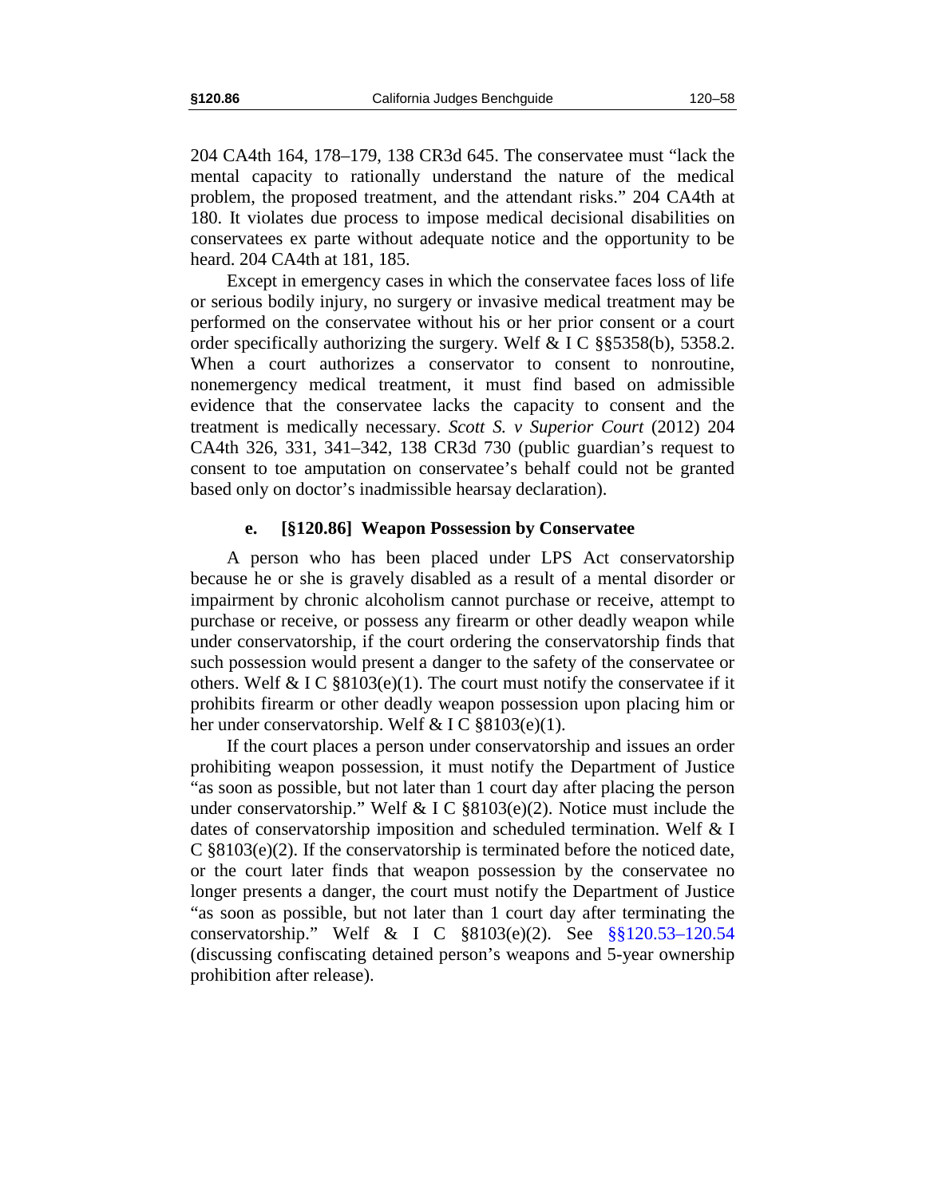204 CA4th 164, 178–179, 138 CR3d 645. The conservatee must "lack the mental capacity to rationally understand the nature of the medical problem, the proposed treatment, and the attendant risks." 204 CA4th at 180. It violates due process to impose medical decisional disabilities on conservatees ex parte without adequate notice and the opportunity to be heard. 204 CA4th at 181, 185.

Except in emergency cases in which the conservatee faces loss of life or serious bodily injury, no surgery or invasive medical treatment may be performed on the conservatee without his or her prior consent or a court order specifically authorizing the surgery. Welf & I C §§5358(b), 5358.2. When a court authorizes a conservator to consent to nonroutine, nonemergency medical treatment, it must find based on admissible evidence that the conservatee lacks the capacity to consent and the treatment is medically necessary. *Scott S. v Superior Court* (2012) 204 CA4th 326, 331, 341–342, 138 CR3d 730 (public guardian's request to consent to toe amputation on conservatee's behalf could not be granted based only on doctor's inadmissible hearsay declaration).

#### e. [§120.86] Weapon Possession by Conservatee

A person who has been placed under LPS Act conservatorship because he or she is gravely disabled as a result of a mental disorder or impairment by chronic alcoholism cannot purchase or receive, attempt to purchase or receive, or possess any firearm or other deadly weapon while under conservatorship, if the court ordering the conservatorship finds that such possession would present a danger to the safety of the conservatee or others. Welf & I C §8103(e)(1). The court must notify the conservatee if it prohibits firearm or other deadly weapon possession upon placing him or her under conservatorship. Welf & I C §8103(e)(1).

If the court places a person under conservatorship and issues an order prohibiting weapon possession, it must notify the Department of Justice "as soon as possible, but not later than 1 court day after placing the person under conservatorship." Welf & I C §8103(e)(2). Notice must include the dates of conservatorship imposition and scheduled termination. Welf & I C §8103(e)(2). If the conservatorship is terminated before the noticed date, or the court later finds that weapon possession by the conservatee no longer presents a danger, the court must notify the Department of Justice "as soon as possible, but not later than 1 court day after terminating the conservatorship." Welf & I C §8103(e)(2). See §§120.53–120.54 (discussing confiscating detained person's weapons and 5-year ownership prohibition after release).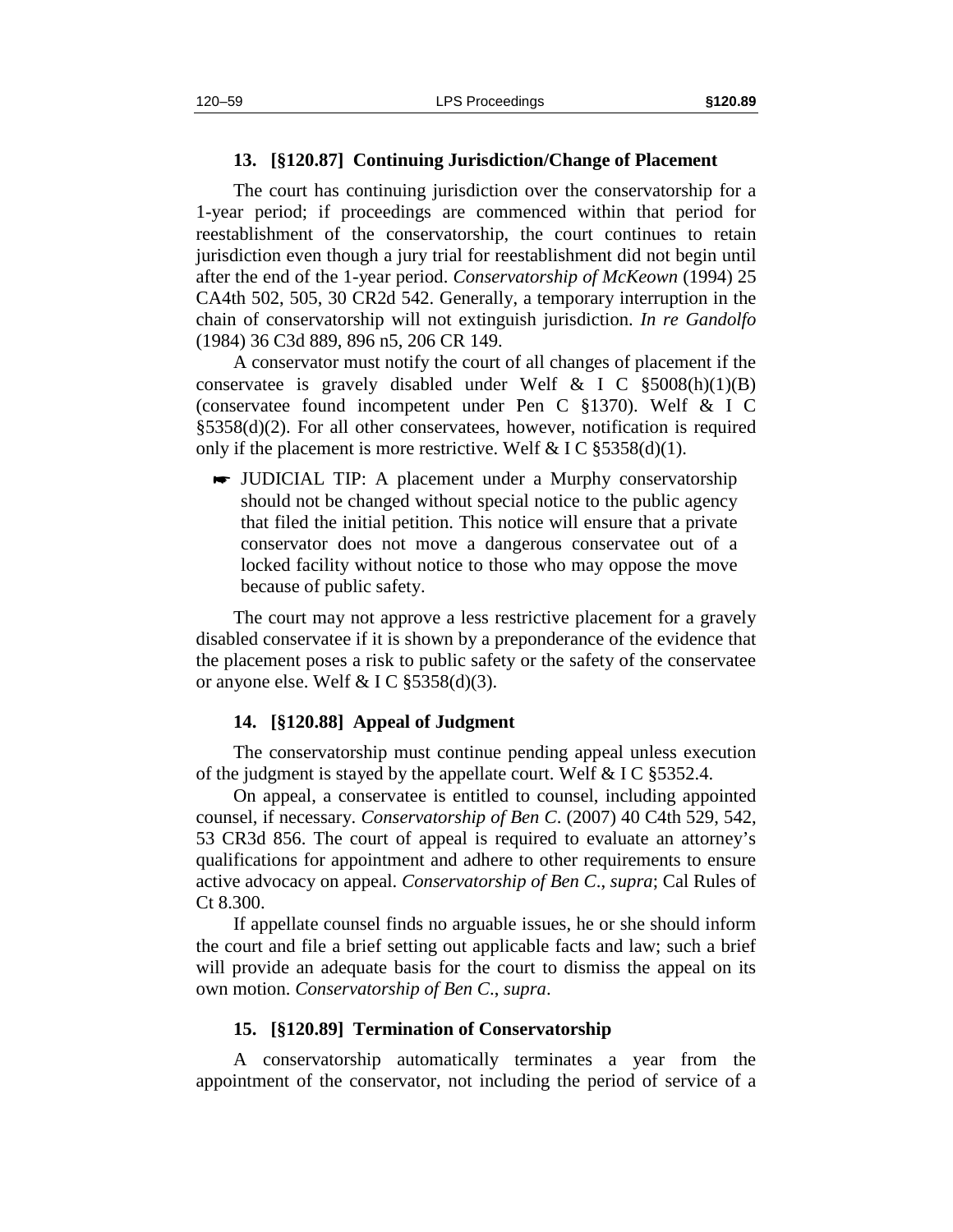### 13. [§120.87] Continuing Jurisdiction/Change of Placement

The court has continuing jurisdiction over the conservatorship for a 1-year period; if proceedings are commenced within that period for reestablishment of the conservatorship, the court continues to retain jurisdiction even though a jury trial for reestablishment did not begin until after the end of the 1-year period. *Conservatorship of McKeown* (1994) 25 CA4th 502, 505, 30 CR2d 542. Generally, a temporary interruption in the chain of conservatorship will not extinguish jurisdiction. *In re Gandolfo* (1984) 36 C3d 889, 896 n5, 206 CR 149.

A conservator must notify the court of all changes of placement if the conservatee is gravely disabled under Welf & I C §5008(h)(1)(B) (conservatee found incompetent under Pen C §1370). Welf & I C §5358(d)(2). For all other conservatees, however, notification is required only if the placement is more restrictive. Welf & I C §5358(d)(1).

☛ JUDICIAL TIP: A placement under a Murphy conservatorship should not be changed without special notice to the public agency that filed the initial petition. This notice will ensure that a private conservator does not move a dangerous conservatee out of a locked facility without notice to those who may oppose the move because of public safety.

The court may not approve a less restrictive placement for a gravely disabled conservatee if it is shown by a preponderance of the evidence that the placement poses a risk to public safety or the safety of the conservatee or anyone else. Welf & I C §5358(d)(3).

### 14. [§120.88] Appeal of Judgment

The conservatorship must continue pending appeal unless execution of the judgment is stayed by the appellate court. Welf & I C §5352.4.

On appeal, a conservatee is entitled to counsel, including appointed counsel, if necessary. *Conservatorship of Ben C.* (2007) 40 C4th 529, 542, 53 CR3d 856. The court of appeal is required to evaluate an attorney's qualifications for appointment and adhere to other requirements to ensure active advocacy on appeal. *Conservatorship of Ben C.*, *supra*; Cal Rules of Ct 8.300.

If appellate counsel finds no arguable issues, he or she should inform the court and file a brief setting out applicable facts and law; such a brief will provide an adequate basis for the court to dismiss the appeal on its own motion. *Conservatorship of Ben C.*, *supra*.

### 15. [§120.89] Termination of Conservatorship

A conservatorship automatically terminates a year from the appointment of the conservator, not including the period of service of a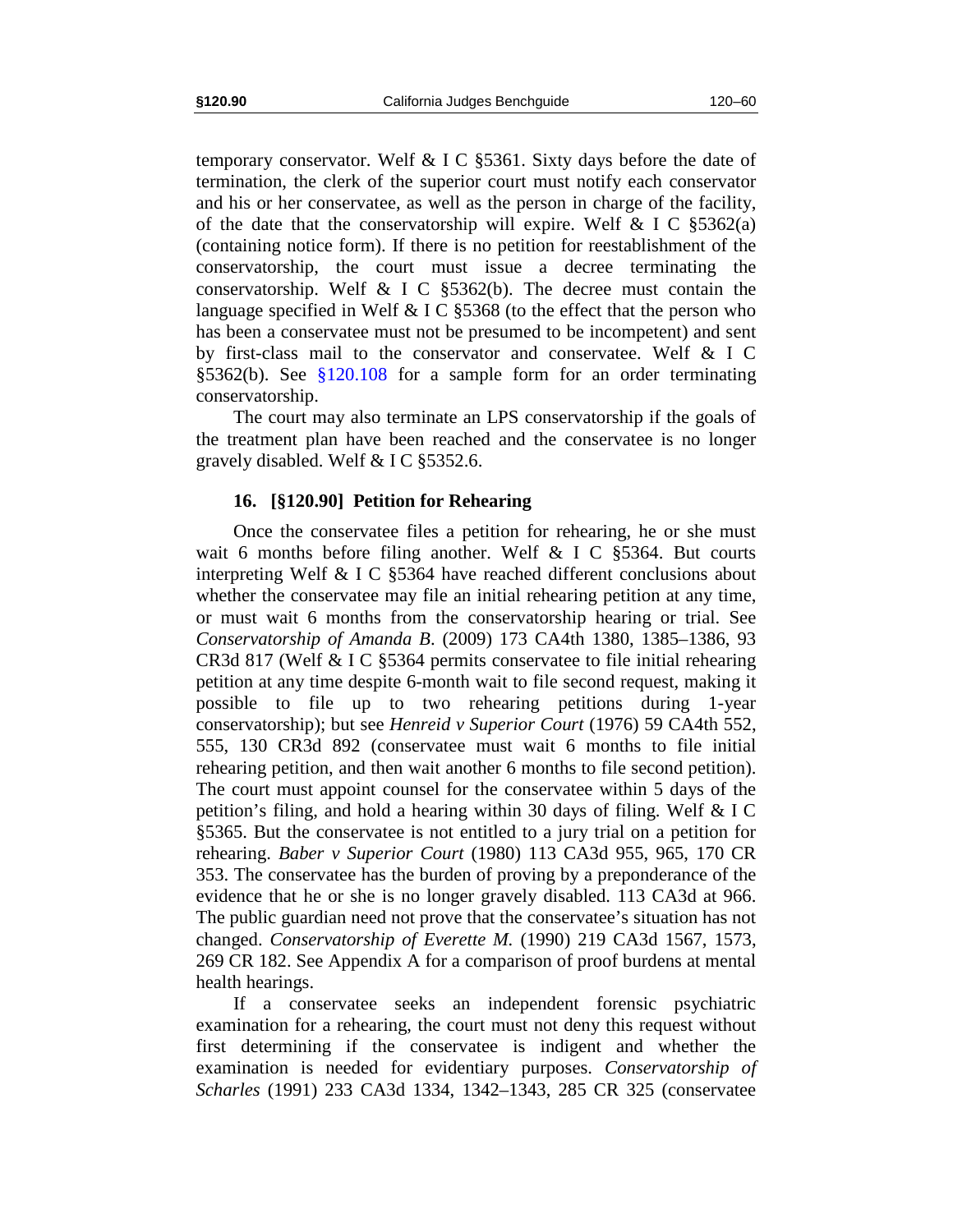temporary conservator. Welf & I C §5361. Sixty days before the date of termination, the clerk of the superior court must notify each conservator and his or her conservatee, as well as the person in charge of the facility, of the date that the conservatorship will expire. Welf & I C §5362(a) (containing notice form). If there is no petition for reestablishment of the conservatorship, the court must issue a decree terminating the conservatorship. Welf & I C §5362(b). The decree must contain the language specified in Welf & I C §5368 (to the effect that the person who has been a conservatee must not be presumed to be incompetent) and sent by first-class mail to the conservator and conservatee. Welf & I C §5362(b). See §120.108 for a sample form for an order terminating conservatorship.

The court may also terminate an LPS conservatorship if the goals of the treatment plan have been reached and the conservatee is no longer gravely disabled. Welf & I C §5352.6.

### 16. [§120.90] Petition for Rehearing

Once the conservatee files a petition for rehearing, he or she must wait 6 months before filing another. Welf & I C §5364. But courts interpreting Welf & I C §5364 have reached different conclusions about whether the conservatee may file an initial rehearing petition at any time, or must wait 6 months from the conservatorship hearing or trial. See *Conservatorship of Amanda B.* (2009) 173 CA4th 1380, 1385–1386, 93 CR3d 817 (Welf & I C §5364 permits conservatee to file initial rehearing petition at any time despite 6-month wait to file second request, making it possible to file up to two rehearing petitions during 1-year conservatorship); but see *Henreid v Superior Court* (1976) 59 CA4th 552, 555, 130 CR3d 892 (conservatee must wait 6 months to file initial rehearing petition, and then wait another 6 months to file second petition). The court must appoint counsel for the conservatee within 5 days of the petition's filing, and hold a hearing within 30 days of filing. Welf & I C §5365. But the conservatee is not entitled to a jury trial on a petition for rehearing. *Baber v Superior Court* (1980) 113 CA3d 955, 965, 170 CR 353. The conservatee has the burden of proving by a preponderance of the evidence that he or she is no longer gravely disabled. 113 CA3d at 966. The public guardian need not prove that the conservatee's situation has not changed. *Conservatorship of Everette M.* (1990) 219 CA3d 1567, 1573, 269 CR 182. See Appendix A for a comparison of proof burdens at mental health hearings.

If a conservatee seeks an independent forensic psychiatric examination for a rehearing, the court must not deny this request without first determining if the conservatee is indigent and whether the examination is needed for evidentiary purposes. *Conservatorship of Scharles* (1991) 233 CA3d 1334, 1342–1343, 285 CR 325 (conservatee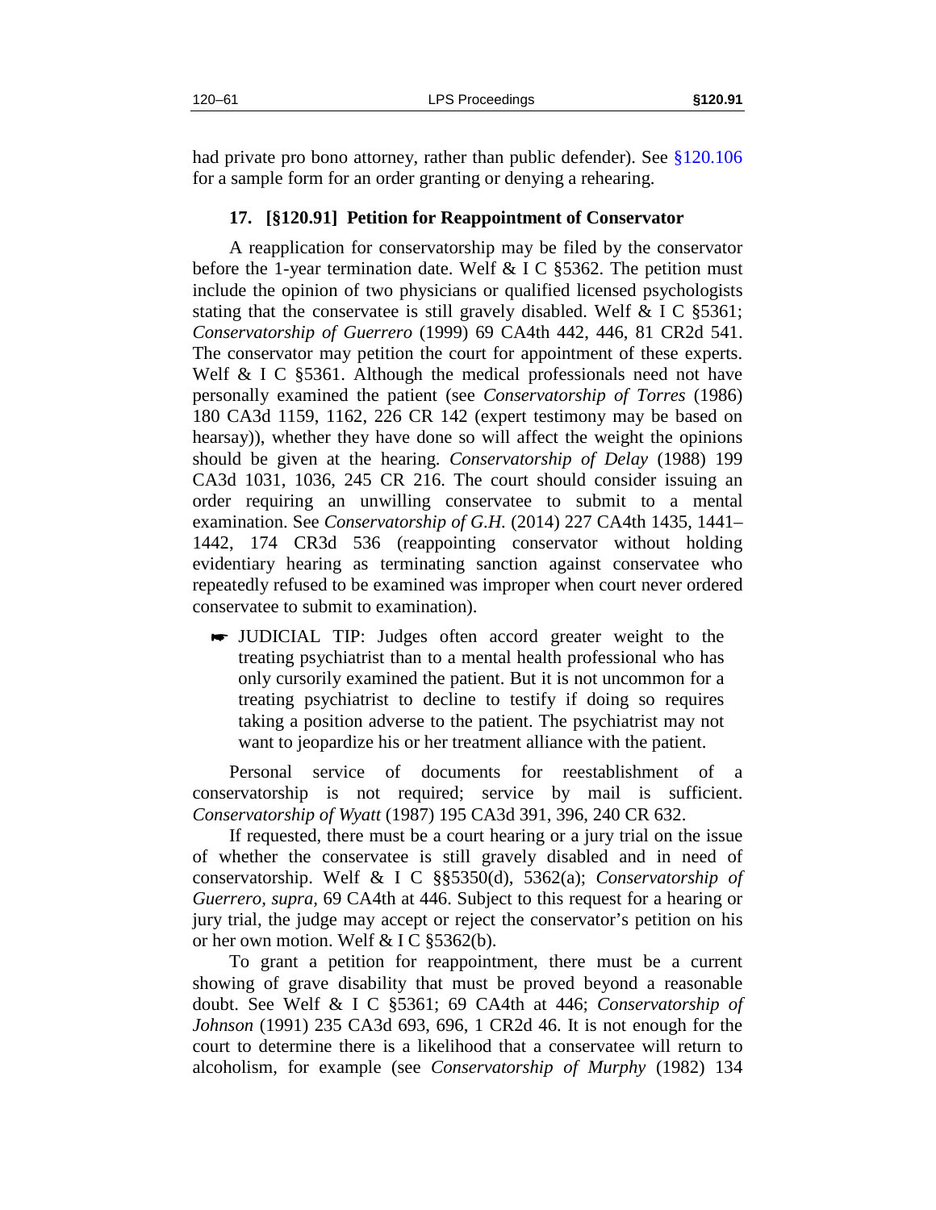had private pro bono attorney, rather than public defender). See §120.106 for a sample form for an order granting or denying a rehearing.

### 17. [§120.91] Petition for Reappointment of Conservator

A reapplication for conservatorship may be filed by the conservator before the 1-year termination date. Welf & I C §5362. The petition must include the opinion of two physicians or qualified licensed psychologists stating that the conservatee is still gravely disabled. Welf & I C §5361; *Conservatorship of Guerrero* (1999) 69 CA4th 442, 446, 81 CR2d 541. The conservator may petition the court for appointment of these experts. Welf & I C §5361. Although the medical professionals need not have personally examined the patient (see *Conservatorship of Torres* (1986) 180 CA3d 1159, 1162, 226 CR 142 (expert testimony may be based on hearsay)), whether they have done so will affect the weight the opinions should be given at the hearing. *Conservatorship of Delay* (1988) 199 CA3d 1031, 1036, 245 CR 216. The court should consider issuing an order requiring an unwilling conservatee to submit to a mental examination. See *Conservatorship of G.H.* (2014) 227 CA4th 1435, 1441–1442, 174 CR3d 536 (reappointing conservator without holding evidentiary hearing as terminating sanction against conservatee who repeatedly refused to be examined was improper when court never ordered conservatee to submit to examination).

- ☛ JUDICIAL TIP: Judges often accord greater weight to the treating psychiatrist than to a mental health professional who has only cursorily examined the patient. But it is not uncommon for a treating psychiatrist to decline to testify if doing so requires taking a position adverse to the patient. The psychiatrist may not want to jeopardize his or her treatment alliance with the patient.

Personal service of documents for reestablishment of a conservatorship is not required; service by mail is sufficient. *Conservatorship of Wyatt* (1987) 195 CA3d 391, 396, 240 CR 632.

If requested, there must be a court hearing or a jury trial on the issue of whether the conservatee is still gravely disabled and in need of conservatorship. Welf & I C §§5350(d), 5362(a); *Conservatorship of Guerrero, supra*, 69 CA4th at 446. Subject to this request for a hearing or jury trial, the judge may accept or reject the conservator's petition on his or her own motion. Welf & I C §5362(b).

To grant a petition for reappointment, there must be a current showing of grave disability that must be proved beyond a reasonable doubt. See Welf & I C §5361; 69 CA4th at 446; *Conservatorship of Johnson* (1991) 235 CA3d 693, 696, 1 CR2d 46. It is not enough for the court to determine there is a likelihood that a conservatee will return to alcoholism, for example (see *Conservatorship of Murphy* (1982) 134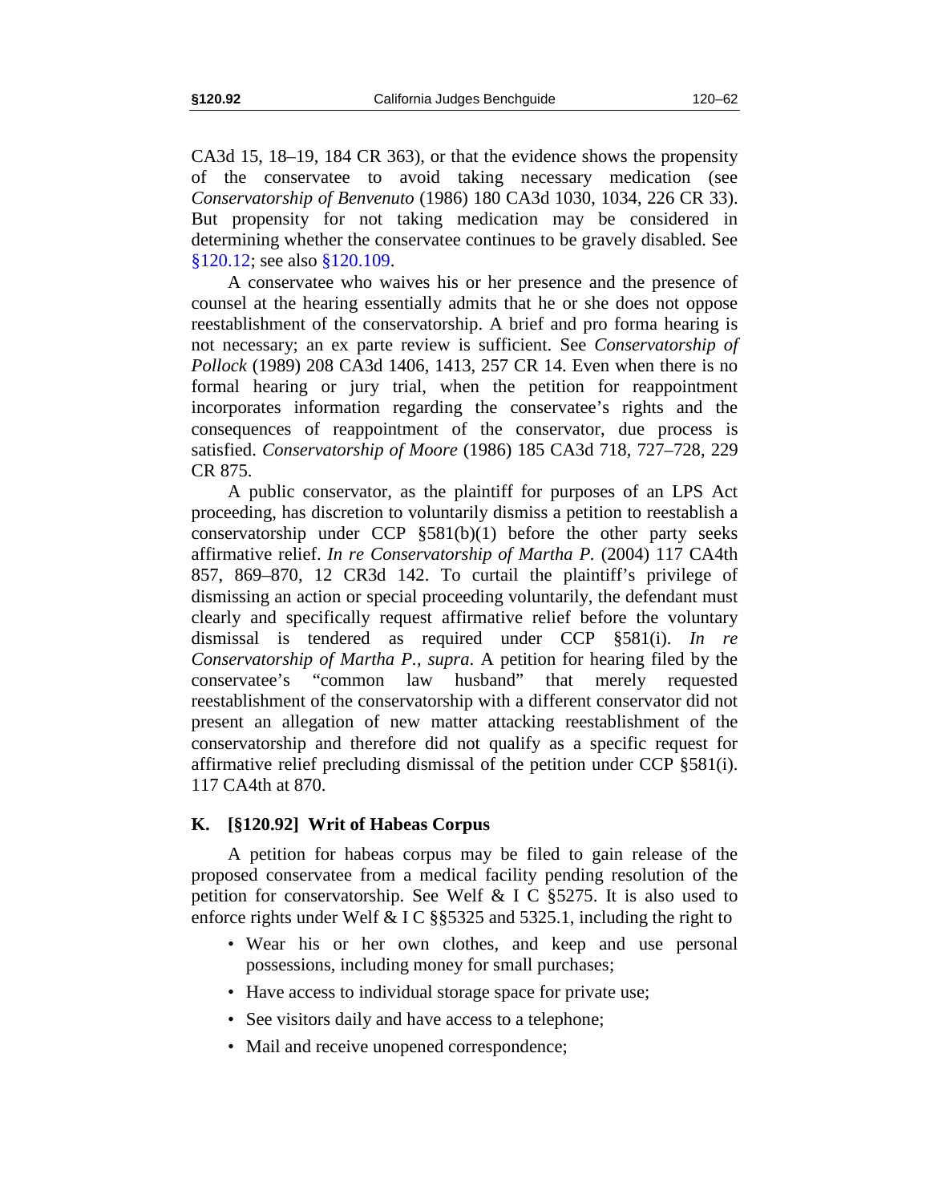CA3d 15, 18–19, 184 CR 363), or that the evidence shows the propensity of the conservatee to avoid taking necessary medication (see *Conservatorship of Benvenuto* (1986) 180 CA3d 1030, 1034, 226 CR 33). But propensity for not taking medication may be considered in determining whether the conservatee continues to be gravely disabled. See §120.12; see also §120.109.

A conservatee who waives his or her presence and the presence of counsel at the hearing essentially admits that he or she does not oppose reestablishment of the conservatorship. A brief and pro forma hearing is not necessary; an ex parte review is sufficient. See *Conservatorship of Pollock* (1989) 208 CA3d 1406, 1413, 257 CR 14. Even when there is no formal hearing or jury trial, when the petition for reappointment incorporates information regarding the conservatee's rights and the consequences of reappointment of the conservator, due process is satisfied. *Conservatorship of Moore* (1986) 185 CA3d 718, 727–728, 229 CR 875.

A public conservator, as the plaintiff for purposes of an LPS Act proceeding, has discretion to voluntarily dismiss a petition to reestablish a conservatorship under CCP §581(b)(1) before the other party seeks affirmative relief. *In re Conservatorship of Martha P.* (2004) 117 CA4th 857, 869–870, 12 CR3d 142. To curtail the plaintiff's privilege of dismissing an action or special proceeding voluntarily, the defendant must clearly and specifically request affirmative relief before the voluntary dismissal is tendered as required under CCP §581(i). *In re Conservatorship of Martha P., supra*. A petition for hearing filed by the conservatee's "common law husband" that merely requested reestablishment of the conservatorship with a different conservator did not present an allegation of new matter attacking reestablishment of the conservatorship and therefore did not qualify as a specific request for affirmative relief precluding dismissal of the petition under CCP §581(i). 117 CA4th at 870.

### K. [§120.92] Writ of Habeas Corpus

A petition for habeas corpus may be filed to gain release of the proposed conservatee from a medical facility pending resolution of the petition for conservatorship. See Welf & I C §5275. It is also used to enforce rights under Welf & I C §§5325 and 5325.1, including the right to

- Wear his or her own clothes, and keep and use personal possessions, including money for small purchases;
- Have access to individual storage space for private use;
- See visitors daily and have access to a telephone;
- Mail and receive unopened correspondence;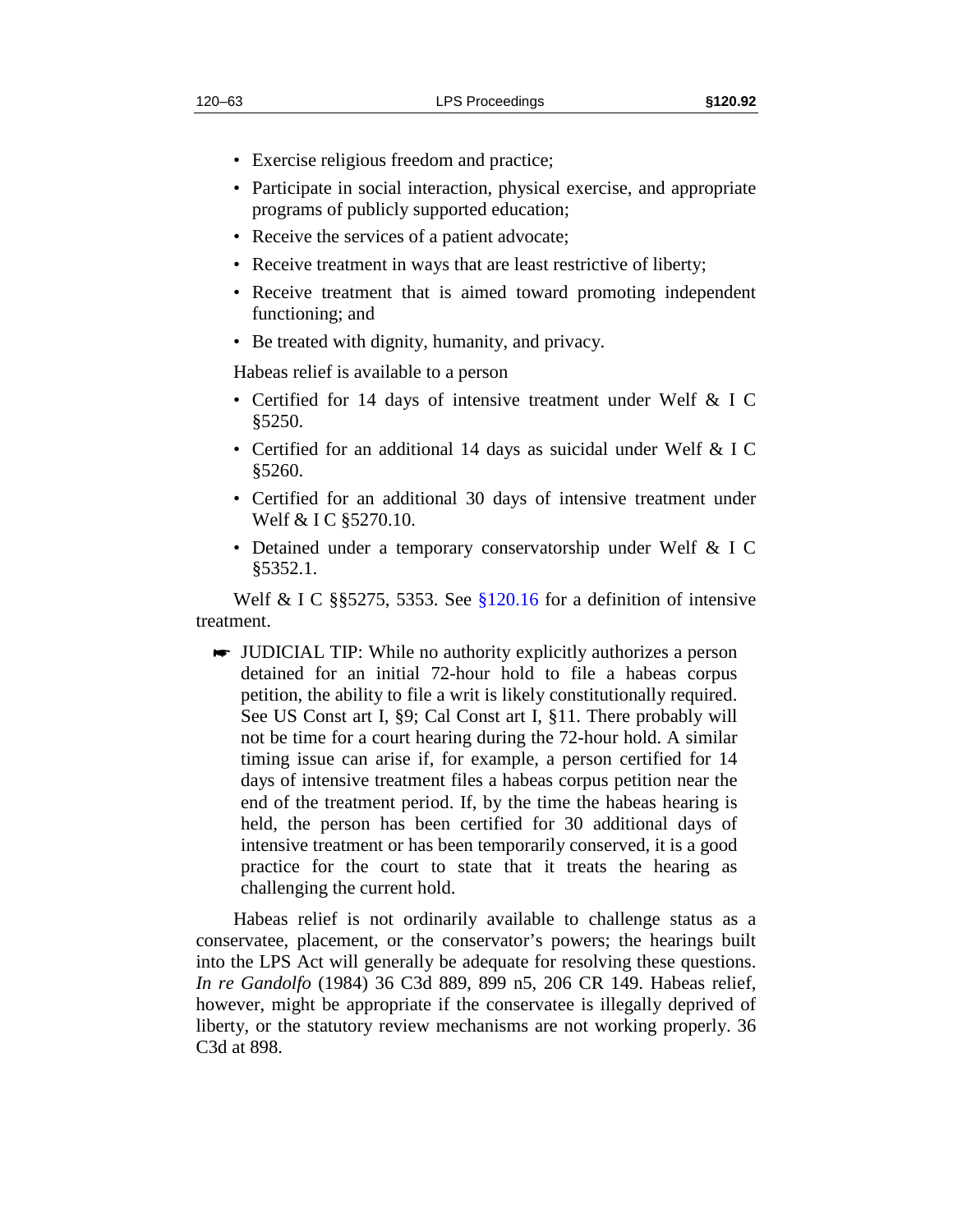- Exercise religious freedom and practice;
- Participate in social interaction, physical exercise, and appropriate programs of publicly supported education;
- Receive the services of a patient advocate;
- Receive treatment in ways that are least restrictive of liberty;
- Receive treatment that is aimed toward promoting independent functioning; and
- Be treated with dignity, humanity, and privacy.

Habeas relief is available to a person

- Certified for 14 days of intensive treatment under Welf & I C §5250.
- Certified for an additional 14 days as suicidal under Welf & I C §5260.
- Certified for an additional 30 days of intensive treatment under Welf & I C §5270.10.
- Detained under a temporary conservatorship under Welf & I C §5352.1.

Welf & I C §§5275, 5353. See §120.16 for a definition of intensive treatment.

☛ JUDICIAL TIP: While no authority explicitly authorizes a person detained for an initial 72-hour hold to file a habeas corpus petition, the ability to file a writ is likely constitutionally required. See US Const art I, §9; Cal Const art I, §11. There probably will not be time for a court hearing during the 72-hour hold. A similar timing issue can arise if, for example, a person certified for 14 days of intensive treatment files a habeas corpus petition near the end of the treatment period. If, by the time the habeas hearing is held, the person has been certified for 30 additional days of intensive treatment or has been temporarily conserved, it is a good practice for the court to state that it treats the hearing as challenging the current hold.

Habeas relief is not ordinarily available to challenge status as a conservatee, placement, or the conservator's powers; the hearings built into the LPS Act will generally be adequate for resolving these questions. *In re Gandolfo* (1984) 36 C3d 889, 899 n5, 206 CR 149. Habeas relief, however, might be appropriate if the conservatee is illegally deprived of liberty, or the statutory review mechanisms are not working properly. 36 C3d at 898.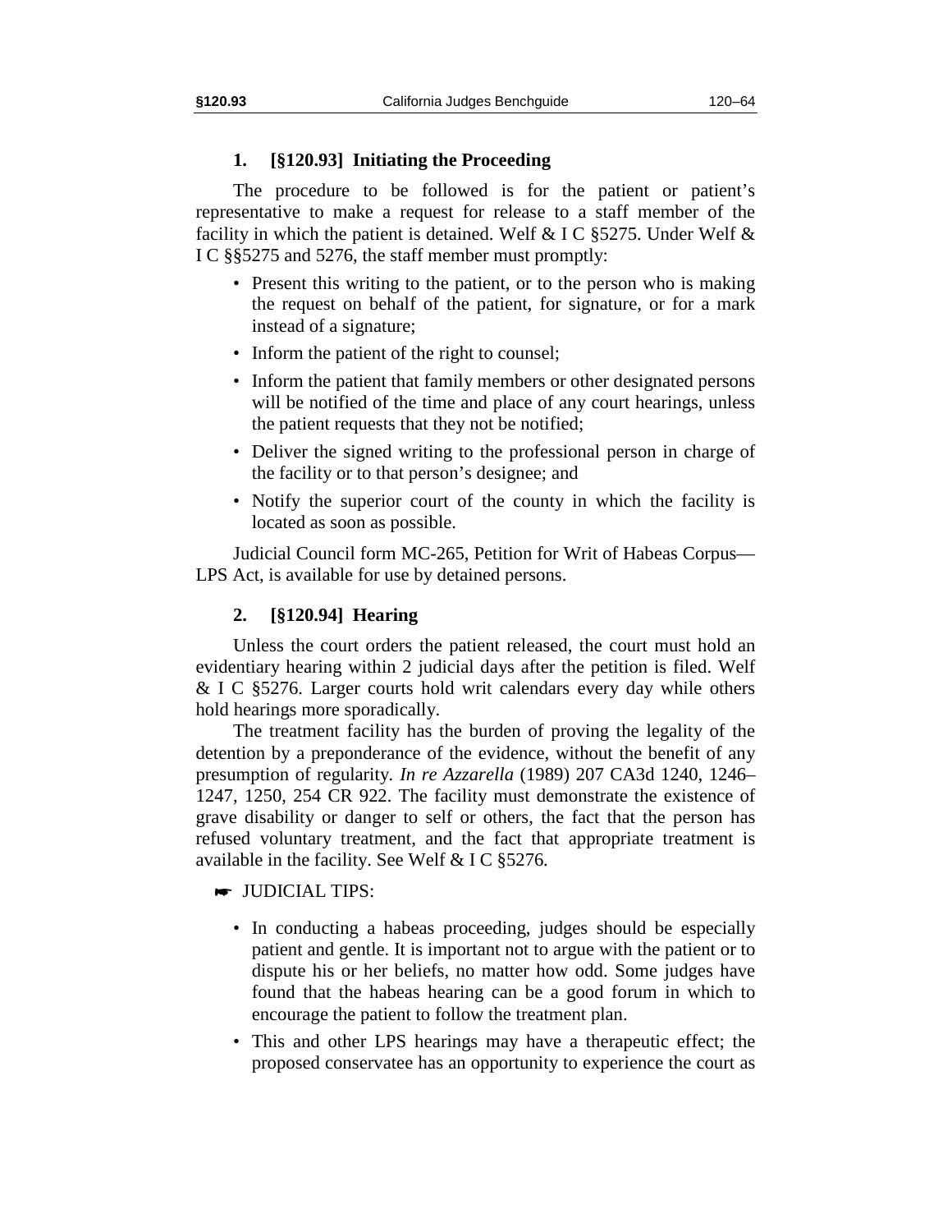### 1. [§120.93] Initiating the Proceeding

The procedure to be followed is for the patient or patient's representative to make a request for release to a staff member of the facility in which the patient is detained. Welf & I C §5275. Under Welf & I C §§5275 and 5276, the staff member must promptly:

- Present this writing to the patient, or to the person who is making the request on behalf of the patient, for signature, or for a mark instead of a signature;
- Inform the patient of the right to counsel;
- Inform the patient that family members or other designated persons will be notified of the time and place of any court hearings, unless the patient requests that they not be notified;
- Deliver the signed writing to the professional person in charge of the facility or to that person's designee; and
- Notify the superior court of the county in which the facility is located as soon as possible.

Judicial Council form MC-265, Petition for Writ of Habeas Corpus—LPS Act, is available for use by detained persons.

### 2. [§120.94] Hearing

Unless the court orders the patient released, the court must hold an evidentiary hearing within 2 judicial days after the petition is filed. Welf & I C §5276. Larger courts hold writ calendars every day while others hold hearings more sporadically.

The treatment facility has the burden of proving the legality of the detention by a preponderance of the evidence, without the benefit of any presumption of regularity. *In re Azzarella* (1989) 207 CA3d 1240, 1246–1247, 1250, 254 CR 922. The facility must demonstrate the existence of grave disability or danger to self or others, the fact that the person has refused voluntary treatment, and the fact that appropriate treatment is available in the facility. See Welf & I C §5276.

☛ JUDICIAL TIPS:

- In conducting a habeas proceeding, judges should be especially patient and gentle. It is important not to argue with the patient or to dispute his or her beliefs, no matter how odd. Some judges have found that the habeas hearing can be a good forum in which to encourage the patient to follow the treatment plan.
- This and other LPS hearings may have a therapeutic effect; the proposed conservatee has an opportunity to experience the court as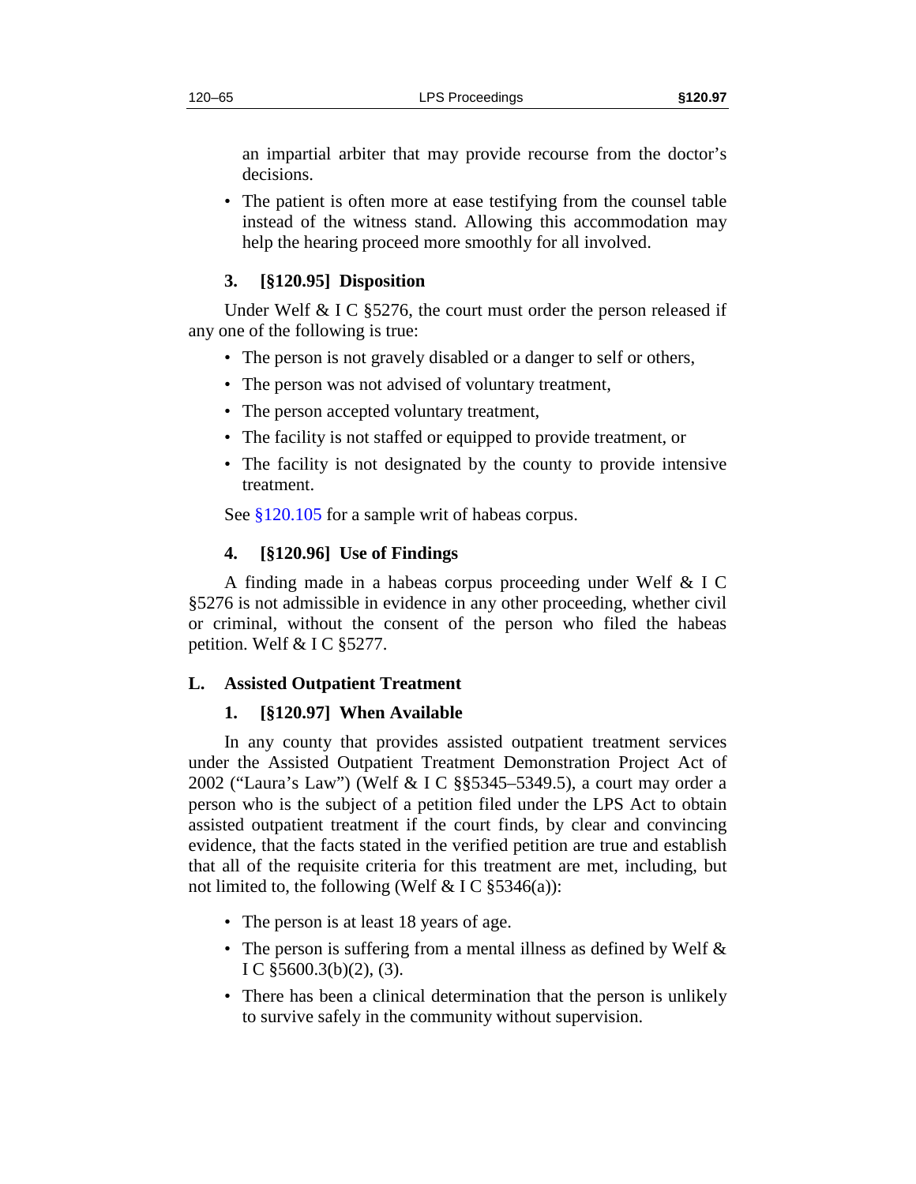an impartial arbiter that may provide recourse from the doctor's decisions.

- The patient is often more at ease testifying from the counsel table instead of the witness stand. Allowing this accommodation may help the hearing proceed more smoothly for all involved.

### 3. [§120.95] Disposition

Under Welf & I C §5276, the court must order the person released if any one of the following is true:

- The person is not gravely disabled or a danger to self or others,
- The person was not advised of voluntary treatment,
- The person accepted voluntary treatment,
- The facility is not staffed or equipped to provide treatment, or
- The facility is not designated by the county to provide intensive treatment.

See §120.105 for a sample writ of habeas corpus.

### 4. [§120.96] Use of Findings

A finding made in a habeas corpus proceeding under Welf & I C §5276 is not admissible in evidence in any other proceeding, whether civil or criminal, without the consent of the person who filed the habeas petition. Welf & I C §5277.

## L. Assisted Outpatient Treatment

### 1. [§120.97] When Available

In any county that provides assisted outpatient treatment services under the Assisted Outpatient Treatment Demonstration Project Act of 2002 ("Laura's Law") (Welf & I C §§5345–5349.5), a court may order a person who is the subject of a petition filed under the LPS Act to obtain assisted outpatient treatment if the court finds, by clear and convincing evidence, that the facts stated in the verified petition are true and establish that all of the requisite criteria for this treatment are met, including, but not limited to, the following (Welf & I C §5346(a)):

- The person is at least 18 years of age.
- The person is suffering from a mental illness as defined by Welf & I C §5600.3(b)(2), (3).
- There has been a clinical determination that the person is unlikely to survive safely in the community without supervision.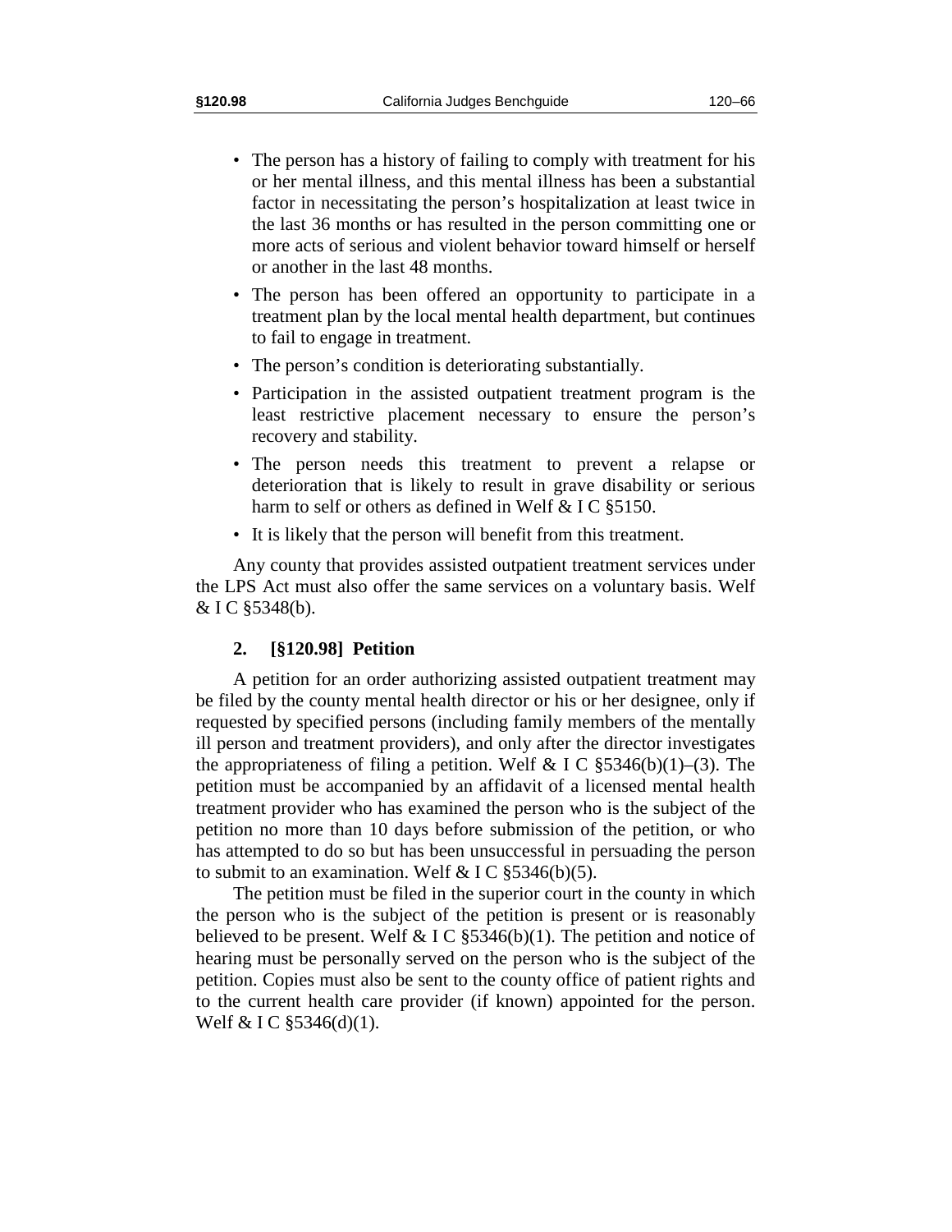- The person has a history of failing to comply with treatment for his or her mental illness, and this mental illness has been a substantial factor in necessitating the person's hospitalization at least twice in the last 36 months or has resulted in the person committing one or more acts of serious and violent behavior toward himself or herself or another in the last 48 months.
- The person has been offered an opportunity to participate in a treatment plan by the local mental health department, but continues to fail to engage in treatment.
- The person's condition is deteriorating substantially.
- Participation in the assisted outpatient treatment program is the least restrictive placement necessary to ensure the person's recovery and stability.
- The person needs this treatment to prevent a relapse or deterioration that is likely to result in grave disability or serious harm to self or others as defined in Welf & I C §5150.
- It is likely that the person will benefit from this treatment.

Any county that provides assisted outpatient treatment services under the LPS Act must also offer the same services on a voluntary basis. Welf & I C §5348(b).

### 2. [§120.98] Petition

A petition for an order authorizing assisted outpatient treatment may be filed by the county mental health director or his or her designee, only if requested by specified persons (including family members of the mentally ill person and treatment providers), and only after the director investigates the appropriateness of filing a petition. Welf & I C §5346(b)(1)–(3). The petition must be accompanied by an affidavit of a licensed mental health treatment provider who has examined the person who is the subject of the petition no more than 10 days before submission of the petition, or who has attempted to do so but has been unsuccessful in persuading the person to submit to an examination. Welf & I C §5346(b)(5).

The petition must be filed in the superior court in the county in which the person who is the subject of the petition is present or is reasonably believed to be present. Welf & I C §5346(b)(1). The petition and notice of hearing must be personally served on the person who is the subject of the petition. Copies must also be sent to the county office of patient rights and to the current health care provider (if known) appointed for the person. Welf & I C §5346(d)(1).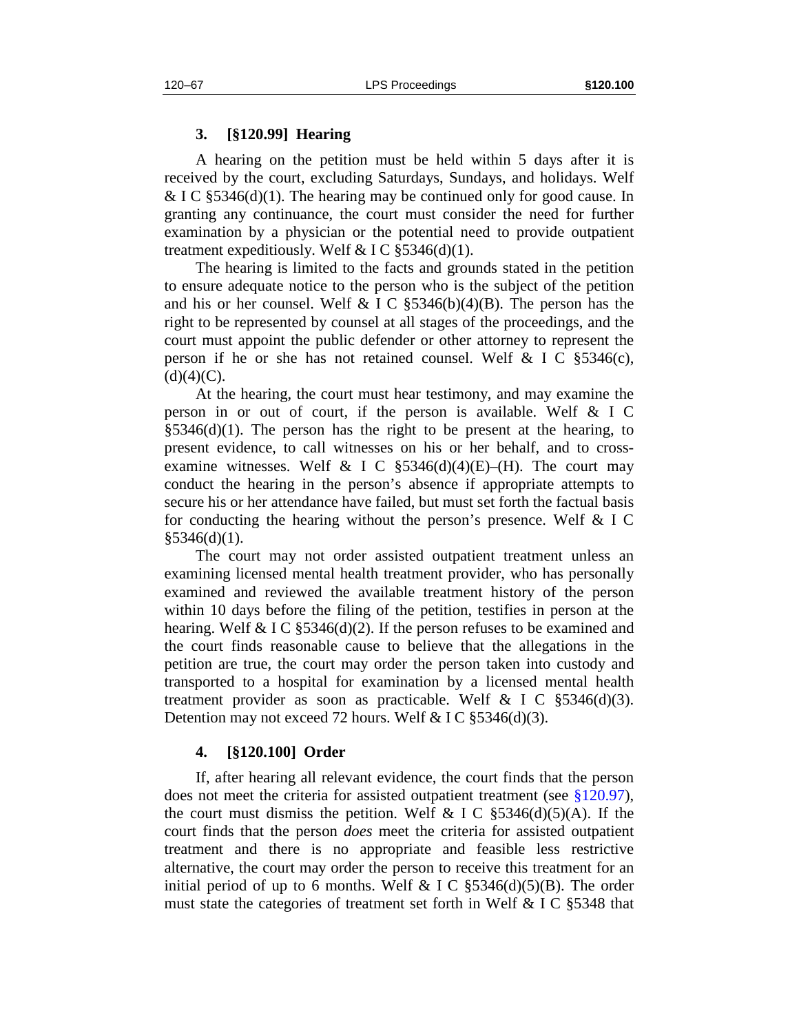### 3. [§120.99] Hearing

A hearing on the petition must be held within 5 days after it is received by the court, excluding Saturdays, Sundays, and holidays. Welf & I C §5346(d)(1). The hearing may be continued only for good cause. In granting any continuance, the court must consider the need for further examination by a physician or the potential need to provide outpatient treatment expeditiously. Welf & I C §5346(d)(1).

The hearing is limited to the facts and grounds stated in the petition to ensure adequate notice to the person who is the subject of the petition and his or her counsel. Welf & I C §5346(b)(4)(B). The person has the right to be represented by counsel at all stages of the proceedings, and the court must appoint the public defender or other attorney to represent the person if he or she has not retained counsel. Welf & I C §5346(c), (d)(4)(C).

At the hearing, the court must hear testimony, and may examine the person in or out of court, if the person is available. Welf & I C §5346(d)(1). The person has the right to be present at the hearing, to present evidence, to call witnesses on his or her behalf, and to cross-examine witnesses. Welf & I C §5346(d)(4)(E)–(H). The court may conduct the hearing in the person's absence if appropriate attempts to secure his or her attendance have failed, but must set forth the factual basis for conducting the hearing without the person's presence. Welf & I C §5346(d)(1).

The court may not order assisted outpatient treatment unless an examining licensed mental health treatment provider, who has personally examined and reviewed the available treatment history of the person within 10 days before the filing of the petition, testifies in person at the hearing. Welf & I C §5346(d)(2). If the person refuses to be examined and the court finds reasonable cause to believe that the allegations in the petition are true, the court may order the person taken into custody and transported to a hospital for examination by a licensed mental health treatment provider as soon as practicable. Welf & I C §5346(d)(3). Detention may not exceed 72 hours. Welf & I C §5346(d)(3).

### 4. [§120.100] Order

If, after hearing all relevant evidence, the court finds that the person does not meet the criteria for assisted outpatient treatment (see §120.97), the court must dismiss the petition. Welf & I C §5346(d)(5)(A). If the court finds that the person *does* meet the criteria for assisted outpatient treatment and there is no appropriate and feasible less restrictive alternative, the court may order the person to receive this treatment for an initial period of up to 6 months. Welf & I C §5346(d)(5)(B). The order must state the categories of treatment set forth in Welf & I C §5348 that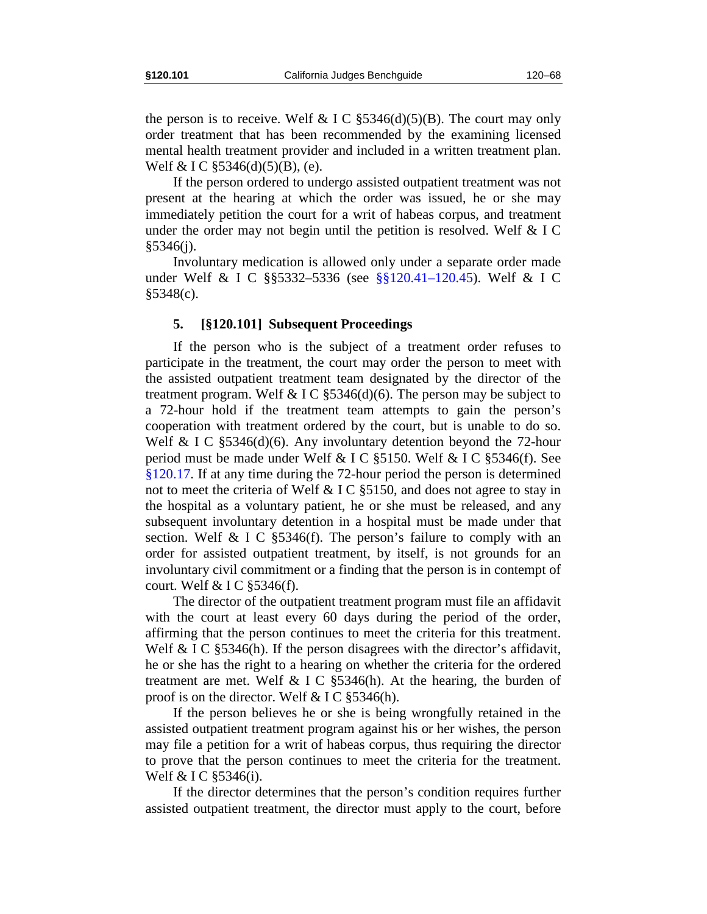the person is to receive. Welf & I C §5346(d)(5)(B). The court may only order treatment that has been recommended by the examining licensed mental health treatment provider and included in a written treatment plan. Welf & I C §5346(d)(5)(B), (e).

If the person ordered to undergo assisted outpatient treatment was not present at the hearing at which the order was issued, he or she may immediately petition the court for a writ of habeas corpus, and treatment under the order may not begin until the petition is resolved. Welf & I C §5346(j).

Involuntary medication is allowed only under a separate order made under Welf & I C §§5332–5336 (see §§120.41–120.45). Welf & I C §5348(c).

### 5. [§120.101] Subsequent Proceedings

If the person who is the subject of a treatment order refuses to participate in the treatment, the court may order the person to meet with the assisted outpatient treatment team designated by the director of the treatment program. Welf & I C §5346(d)(6). The person may be subject to a 72-hour hold if the treatment team attempts to gain the person's cooperation with treatment ordered by the court, but is unable to do so. Welf & I C §5346(d)(6). Any involuntary detention beyond the 72-hour period must be made under Welf & I C §5150. Welf & I C §5346(f). See §120.17. If at any time during the 72-hour period the person is determined not to meet the criteria of Welf & I C §5150, and does not agree to stay in the hospital as a voluntary patient, he or she must be released, and any subsequent involuntary detention in a hospital must be made under that section. Welf & I C §5346(f). The person's failure to comply with an order for assisted outpatient treatment, by itself, is not grounds for an involuntary civil commitment or a finding that the person is in contempt of court. Welf & I C §5346(f).

The director of the outpatient treatment program must file an affidavit with the court at least every 60 days during the period of the order, affirming that the person continues to meet the criteria for this treatment. Welf & I C §5346(h). If the person disagrees with the director's affidavit, he or she has the right to a hearing on whether the criteria for the ordered treatment are met. Welf & I C §5346(h). At the hearing, the burden of proof is on the director. Welf & I C §5346(h).

If the person believes he or she is being wrongfully retained in the assisted outpatient treatment program against his or her wishes, the person may file a petition for a writ of habeas corpus, thus requiring the director to prove that the person continues to meet the criteria for the treatment. Welf & I C §5346(i).

If the director determines that the person's condition requires further assisted outpatient treatment, the director must apply to the court, before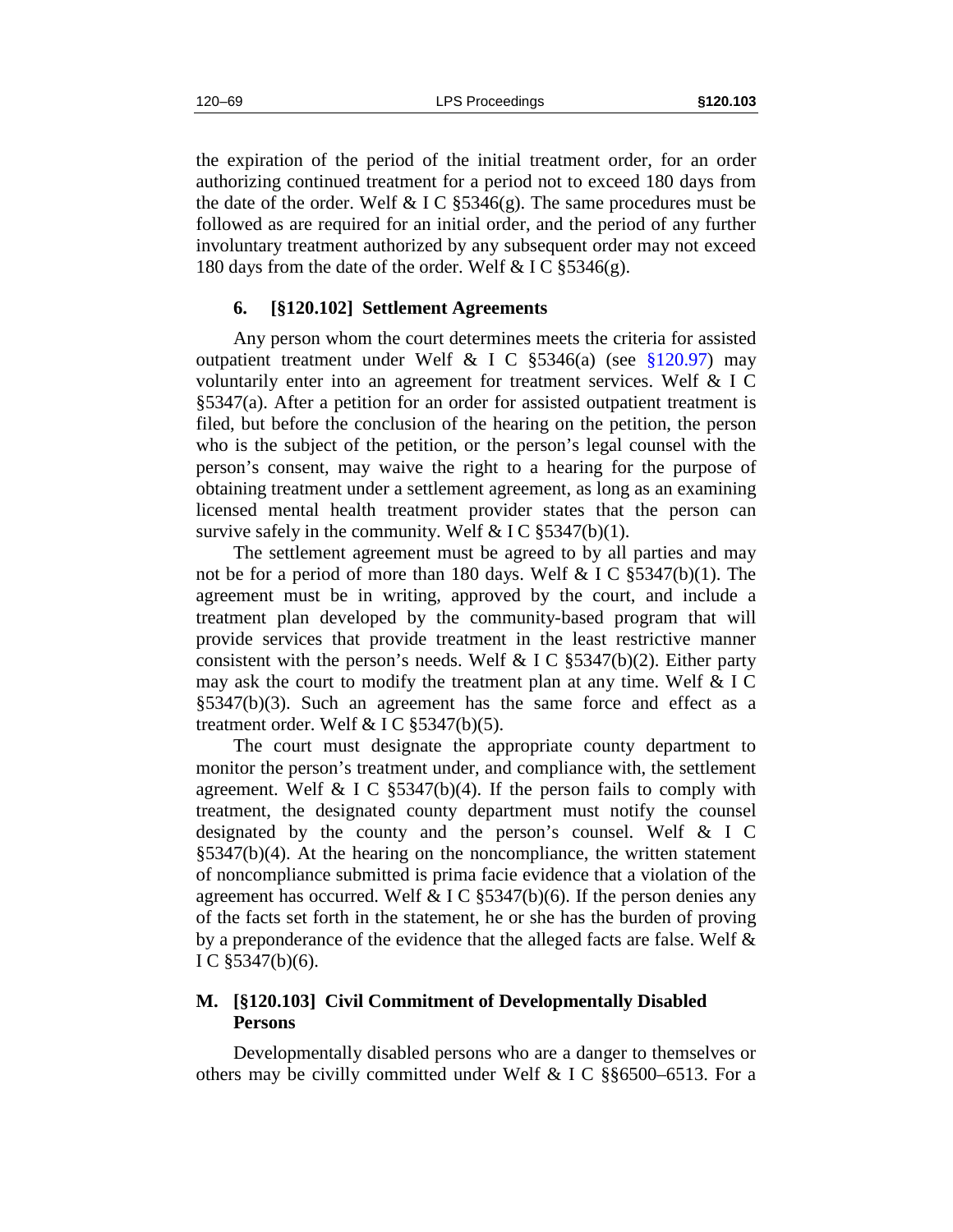the expiration of the period of the initial treatment order, for an order authorizing continued treatment for a period not to exceed 180 days from the date of the order. Welf & I C §5346(g). The same procedures must be followed as are required for an initial order, and the period of any further involuntary treatment authorized by any subsequent order may not exceed 180 days from the date of the order. Welf & I C §5346(g).

### 6. [§120.102] Settlement Agreements

Any person whom the court determines meets the criteria for assisted outpatient treatment under Welf & I C §5346(a) (see §120.97) may voluntarily enter into an agreement for treatment services. Welf & I C §5347(a). After a petition for an order for assisted outpatient treatment is filed, but before the conclusion of the hearing on the petition, the person who is the subject of the petition, or the person's legal counsel with the person's consent, may waive the right to a hearing for the purpose of obtaining treatment under a settlement agreement, as long as an examining licensed mental health treatment provider states that the person can survive safely in the community. Welf & I C §5347(b)(1).

The settlement agreement must be agreed to by all parties and may not be for a period of more than 180 days. Welf & I C §5347(b)(1). The agreement must be in writing, approved by the court, and include a treatment plan developed by the community-based program that will provide services that provide treatment in the least restrictive manner consistent with the person's needs. Welf & I C §5347(b)(2). Either party may ask the court to modify the treatment plan at any time. Welf & I C §5347(b)(3). Such an agreement has the same force and effect as a treatment order. Welf & I C §5347(b)(5).

The court must designate the appropriate county department to monitor the person's treatment under, and compliance with, the settlement agreement. Welf & I C §5347(b)(4). If the person fails to comply with treatment, the designated county department must notify the counsel designated by the county and the person's counsel. Welf & I C §5347(b)(4). At the hearing on the noncompliance, the written statement of noncompliance submitted is prima facie evidence that a violation of the agreement has occurred. Welf & I C §5347(b)(6). If the person denies any of the facts set forth in the statement, he or she has the burden of proving by a preponderance of the evidence that the alleged facts are false. Welf & I C §5347(b)(6).

## M. [§120.103] Civil Commitment of Developmentally Disabled Persons

Developmentally disabled persons who are a danger to themselves or others may be civilly committed under Welf & I C §§6500–6513. For a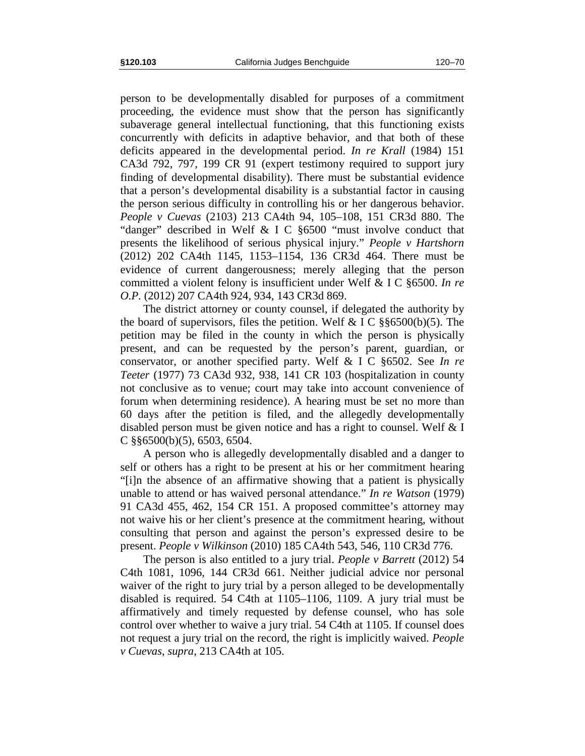person to be developmentally disabled for purposes of a commitment proceeding, the evidence must show that the person has significantly subaverage general intellectual functioning, that this functioning exists concurrently with deficits in adaptive behavior, and that both of these deficits appeared in the developmental period. *In re Krall* (1984) 151 CA3d 792, 797, 199 CR 91 (expert testimony required to support jury finding of developmental disability). There must be substantial evidence that a person's developmental disability is a substantial factor in causing the person serious difficulty in controlling his or her dangerous behavior. *People v Cuevas* (2103) 213 CA4th 94, 105–108, 151 CR3d 880. The "danger" described in Welf & I C §6500 "must involve conduct that presents the likelihood of serious physical injury." *People v Hartshorn* (2012) 202 CA4th 1145, 1153–1154, 136 CR3d 464. There must be evidence of current dangerousness; merely alleging that the person committed a violent felony is insufficient under Welf & I C §6500. *In re O.P.* (2012) 207 CA4th 924, 934, 143 CR3d 869.

The district attorney or county counsel, if delegated the authority by the board of supervisors, files the petition. Welf & I C §§6500(b)(5). The petition may be filed in the county in which the person is physically present, and can be requested by the person's parent, guardian, or conservator, or another specified party. Welf & I C §6502. See *In re Teeter* (1977) 73 CA3d 932, 938, 141 CR 103 (hospitalization in county not conclusive as to venue; court may take into account convenience of forum when determining residence). A hearing must be set no more than 60 days after the petition is filed, and the allegedly developmentally disabled person must be given notice and has a right to counsel. Welf & I C §§6500(b)(5), 6503, 6504.

A person who is allegedly developmentally disabled and a danger to self or others has a right to be present at his or her commitment hearing "[i]n the absence of an affirmative showing that a patient is physically unable to attend or has waived personal attendance." *In re Watson* (1979) 91 CA3d 455, 462, 154 CR 151. A proposed committee's attorney may not waive his or her client's presence at the commitment hearing, without consulting that person and against the person's expressed desire to be present. *People v Wilkinson* (2010) 185 CA4th 543, 546, 110 CR3d 776.

The person is also entitled to a jury trial. *People v Barrett* (2012) 54 C4th 1081, 1096, 144 CR3d 661. Neither judicial advice nor personal waiver of the right to jury trial by a person alleged to be developmentally disabled is required. 54 C4th at 1105–1106, 1109. A jury trial must be affirmatively and timely requested by defense counsel, who has sole control over whether to waive a jury trial. 54 C4th at 1105. If counsel does not request a jury trial on the record, the right is implicitly waived. *People v Cuevas*, *supra*, 213 CA4th at 105.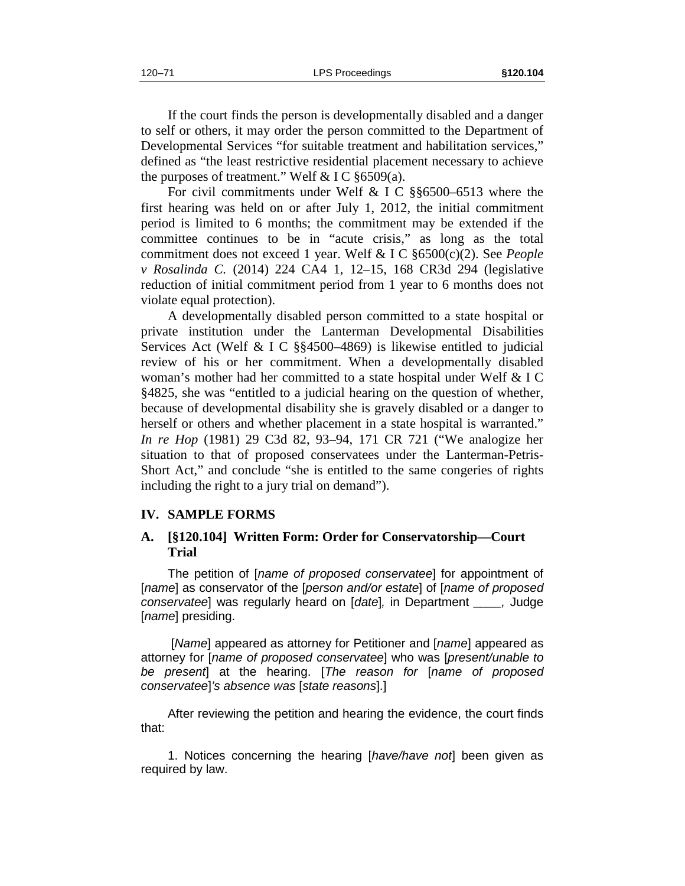If the court finds the person is developmentally disabled and a danger to self or others, it may order the person committed to the Department of Developmental Services "for suitable treatment and habilitation services," defined as "the least restrictive residential placement necessary to achieve the purposes of treatment." Welf & I C §6509(a).

For civil commitments under Welf & I C §§6500–6513 where the first hearing was held on or after July 1, 2012, the initial commitment period is limited to 6 months; the commitment may be extended if the committee continues to be in "acute crisis," as long as the total commitment does not exceed 1 year. Welf & I C §6500(c)(2). See *People v Rosalinda C.* (2014) 224 CA4 1, 12–15, 168 CR3d 294 (legislative reduction of initial commitment period from 1 year to 6 months does not violate equal protection).

A developmentally disabled person committed to a state hospital or private institution under the Lanterman Developmental Disabilities Services Act (Welf & I C §§4500–4869) is likewise entitled to judicial review of his or her commitment. When a developmentally disabled woman's mother had her committed to a state hospital under Welf & I C §4825, she was "entitled to a judicial hearing on the question of whether, because of developmental disability she is gravely disabled or a danger to herself or others and whether placement in a state hospital is warranted." *In re Hop* (1981) 29 C3d 82, 93–94, 171 CR 721 ("We analogize her situation to that of proposed conservatees under the Lanterman-Petris-Short Act," and conclude "she is entitled to the same congeries of rights including the right to a jury trial on demand").

## IV. SAMPLE FORMS

### A. [§120.104] Written Form: Order for Conservatorship—Court Trial

The petition of [*name of proposed conservatee*] for appointment of [*name*] as conservator of the [*person and/or estate*] of [*name of proposed conservatee*] was regularly heard on [*date*], in Department ____, Judge [*name*] presiding.

[*Name*] appeared as attorney for Petitioner and [*name*] appeared as attorney for [*name of proposed conservatee*] who was [*present/unable to be present*] at the hearing. [*The reason for* [*name of proposed conservatee*]*'s absence was* [*state reasons*].]

After reviewing the petition and hearing the evidence, the court finds that:

1. Notices concerning the hearing [*have/have not*] been given as required by law.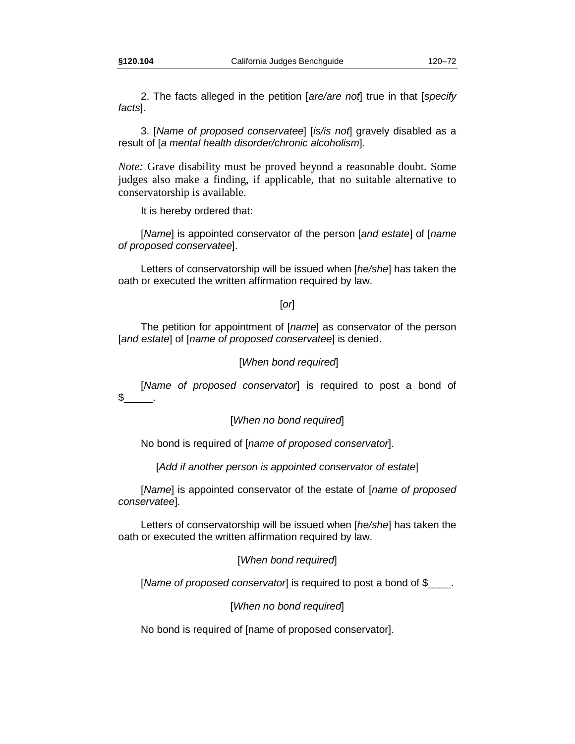2. The facts alleged in the petition [*are/are not*] true in that [*specify facts*].

3. [*Name of proposed conservatee*] [*is/is not*] gravely disabled as a result of [*a mental health disorder/chronic alcoholism*].

*Note:* Grave disability must be proved beyond a reasonable doubt. Some judges also make a finding, if applicable, that no suitable alternative to conservatorship is available.

It is hereby ordered that:

[*Name*] is appointed conservator of the person [*and estate*] of [*name of proposed conservatee*].

Letters of conservatorship will be issued when [*he/she*] has taken the oath or executed the written affirmation required by law.

[*or*]

The petition for appointment of [*name*] as conservator of the person [*and estate*] of [*name of proposed conservatee*] is denied.

[*When bond required*]

[*Name of proposed conservator*] is required to post a bond of $_____.

[*When no bond required*]

No bond is required of [*name of proposed conservator*].

[*Add if another person is appointed conservator of estate*]

[*Name*] is appointed conservator of the estate of [*name of proposed conservatee*].

Letters of conservatorship will be issued when [*he/she*] has taken the oath or executed the written affirmation required by law.

[*When bond required*]

[*Name of proposed conservator*] is required to post a bond of $____.

[*When no bond required*]

No bond is required of [name of proposed conservator].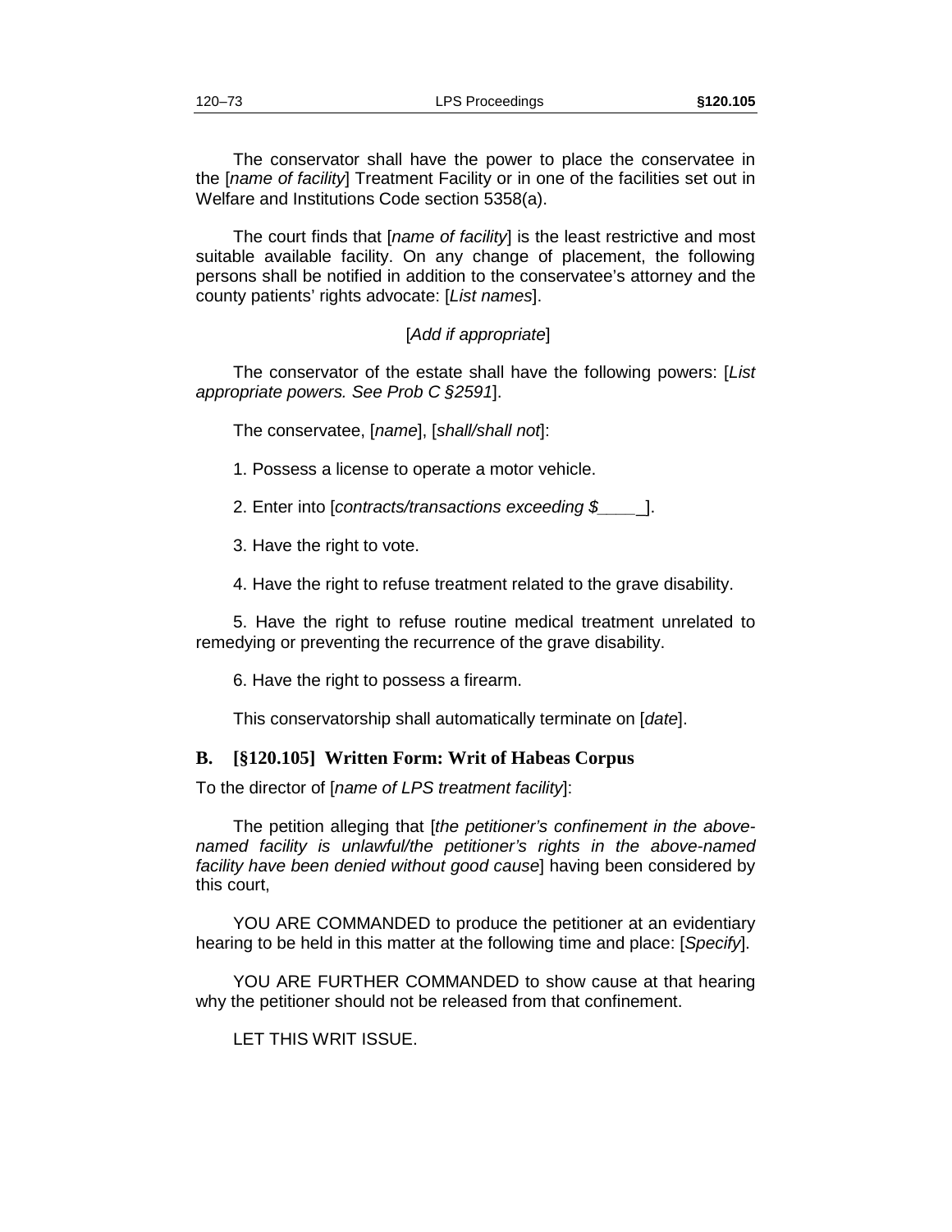The conservator shall have the power to place the conservatee in the [*name of facility*] Treatment Facility or in one of the facilities set out in Welfare and Institutions Code section 5358(a).

The court finds that [*name of facility*] is the least restrictive and most suitable available facility. On any change of placement, the following persons shall be notified in addition to the conservatee's attorney and the county patients' rights advocate: [*List names*].

[*Add if appropriate*]

The conservator of the estate shall have the following powers: [*List appropriate powers. See Prob C §2591*].

The conservatee, [*name*], [*shall/shall not*]:

1. Possess a license to operate a motor vehicle.

2. Enter into [*contracts/transactions exceeding $____*].

3. Have the right to vote.

4. Have the right to refuse treatment related to the grave disability.

5. Have the right to refuse routine medical treatment unrelated to remedying or preventing the recurrence of the grave disability.

6. Have the right to possess a firearm.

This conservatorship shall automatically terminate on [*date*].

## B. [§120.105] Written Form: Writ of Habeas Corpus

To the director of [*name of LPS treatment facility*]:

The petition alleging that [*the petitioner's confinement in the above-named facility is unlawful/the petitioner's rights in the above-named facility have been denied without good cause*] having been considered by this court,

YOU ARE COMMANDED to produce the petitioner at an evidentiary hearing to be held in this matter at the following time and place: [*Specify*].

YOU ARE FURTHER COMMANDED to show cause at that hearing why the petitioner should not be released from that confinement.

LET THIS WRIT ISSUE.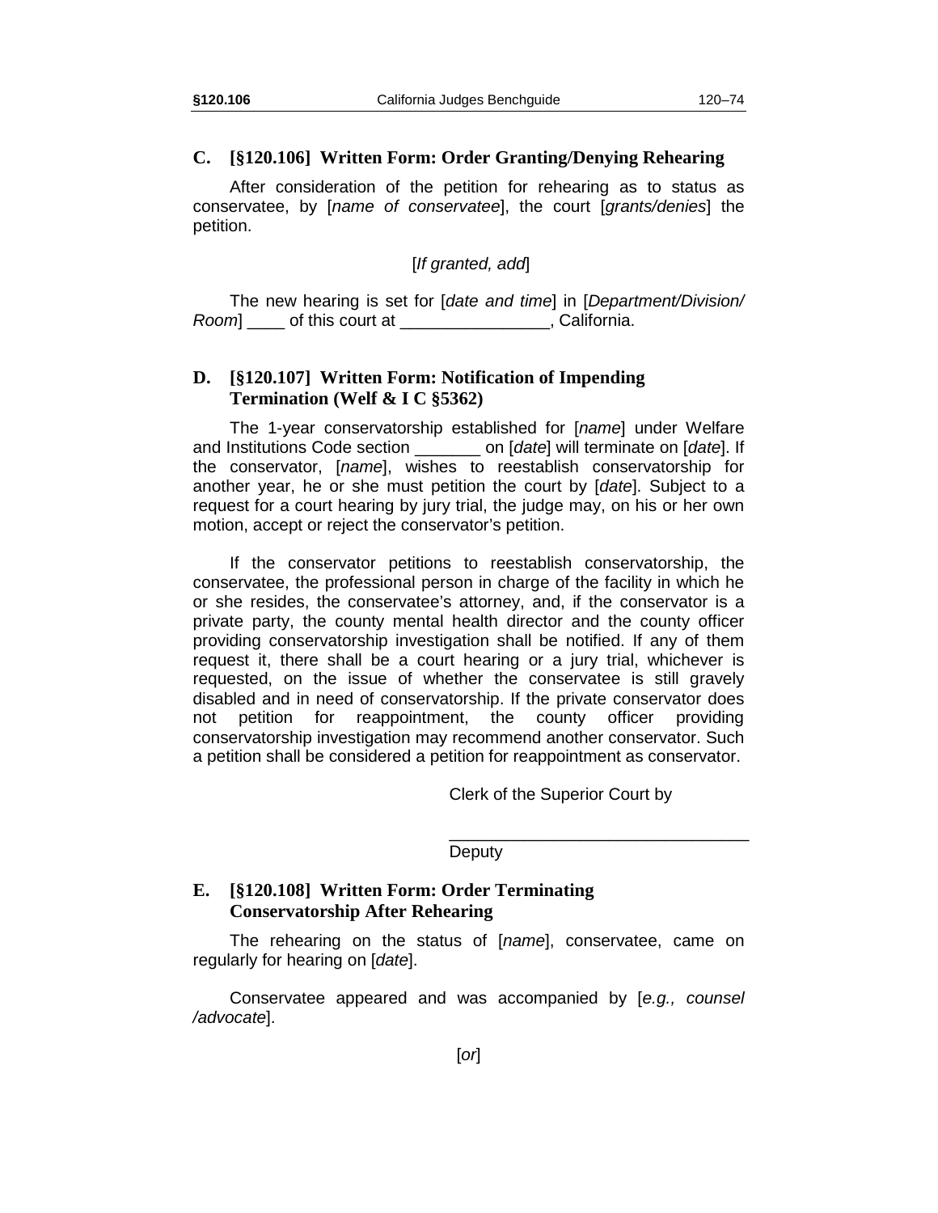### C. [§120.106] Written Form: Order Granting/Denying Rehearing

After consideration of the petition for rehearing as to status as conservatee, by [*name of conservatee*], the court [*grants/denies*] the petition.

[*If granted, add*]

The new hearing is set for [*date and time*] in [*Department/Division/ Room*] ____ of this court at ________________, California.

### D. [§120.107] Written Form: Notification of Impending Termination (Welf & I C §5362)

The 1-year conservatorship established for [*name*] under Welfare and Institutions Code section _______ on [*date*] will terminate on [*date*]. If the conservator, [*name*], wishes to reestablish conservatorship for another year, he or she must petition the court by [*date*]. Subject to a request for a court hearing by jury trial, the judge may, on his or her own motion, accept or reject the conservator's petition.

If the conservator petitions to reestablish conservatorship, the conservatee, the professional person in charge of the facility in which he or she resides, the conservatee's attorney, and, if the conservator is a private party, the county mental health director and the county officer providing conservatorship investigation shall be notified. If any of them request it, there shall be a court hearing or a jury trial, whichever is requested, on the issue of whether the conservatee is still gravely disabled and in need of conservatorship. If the private conservator does not petition for reappointment, the county officer providing conservatorship investigation may recommend another conservator. Such a petition shall be considered a petition for reappointment as conservator.

Clerk of the Superior Court by

________________________________
Deputy

### E. [§120.108] Written Form: Order Terminating Conservatorship After Rehearing

The rehearing on the status of [*name*], conservatee, came on regularly for hearing on [*date*].

Conservatee appeared and was accompanied by [*e.g., counsel /advocate*].

[*or*]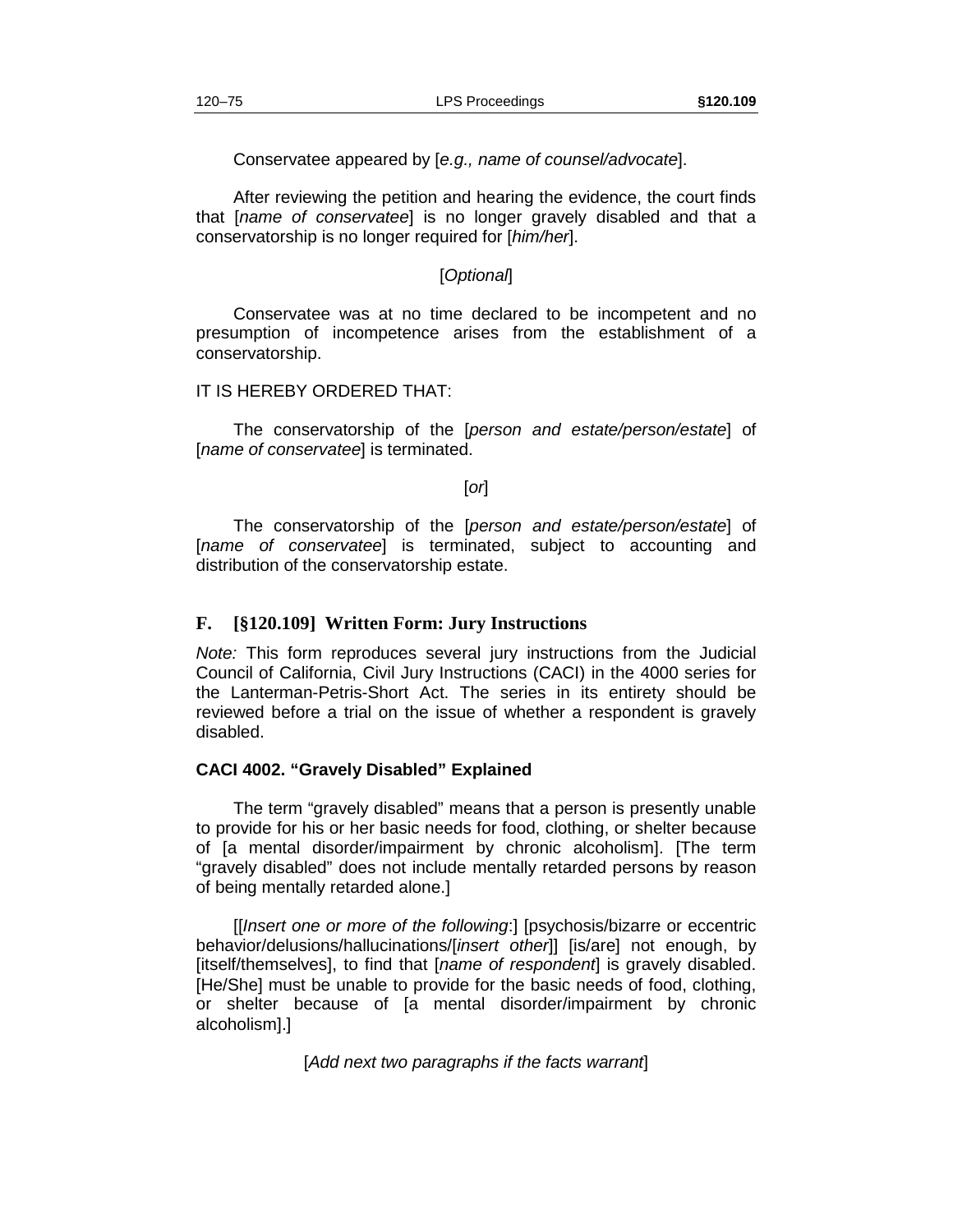Conservatee appeared by [*e.g., name of counsel/advocate*].

After reviewing the petition and hearing the evidence, the court finds that [*name of conservatee*] is no longer gravely disabled and that a conservatorship is no longer required for [*him/her*].

[*Optional*]

Conservatee was at no time declared to be incompetent and no presumption of incompetence arises from the establishment of a conservatorship.

IT IS HEREBY ORDERED THAT:

The conservatorship of the [*person and estate/person/estate*] of [*name of conservatee*] is terminated.

[*or*]

The conservatorship of the [*person and estate/person/estate*] of [*name of conservatee*] is terminated, subject to accounting and distribution of the conservatorship estate.

## F. [§120.109] Written Form: Jury Instructions

*Note:* This form reproduces several jury instructions from the Judicial Council of California, Civil Jury Instructions (CACI) in the 4000 series for the Lanterman-Petris-Short Act. The series in its entirety should be reviewed before a trial on the issue of whether a respondent is gravely disabled.

### CACI 4002. "Gravely Disabled" Explained

The term "gravely disabled" means that a person is presently unable to provide for his or her basic needs for food, clothing, or shelter because of [a mental disorder/impairment by chronic alcoholism]. [The term "gravely disabled" does not include mentally retarded persons by reason of being mentally retarded alone.]

[[*Insert one or more of the following*:] [psychosis/bizarre or eccentric behavior/delusions/hallucinations/[*insert other*]] [is/are] not enough, by [itself/themselves], to find that [*name of respondent*] is gravely disabled. [He/She] must be unable to provide for the basic needs of food, clothing, or shelter because of [a mental disorder/impairment by chronic alcoholism].]

[*Add next two paragraphs if the facts warrant*]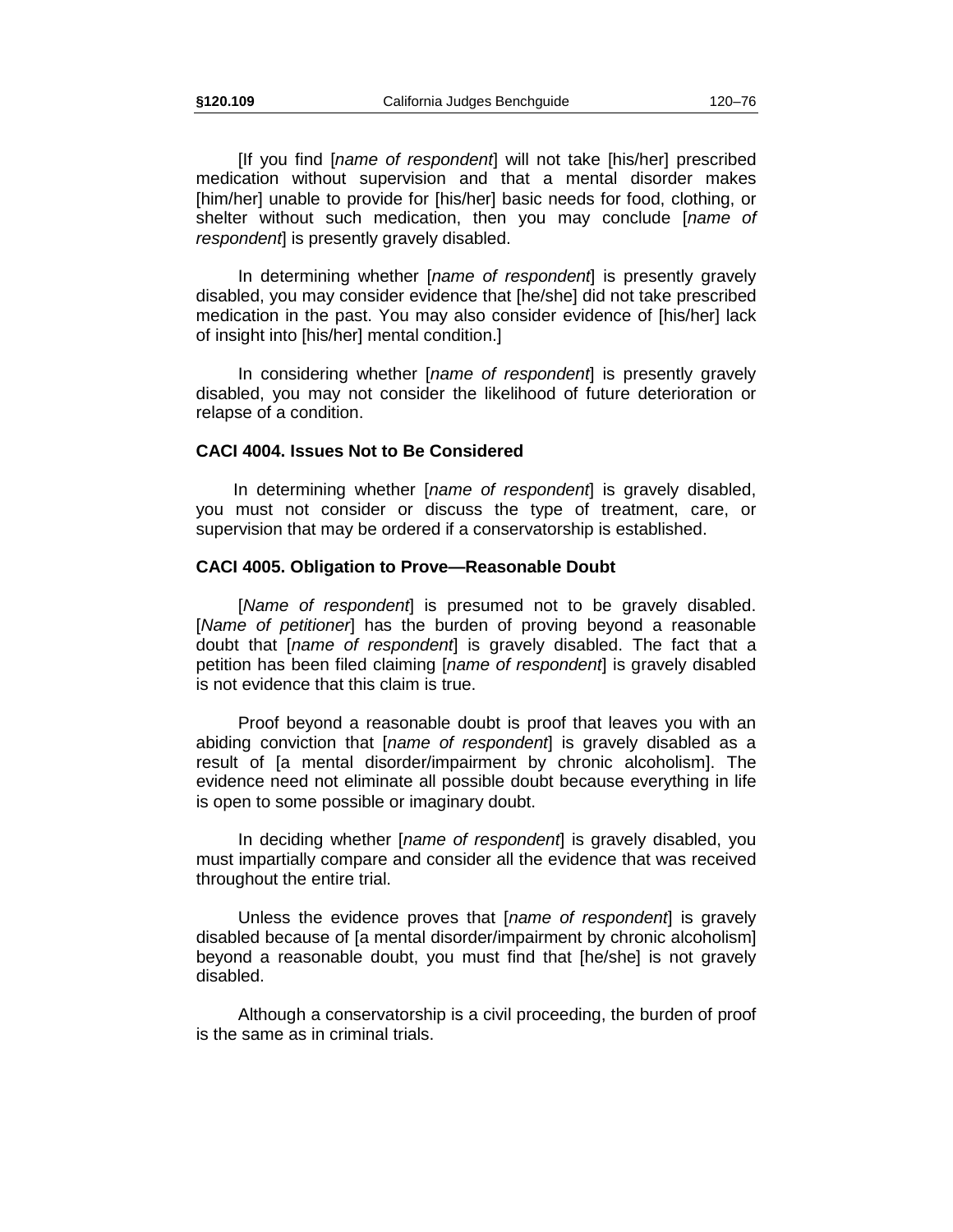[If you find [*name of respondent*] will not take [his/her] prescribed medication without supervision and that a mental disorder makes [him/her] unable to provide for [his/her] basic needs for food, clothing, or shelter without such medication, then you may conclude [*name of respondent*] is presently gravely disabled.

In determining whether [*name of respondent*] is presently gravely disabled, you may consider evidence that [he/she] did not take prescribed medication in the past. You may also consider evidence of [his/her] lack of insight into [his/her] mental condition.]

In considering whether [*name of respondent*] is presently gravely disabled, you may not consider the likelihood of future deterioration or relapse of a condition.

**CACI 4004. Issues Not to Be Considered**

In determining whether [*name of respondent*] is gravely disabled, you must not consider or discuss the type of treatment, care, or supervision that may be ordered if a conservatorship is established.

**CACI 4005. Obligation to Prove—Reasonable Doubt**

[*Name of respondent*] is presumed not to be gravely disabled. [*Name of petitioner*] has the burden of proving beyond a reasonable doubt that [*name of respondent*] is gravely disabled. The fact that a petition has been filed claiming [*name of respondent*] is gravely disabled is not evidence that this claim is true.

Proof beyond a reasonable doubt is proof that leaves you with an abiding conviction that [*name of respondent*] is gravely disabled as a result of [a mental disorder/impairment by chronic alcoholism]. The evidence need not eliminate all possible doubt because everything in life is open to some possible or imaginary doubt.

In deciding whether [*name of respondent*] is gravely disabled, you must impartially compare and consider all the evidence that was received throughout the entire trial.

Unless the evidence proves that [*name of respondent*] is gravely disabled because of [a mental disorder/impairment by chronic alcoholism] beyond a reasonable doubt, you must find that [he/she] is not gravely disabled.

Although a conservatorship is a civil proceeding, the burden of proof is the same as in criminal trials.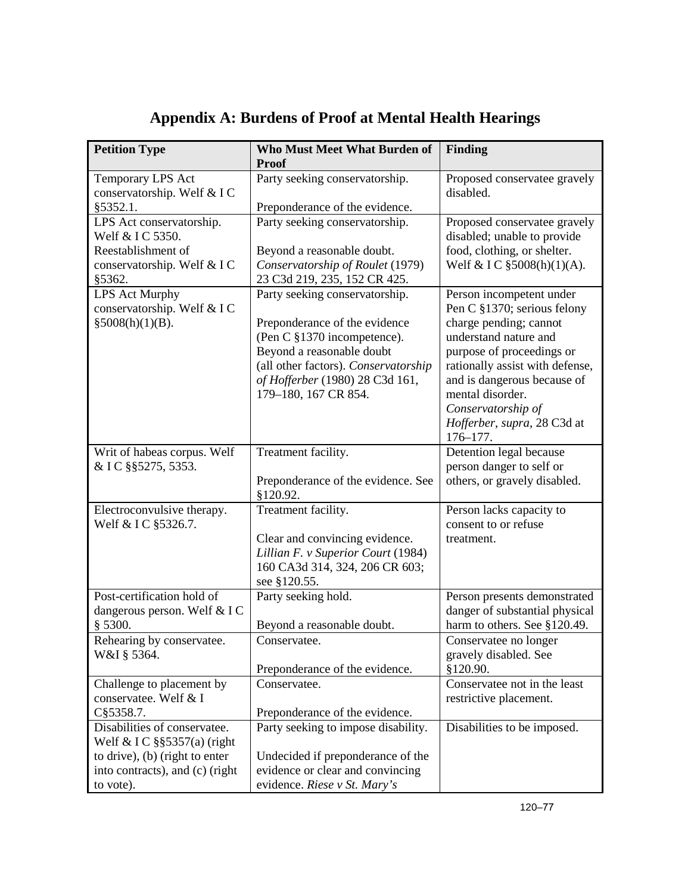# Appendix A: Burdens of Proof at Mental Health Hearings

| Petition Type | Who Must Meet What Burden of Proof | Finding |
|---|---|---|
| Temporary LPS Act conservatorship. Welf & I C §5352.1. | Party seeking conservatorship.<br><br>Preponderance of the evidence. | Proposed conservatee gravely disabled. |
| LPS Act conservatorship. Welf & I C 5350. Reestablishment of conservatorship. Welf & I C §5362. | Party seeking conservatorship.<br><br>Beyond a reasonable doubt. *Conservatorship of Roulet* (1979) 23 C3d 219, 235, 152 CR 425. | Proposed conservatee gravely disabled; unable to provide food, clothing, or shelter. Welf & I C §5008(h)(1)(A). |
| LPS Act Murphy conservatorship. Welf & I C §5008(h)(1)(B). | Party seeking conservatorship.<br><br>Preponderance of the evidence (Pen C §1370 incompetence). Beyond a reasonable doubt (all other factors). *Conservatorship of Hofferber* (1980) 28 C3d 161, 179–180, 167 CR 854. | Person incompetent under Pen C §1370; serious felony charge pending; cannot understand nature and purpose of proceedings or rationally assist with defense, and is dangerous because of mental disorder. *Conservatorship of Hofferber, supra*, 28 C3d at 176–177. |
| Writ of habeas corpus. Welf & I C §§5275, 5353. | Treatment facility.<br><br>Preponderance of the evidence. See §120.92. | Detention legal because person danger to self or others, or gravely disabled. |
| Electroconvulsive therapy. Welf & I C §5326.7. | Treatment facility.<br><br>Clear and convincing evidence. *Lillian F. v Superior Court* (1984) 160 CA3d 314, 324, 206 CR 603; see §120.55. | Person lacks capacity to consent to or refuse treatment. |
| Post-certification hold of dangerous person. Welf & I C § 5300. | Party seeking hold.<br><br>Beyond a reasonable doubt. | Person presents demonstrated danger of substantial physical harm to others. See §120.49. |
| Rehearing by conservatee. W&I § 5364. | Conservatee.<br><br>Preponderance of the evidence. | Conservatee no longer gravely disabled. See §120.90. |
| Challenge to placement by conservatee. Welf & I C§5358.7. | Conservatee.<br><br>Preponderance of the evidence. | Conservatee not in the least restrictive placement. |
| Disabilities of conservatee. Welf & I C §§5357(a) (right to drive), (b) (right to enter into contracts), and (c) (right to vote). | Party seeking to impose disability.<br><br>Undecided if preponderance of the evidence or clear and convincing evidence. *Riese v St. Mary's* | Disabilities to be imposed. |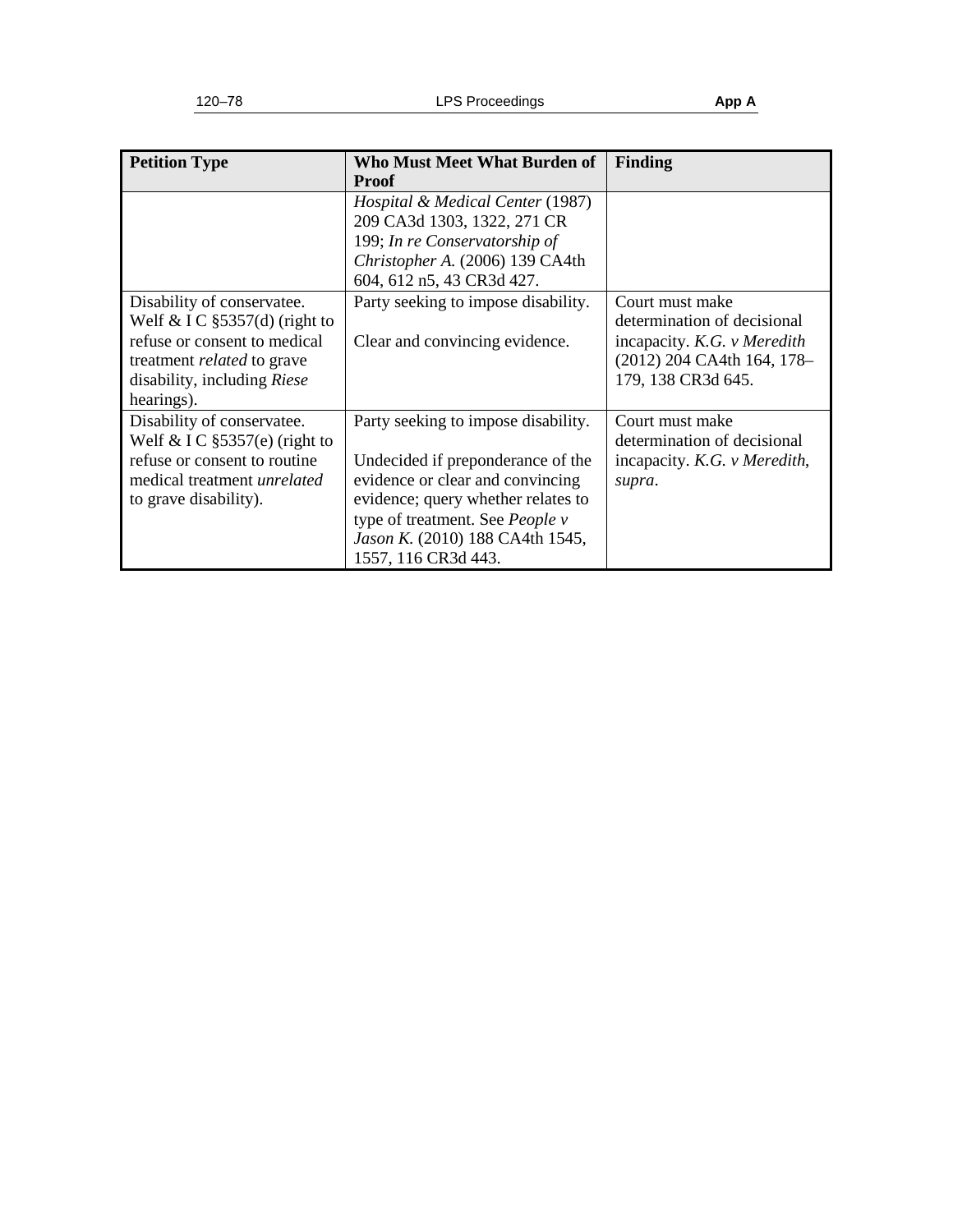| Petition Type | Who Must Meet What Burden of Proof | Finding |
|---|---|---|
| | *Hospital & Medical Center* (1987) 209 CA3d 1303, 1322, 271 CR 199; *In re Conservatorship of Christopher A.* (2006) 139 CA4th 604, 612 n5, 43 CR3d 427. | |
| Disability of conservatee. Welf & I C §5357(d) (right to refuse or consent to medical treatment *related* to grave disability, including *Riese* hearings). | Party seeking to impose disability.<br><br>Clear and convincing evidence. | Court must make determination of decisional incapacity. *K.G. v Meredith* (2012) 204 CA4th 164, 178–179, 138 CR3d 645. |
| Disability of conservatee. Welf & I C §5357(e) (right to refuse or consent to routine medical treatment *unrelated* to grave disability). | Party seeking to impose disability.<br><br>Undecided if preponderance of the evidence or clear and convincing evidence; query whether relates to type of treatment. See *People v Jason K.* (2010) 188 CA4th 1545, 1557, 116 CR3d 443. | Court must make determination of decisional incapacity. *K.G. v Meredith*, *supra*. |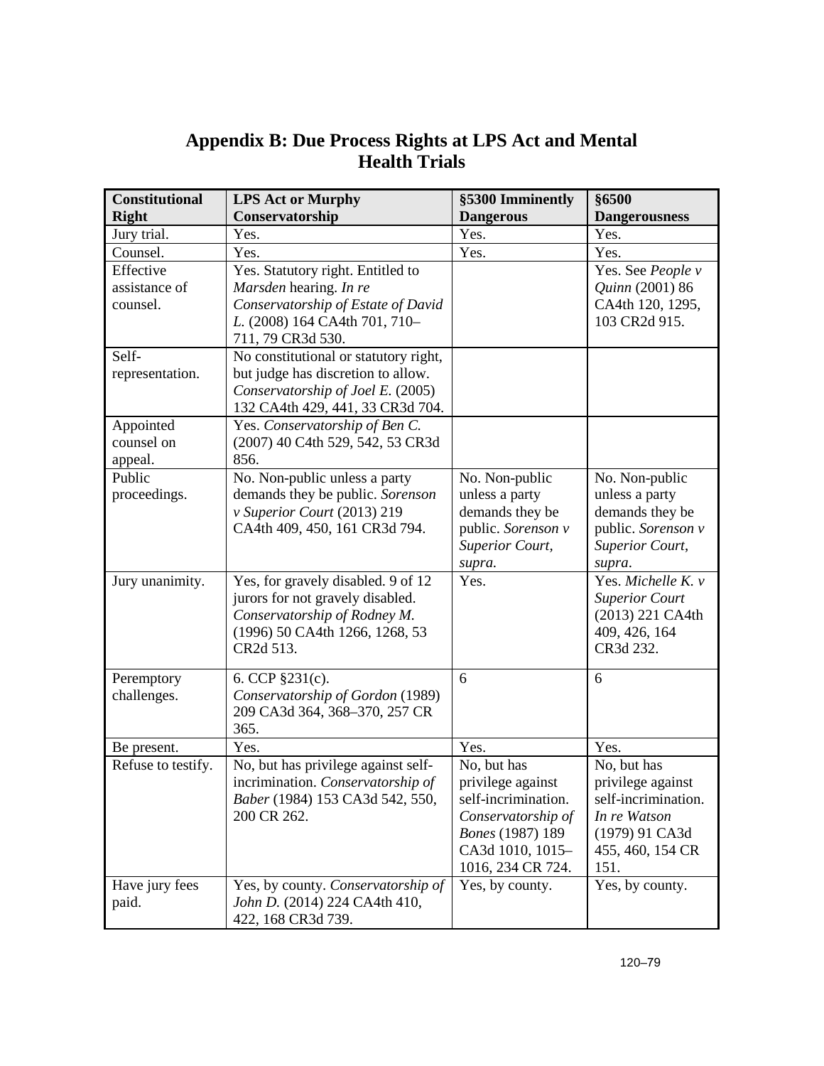# Appendix B: Due Process Rights at LPS Act and Mental Health Trials

| Constitutional Right | LPS Act or Murphy Conservatorship | §5300 Imminently Dangerous | §6500 Dangerousness |
|---|---|---|---|
| Jury trial. | Yes. | Yes. | Yes. |
| Counsel. | Yes. | Yes. | Yes. |
| Effective assistance of counsel. | Yes. Statutory right. Entitled to *Marsden* hearing. *In re Conservatorship of Estate of David L.* (2008) 164 CA4th 701, 710–711, 79 CR3d 530. | | Yes. See *People v Quinn* (2001) 86 CA4th 120, 1295, 103 CR2d 915. |
| Self-representation. | No constitutional or statutory right, but judge has discretion to allow. *Conservatorship of Joel E.* (2005) 132 CA4th 429, 441, 33 CR3d 704. | | |
| Appointed counsel on appeal. | Yes. *Conservatorship of Ben C.* (2007) 40 C4th 529, 542, 53 CR3d 856. | | |
| Public proceedings. | No. Non-public unless a party demands they be public. *Sorenson v Superior Court* (2013) 219 CA4th 409, 450, 161 CR3d 794. | No. Non-public unless a party demands they be public. *Sorenson v Superior Court, supra*. | No. Non-public unless a party demands they be public. *Sorenson v Superior Court, supra*. |
| Jury unanimity. | Yes, for gravely disabled. 9 of 12 jurors for not gravely disabled. *Conservatorship of Rodney M.* (1996) 50 CA4th 1266, 1268, 53 CR2d 513. | Yes. | Yes. *Michelle K. v Superior Court* (2013) 221 CA4th 409, 426, 164 CR3d 232. |
| Peremptory challenges. | 6. CCP §231(c). *Conservatorship of Gordon* (1989) 209 CA3d 364, 368–370, 257 CR 365. | 6 | 6 |
| Be present. | Yes. | Yes. | Yes. |
| Refuse to testify. | No, but has privilege against self-incrimination. *Conservatorship of Baber* (1984) 153 CA3d 542, 550, 200 CR 262. | No, but has privilege against self-incrimination. *Conservatorship of Bones* (1987) 189 CA3d 1010, 1015–1016, 234 CR 724. | No, but has privilege against self-incrimination. *In re Watson* (1979) 91 CA3d 455, 460, 154 CR 151. |
| Have jury fees paid. | Yes, by county. *Conservatorship of John D.* (2014) 224 CA4th 410, 422, 168 CR3d 739. | Yes, by county. | Yes, by county. |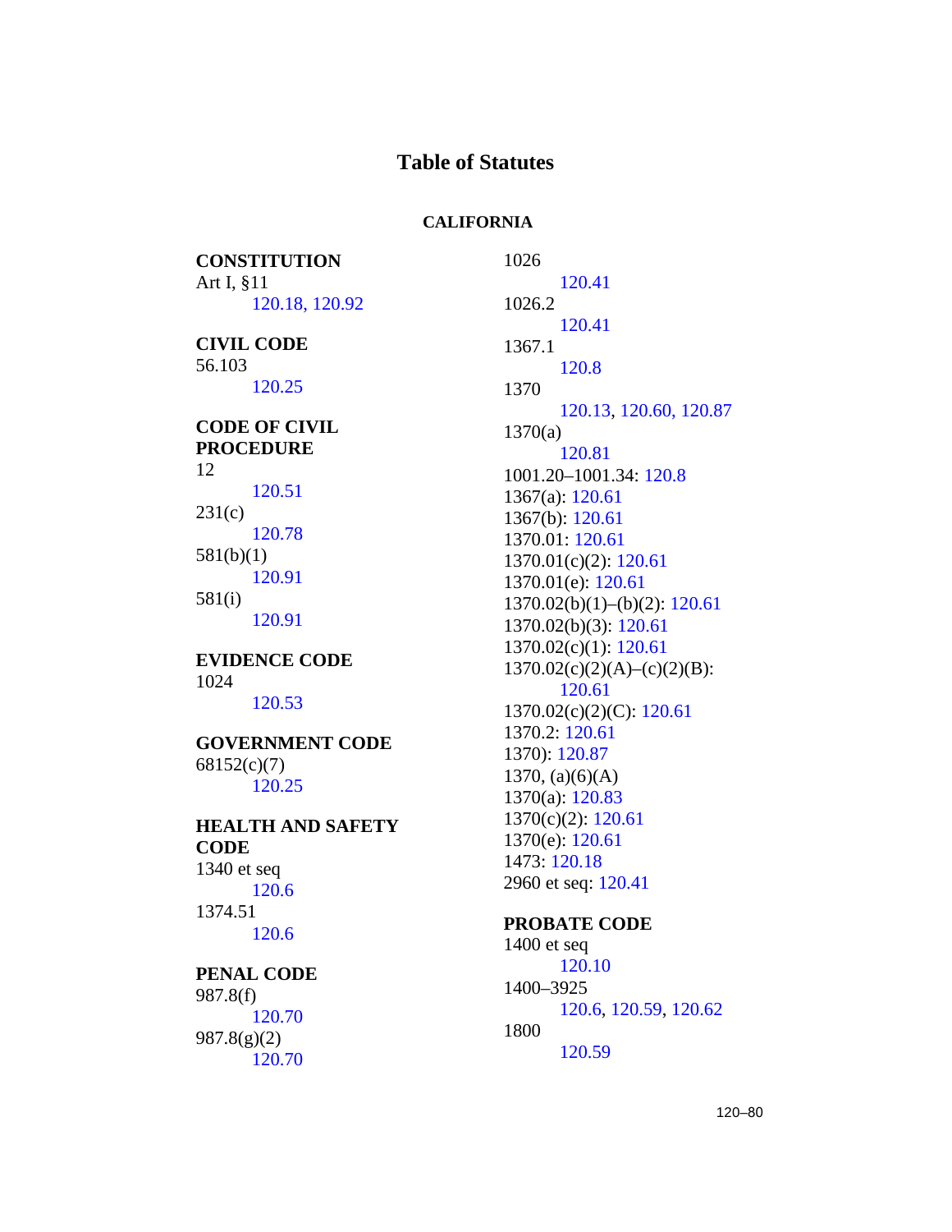# Table of Statutes

## CALIFORNIA

**CONSTITUTION**

Art I, §11
    120.18, 120.92

**CIVIL CODE**

56.103
    120.25

**CODE OF CIVIL PROCEDURE**

12
    120.51
231(c)
    120.78
581(b)(1)
    120.91
581(i)
    120.91

**EVIDENCE CODE**

1024
    120.53

**GOVERNMENT CODE**

68152(c)(7)
    120.25

**HEALTH AND SAFETY CODE**

1340 et seq
    120.6
1374.51
    120.6

**PENAL CODE**

987.8(f)
    120.70
987.8(g)(2)
    120.70
1026
    120.41
1026.2
    120.41
1367.1
    120.8
1370
    120.13, 120.60, 120.87
1370(a)
    120.81
1001.20–1001.34: 120.8
1367(a): 120.61
1367(b): 120.61
1370.01: 120.61
1370.01(c)(2): 120.61
1370.01(e): 120.61
1370.02(b)(1)–(b)(2): 120.61
1370.02(b)(3): 120.61
1370.02(c)(1): 120.61
1370.02(c)(2)(A)–(c)(2)(B):
    120.61
1370.02(c)(2)(C): 120.61
1370.2: 120.61
1370): 120.87
1370, (a)(6)(A)
1370(a): 120.83
1370(c)(2): 120.61
1370(e): 120.61
1473: 120.18
2960 et seq: 120.41

**PROBATE CODE**

1400 et seq
    120.10
1400–3925
    120.6, 120.59, 120.62
1800
    120.59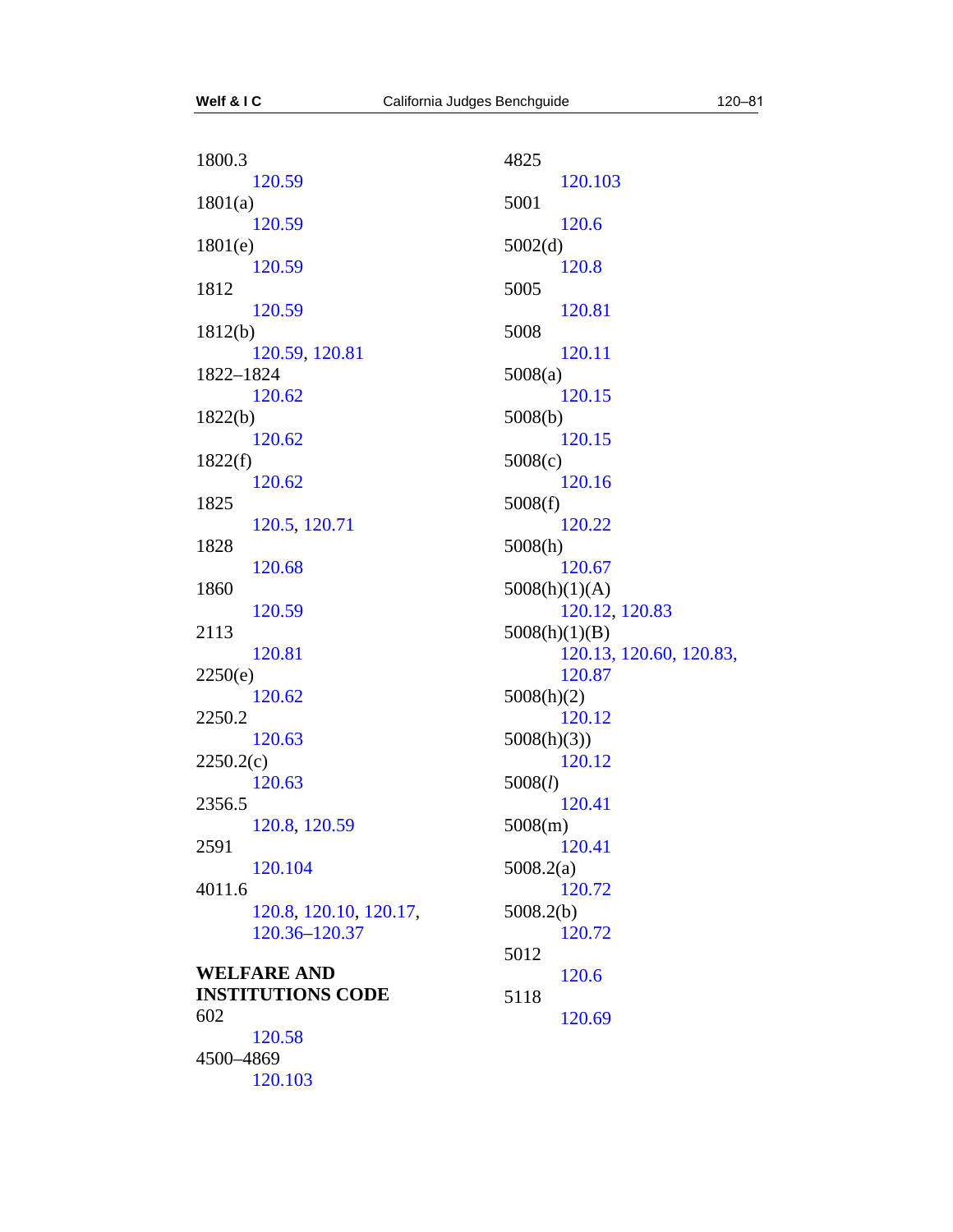1800.3
  120.59
1801(a)
  120.59
1801(e)
  120.59
1812
  120.59
1812(b)
  120.59, 120.81
1822–1824
  120.62
1822(b)
  120.62
1822(f)
  120.62
1825
  120.5, 120.71
1828
  120.68
1860
  120.59
2113
  120.81
2250(e)
  120.62
2250.2
  120.63
2250.2(c)
  120.63
2356.5
  120.8, 120.59
2591
  120.104
4011.6
  120.8, 120.10, 120.17, 120.36–120.37

**WELFARE AND INSTITUTIONS CODE**

602
  120.58
4500–4869
  120.103
4825
  120.103
5001
  120.6
5002(d)
  120.8
5005
  120.81
5008
  120.11
5008(a)
  120.15
5008(b)
  120.15
5008(c)
  120.16
5008(f)
  120.22
5008(h)
  120.67
5008(h)(1)(A)
  120.12, 120.83
5008(h)(1)(B)
  120.13, 120.60, 120.83, 120.87
5008(h)(2)
  120.12
5008(h)(3))
  120.12
5008(*l*)
  120.41
5008(m)
  120.41
5008.2(a)
  120.72
5008.2(b)
  120.72
5012
  120.6
5118
  120.69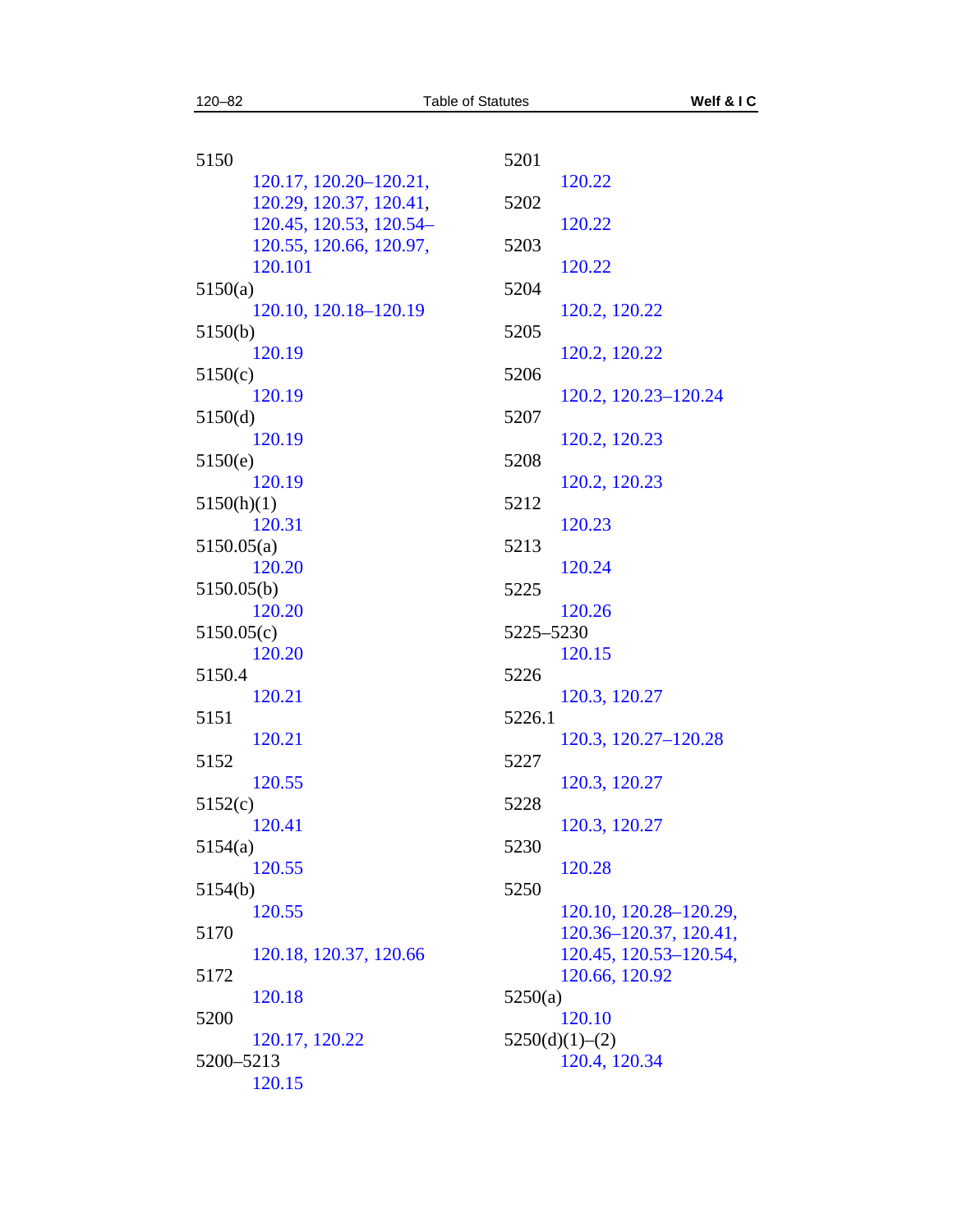5150

120.17, 120.20–120.21, 120.29, 120.37, 120.41, 120.45, 120.53, 120.54–120.55, 120.66, 120.97, 120.101

5150(a)

120.10, 120.18–120.19

5150(b)

120.19

5150(c)

120.19

5150(d)

120.19

5150(e)

120.19

5150(h)(1)

120.31

5150.05(a)

120.20

5150.05(b)

120.20

5150.05(c)

120.20

5150.4

120.21

5151

120.21

5152

120.55

5152(c)

120.41

5154(a)

120.55

5154(b)

120.55

5170

120.18, 120.37, 120.66

5172

120.18

5200

120.17, 120.22

5200–5213

120.15

5201

120.22

5202

120.22

5203

120.22

5204

120.2, 120.22

5205

120.2, 120.22

5206

120.2, 120.23–120.24

5207

120.2, 120.23

5208

120.2, 120.23

5212

120.23

5213

120.24

5225

120.26

5225–5230

120.15

5226

120.3, 120.27

5226.1

120.3, 120.27–120.28

5227

120.3, 120.27

5228

120.3, 120.27

5230

120.28

5250

120.10, 120.28–120.29, 120.36–120.37, 120.41, 120.45, 120.53–120.54, 120.66, 120.92

5250(a)

120.10

5250(d)(1)–(2)

120.4, 120.34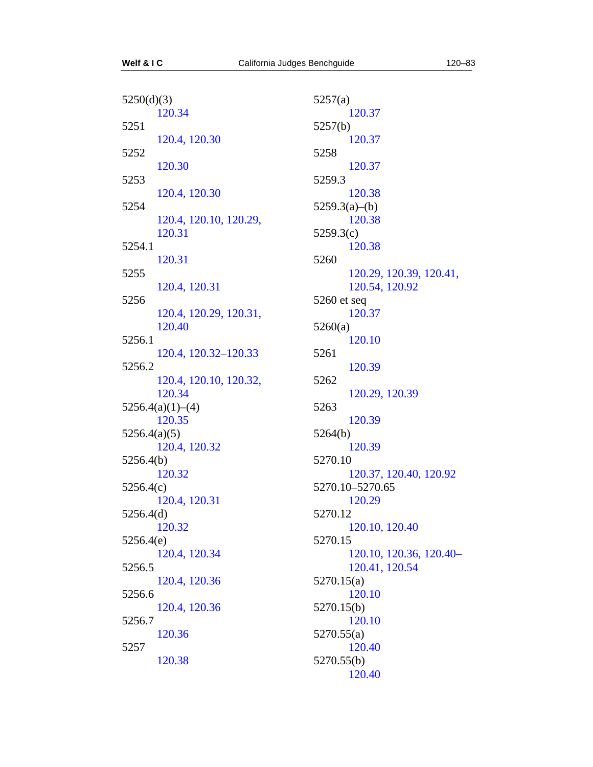5250(d)(3)
  120.34
5251
  120.4, 120.30
5252
  120.30
5253
  120.4, 120.30
5254
  120.4, 120.10, 120.29, 120.31
5254.1
  120.31
5255
  120.4, 120.31
5256
  120.4, 120.29, 120.31, 120.40
5256.1
  120.4, 120.32–120.33
5256.2
  120.4, 120.10, 120.32, 120.34
5256.4(a)(1)–(4)
  120.35
5256.4(a)(5)
  120.4, 120.32
5256.4(b)
  120.32
5256.4(c)
  120.4, 120.31
5256.4(d)
  120.32
5256.4(e)
  120.4, 120.34
5256.5
  120.4, 120.36
5256.6
  120.4, 120.36
5256.7
  120.36
5257
  120.38
5257(a)
  120.37
5257(b)
  120.37
5258
  120.37
5259.3
  120.38
5259.3(a)–(b)
  120.38
5259.3(c)
  120.38
5260
  120.29, 120.39, 120.41, 120.54, 120.92
5260 et seq
  120.37
5260(a)
  120.10
5261
  120.39
5262
  120.29, 120.39
5263
  120.39
5264(b)
  120.39
5270.10
  120.37, 120.40, 120.92
5270.10–5270.65
  120.29
5270.12
  120.10, 120.40
5270.15
  120.10, 120.36, 120.40–120.41, 120.54
5270.15(a)
  120.10
5270.15(b)
  120.10
5270.55(a)
  120.40
5270.55(b)
  120.40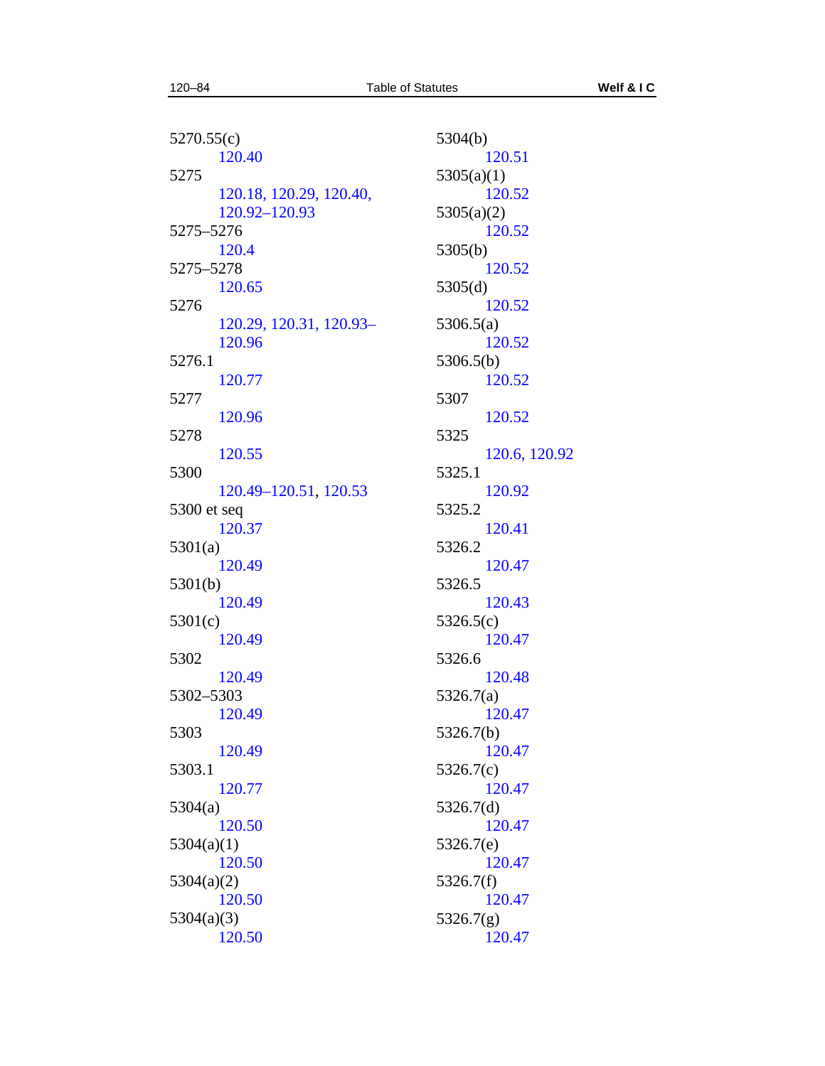5270.55(c)
 120.40

5275
 120.18, 120.29, 120.40, 120.92–120.93

5275–5276
 120.4

5275–5278
 120.65

5276
 120.29, 120.31, 120.93–120.96

5276.1
 120.77

5277
 120.96

5278
 120.55

5300
 120.49–120.51, 120.53

5300 et seq
 120.37

5301(a)
 120.49

5301(b)
 120.49

5301(c)
 120.49

5302
 120.49

5302–5303
 120.49

5303
 120.49

5303.1
 120.77

5304(a)
 120.50

5304(a)(1)
 120.50

5304(a)(2)
 120.50

5304(a)(3)
 120.50

5304(b)
 120.51

5305(a)(1)
 120.52

5305(a)(2)
 120.52

5305(b)
 120.52

5305(d)
 120.52

5306.5(a)
 120.52

5306.5(b)
 120.52

5307
 120.52

5325
 120.6, 120.92

5325.1
 120.92

5325.2
 120.41

5326.2
 120.47

5326.5
 120.43

5326.5(c)
 120.47

5326.6
 120.48

5326.7(a)
 120.47

5326.7(b)
 120.47

5326.7(c)
 120.47

5326.7(d)
 120.47

5326.7(e)
 120.47

5326.7(f)
 120.47

5326.7(g)
 120.47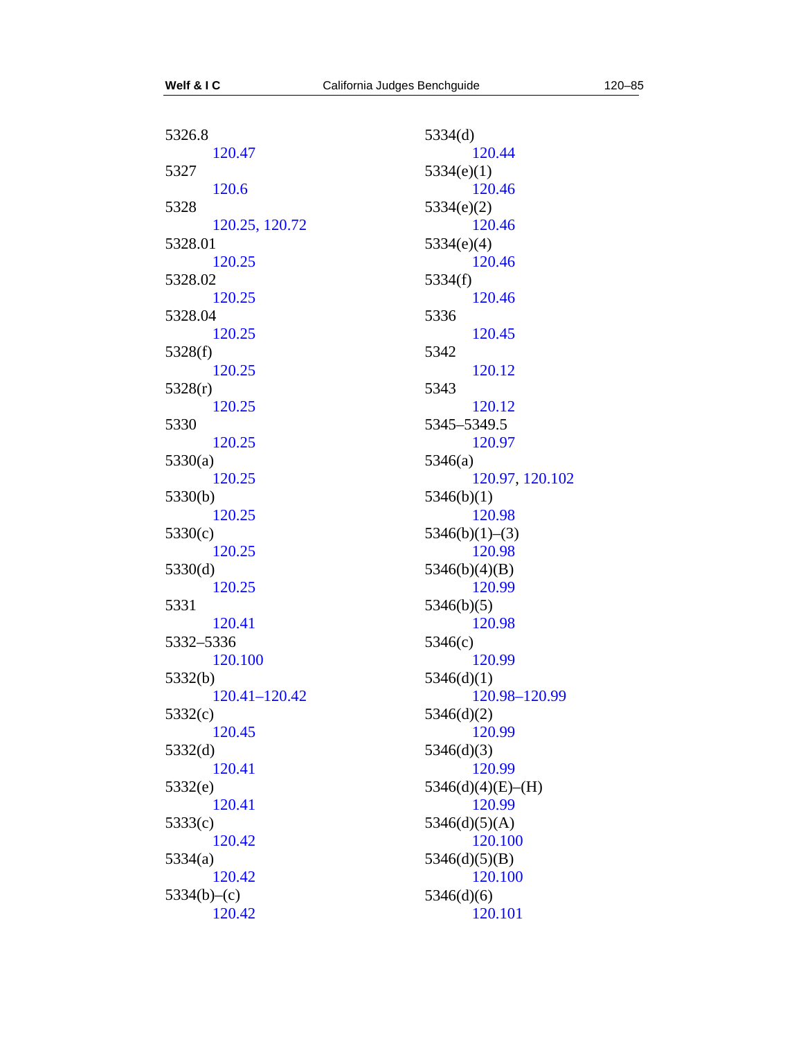5326.8
    120.47
5327
    120.6
5328
    120.25, 120.72
5328.01
    120.25
5328.02
    120.25
5328.04
    120.25
5328(f)
    120.25
5328(r)
    120.25
5330
    120.25
5330(a)
    120.25
5330(b)
    120.25
5330(c)
    120.25
5330(d)
    120.25
5331
    120.41
5332–5336
    120.100
5332(b)
    120.41–120.42
5332(c)
    120.45
5332(d)
    120.41
5332(e)
    120.41
5333(c)
    120.42
5334(a)
    120.42
5334(b)–(c)
    120.42
5334(d)
    120.44
5334(e)(1)
    120.46
5334(e)(2)
    120.46
5334(e)(4)
    120.46
5334(f)
    120.46
5336
    120.45
5342
    120.12
5343
    120.12
5345–5349.5
    120.97
5346(a)
    120.97, 120.102
5346(b)(1)
    120.98
5346(b)(1)–(3)
    120.98
5346(b)(4)(B)
    120.99
5346(b)(5)
    120.98
5346(c)
    120.99
5346(d)(1)
    120.98–120.99
5346(d)(2)
    120.99
5346(d)(3)
    120.99
5346(d)(4)(E)–(H)
    120.99
5346(d)(5)(A)
    120.100
5346(d)(5)(B)
    120.100
5346(d)(6)
    120.101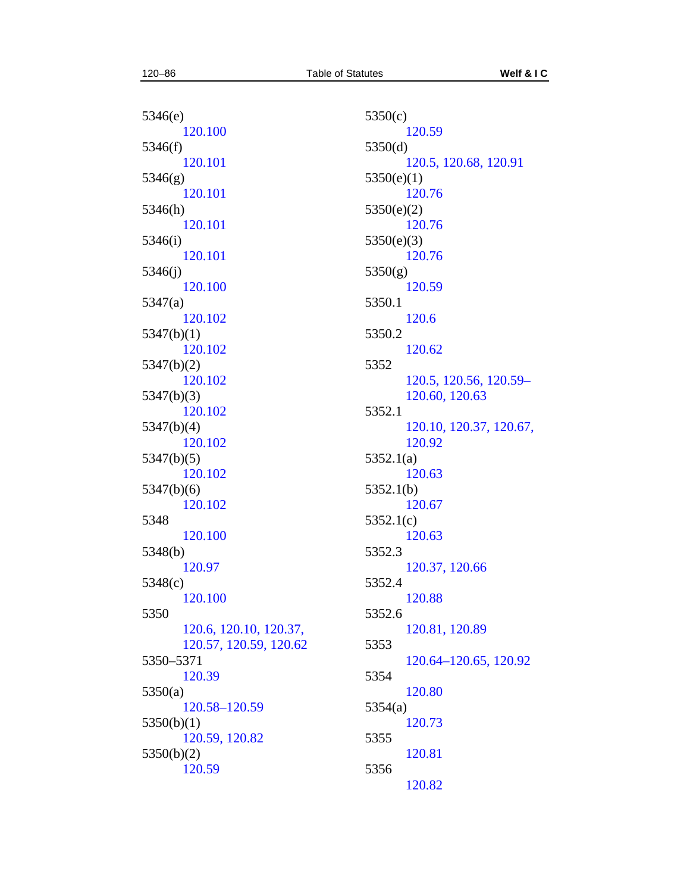5346(e)
  120.100
5346(f)
  120.101
5346(g)
  120.101
5346(h)
  120.101
5346(i)
  120.101
5346(j)
  120.100
5347(a)
  120.102
5347(b)(1)
  120.102
5347(b)(2)
  120.102
5347(b)(3)
  120.102
5347(b)(4)
  120.102
5347(b)(5)
  120.102
5347(b)(6)
  120.102
5348
  120.100
5348(b)
  120.97
5348(c)
  120.100
5350
  120.6, 120.10, 120.37, 120.57, 120.59, 120.62
5350–5371
  120.39
5350(a)
  120.58–120.59
5350(b)(1)
  120.59, 120.82
5350(b)(2)
  120.59
5350(c)
  120.59
5350(d)
  120.5, 120.68, 120.91
5350(e)(1)
  120.76
5350(e)(2)
  120.76
5350(e)(3)
  120.76
5350(g)
  120.59
5350.1
  120.6
5350.2
  120.62
5352
  120.5, 120.56, 120.59–120.60, 120.63
5352.1
  120.10, 120.37, 120.67, 120.92
5352.1(a)
  120.63
5352.1(b)
  120.67
5352.1(c)
  120.63
5352.3
  120.37, 120.66
5352.4
  120.88
5352.6
  120.81, 120.89
5353
  120.64–120.65, 120.92
5354
  120.80
5354(a)
  120.73
5355
  120.81
5356
  120.82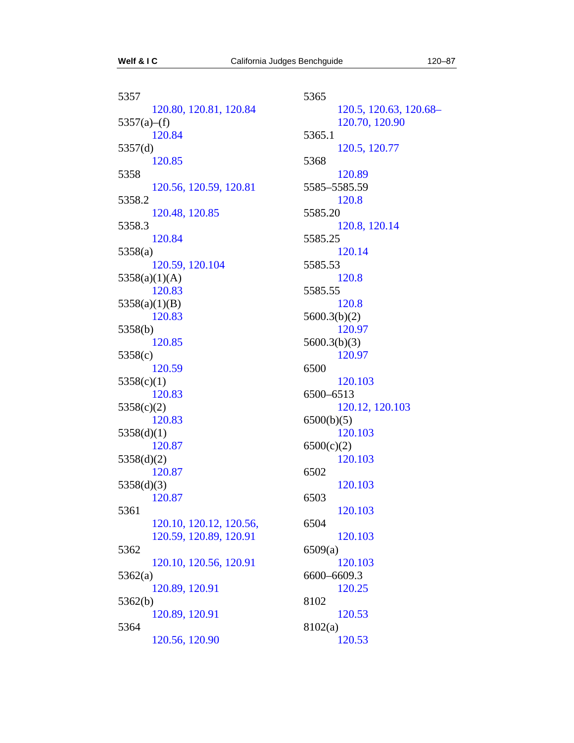5357
    120.80, 120.81, 120.84

5357(a)–(f)
    120.84

5357(d)
    120.85

5358
    120.56, 120.59, 120.81

5358.2
    120.48, 120.85

5358.3
    120.84

5358(a)
    120.59, 120.104

5358(a)(1)(A)
    120.83

5358(a)(1)(B)
    120.83

5358(b)
    120.85

5358(c)
    120.59

5358(c)(1)
    120.83

5358(c)(2)
    120.83

5358(d)(1)
    120.87

5358(d)(2)
    120.87

5358(d)(3)
    120.87

5361
    120.10, 120.12, 120.56, 120.59, 120.89, 120.91

5362
    120.10, 120.56, 120.91

5362(a)
    120.89, 120.91

5362(b)
    120.89, 120.91

5364
    120.56, 120.90

5365
    120.5, 120.63, 120.68–120.70, 120.90

5365.1
    120.5, 120.77

5368
    120.89

5585–5585.59
    120.8

5585.20
    120.8, 120.14

5585.25
    120.14

5585.53
    120.8

5585.55
    120.8

5600.3(b)(2)
    120.97

5600.3(b)(3)
    120.97

6500
    120.103

6500–6513
    120.12, 120.103

6500(b)(5)
    120.103

6500(c)(2)
    120.103

6502
    120.103

6503
    120.103

6504
    120.103

6509(a)
    120.103

6600–6609.3
    120.25

8102
    120.53

8102(a)
    120.53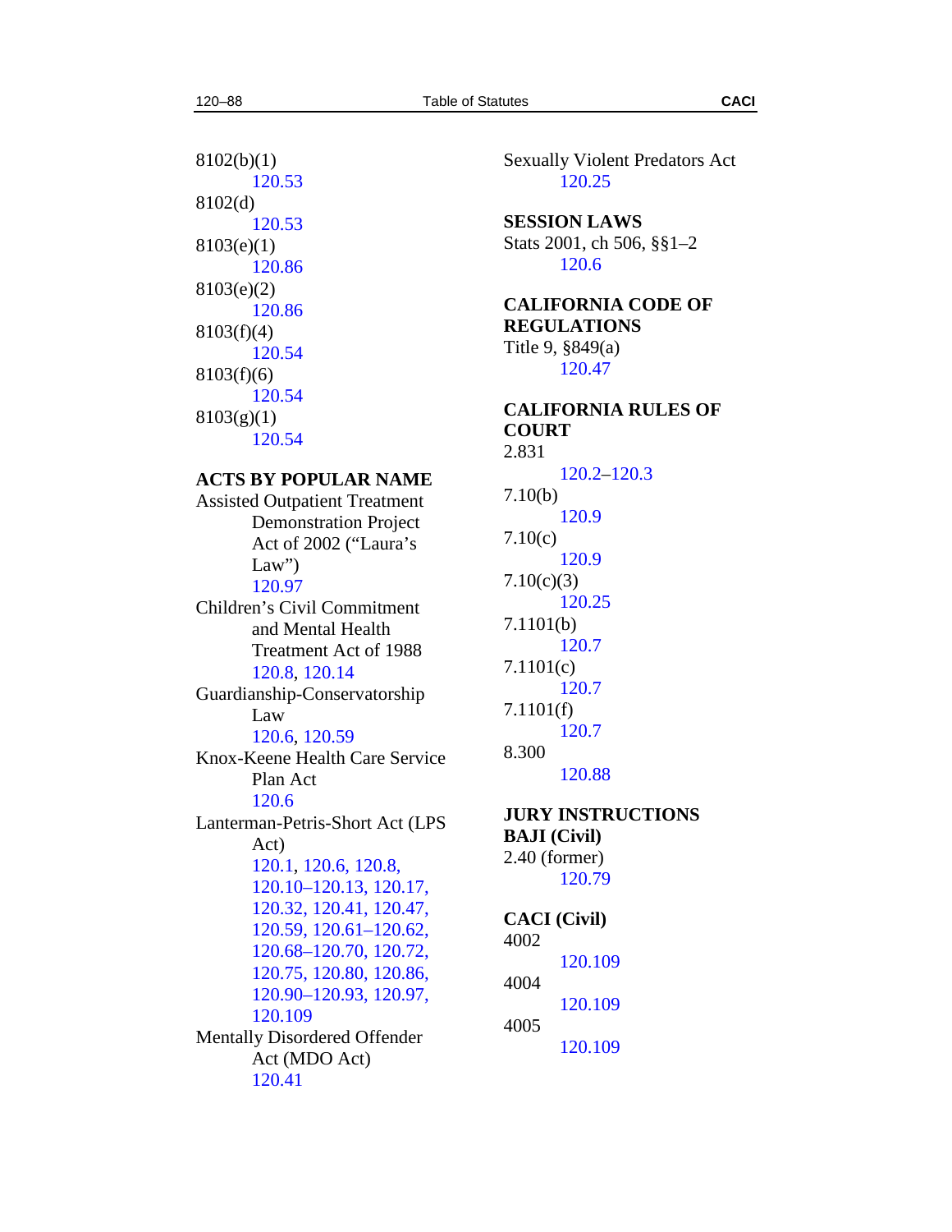8102(b)(1)
120.53
8102(d)
120.53
8103(e)(1)
120.86
8103(e)(2)
120.86
8103(f)(4)
120.54
8103(f)(6)
120.54
8103(g)(1)
120.54

**ACTS BY POPULAR NAME**

Assisted Outpatient Treatment Demonstration Project Act of 2002 ("Laura's Law")
120.97

Children's Civil Commitment and Mental Health Treatment Act of 1988
120.8, 120.14

Guardianship-Conservatorship Law
120.6, 120.59

Knox-Keene Health Care Service Plan Act
120.6

Lanterman-Petris-Short Act (LPS Act)
120.1, 120.6, 120.8, 120.10–120.13, 120.17, 120.32, 120.41, 120.47, 120.59, 120.61–120.62, 120.68–120.70, 120.72, 120.75, 120.80, 120.86, 120.90–120.93, 120.97, 120.109

Mentally Disordered Offender Act (MDO Act)
120.41

Sexually Violent Predators Act
120.25

**SESSION LAWS**

Stats 2001, ch 506, §§1–2
120.6

**CALIFORNIA CODE OF REGULATIONS**

Title 9, §849(a)
120.47

**CALIFORNIA RULES OF COURT**

2.831
120.2–120.3
7.10(b)
120.9
7.10(c)
120.9
7.10(c)(3)
120.25
7.1101(b)
120.7
7.1101(c)
120.7
7.1101(f)
120.7
8.300
120.88

**JURY INSTRUCTIONS**

**BAJI (Civil)**

2.40 (former)
120.79

**CACI (Civil)**

4002
120.109
4004
120.109
4005
120.109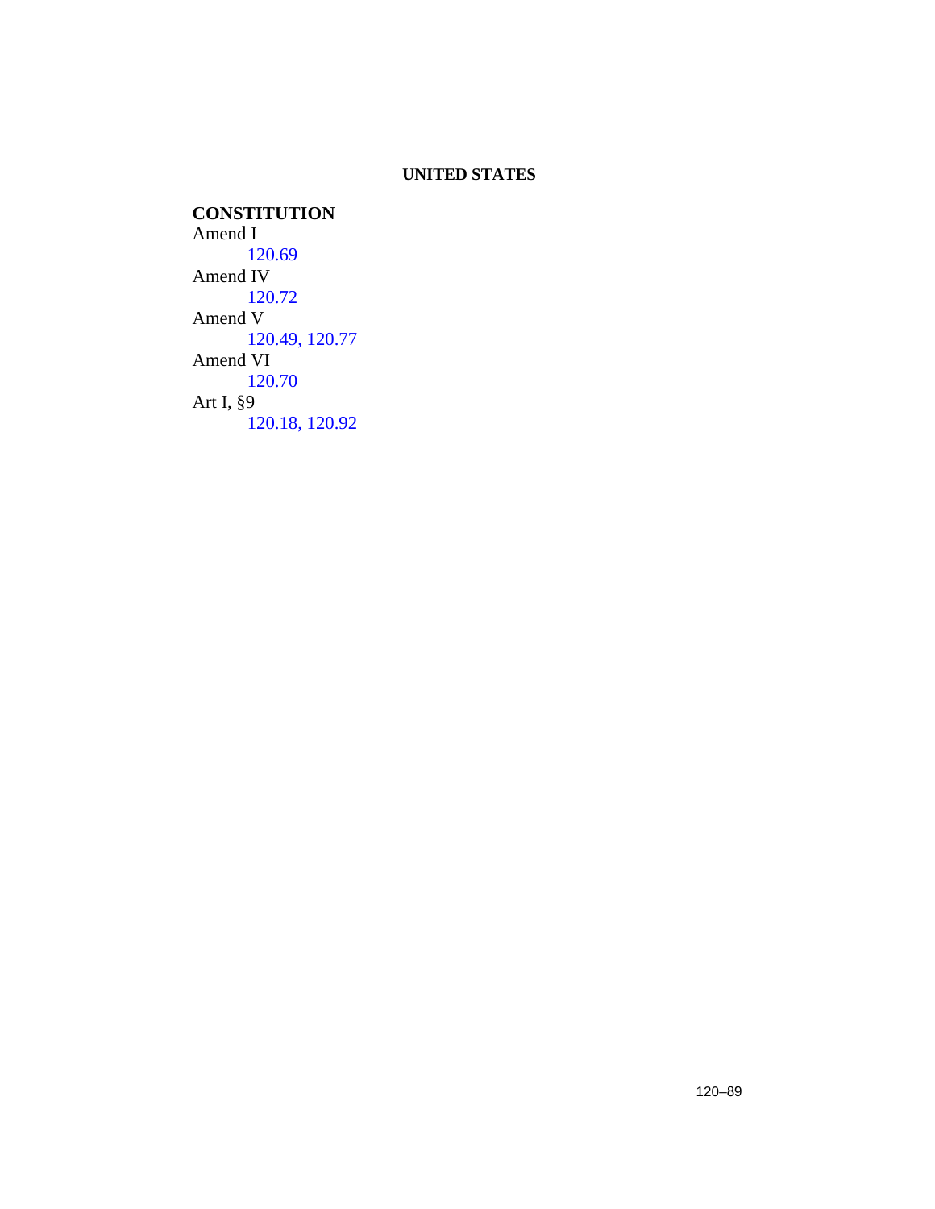**UNITED STATES**

**CONSTITUTION**

Amend I
    120.69

Amend IV
    120.72

Amend V
    120.49, 120.77

Amend VI
    120.70

Art I, §9
    120.18, 120.92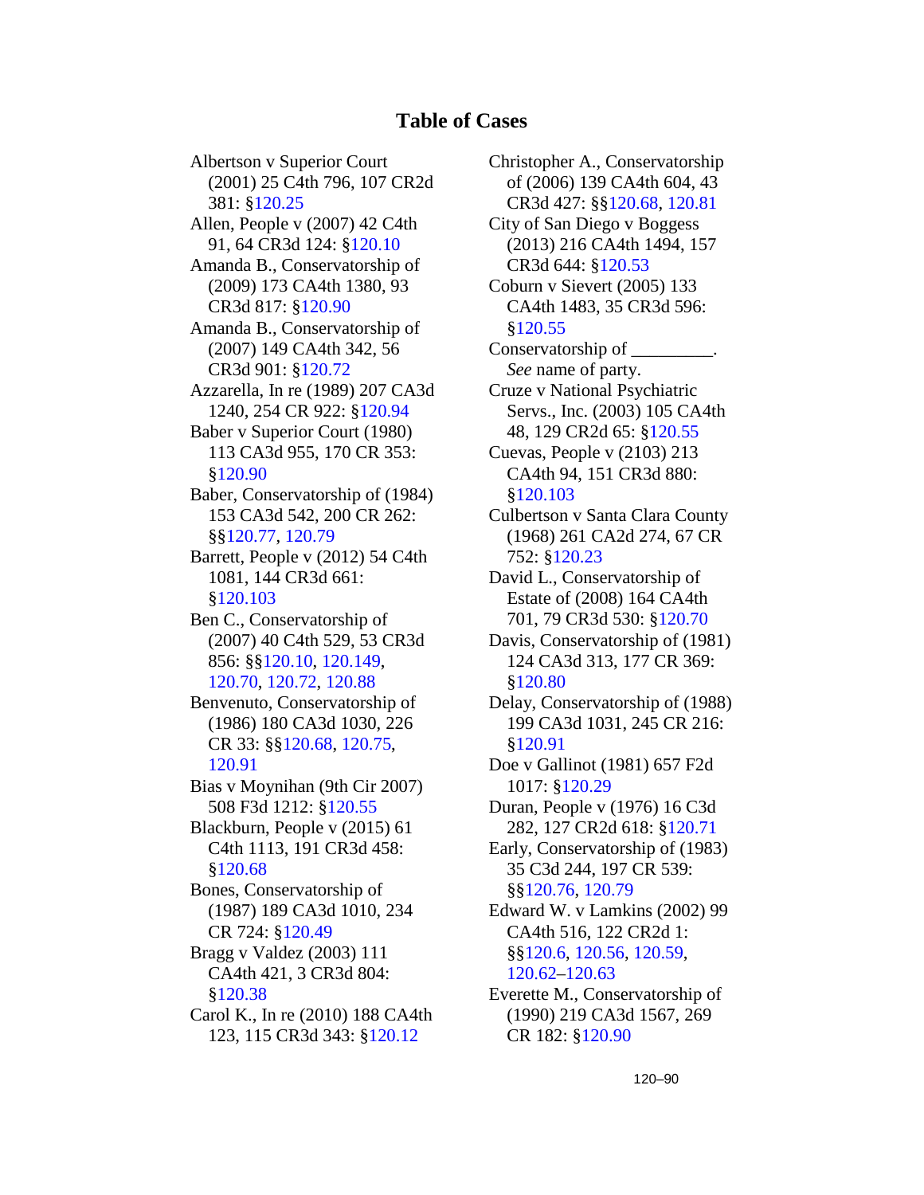# Table of Cases

Albertson v Superior Court (2001) 25 C4th 796, 107 CR2d 381: §120.25

Allen, People v (2007) 42 C4th 91, 64 CR3d 124: §120.10

Amanda B., Conservatorship of (2009) 173 CA4th 1380, 93 CR3d 817: §120.90

Amanda B., Conservatorship of (2007) 149 CA4th 342, 56 CR3d 901: §120.72

Azzarella, In re (1989) 207 CA3d 1240, 254 CR 922: §120.94

Baber v Superior Court (1980) 113 CA3d 955, 170 CR 353: §120.90

Baber, Conservatorship of (1984) 153 CA3d 542, 200 CR 262: §§120.77, 120.79

Barrett, People v (2012) 54 C4th 1081, 144 CR3d 661: §120.103

Ben C., Conservatorship of (2007) 40 C4th 529, 53 CR3d 856: §§120.10, 120.149, 120.70, 120.72, 120.88

Benvenuto, Conservatorship of (1986) 180 CA3d 1030, 226 CR 33: §§120.68, 120.75, 120.91

Bias v Moynihan (9th Cir 2007) 508 F3d 1212: §120.55

Blackburn, People v (2015) 61 C4th 1113, 191 CR3d 458: §120.68

Bones, Conservatorship of (1987) 189 CA3d 1010, 234 CR 724: §120.49

Bragg v Valdez (2003) 111 CA4th 421, 3 CR3d 804: §120.38

Carol K., In re (2010) 188 CA4th 123, 115 CR3d 343: §120.12

Christopher A., Conservatorship of (2006) 139 CA4th 604, 43 CR3d 427: §§120.68, 120.81

City of San Diego v Boggess (2013) 216 CA4th 1494, 157 CR3d 644: §120.53

Coburn v Sievert (2005) 133 CA4th 1483, 35 CR3d 596: §120.55

Conservatorship of _________. *See* name of party.

Cruze v National Psychiatric Servs., Inc. (2003) 105 CA4th 48, 129 CR2d 65: §120.55

Cuevas, People v (2103) 213 CA4th 94, 151 CR3d 880: §120.103

Culbertson v Santa Clara County (1968) 261 CA2d 274, 67 CR 752: §120.23

David L., Conservatorship of Estate of (2008) 164 CA4th 701, 79 CR3d 530: §120.70

Davis, Conservatorship of (1981) 124 CA3d 313, 177 CR 369: §120.80

Delay, Conservatorship of (1988) 199 CA3d 1031, 245 CR 216: §120.91

Doe v Gallinot (1981) 657 F2d 1017: §120.29

Duran, People v (1976) 16 C3d 282, 127 CR2d 618: §120.71

Early, Conservatorship of (1983) 35 C3d 244, 197 CR 539: §§120.76, 120.79

Edward W. v Lamkins (2002) 99 CA4th 516, 122 CR2d 1: §§120.6, 120.56, 120.59, 120.62–120.63

Everette M., Conservatorship of (1990) 219 CA3d 1567, 269 CR 182: §120.90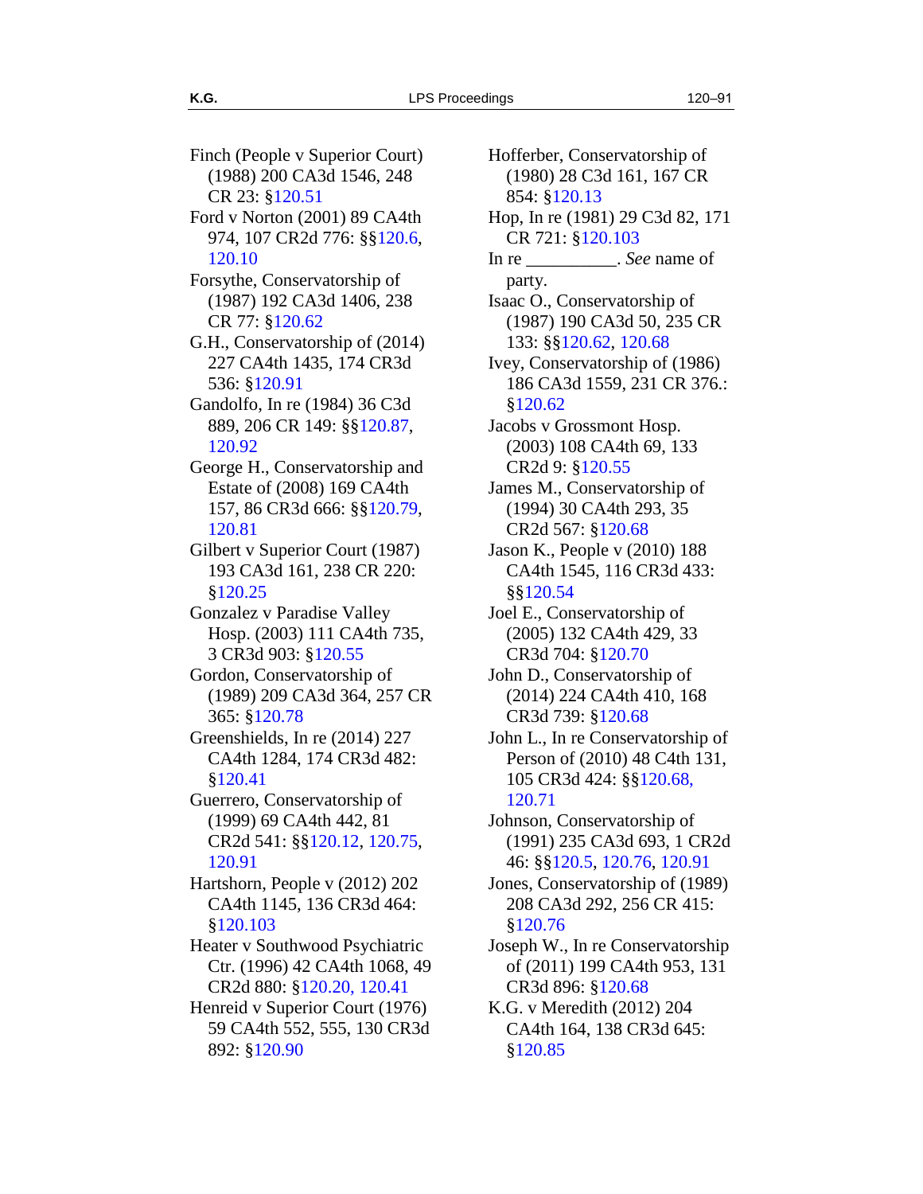Finch (People v Superior Court) (1988) 200 CA3d 1546, 248 CR 23: §120.51

Ford v Norton (2001) 89 CA4th 974, 107 CR2d 776: §§120.6, 120.10

Forsythe, Conservatorship of (1987) 192 CA3d 1406, 238 CR 77: §120.62

G.H., Conservatorship of (2014) 227 CA4th 1435, 174 CR3d 536: §120.91

Gandolfo, In re (1984) 36 C3d 889, 206 CR 149: §§120.87, 120.92

George H., Conservatorship and Estate of (2008) 169 CA4th 157, 86 CR3d 666: §§120.79, 120.81

Gilbert v Superior Court (1987) 193 CA3d 161, 238 CR 220: §120.25

Gonzalez v Paradise Valley Hosp. (2003) 111 CA4th 735, 3 CR3d 903: §120.55

Gordon, Conservatorship of (1989) 209 CA3d 364, 257 CR 365: §120.78

Greenshields, In re (2014) 227 CA4th 1284, 174 CR3d 482: §120.41

Guerrero, Conservatorship of (1999) 69 CA4th 442, 81 CR2d 541: §§120.12, 120.75, 120.91

Hartshorn, People v (2012) 202 CA4th 1145, 136 CR3d 464: §120.103

Heater v Southwood Psychiatric Ctr. (1996) 42 CA4th 1068, 49 CR2d 880: §120.20, 120.41

Henreid v Superior Court (1976) 59 CA4th 552, 555, 130 CR3d 892: §120.90

Hofferber, Conservatorship of (1980) 28 C3d 161, 167 CR 854: §120.13

Hop, In re (1981) 29 C3d 82, 171 CR 721: §120.103

In re __________. *See* name of party.

Isaac O., Conservatorship of (1987) 190 CA3d 50, 235 CR 133: §§120.62, 120.68

Ivey, Conservatorship of (1986) 186 CA3d 1559, 231 CR 376.: §120.62

Jacobs v Grossmont Hosp. (2003) 108 CA4th 69, 133 CR2d 9: §120.55

James M., Conservatorship of (1994) 30 CA4th 293, 35 CR2d 567: §120.68

Jason K., People v (2010) 188 CA4th 1545, 116 CR3d 433: §§120.54

Joel E., Conservatorship of (2005) 132 CA4th 429, 33 CR3d 704: §120.70

John D., Conservatorship of (2014) 224 CA4th 410, 168 CR3d 739: §120.68

John L., In re Conservatorship of Person of (2010) 48 C4th 131, 105 CR3d 424: §§120.68, 120.71

Johnson, Conservatorship of (1991) 235 CA3d 693, 1 CR2d 46: §§120.5, 120.76, 120.91

Jones, Conservatorship of (1989) 208 CA3d 292, 256 CR 415: §120.76

Joseph W., In re Conservatorship of (2011) 199 CA4th 953, 131 CR3d 896: §120.68

K.G. v Meredith (2012) 204 CA4th 164, 138 CR3d 645: §120.85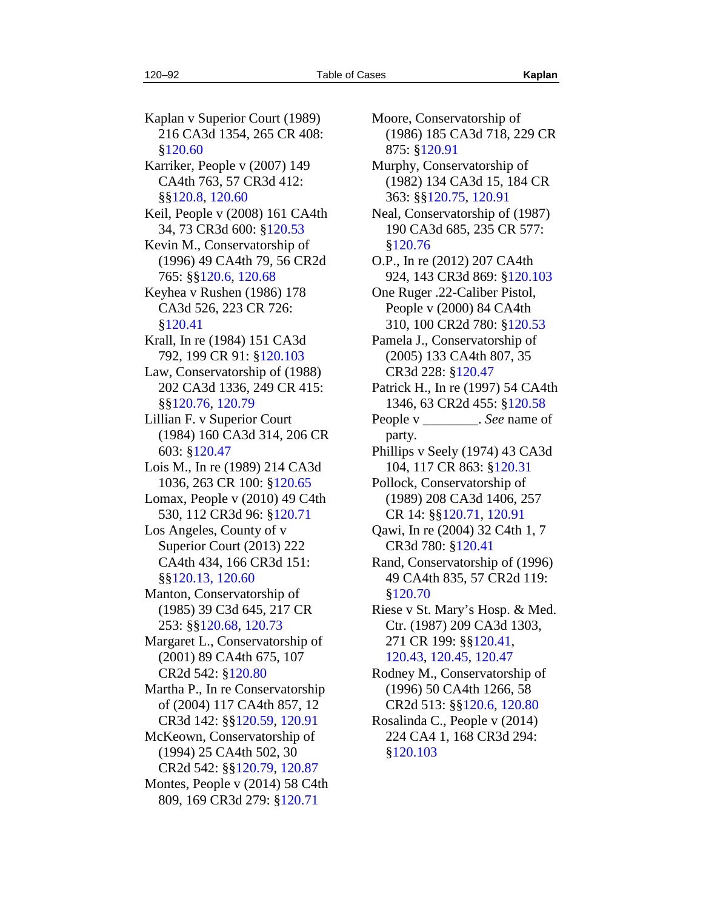Kaplan v Superior Court (1989) 216 CA3d 1354, 265 CR 408: §120.60

Karriker, People v (2007) 149 CA4th 763, 57 CR3d 412: §§120.8, 120.60

Keil, People v (2008) 161 CA4th 34, 73 CR3d 600: §120.53

Kevin M., Conservatorship of (1996) 49 CA4th 79, 56 CR2d 765: §§120.6, 120.68

Keyhea v Rushen (1986) 178 CA3d 526, 223 CR 726: §120.41

Krall, In re (1984) 151 CA3d 792, 199 CR 91: §120.103

Law, Conservatorship of (1988) 202 CA3d 1336, 249 CR 415: §§120.76, 120.79

Lillian F. v Superior Court (1984) 160 CA3d 314, 206 CR 603: §120.47

Lois M., In re (1989) 214 CA3d 1036, 263 CR 100: §120.65

Lomax, People v (2010) 49 C4th 530, 112 CR3d 96: §120.71

Los Angeles, County of v Superior Court (2013) 222 CA4th 434, 166 CR3d 151: §§120.13, 120.60

Manton, Conservatorship of (1985) 39 C3d 645, 217 CR 253: §§120.68, 120.73

Margaret L., Conservatorship of (2001) 89 CA4th 675, 107 CR2d 542: §120.80

Martha P., In re Conservatorship of (2004) 117 CA4th 857, 12 CR3d 142: §§120.59, 120.91

McKeown, Conservatorship of (1994) 25 CA4th 502, 30 CR2d 542: §§120.79, 120.87

Montes, People v (2014) 58 C4th 809, 169 CR3d 279: §120.71

Moore, Conservatorship of (1986) 185 CA3d 718, 229 CR 875: §120.91

Murphy, Conservatorship of (1982) 134 CA3d 15, 184 CR 363: §§120.75, 120.91

Neal, Conservatorship of (1987) 190 CA3d 685, 235 CR 577: §120.76

O.P., In re (2012) 207 CA4th 924, 143 CR3d 869: §120.103

One Ruger .22-Caliber Pistol, People v (2000) 84 CA4th 310, 100 CR2d 780: §120.53

Pamela J., Conservatorship of (2005) 133 CA4th 807, 35 CR3d 228: §120.47

Patrick H., In re (1997) 54 CA4th 1346, 63 CR2d 455: §120.58

People v ________. *See* name of party.

Phillips v Seely (1974) 43 CA3d 104, 117 CR 863: §120.31

Pollock, Conservatorship of (1989) 208 CA3d 1406, 257 CR 14: §§120.71, 120.91

Qawi, In re (2004) 32 C4th 1, 7 CR3d 780: §120.41

Rand, Conservatorship of (1996) 49 CA4th 835, 57 CR2d 119: §120.70

Riese v St. Mary's Hosp. & Med. Ctr. (1987) 209 CA3d 1303, 271 CR 199: §§120.41, 120.43, 120.45, 120.47

Rodney M., Conservatorship of (1996) 50 CA4th 1266, 58 CR2d 513: §§120.6, 120.80

Rosalinda C., People v (2014) 224 CA4 1, 168 CR3d 294: §120.103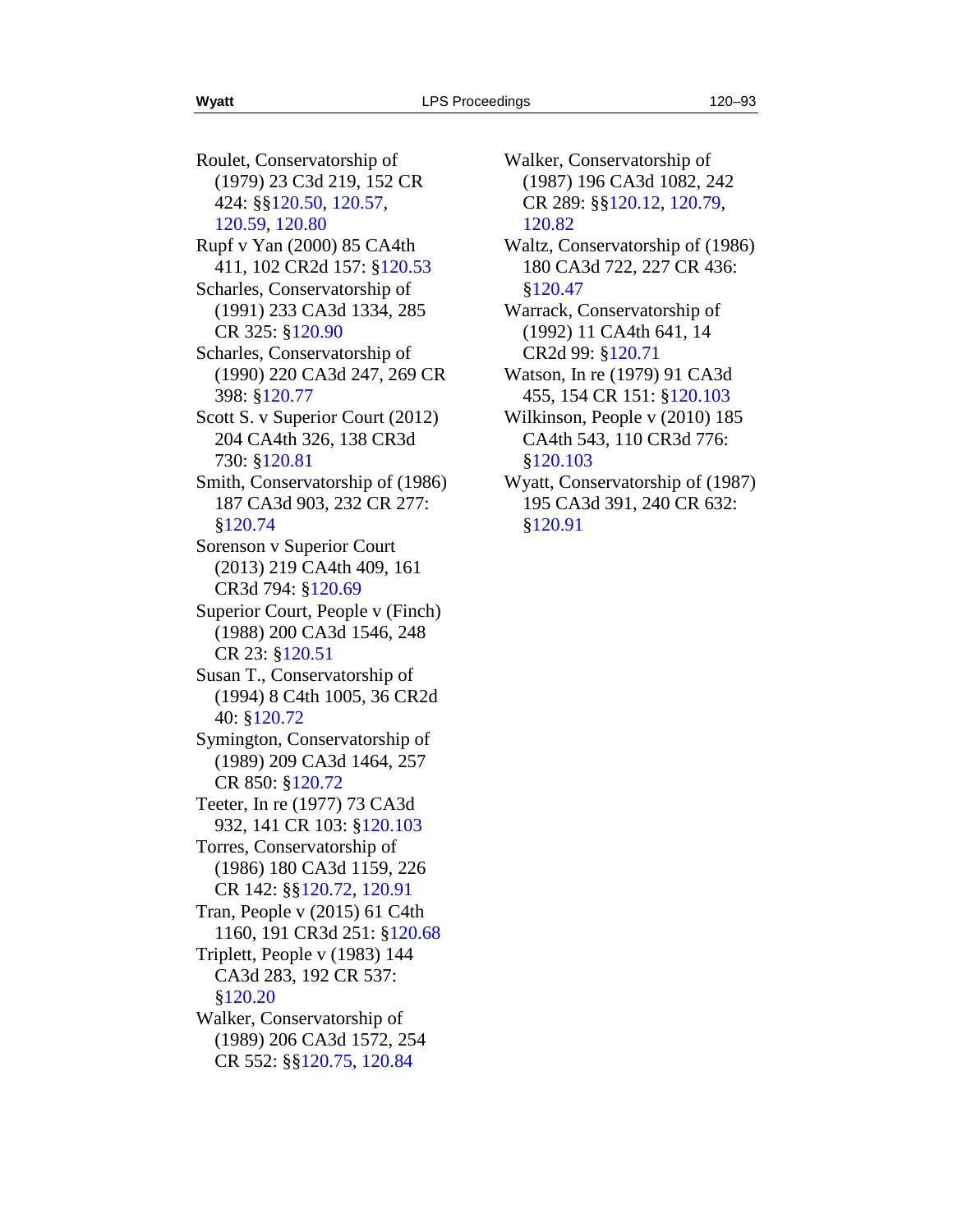Roulet, Conservatorship of (1979) 23 C3d 219, 152 CR 424: §§120.50, 120.57, 120.59, 120.80

Rupf v Yan (2000) 85 CA4th 411, 102 CR2d 157: §120.53

Scharles, Conservatorship of (1991) 233 CA3d 1334, 285 CR 325: §120.90

Scharles, Conservatorship of (1990) 220 CA3d 247, 269 CR 398: §120.77

Scott S. v Superior Court (2012) 204 CA4th 326, 138 CR3d 730: §120.81

Smith, Conservatorship of (1986) 187 CA3d 903, 232 CR 277: §120.74

Sorenson v Superior Court (2013) 219 CA4th 409, 161 CR3d 794: §120.69

Superior Court, People v (Finch) (1988) 200 CA3d 1546, 248 CR 23: §120.51

Susan T., Conservatorship of (1994) 8 C4th 1005, 36 CR2d 40: §120.72

Symington, Conservatorship of (1989) 209 CA3d 1464, 257 CR 850: §120.72

Teeter, In re (1977) 73 CA3d 932, 141 CR 103: §120.103

Torres, Conservatorship of (1986) 180 CA3d 1159, 226 CR 142: §§120.72, 120.91

Tran, People v (2015) 61 C4th 1160, 191 CR3d 251: §120.68

Triplett, People v (1983) 144 CA3d 283, 192 CR 537: §120.20

Walker, Conservatorship of (1989) 206 CA3d 1572, 254 CR 552: §§120.75, 120.84

Walker, Conservatorship of (1987) 196 CA3d 1082, 242 CR 289: §§120.12, 120.79, 120.82

Waltz, Conservatorship of (1986) 180 CA3d 722, 227 CR 436: §120.47

Warrack, Conservatorship of (1992) 11 CA4th 641, 14 CR2d 99: §120.71

Watson, In re (1979) 91 CA3d 455, 154 CR 151: §120.103

Wilkinson, People v (2010) 185 CA4th 543, 110 CR3d 776: §120.103

Wyatt, Conservatorship of (1987) 195 CA3d 391, 240 CR 632: §120.91